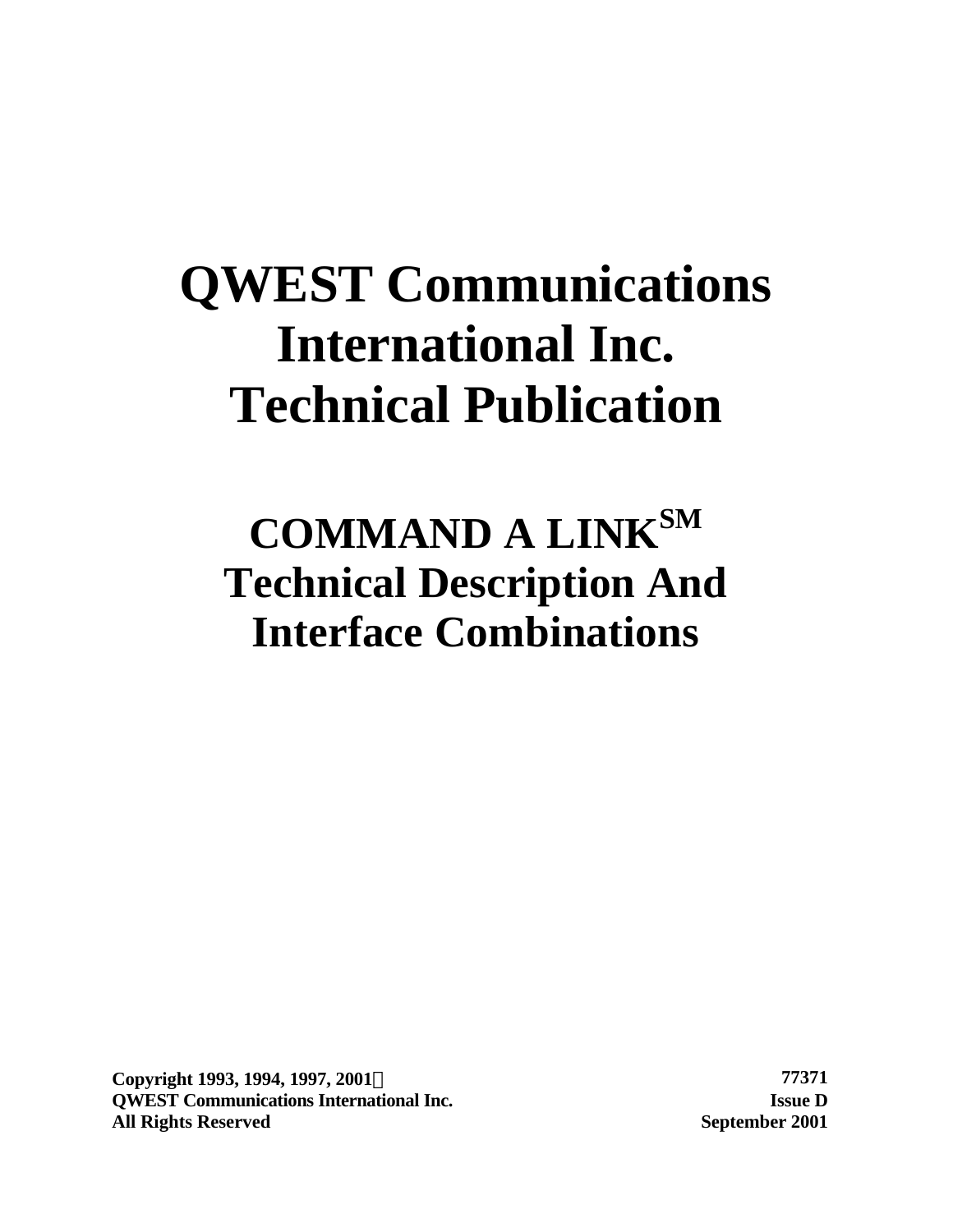# QWEST Communications International Inc. Technical Publication

## COMMAND A LINK[SM] Technical Description And Interface Combinations

**Copyright 1993, 1994, 1997, 2001©**
**QWEST Communications International Inc.**
**All Rights Reserved**

**77371**
**Issue D**
**September 2001**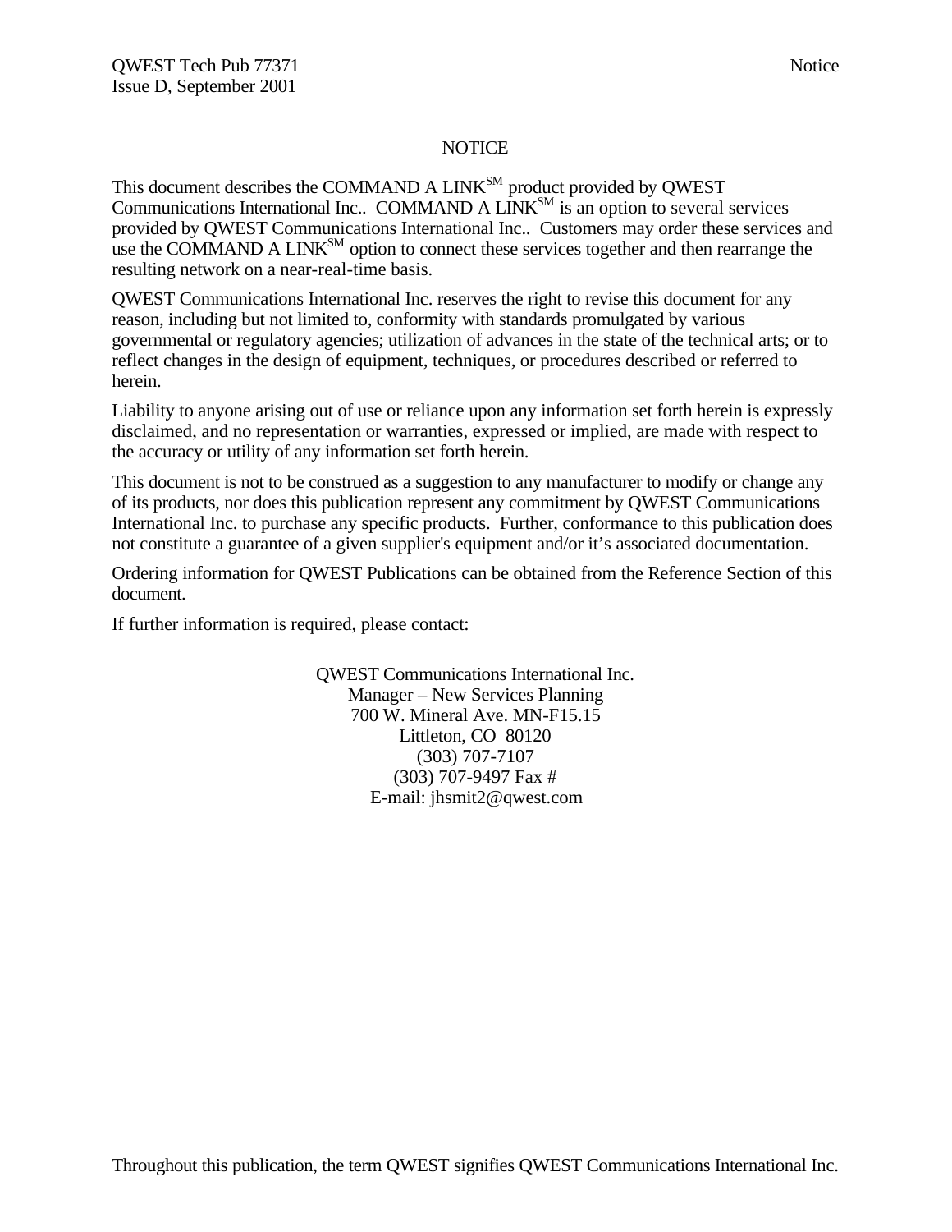# NOTICE

This document describes the COMMAND A LINK$^{SM}$ product provided by QWEST Communications International Inc.. COMMAND A LINK$^{SM}$ is an option to several services provided by QWEST Communications International Inc.. Customers may order these services and use the COMMAND A LINK$^{SM}$ option to connect these services together and then rearrange the resulting network on a near-real-time basis.

QWEST Communications International Inc. reserves the right to revise this document for any reason, including but not limited to, conformity with standards promulgated by various governmental or regulatory agencies; utilization of advances in the state of the technical arts; or to reflect changes in the design of equipment, techniques, or procedures described or referred to herein.

Liability to anyone arising out of use or reliance upon any information set forth herein is expressly disclaimed, and no representation or warranties, expressed or implied, are made with respect to the accuracy or utility of any information set forth herein.

This document is not to be construed as a suggestion to any manufacturer to modify or change any of its products, nor does this publication represent any commitment by QWEST Communications International Inc. to purchase any specific products. Further, conformance to this publication does not constitute a guarantee of a given supplier's equipment and/or it's associated documentation.

Ordering information for QWEST Publications can be obtained from the Reference Section of this document.

If further information is required, please contact:

QWEST Communications International Inc.
Manager – New Services Planning
700 W. Mineral Ave. MN-F15.15
Littleton, CO 80120
(303) 707-7107
(303) 707-9497 Fax #
E-mail: jhsmit2@qwest.com

Throughout this publication, the term QWEST signifies QWEST Communications International Inc.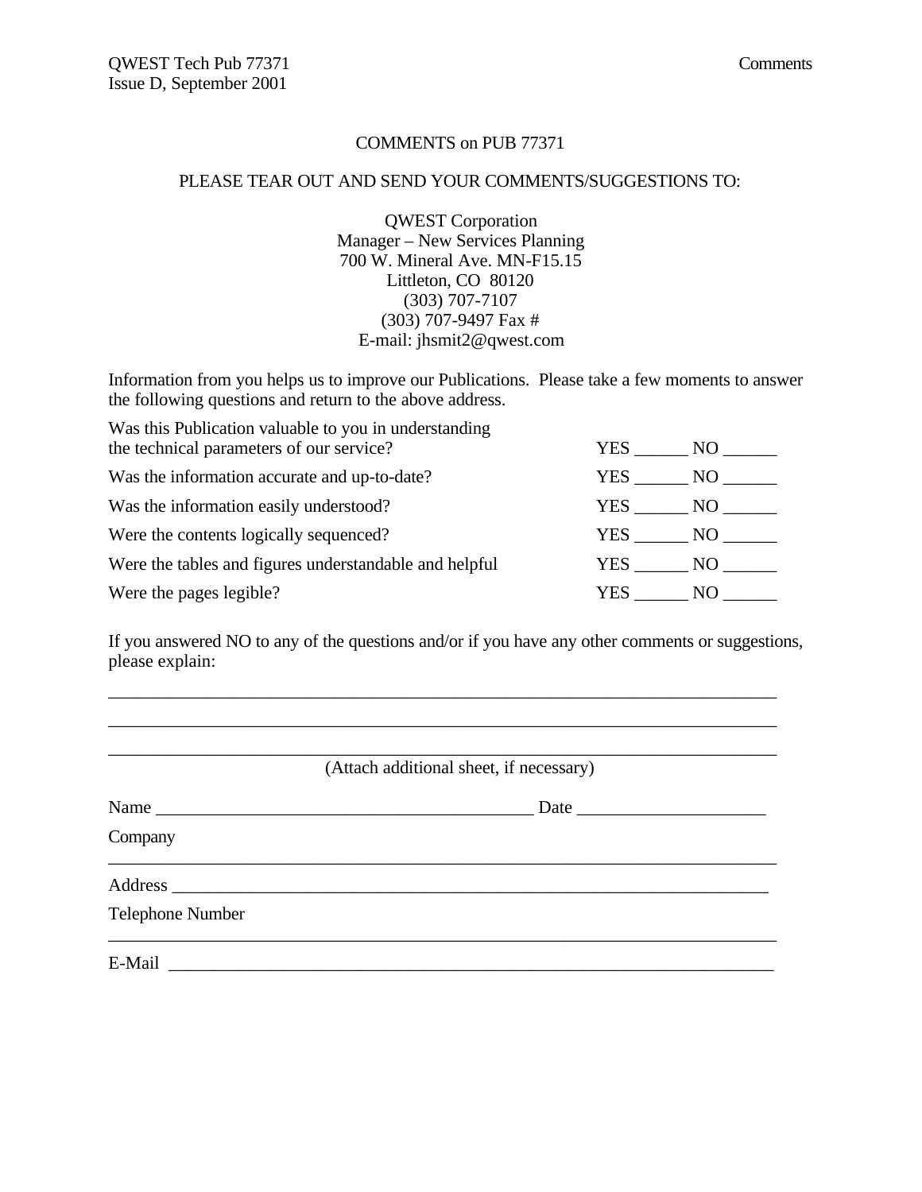## COMMENTS on PUB 77371

PLEASE TEAR OUT AND SEND YOUR COMMENTS/SUGGESTIONS TO:

QWEST Corporation
Manager – New Services Planning
700 W. Mineral Ave. MN-F15.15
Littleton, CO 80120
(303) 707-7107
(303) 707-9497 Fax #
E-mail: jhsmit2@qwest.com

Information from you helps us to improve our Publications. Please take a few moments to answer the following questions and return to the above address.

| | |
|---|---|
| Was this Publication valuable to you in understanding the technical parameters of our service? | YES ______ NO ______ |
| Was the information accurate and up-to-date? | YES ______ NO ______ |
| Was the information easily understood? | YES ______ NO ______ |
| Were the contents logically sequenced? | YES ______ NO ______ |
| Were the tables and figures understandable and helpful | YES ______ NO ______ |
| Were the pages legible? | YES ______ NO ______ |

If you answered NO to any of the questions and/or if you have any other comments or suggestions, please explain:

___________________________________________________________________________

___________________________________________________________________________

___________________________________________________________________________

(Attach additional sheet, if necessary)

Name ___________________________________________ Date ____________________

Company ___________________________________________________________________

Address ___________________________________________________________________

Telephone Number ___________________________________________________________

E-Mail ____________________________________________________________________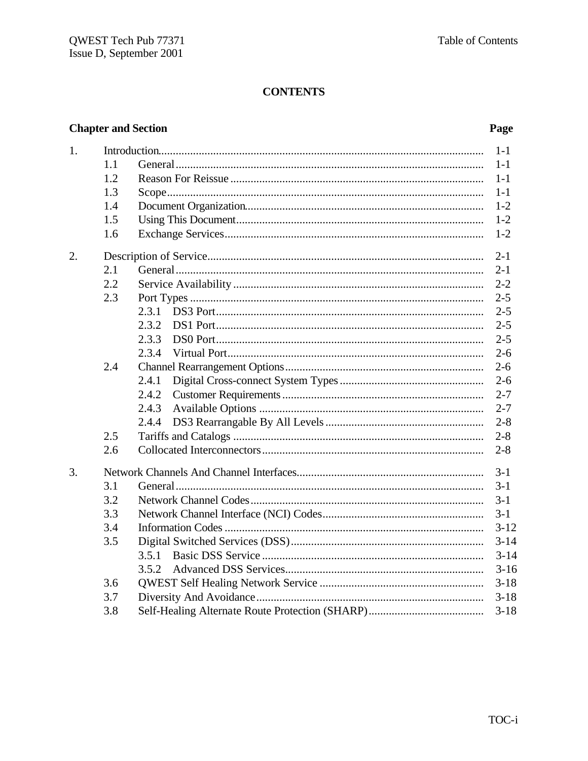# CONTENTS

| Chapter and Section | | | Page |
|---|---|---|---|
| 1. | Introduction | | 1-1 |
| | 1.1 | General | 1-1 |
| | 1.2 | Reason For Reissue | 1-1 |
| | 1.3 | Scope | 1-1 |
| | 1.4 | Document Organization | 1-2 |
| | 1.5 | Using This Document | 1-2 |
| | 1.6 | Exchange Services | 1-2 |
| 2. | Description of Service | | 2-1 |
| | 2.1 | General | 2-1 |
| | 2.2 | Service Availability | 2-2 |
| | 2.3 | Port Types | 2-5 |
| | | 2.3.1 DS3 Port | 2-5 |
| | | 2.3.2 DS1 Port | 2-5 |
| | | 2.3.3 DS0 Port | 2-5 |
| | | 2.3.4 Virtual Port | 2-6 |
| | 2.4 | Channel Rearrangement Options | 2-6 |
| | | 2.4.1 Digital Cross-connect System Types | 2-6 |
| | | 2.4.2 Customer Requirements | 2-7 |
| | | 2.4.3 Available Options | 2-7 |
| | | 2.4.4 DS3 Rearrangable By All Levels | 2-8 |
| | 2.5 | Tariffs and Catalogs | 2-8 |
| | 2.6 | Collocated Interconnectors | 2-8 |
| 3. | Network Channels And Channel Interfaces | | 3-1 |
| | 3.1 | General | 3-1 |
| | 3.2 | Network Channel Codes | 3-1 |
| | 3.3 | Network Channel Interface (NCI) Codes | 3-1 |
| | 3.4 | Information Codes | 3-12 |
| | 3.5 | Digital Switched Services (DSS) | 3-14 |
| | | 3.5.1 Basic DSS Service | 3-14 |
| | | 3.5.2 Advanced DSS Services | 3-16 |
| | 3.6 | QWEST Self Healing Network Service | 3-18 |
| | 3.7 | Diversity And Avoidance | 3-18 |
| | 3.8 | Self-Healing Alternate Route Protection (SHARP) | 3-18 |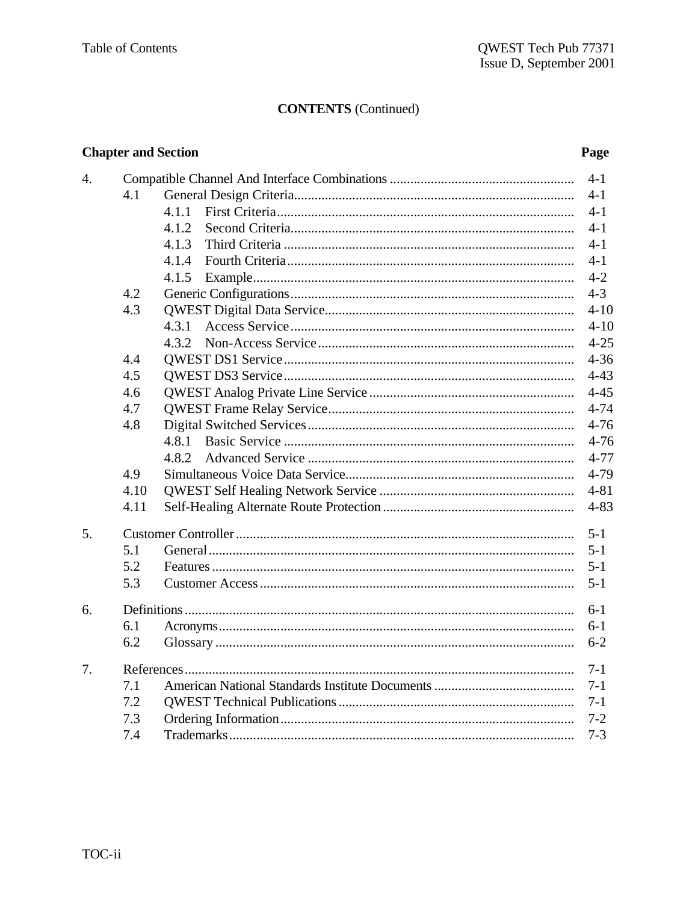**CONTENTS** (Continued)

| Chapter and Section | | | Page |
|---|---|---|---|
| 4. | Compatible Channel And Interface Combinations | | 4-1 |
| | 4.1 | General Design Criteria | 4-1 |
| | | 4.1.1 First Criteria | 4-1 |
| | | 4.1.2 Second Criteria | 4-1 |
| | | 4.1.3 Third Criteria | 4-1 |
| | | 4.1.4 Fourth Criteria | 4-1 |
| | | 4.1.5 Example | 4-2 |
| | 4.2 | Generic Configurations | 4-3 |
| | 4.3 | QWEST Digital Data Service | 4-10 |
| | | 4.3.1 Access Service | 4-10 |
| | | 4.3.2 Non-Access Service | 4-25 |
| | 4.4 | QWEST DS1 Service | 4-36 |
| | 4.5 | QWEST DS3 Service | 4-43 |
| | 4.6 | QWEST Analog Private Line Service | 4-45 |
| | 4.7 | QWEST Frame Relay Service | 4-74 |
| | 4.8 | Digital Switched Services | 4-76 |
| | | 4.8.1 Basic Service | 4-76 |
| | | 4.8.2 Advanced Service | 4-77 |
| | 4.9 | Simultaneous Voice Data Service | 4-79 |
| | 4.10 | QWEST Self Healing Network Service | 4-81 |
| | 4.11 | Self-Healing Alternate Route Protection | 4-83 |
| 5. | Customer Controller | | 5-1 |
| | 5.1 | General | 5-1 |
| | 5.2 | Features | 5-1 |
| | 5.3 | Customer Access | 5-1 |
| 6. | Definitions | | 6-1 |
| | 6.1 | Acronyms | 6-1 |
| | 6.2 | Glossary | 6-2 |
| 7. | References | | 7-1 |
| | 7.1 | American National Standards Institute Documents | 7-1 |
| | 7.2 | QWEST Technical Publications | 7-1 |
| | 7.3 | Ordering Information | 7-2 |
| | 7.4 | Trademarks | 7-3 |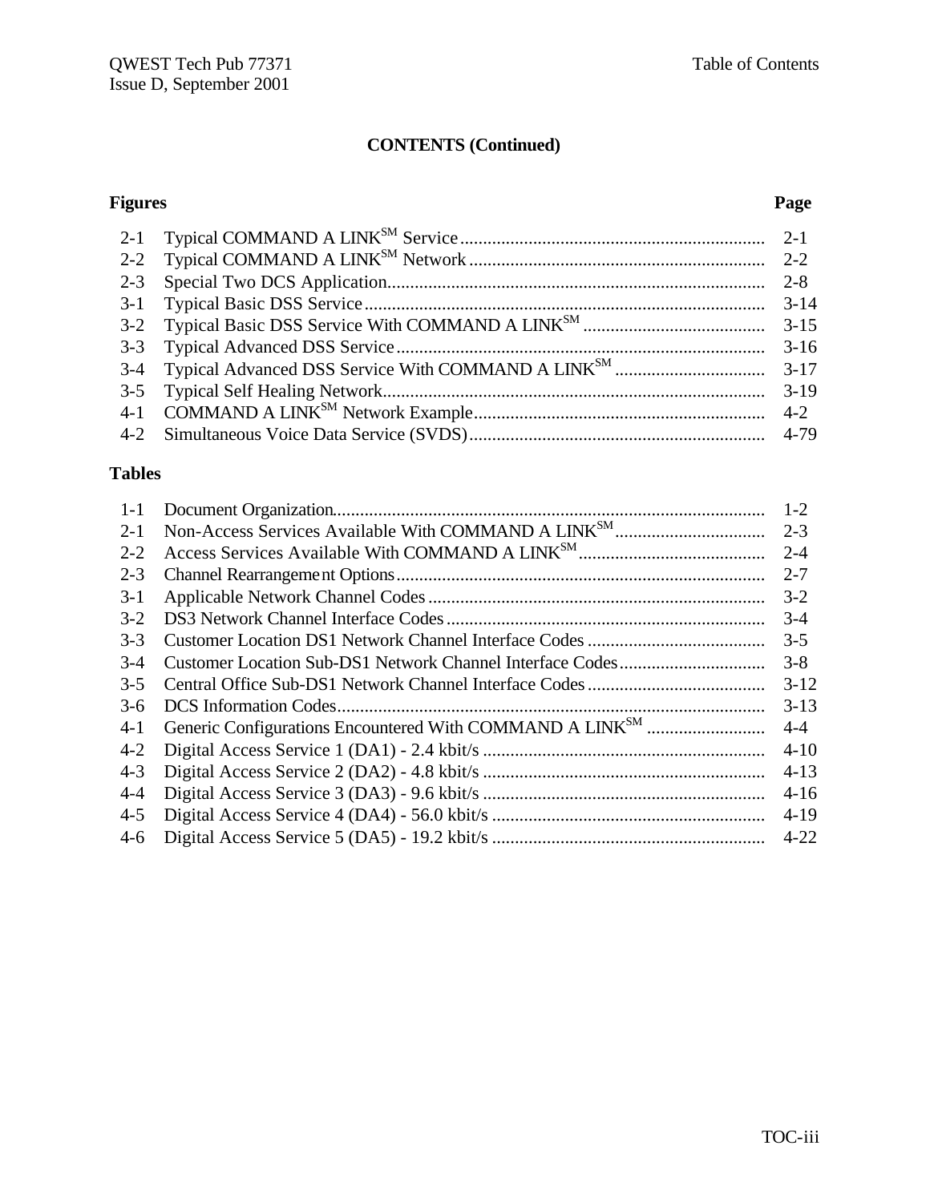## CONTENTS (Continued)

### Figures

| | | Page |
|---|---|---|
| 2-1 | Typical COMMAND A LINK[SM] Service | 2-1 |
| 2-2 | Typical COMMAND A LINK[SM] Network | 2-2 |
| 2-3 | Special Two DCS Application | 2-8 |
| 3-1 | Typical Basic DSS Service | 3-14 |
| 3-2 | Typical Basic DSS Service With COMMAND A LINK[SM] | 3-15 |
| 3-3 | Typical Advanced DSS Service | 3-16 |
| 3-4 | Typical Advanced DSS Service With COMMAND A LINK[SM] | 3-17 |
| 3-5 | Typical Self Healing Network | 3-19 |
| 4-1 | COMMAND A LINK[SM] Network Example | 4-2 |
| 4-2 | Simultaneous Voice Data Service (SVDS) | 4-79 |

### Tables

| | | |
|---|---|---|
| 1-1 | Document Organization | 1-2 |
| 2-1 | Non-Access Services Available With COMMAND A LINK[SM] | 2-3 |
| 2-2 | Access Services Available With COMMAND A LINK[SM] | 2-4 |
| 2-3 | Channel Rearrangement Options | 2-7 |
| 3-1 | Applicable Network Channel Codes | 3-2 |
| 3-2 | DS3 Network Channel Interface Codes | 3-4 |
| 3-3 | Customer Location DS1 Network Channel Interface Codes | 3-5 |
| 3-4 | Customer Location Sub-DS1 Network Channel Interface Codes | 3-8 |
| 3-5 | Central Office Sub-DS1 Network Channel Interface Codes | 3-12 |
| 3-6 | DCS Information Codes | 3-13 |
| 4-1 | Generic Configurations Encountered With COMMAND A LINK[SM] | 4-4 |
| 4-2 | Digital Access Service 1 (DA1) - 2.4 kbit/s | 4-10 |
| 4-3 | Digital Access Service 2 (DA2) - 4.8 kbit/s | 4-13 |
| 4-4 | Digital Access Service 3 (DA3) - 9.6 kbit/s | 4-16 |
| 4-5 | Digital Access Service 4 (DA4) - 56.0 kbit/s | 4-19 |
| 4-6 | Digital Access Service 5 (DA5) - 19.2 kbit/s | 4-22 |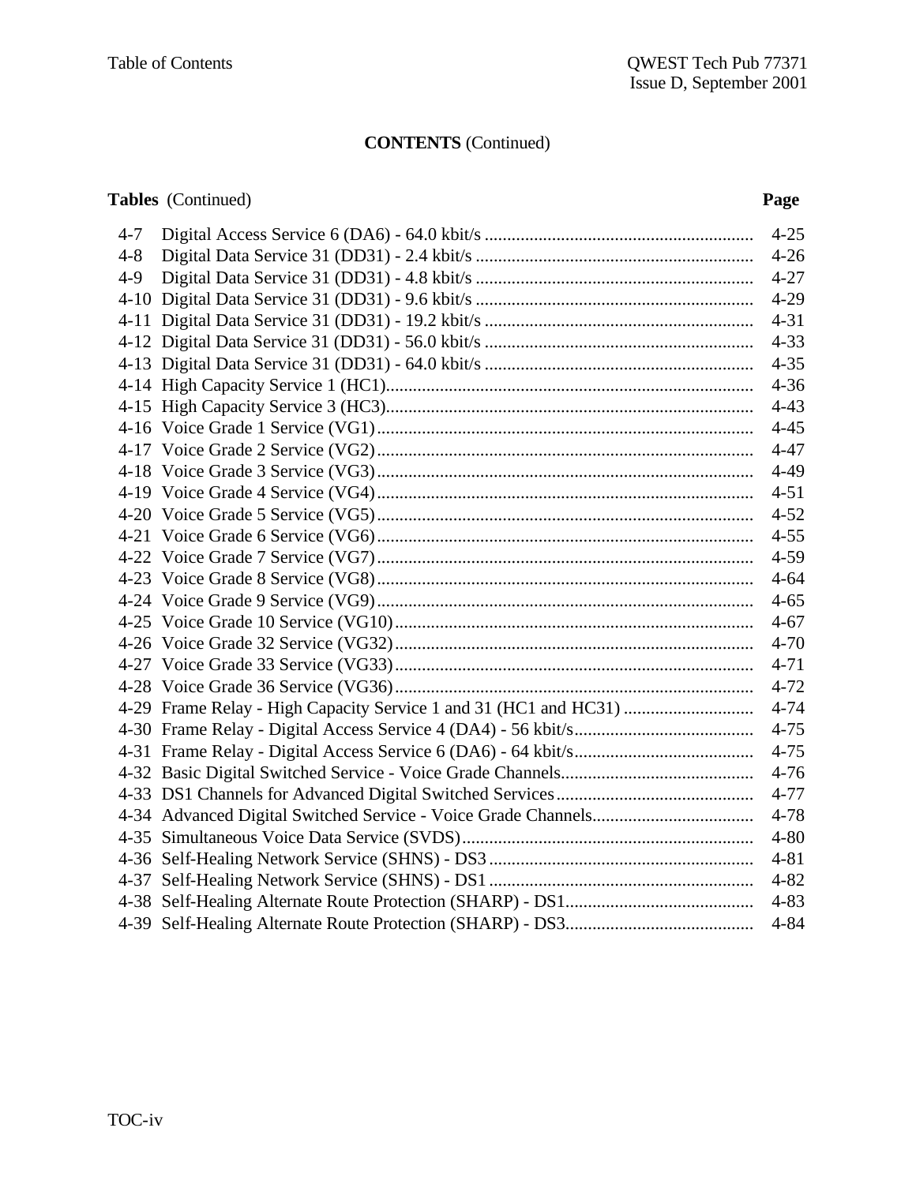## CONTENTS (Continued)

**Tables** (Continued)

| | | Page |
|---|---|---|
| 4-7 | Digital Access Service 6 (DA6) - 64.0 kbit/s | 4-25 |
| 4-8 | Digital Data Service 31 (DD31) - 2.4 kbit/s | 4-26 |
| 4-9 | Digital Data Service 31 (DD31) - 4.8 kbit/s | 4-27 |
| 4-10 | Digital Data Service 31 (DD31) - 9.6 kbit/s | 4-29 |
| 4-11 | Digital Data Service 31 (DD31) - 19.2 kbit/s | 4-31 |
| 4-12 | Digital Data Service 31 (DD31) - 56.0 kbit/s | 4-33 |
| 4-13 | Digital Data Service 31 (DD31) - 64.0 kbit/s | 4-35 |
| 4-14 | High Capacity Service 1 (HC1) | 4-36 |
| 4-15 | High Capacity Service 3 (HC3) | 4-43 |
| 4-16 | Voice Grade 1 Service (VG1) | 4-45 |
| 4-17 | Voice Grade 2 Service (VG2) | 4-47 |
| 4-18 | Voice Grade 3 Service (VG3) | 4-49 |
| 4-19 | Voice Grade 4 Service (VG4) | 4-51 |
| 4-20 | Voice Grade 5 Service (VG5) | 4-52 |
| 4-21 | Voice Grade 6 Service (VG6) | 4-55 |
| 4-22 | Voice Grade 7 Service (VG7) | 4-59 |
| 4-23 | Voice Grade 8 Service (VG8) | 4-64 |
| 4-24 | Voice Grade 9 Service (VG9) | 4-65 |
| 4-25 | Voice Grade 10 Service (VG10) | 4-67 |
| 4-26 | Voice Grade 32 Service (VG32) | 4-70 |
| 4-27 | Voice Grade 33 Service (VG33) | 4-71 |
| 4-28 | Voice Grade 36 Service (VG36) | 4-72 |
| 4-29 | Frame Relay - High Capacity Service 1 and 31 (HC1 and HC31) | 4-74 |
| 4-30 | Frame Relay - Digital Access Service 4 (DA4) - 56 kbit/s | 4-75 |
| 4-31 | Frame Relay - Digital Access Service 6 (DA6) - 64 kbit/s | 4-75 |
| 4-32 | Basic Digital Switched Service - Voice Grade Channels | 4-76 |
| 4-33 | DS1 Channels for Advanced Digital Switched Services | 4-77 |
| 4-34 | Advanced Digital Switched Service - Voice Grade Channels | 4-78 |
| 4-35 | Simultaneous Voice Data Service (SVDS) | 4-80 |
| 4-36 | Self-Healing Network Service (SHNS) - DS3 | 4-81 |
| 4-37 | Self-Healing Network Service (SHNS) - DS1 | 4-82 |
| 4-38 | Self-Healing Alternate Route Protection (SHARP) - DS1 | 4-83 |
| 4-39 | Self-Healing Alternate Route Protection (SHARP) - DS3 | 4-84 |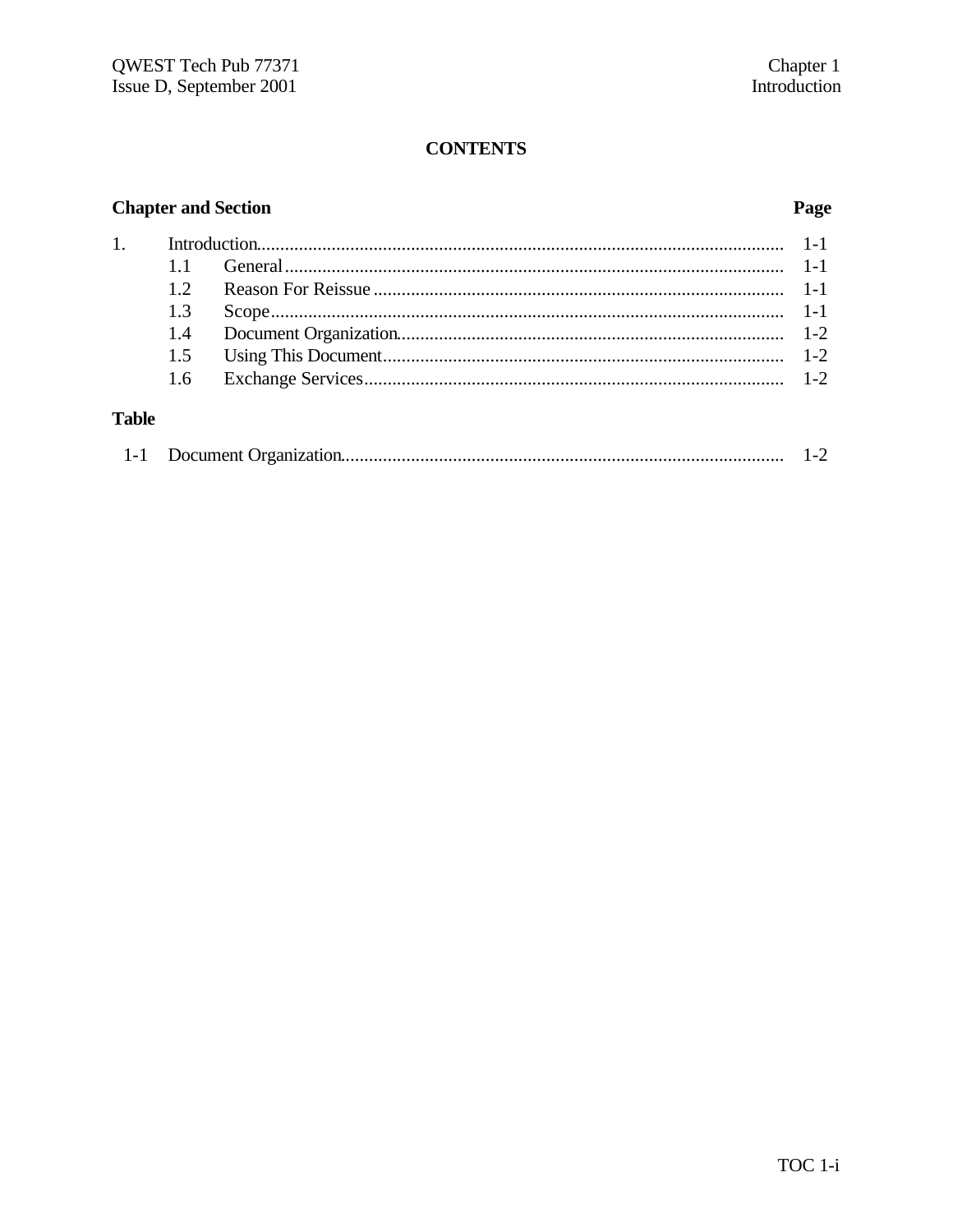## CONTENTS

| Chapter and Section | | Page |
|---|---|---|
| 1. | Introduction | 1-1 |
| 1.1 | General | 1-1 |
| 1.2 | Reason For Reissue | 1-1 |
| 1.3 | Scope | 1-1 |
| 1.4 | Document Organization | 1-2 |
| 1.5 | Using This Document | 1-2 |
| 1.6 | Exchange Services | 1-2 |

**Table**

| | | |
|---|---|---|
| 1-1 | Document Organization | 1-2 |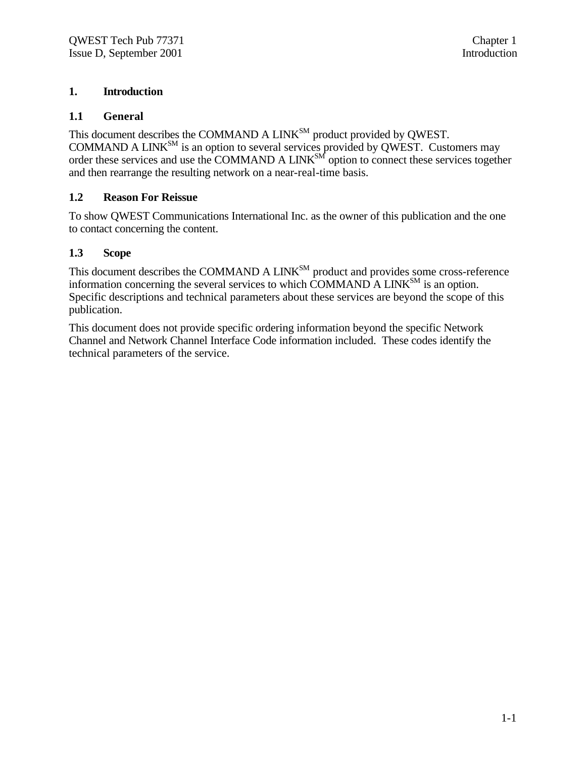# 1. Introduction

## 1.1 General

This document describes the COMMAND A LINK$^{SM}$ product provided by QWEST. COMMAND A LINK$^{SM}$ is an option to several services provided by QWEST. Customers may order these services and use the COMMAND A LINK$^{SM}$ option to connect these services together and then rearrange the resulting network on a near-real-time basis.

## 1.2 Reason For Reissue

To show QWEST Communications International Inc. as the owner of this publication and the one to contact concerning the content.

## 1.3 Scope

This document describes the COMMAND A LINK$^{SM}$ product and provides some cross-reference information concerning the several services to which COMMAND A LINK$^{SM}$ is an option. Specific descriptions and technical parameters about these services are beyond the scope of this publication.

This document does not provide specific ordering information beyond the specific Network Channel and Network Channel Interface Code information included. These codes identify the technical parameters of the service.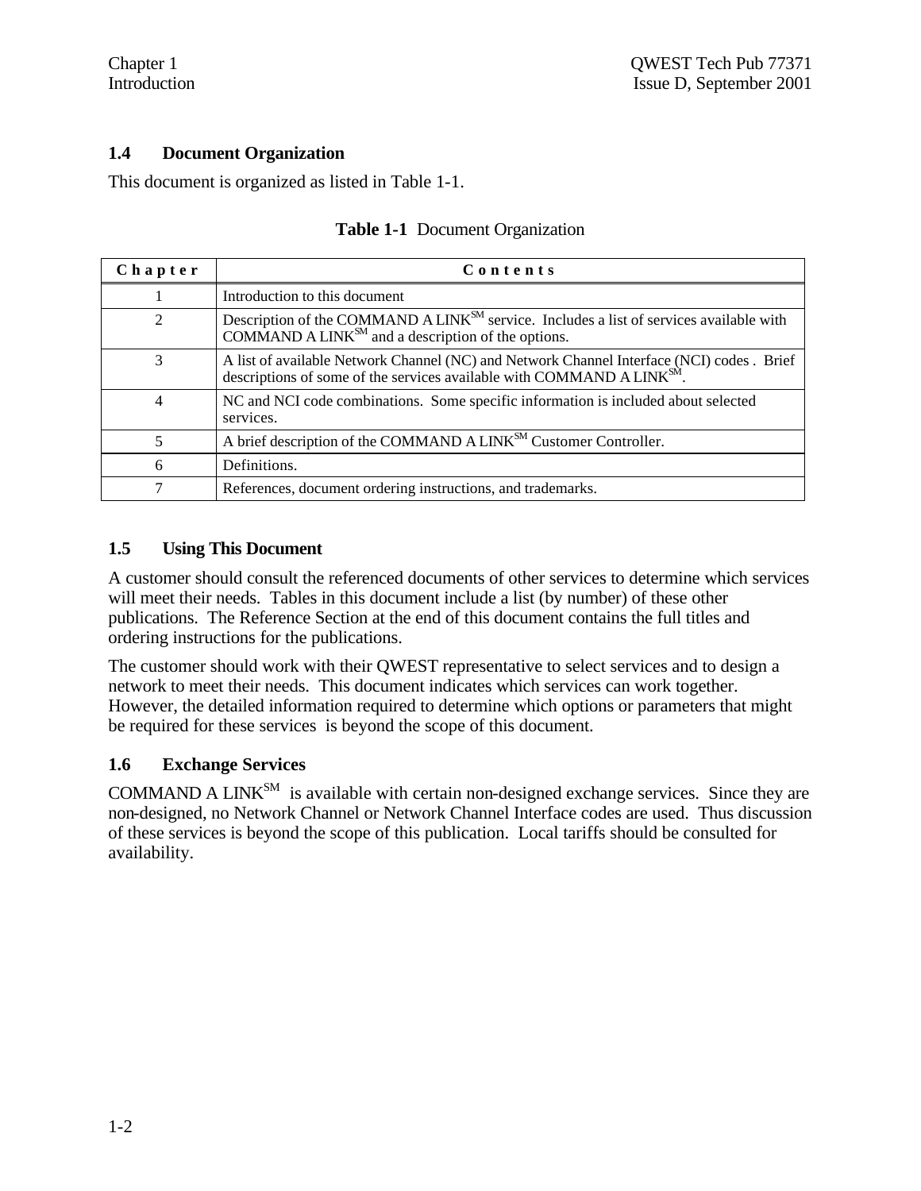## 1.4 Document Organization

This document is organized as listed in Table 1-1.

**Table 1-1** Document Organization

| Chapter | Contents |
|---|---|
| 1 | Introduction to this document |
| 2 | Description of the COMMAND A LINK[SM] service. Includes a list of services available with COMMAND A LINK[SM] and a description of the options. |
| 3 | A list of available Network Channel (NC) and Network Channel Interface (NCI) codes . Brief descriptions of some of the services available with COMMAND A LINK[SM]. |
| 4 | NC and NCI code combinations. Some specific information is included about selected services. |
| 5 | A brief description of the COMMAND A LINK[SM] Customer Controller. |
| 6 | Definitions. |
| 7 | References, document ordering instructions, and trademarks. |

## 1.5 Using This Document

A customer should consult the referenced documents of other services to determine which services will meet their needs. Tables in this document include a list (by number) of these other publications. The Reference Section at the end of this document contains the full titles and ordering instructions for the publications.

The customer should work with their QWEST representative to select services and to design a network to meet their needs. This document indicates which services can work together. However, the detailed information required to determine which options or parameters that might be required for these services is beyond the scope of this document.

## 1.6 Exchange Services

COMMAND A LINK[SM] is available with certain non-designed exchange services. Since they are non-designed, no Network Channel or Network Channel Interface codes are used. Thus discussion of these services is beyond the scope of this publication. Local tariffs should be consulted for availability.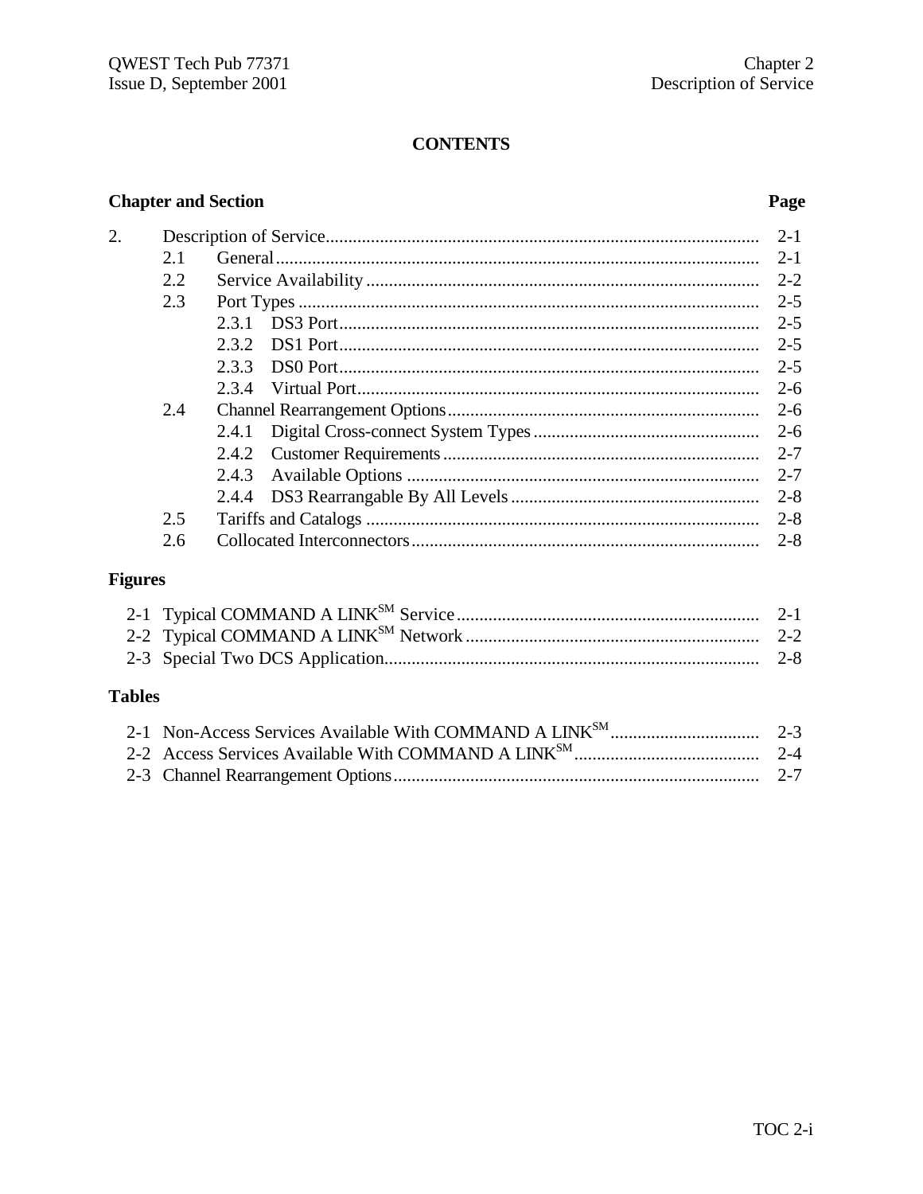# CONTENTS

**Chapter and Section** **Page**

| | | | |
|---|---|---|---|
| 2. | Description of Service | | 2-1 |
| | 2.1 | General | 2-1 |
| | 2.2 | Service Availability | 2-2 |
| | 2.3 | Port Types | 2-5 |
| | | 2.3.1 DS3 Port | 2-5 |
| | | 2.3.2 DS1 Port | 2-5 |
| | | 2.3.3 DS0 Port | 2-5 |
| | | 2.3.4 Virtual Port | 2-6 |
| | 2.4 | Channel Rearrangement Options | 2-6 |
| | | 2.4.1 Digital Cross-connect System Types | 2-6 |
| | | 2.4.2 Customer Requirements | 2-7 |
| | | 2.4.3 Available Options | 2-7 |
| | | 2.4.4 DS3 Rearrangable By All Levels | 2-8 |
| | 2.5 | Tariffs and Catalogs | 2-8 |
| | 2.6 | Collocated Interconnectors | 2-8 |

## Figures

| | | |
|---|---|---|
| 2-1 | Typical COMMAND A LINK[SM] Service | 2-1 |
| 2-2 | Typical COMMAND A LINK[SM] Network | 2-2 |
| 2-3 | Special Two DCS Application | 2-8 |

## Tables

| | | |
|---|---|---|
| 2-1 | Non-Access Services Available With COMMAND A LINK[SM] | 2-3 |
| 2-2 | Access Services Available With COMMAND A LINK[SM] | 2-4 |
| 2-3 | Channel Rearrangement Options | 2-7 |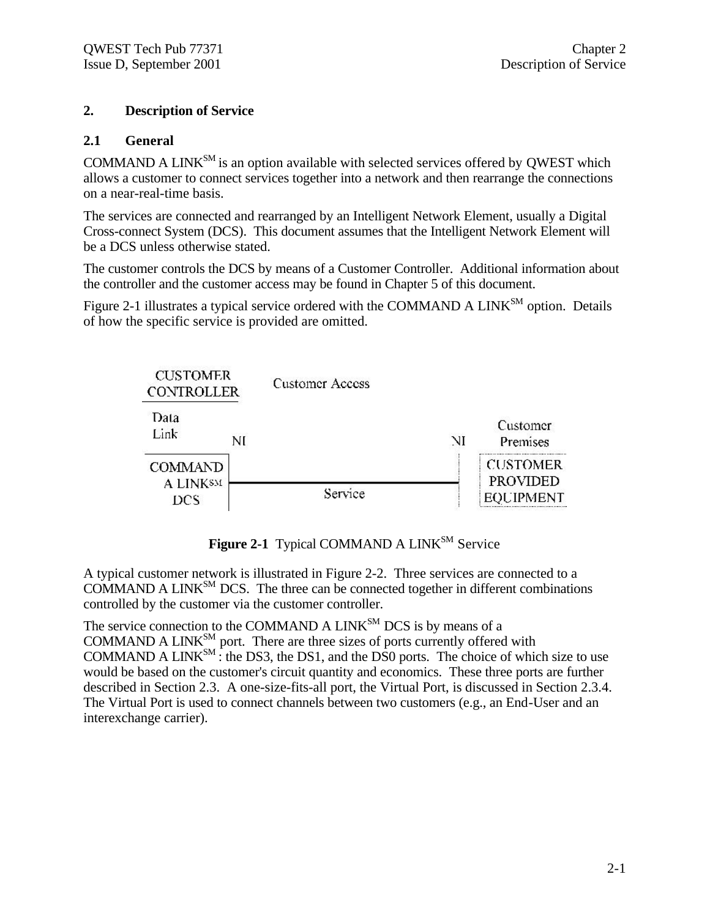# 2. Description of Service

## 2.1 General

COMMAND A LINK[SM] is an option available with selected services offered by QWEST which allows a customer to connect services together into a network and then rearrange the connections on a near-real-time basis.

The services are connected and rearranged by an Intelligent Network Element, usually a Digital Cross-connect System (DCS). This document assumes that the Intelligent Network Element will be a DCS unless otherwise stated.

The customer controls the DCS by means of a Customer Controller. Additional information about the controller and the customer access may be found in Chapter 5 of this document.

Figure 2-1 illustrates a typical service ordered with the COMMAND A LINK[SM] option. Details of how the specific service is provided are omitted.

CUSTOMER CONTROLLER | Customer Access | Data Link | NI | NI | Customer Premises | COMMAND A LINK[SM] DCS | Service | CUSTOMER PROVIDED EQUIPMENT

**Figure 2-1** Typical COMMAND A LINK[SM] Service

A typical customer network is illustrated in Figure 2-2. Three services are connected to a COMMAND A LINK[SM] DCS. The three can be connected together in different combinations controlled by the customer via the customer controller.

The service connection to the COMMAND A LINK[SM] DCS is by means of a COMMAND A LINK[SM] port. There are three sizes of ports currently offered with COMMAND A LINK[SM] : the DS3, the DS1, and the DS0 ports. The choice of which size to use would be based on the customer's circuit quantity and economics. These three ports are further described in Section 2.3. A one-size-fits-all port, the Virtual Port, is discussed in Section 2.3.4. The Virtual Port is used to connect channels between two customers (e.g., an End-User and an interexchange carrier).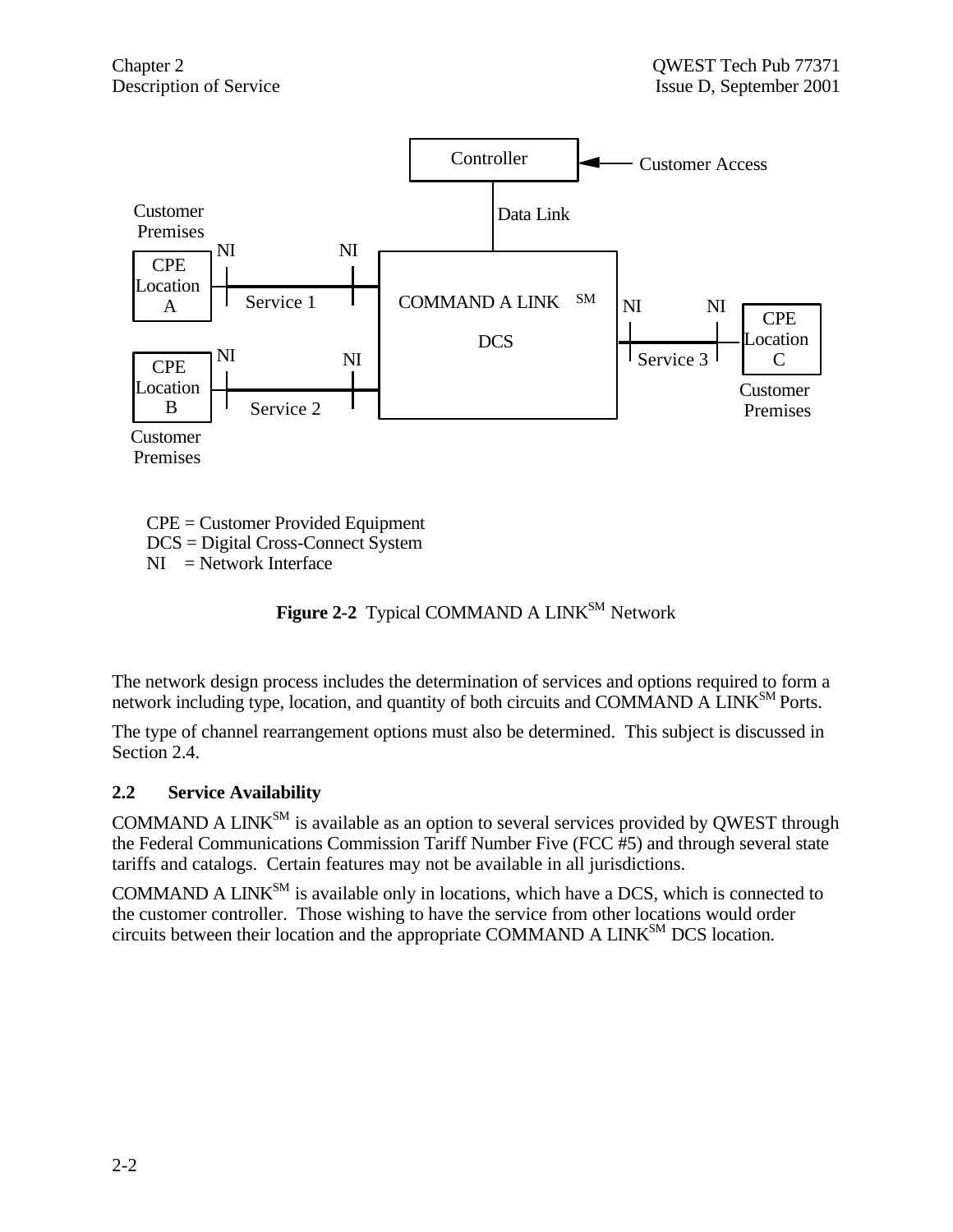CPE = Customer Provided Equipment
DCS = Digital Cross-Connect System
NI = Network Interface

**Figure 2-2** Typical COMMAND A LINK[SM] Network

The network design process includes the determination of services and options required to form a network including type, location, and quantity of both circuits and COMMAND A LINK[SM] Ports.

The type of channel rearrangement options must also be determined. This subject is discussed in Section 2.4.

## 2.2 Service Availability

COMMAND A LINK[SM] is available as an option to several services provided by QWEST through the Federal Communications Commission Tariff Number Five (FCC #5) and through several state tariffs and catalogs. Certain features may not be available in all jurisdictions.

COMMAND A LINK[SM] is available only in locations, which have a DCS, which is connected to the customer controller. Those wishing to have the service from other locations would order circuits between their location and the appropriate COMMAND A LINK[SM] DCS location.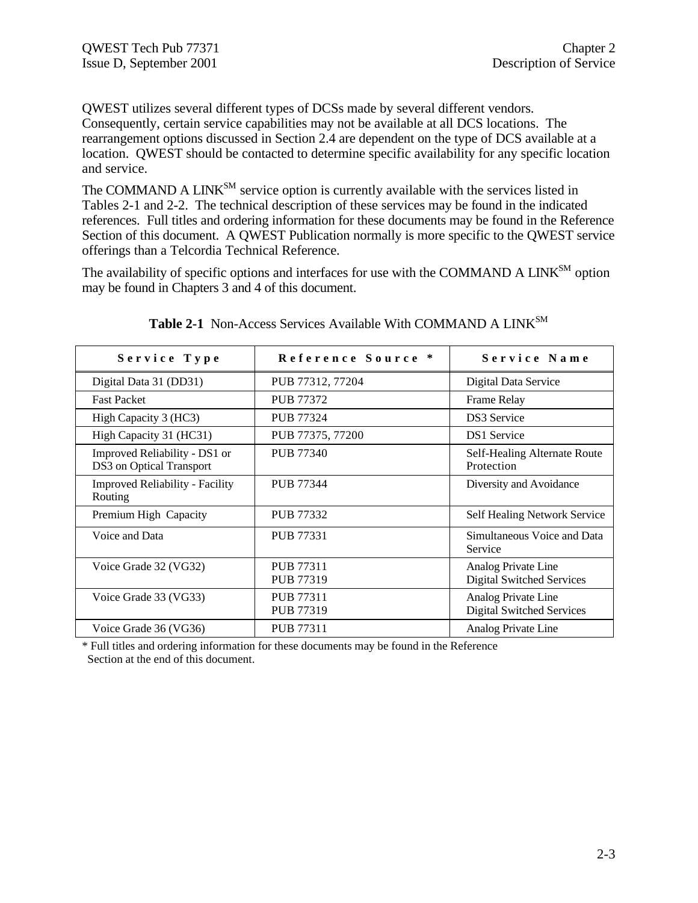QWEST utilizes several different types of DCSs made by several different vendors. Consequently, certain service capabilities may not be available at all DCS locations. The rearrangement options discussed in Section 2.4 are dependent on the type of DCS available at a location. QWEST should be contacted to determine specific availability for any specific location and service.

The COMMAND A LINK[SM] service option is currently available with the services listed in Tables 2-1 and 2-2. The technical description of these services may be found in the indicated references. Full titles and ordering information for these documents may be found in the Reference Section of this document. A QWEST Publication normally is more specific to the QWEST service offerings than a Telcordia Technical Reference.

The availability of specific options and interfaces for use with the COMMAND A LINK[SM] option may be found in Chapters 3 and 4 of this document.

**Table 2-1** Non-Access Services Available With COMMAND A LINK[SM]

| Service Type | Reference Source * | Service Name |
|---|---|---|
| Digital Data 31 (DD31) | PUB 77312, 77204 | Digital Data Service |
| Fast Packet | PUB 77372 | Frame Relay |
| High Capacity 3 (HC3) | PUB 77324 | DS3 Service |
| High Capacity 31 (HC31) | PUB 77375, 77200 | DS1 Service |
| Improved Reliability - DS1 or DS3 on Optical Transport | PUB 77340 | Self-Healing Alternate Route Protection |
| Improved Reliability - Facility Routing | PUB 77344 | Diversity and Avoidance |
| Premium High Capacity | PUB 77332 | Self Healing Network Service |
| Voice and Data | PUB 77331 | Simultaneous Voice and Data Service |
| Voice Grade 32 (VG32) | PUB 77311<br>PUB 77319 | Analog Private Line<br>Digital Switched Services |
| Voice Grade 33 (VG33) | PUB 77311<br>PUB 77319 | Analog Private Line<br>Digital Switched Services |
| Voice Grade 36 (VG36) | PUB 77311 | Analog Private Line |

\* Full titles and ordering information for these documents may be found in the Reference Section at the end of this document.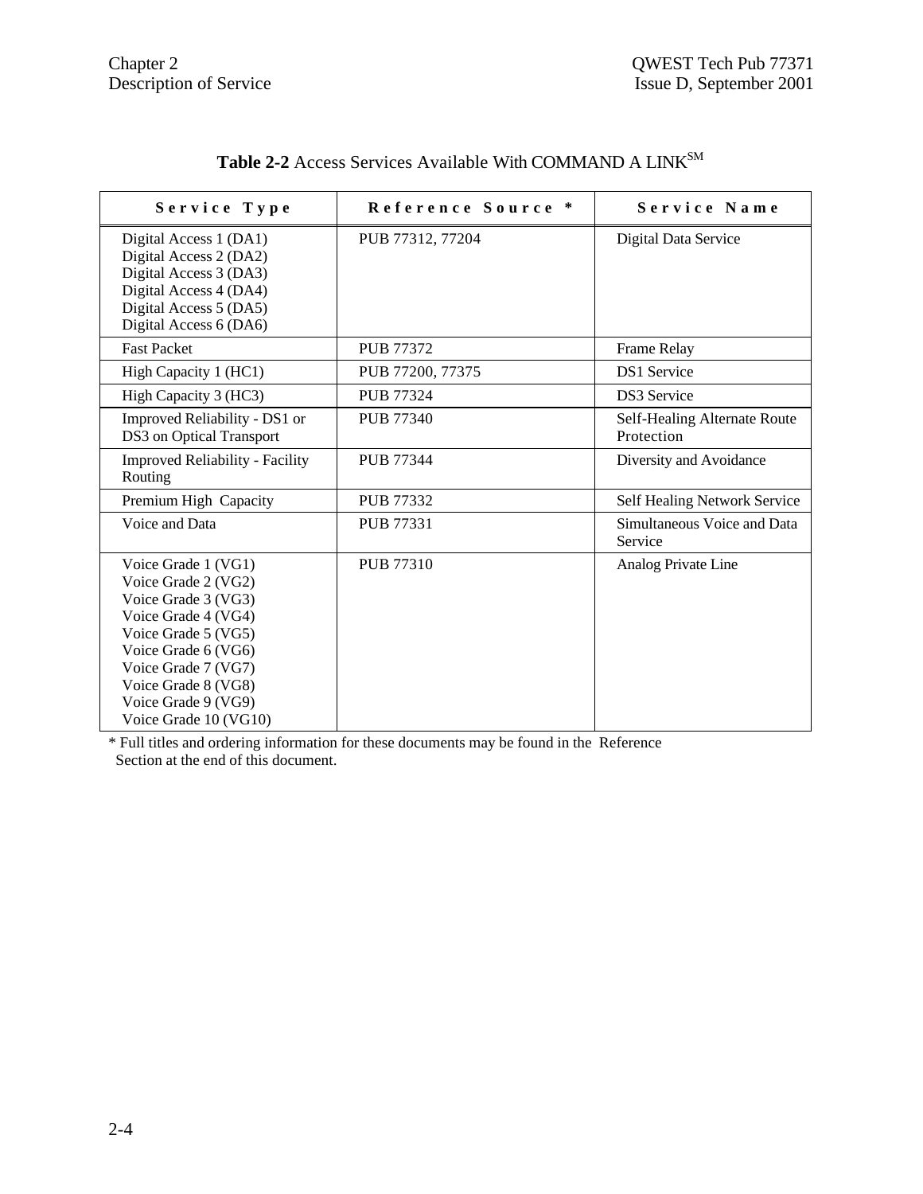**Table 2-2** Access Services Available With COMMAND A LINK$^{SM}$

| Service Type | Reference Source * | Service Name |
|---|---|---|
| Digital Access 1 (DA1)<br>Digital Access 2 (DA2)<br>Digital Access 3 (DA3)<br>Digital Access 4 (DA4)<br>Digital Access 5 (DA5)<br>Digital Access 6 (DA6) | PUB 77312, 77204 | Digital Data Service |
| Fast Packet | PUB 77372 | Frame Relay |
| High Capacity 1 (HC1) | PUB 77200, 77375 | DS1 Service |
| High Capacity 3 (HC3) | PUB 77324 | DS3 Service |
| Improved Reliability - DS1 or DS3 on Optical Transport | PUB 77340 | Self-Healing Alternate Route Protection |
| Improved Reliability - Facility Routing | PUB 77344 | Diversity and Avoidance |
| Premium High Capacity | PUB 77332 | Self Healing Network Service |
| Voice and Data | PUB 77331 | Simultaneous Voice and Data Service |
| Voice Grade 1 (VG1)<br>Voice Grade 2 (VG2)<br>Voice Grade 3 (VG3)<br>Voice Grade 4 (VG4)<br>Voice Grade 5 (VG5)<br>Voice Grade 6 (VG6)<br>Voice Grade 7 (VG7)<br>Voice Grade 8 (VG8)<br>Voice Grade 9 (VG9)<br>Voice Grade 10 (VG10) | PUB 77310 | Analog Private Line |

* Full titles and ordering information for these documents may be found in the Reference Section at the end of this document.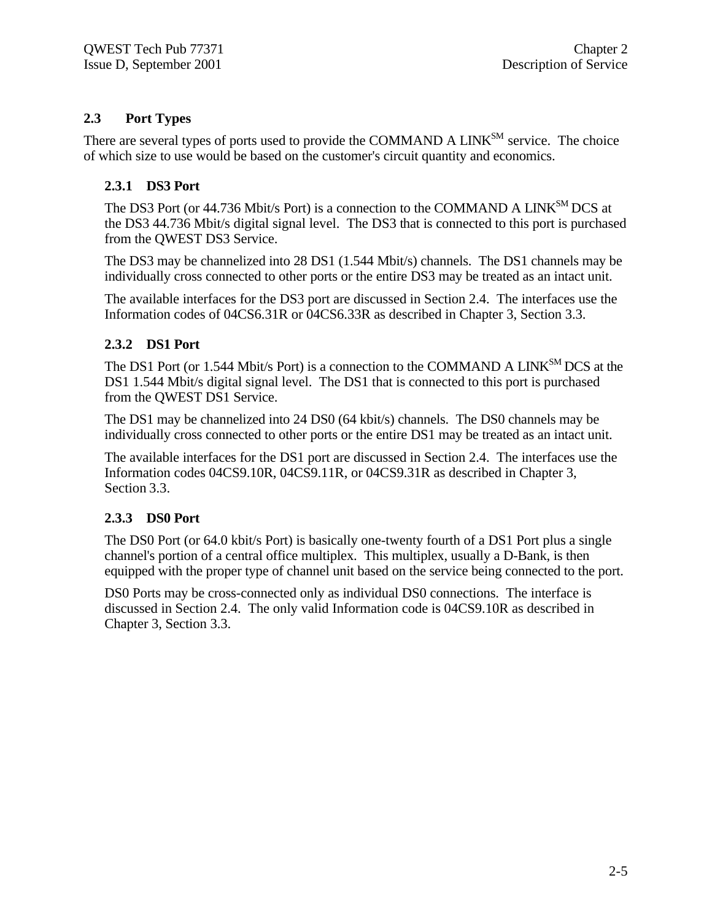## 2.3 Port Types

There are several types of ports used to provide the COMMAND A LINK[SM] service. The choice of which size to use would be based on the customer's circuit quantity and economics.

### 2.3.1 DS3 Port

The DS3 Port (or 44.736 Mbit/s Port) is a connection to the COMMAND A LINK[SM] DCS at the DS3 44.736 Mbit/s digital signal level. The DS3 that is connected to this port is purchased from the QWEST DS3 Service.

The DS3 may be channelized into 28 DS1 (1.544 Mbit/s) channels. The DS1 channels may be individually cross connected to other ports or the entire DS3 may be treated as an intact unit.

The available interfaces for the DS3 port are discussed in Section 2.4. The interfaces use the Information codes of 04CS6.31R or 04CS6.33R as described in Chapter 3, Section 3.3.

### 2.3.2 DS1 Port

The DS1 Port (or 1.544 Mbit/s Port) is a connection to the COMMAND A LINK[SM] DCS at the DS1 1.544 Mbit/s digital signal level. The DS1 that is connected to this port is purchased from the QWEST DS1 Service.

The DS1 may be channelized into 24 DS0 (64 kbit/s) channels. The DS0 channels may be individually cross connected to other ports or the entire DS1 may be treated as an intact unit.

The available interfaces for the DS1 port are discussed in Section 2.4. The interfaces use the Information codes 04CS9.10R, 04CS9.11R, or 04CS9.31R as described in Chapter 3, Section 3.3.

### 2.3.3 DS0 Port

The DS0 Port (or 64.0 kbit/s Port) is basically one-twenty fourth of a DS1 Port plus a single channel's portion of a central office multiplex. This multiplex, usually a D-Bank, is then equipped with the proper type of channel unit based on the service being connected to the port.

DS0 Ports may be cross-connected only as individual DS0 connections. The interface is discussed in Section 2.4. The only valid Information code is 04CS9.10R as described in Chapter 3, Section 3.3.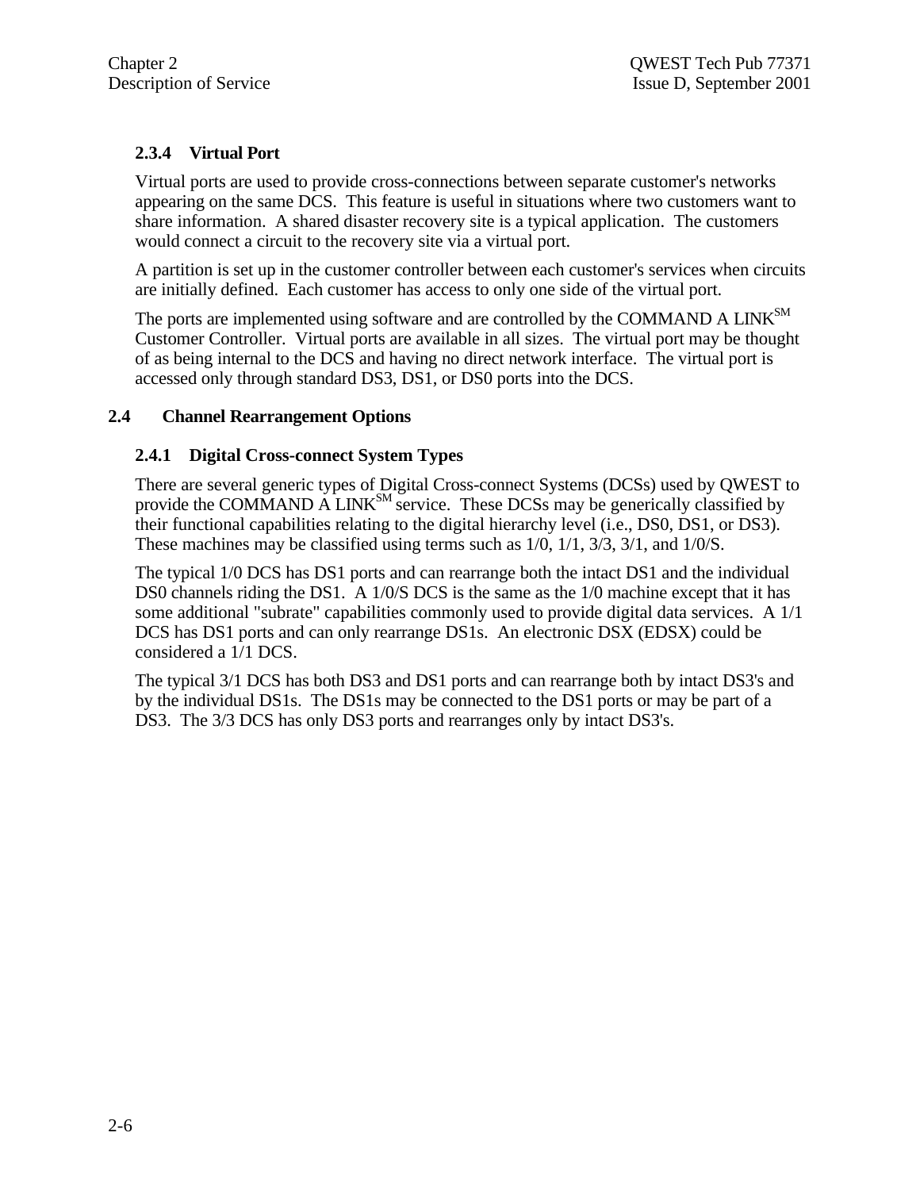### 2.3.4 Virtual Port

Virtual ports are used to provide cross-connections between separate customer's networks appearing on the same DCS. This feature is useful in situations where two customers want to share information. A shared disaster recovery site is a typical application. The customers would connect a circuit to the recovery site via a virtual port.

A partition is set up in the customer controller between each customer's services when circuits are initially defined. Each customer has access to only one side of the virtual port.

The ports are implemented using software and are controlled by the COMMAND A LINK[SM] Customer Controller. Virtual ports are available in all sizes. The virtual port may be thought of as being internal to the DCS and having no direct network interface. The virtual port is accessed only through standard DS3, DS1, or DS0 ports into the DCS.

## 2.4 Channel Rearrangement Options

### 2.4.1 Digital Cross-connect System Types

There are several generic types of Digital Cross-connect Systems (DCSs) used by QWEST to provide the COMMAND A LINK[SM] service. These DCSs may be generically classified by their functional capabilities relating to the digital hierarchy level (i.e., DS0, DS1, or DS3). These machines may be classified using terms such as 1/0, 1/1, 3/3, 3/1, and 1/0/S.

The typical 1/0 DCS has DS1 ports and can rearrange both the intact DS1 and the individual DS0 channels riding the DS1. A 1/0/S DCS is the same as the 1/0 machine except that it has some additional "subrate" capabilities commonly used to provide digital data services. A 1/1 DCS has DS1 ports and can only rearrange DS1s. An electronic DSX (EDSX) could be considered a 1/1 DCS.

The typical 3/1 DCS has both DS3 and DS1 ports and can rearrange both by intact DS3's and by the individual DS1s. The DS1s may be connected to the DS1 ports or may be part of a DS3. The 3/3 DCS has only DS3 ports and rearranges only by intact DS3's.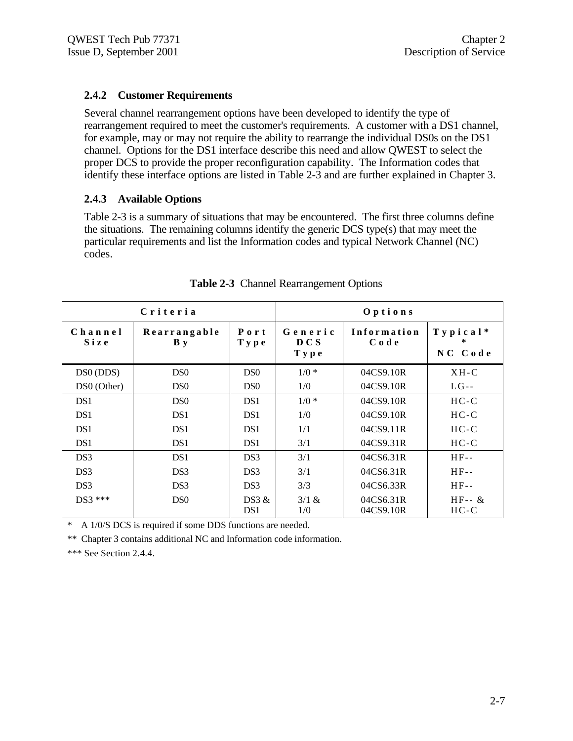### 2.4.2 Customer Requirements

Several channel rearrangement options have been developed to identify the type of rearrangement required to meet the customer's requirements. A customer with a DS1 channel, for example, may or may not require the ability to rearrange the individual DS0s on the DS1 channel. Options for the DS1 interface describe this need and allow QWEST to select the proper DCS to provide the proper reconfiguration capability. The Information codes that identify these interface options are listed in Table 2-3 and are further explained in Chapter 3.

### 2.4.3 Available Options

Table 2-3 is a summary of situations that may be encountered. The first three columns define the situations. The remaining columns identify the generic DCS type(s) that may meet the particular requirements and list the Information codes and typical Network Channel (NC) codes.

**Table 2-3** Channel Rearrangement Options

| Criteria | | | Options | | |
|---|---|---|---|---|---|
| Channel Size | Rearrangable By | Port Type | Generic DCS Type | Information Code | Typical** NC Code |
| DS0 (DDS) | DS0 | DS0 | 1/0 * | 04CS9.10R | XH-C |
| DS0 (Other) | DS0 | DS0 | 1/0 | 04CS9.10R | LG-- |
| DS1 | DS0 | DS1 | 1/0 * | 04CS9.10R | HC-C |
| DS1 | DS1 | DS1 | 1/0 | 04CS9.10R | HC-C |
| DS1 | DS1 | DS1 | 1/1 | 04CS9.11R | HC-C |
| DS1 | DS1 | DS1 | 3/1 | 04CS9.31R | HC-C |
| DS3 | DS1 | DS3 | 3/1 | 04CS6.31R | HF-- |
| DS3 | DS3 | DS3 | 3/1 | 04CS6.31R | HF-- |
| DS3 | DS3 | DS3 | 3/3 | 04CS6.33R | HF-- |
| DS3 *** | DS0 | DS3 & DS1 | 3/1 & 1/0 | 04CS6.31R 04CS9.10R | HF-- & HC-C |

\* A 1/0/S DCS is required if some DDS functions are needed.

** Chapter 3 contains additional NC and Information code information.

*** See Section 2.4.4.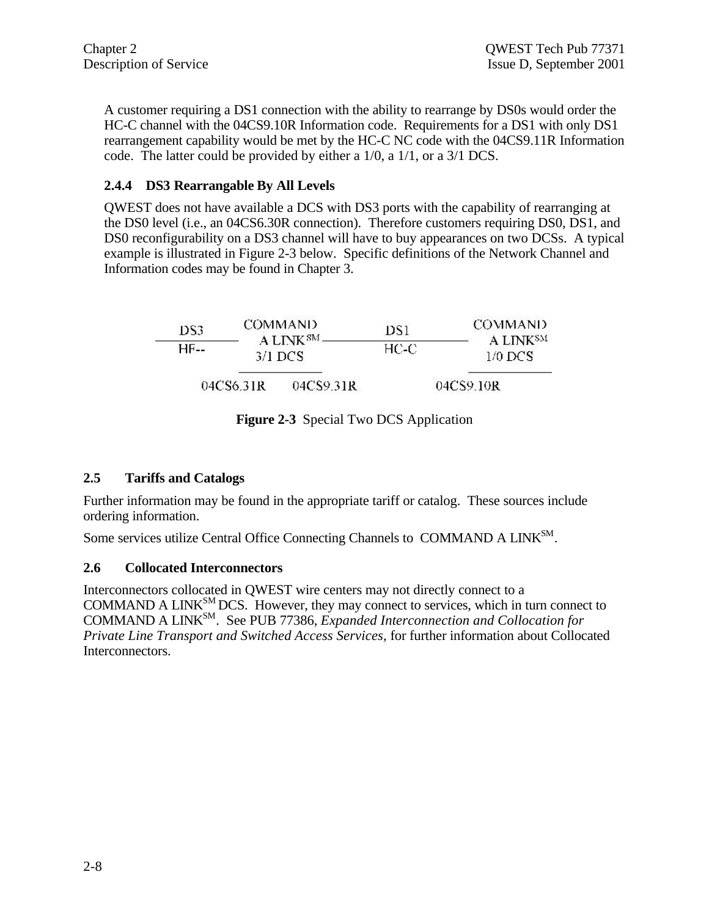A customer requiring a DS1 connection with the ability to rearrange by DS0s would order the HC-C channel with the 04CS9.10R Information code. Requirements for a DS1 with only DS1 rearrangement capability would be met by the HC-C NC code with the 04CS9.11R Information code. The latter could be provided by either a 1/0, a 1/1, or a 3/1 DCS.

### 2.4.4 DS3 Rearrangable By All Levels

QWEST does not have available a DCS with DS3 ports with the capability of rearranging at the DS0 level (i.e., an 04CS6.30R connection). Therefore customers requiring DS0, DS1, and DS0 reconfigurability on a DS3 channel will have to buy appearances on two DCSs. A typical example is illustrated in Figure 2-3 below. Specific definitions of the Network Channel and Information codes may be found in Chapter 3.

DS3 / HF-- — COMMAND A LINK[SM] 3/1 DCS — DS1 / HC-C — COMMAND A LINK[SM] 1/0 DCS

04CS6.31R 04CS9.31R 04CS9.10R

**Figure 2-3** Special Two DCS Application

## 2.5 Tariffs and Catalogs

Further information may be found in the appropriate tariff or catalog. These sources include ordering information.

Some services utilize Central Office Connecting Channels to COMMAND A LINK[SM].

## 2.6 Collocated Interconnectors

Interconnectors collocated in QWEST wire centers may not directly connect to a COMMAND A LINK[SM] DCS. However, they may connect to services, which in turn connect to COMMAND A LINK[SM]. See PUB 77386, *Expanded Interconnection and Collocation for Private Line Transport and Switched Access Services,* for further information about Collocated Interconnectors.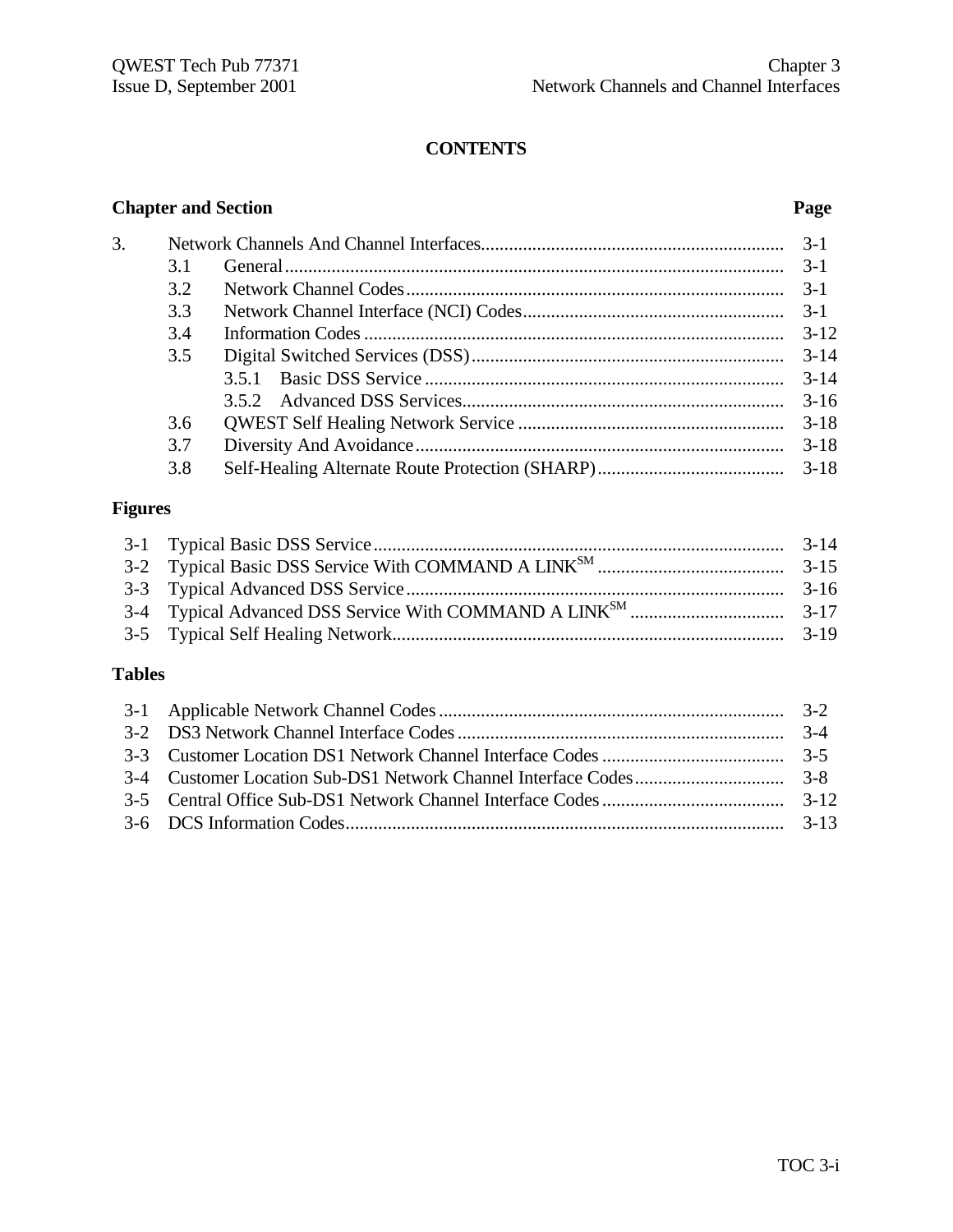# CONTENTS

| Chapter and Section | | | Page |
|---|---|---|---|
| 3. | Network Channels And Channel Interfaces | | 3-1 |
| | 3.1 | General | 3-1 |
| | 3.2 | Network Channel Codes | 3-1 |
| | 3.3 | Network Channel Interface (NCI) Codes | 3-1 |
| | 3.4 | Information Codes | 3-12 |
| | 3.5 | Digital Switched Services (DSS) | 3-14 |
| | | 3.5.1 Basic DSS Service | 3-14 |
| | | 3.5.2 Advanced DSS Services | 3-16 |
| | 3.6 | QWEST Self Healing Network Service | 3-18 |
| | 3.7 | Diversity And Avoidance | 3-18 |
| | 3.8 | Self-Healing Alternate Route Protection (SHARP) | 3-18 |

## Figures

| | | |
|---|---|---|
| 3-1 | Typical Basic DSS Service | 3-14 |
| 3-2 | Typical Basic DSS Service With COMMAND A LINK[SM] | 3-15 |
| 3-3 | Typical Advanced DSS Service | 3-16 |
| 3-4 | Typical Advanced DSS Service With COMMAND A LINK[SM] | 3-17 |
| 3-5 | Typical Self Healing Network | 3-19 |

## Tables

| | | |
|---|---|---|
| 3-1 | Applicable Network Channel Codes | 3-2 |
| 3-2 | DS3 Network Channel Interface Codes | 3-4 |
| 3-3 | Customer Location DS1 Network Channel Interface Codes | 3-5 |
| 3-4 | Customer Location Sub-DS1 Network Channel Interface Codes | 3-8 |
| 3-5 | Central Office Sub-DS1 Network Channel Interface Codes | 3-12 |
| 3-6 | DCS Information Codes | 3-13 |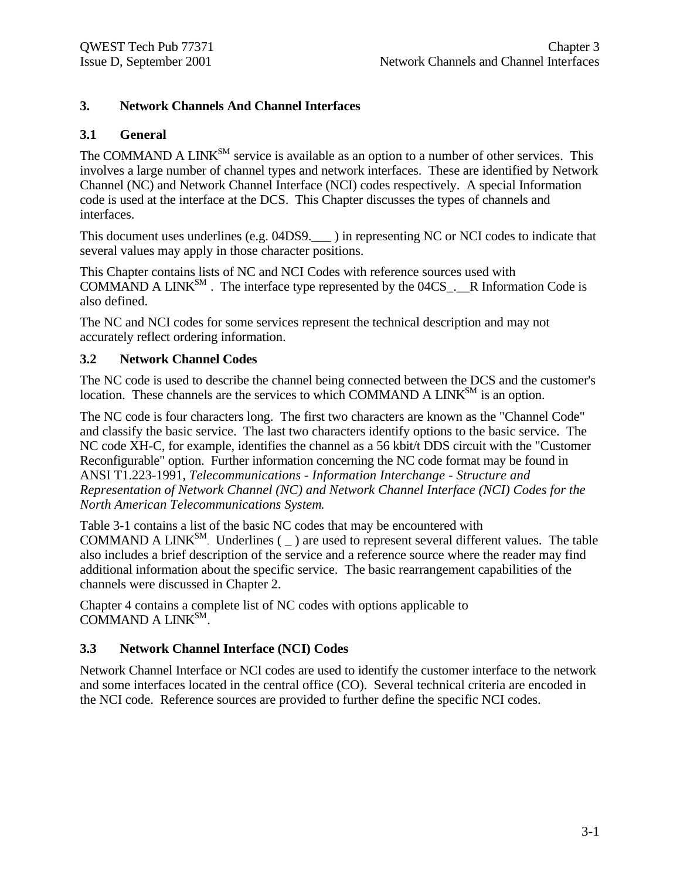# 3. Network Channels And Channel Interfaces

## 3.1 General

The COMMAND A LINK[SM] service is available as an option to a number of other services. This involves a large number of channel types and network interfaces. These are identified by Network Channel (NC) and Network Channel Interface (NCI) codes respectively. A special Information code is used at the interface at the DCS. This Chapter discusses the types of channels and interfaces.

This document uses underlines (e.g. 04DS9.___ ) in representing NC or NCI codes to indicate that several values may apply in those character positions.

This Chapter contains lists of NC and NCI Codes with reference sources used with COMMAND A LINK[SM] . The interface type represented by the 04CS_.__R Information Code is also defined.

The NC and NCI codes for some services represent the technical description and may not accurately reflect ordering information.

## 3.2 Network Channel Codes

The NC code is used to describe the channel being connected between the DCS and the customer's location. These channels are the services to which COMMAND A LINK[SM] is an option.

The NC code is four characters long. The first two characters are known as the "Channel Code" and classify the basic service. The last two characters identify options to the basic service. The NC code XH-C, for example, identifies the channel as a 56 kbit/t DDS circuit with the "Customer Reconfigurable" option. Further information concerning the NC code format may be found in ANSI T1.223-1991, *Telecommunications - Information Interchange - Structure and Representation of Network Channel (NC) and Network Channel Interface (NCI) Codes for the North American Telecommunications System.*

Table 3-1 contains a list of the basic NC codes that may be encountered with COMMAND A LINK[SM]. Underlines ( _ ) are used to represent several different values. The table also includes a brief description of the service and a reference source where the reader may find additional information about the specific service. The basic rearrangement capabilities of the channels were discussed in Chapter 2.

Chapter 4 contains a complete list of NC codes with options applicable to COMMAND A LINK[SM].

## 3.3 Network Channel Interface (NCI) Codes

Network Channel Interface or NCI codes are used to identify the customer interface to the network and some interfaces located in the central office (CO). Several technical criteria are encoded in the NCI code. Reference sources are provided to further define the specific NCI codes.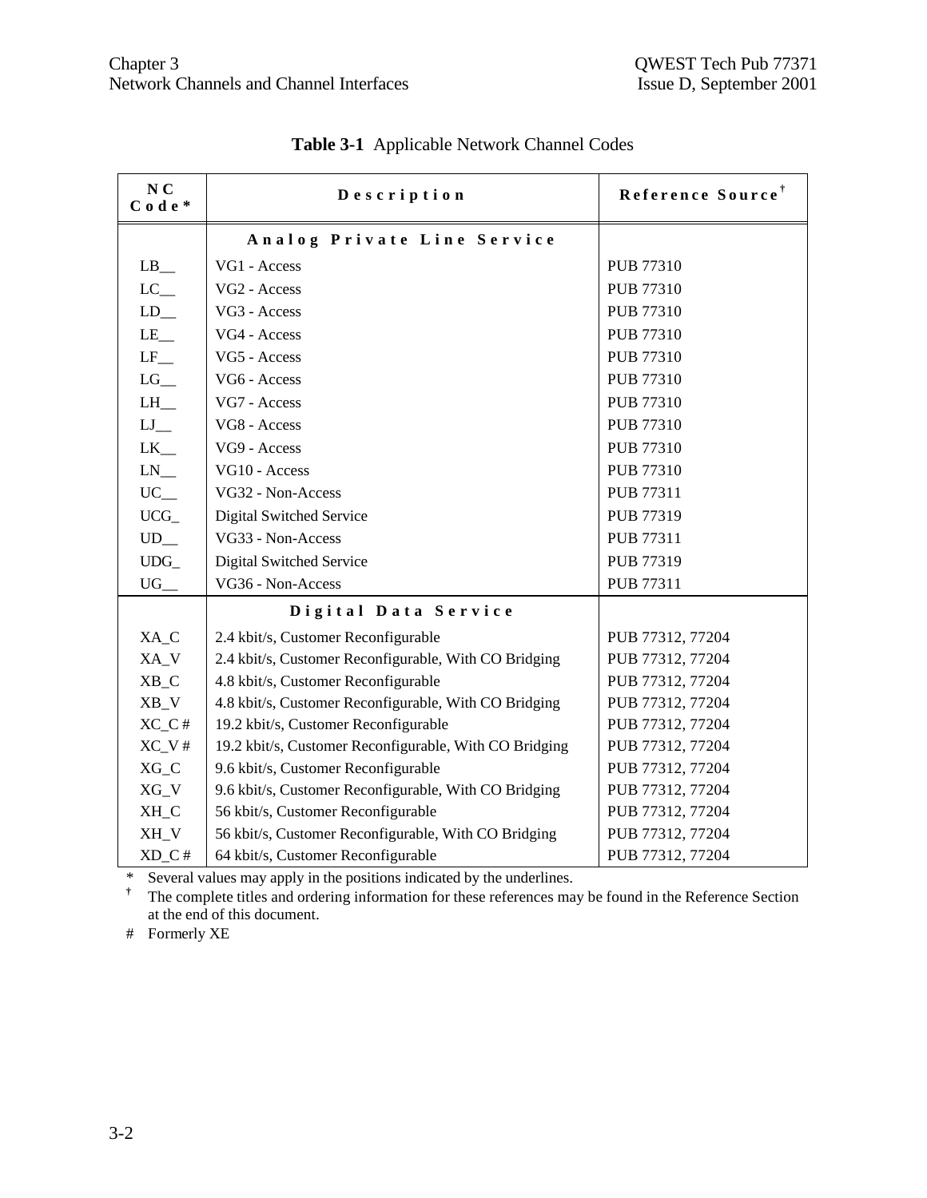**Table 3-1** Applicable Network Channel Codes

| NC Code* | Description | Reference Source† |
|---|---|---|
| | **Analog Private Line Service** | |
| LB__ | VG1 - Access | PUB 77310 |
| LC__ | VG2 - Access | PUB 77310 |
| LD__ | VG3 - Access | PUB 77310 |
| LE__ | VG4 - Access | PUB 77310 |
| LF__ | VG5 - Access | PUB 77310 |
| LG__ | VG6 - Access | PUB 77310 |
| LH__ | VG7 - Access | PUB 77310 |
| LJ__ | VG8 - Access | PUB 77310 |
| LK__ | VG9 - Access | PUB 77310 |
| LN__ | VG10 - Access | PUB 77310 |
| UC__ | VG32 - Non-Access | PUB 77311 |
| UCG_ | Digital Switched Service | PUB 77319 |
| UD__ | VG33 - Non-Access | PUB 77311 |
| UDG_ | Digital Switched Service | PUB 77319 |
| UG__ | VG36 - Non-Access | PUB 77311 |
| | **Digital Data Service** | |
| XA_C | 2.4 kbit/s, Customer Reconfigurable | PUB 77312, 77204 |
| XA_V | 2.4 kbit/s, Customer Reconfigurable, With CO Bridging | PUB 77312, 77204 |
| XB_C | 4.8 kbit/s, Customer Reconfigurable | PUB 77312, 77204 |
| XB_V | 4.8 kbit/s, Customer Reconfigurable, With CO Bridging | PUB 77312, 77204 |
| XC_C # | 19.2 kbit/s, Customer Reconfigurable | PUB 77312, 77204 |
| XC_V # | 19.2 kbit/s, Customer Reconfigurable, With CO Bridging | PUB 77312, 77204 |
| XG_C | 9.6 kbit/s, Customer Reconfigurable | PUB 77312, 77204 |
| XG_V | 9.6 kbit/s, Customer Reconfigurable, With CO Bridging | PUB 77312, 77204 |
| XH_C | 56 kbit/s, Customer Reconfigurable | PUB 77312, 77204 |
| XH_V | 56 kbit/s, Customer Reconfigurable, With CO Bridging | PUB 77312, 77204 |
| XD_C # | 64 kbit/s, Customer Reconfigurable | PUB 77312, 77204 |

\* Several values may apply in the positions indicated by the underlines.

† The complete titles and ordering information for these references may be found in the Reference Section at the end of this document.

\# Formerly XE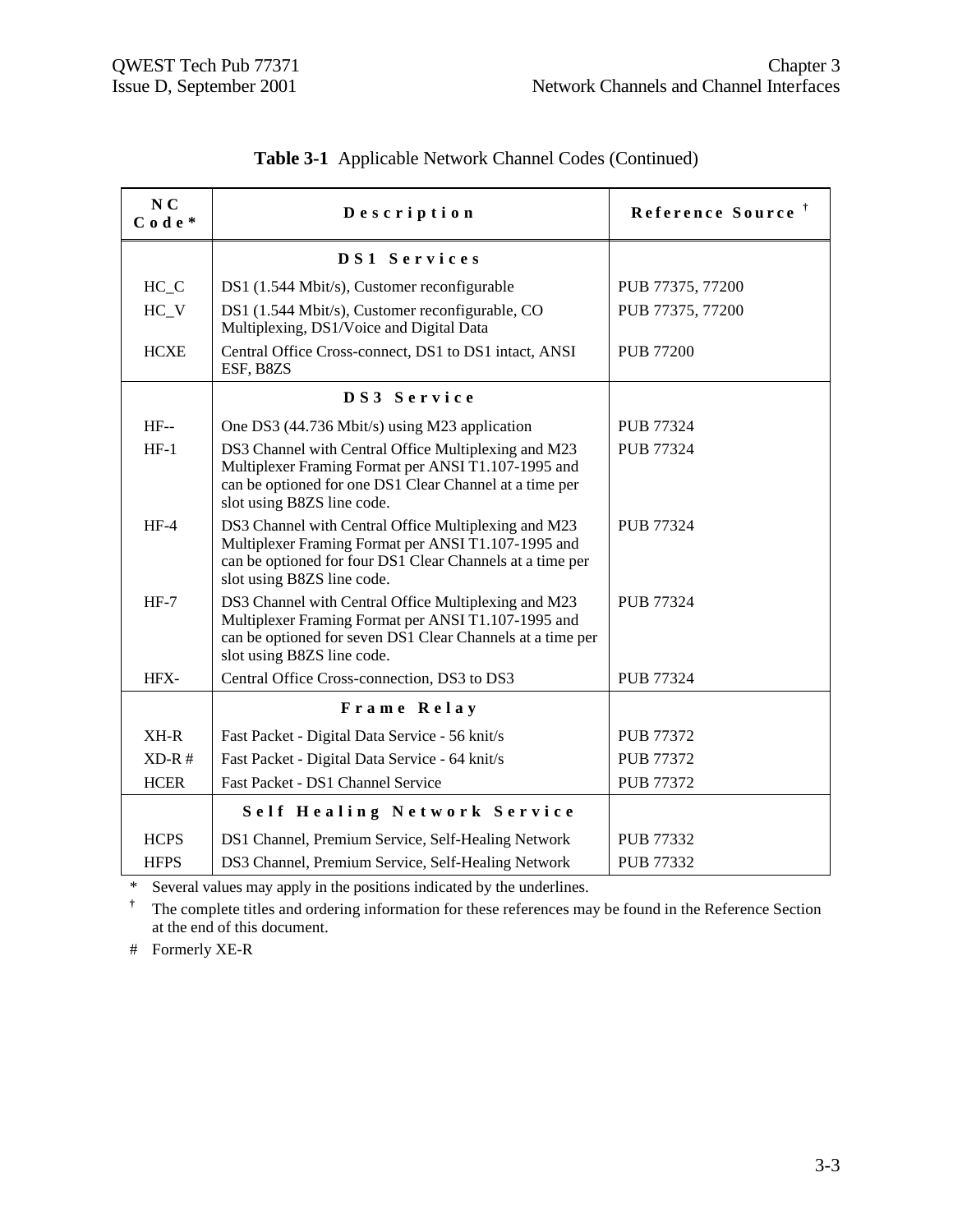**Table 3-1** Applicable Network Channel Codes (Continued)

| NC Code* | Description | Reference Source † |
|---|---|---|
| | **DS1 Services** | |
| HC_C | DS1 (1.544 Mbit/s), Customer reconfigurable | PUB 77375, 77200 |
| HC_V | DS1 (1.544 Mbit/s), Customer reconfigurable, CO Multiplexing, DS1/Voice and Digital Data | PUB 77375, 77200 |
| HCXE | Central Office Cross-connect, DS1 to DS1 intact, ANSI ESF, B8ZS | PUB 77200 |
| | **DS3 Service** | |
| HF-- | One DS3 (44.736 Mbit/s) using M23 application | PUB 77324 |
| HF-1 | DS3 Channel with Central Office Multiplexing and M23 Multiplexer Framing Format per ANSI T1.107-1995 and can be optioned for one DS1 Clear Channel at a time per slot using B8ZS line code. | PUB 77324 |
| HF-4 | DS3 Channel with Central Office Multiplexing and M23 Multiplexer Framing Format per ANSI T1.107-1995 and can be optioned for four DS1 Clear Channels at a time per slot using B8ZS line code. | PUB 77324 |
| HF-7 | DS3 Channel with Central Office Multiplexing and M23 Multiplexer Framing Format per ANSI T1.107-1995 and can be optioned for seven DS1 Clear Channels at a time per slot using B8ZS line code. | PUB 77324 |
| HFX- | Central Office Cross-connection, DS3 to DS3 | PUB 77324 |
| | **Frame Relay** | |
| XH-R | Fast Packet - Digital Data Service - 56 knit/s | PUB 77372 |
| XD-R # | Fast Packet - Digital Data Service - 64 knit/s | PUB 77372 |
| HCER | Fast Packet - DS1 Channel Service | PUB 77372 |
| | **Self Healing Network Service** | |
| HCPS | DS1 Channel, Premium Service, Self-Healing Network | PUB 77332 |
| HFPS | DS3 Channel, Premium Service, Self-Healing Network | PUB 77332 |

\* Several values may apply in the positions indicated by the underlines.

† The complete titles and ordering information for these references may be found in the Reference Section at the end of this document.

# Formerly XE-R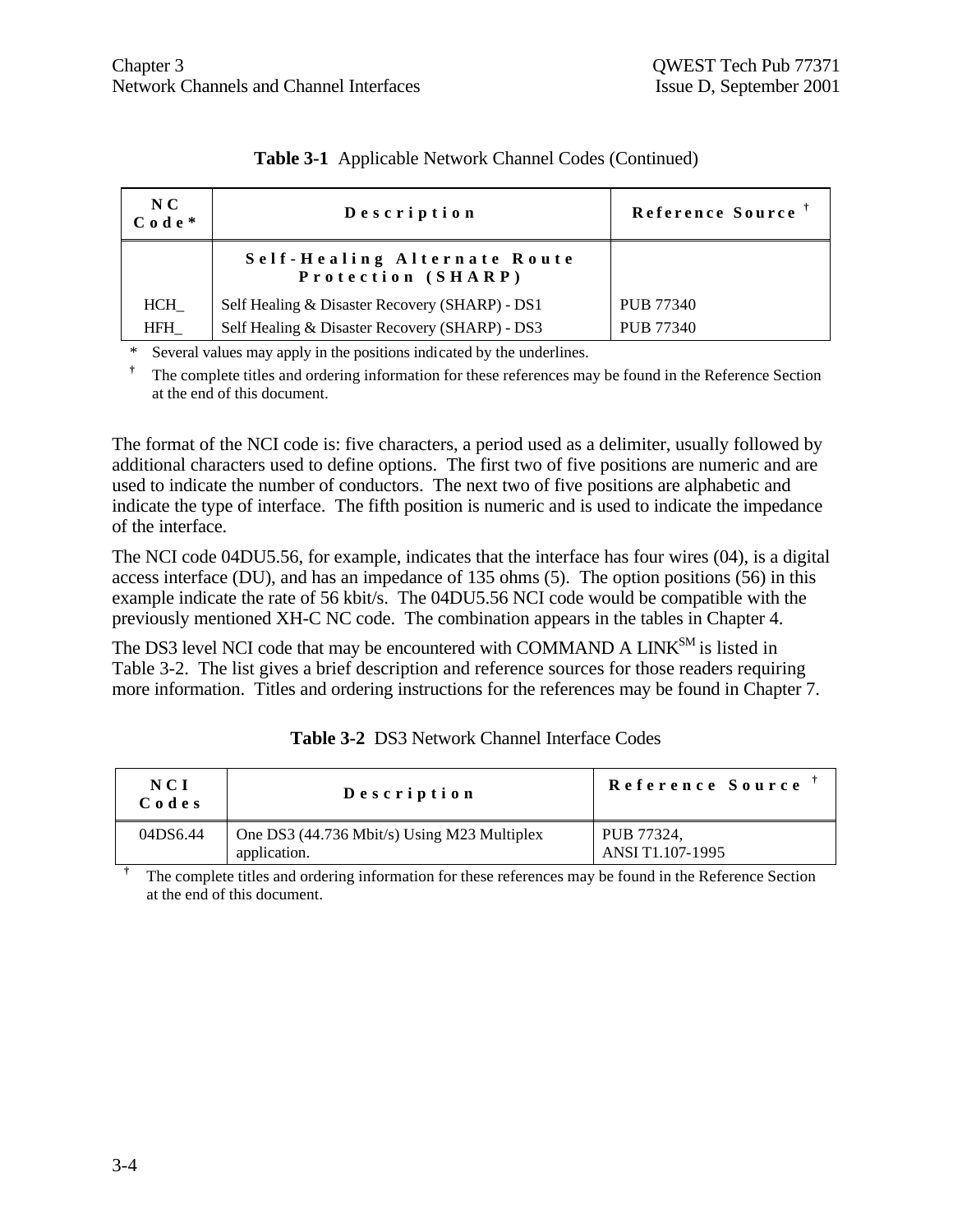**Table 3-1** Applicable Network Channel Codes (Continued)

| NC Code* | Description | Reference Source † |
|---|---|---|
| | **Self-Healing Alternate Route Protection (SHARP)** | |
| HCH_ | Self Healing & Disaster Recovery (SHARP) - DS1 | PUB 77340 |
| HFH_ | Self Healing & Disaster Recovery (SHARP) - DS3 | PUB 77340 |

\* Several values may apply in the positions indicated by the underlines.

† The complete titles and ordering information for these references may be found in the Reference Section at the end of this document.

The format of the NCI code is: five characters, a period used as a delimiter, usually followed by additional characters used to define options. The first two of five positions are numeric and are used to indicate the number of conductors. The next two of five positions are alphabetic and indicate the type of interface. The fifth position is numeric and is used to indicate the impedance of the interface.

The NCI code 04DU5.56, for example, indicates that the interface has four wires (04), is a digital access interface (DU), and has an impedance of 135 ohms (5). The option positions (56) in this example indicate the rate of 56 kbit/s. The 04DU5.56 NCI code would be compatible with the previously mentioned XH-C NC code. The combination appears in the tables in Chapter 4.

The DS3 level NCI code that may be encountered with COMMAND A LINK℠ is listed in Table 3-2. The list gives a brief description and reference sources for those readers requiring more information. Titles and ordering instructions for the references may be found in Chapter 7.

**Table 3-2** DS3 Network Channel Interface Codes

| NCI Codes | Description | Reference Source † |
|---|---|---|
| 04DS6.44 | One DS3 (44.736 Mbit/s) Using M23 Multiplex application. | PUB 77324, ANSI T1.107-1995 |

† The complete titles and ordering information for these references may be found in the Reference Section at the end of this document.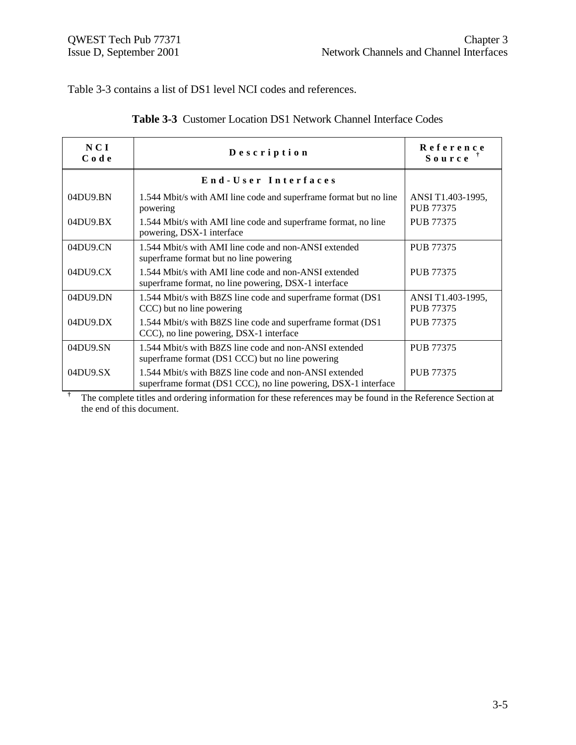Table 3-3 contains a list of DS1 level NCI codes and references.

**Table 3-3** Customer Location DS1 Network Channel Interface Codes

| NCI Code | Description | Reference Source † |
|---|---|---|
| | **End-User Interfaces** | |
| 04DU9.BN | 1.544 Mbit/s with AMI line code and superframe format but no line powering | ANSI T1.403-1995, PUB 77375 |
| 04DU9.BX | 1.544 Mbit/s with AMI line code and superframe format, no line powering, DSX-1 interface | PUB 77375 |
| 04DU9.CN | 1.544 Mbit/s with AMI line code and non-ANSI extended superframe format but no line powering | PUB 77375 |
| 04DU9.CX | 1.544 Mbit/s with AMI line code and non-ANSI extended superframe format, no line powering, DSX-1 interface | PUB 77375 |
| 04DU9.DN | 1.544 Mbit/s with B8ZS line code and superframe format (DS1 CCC) but no line powering | ANSI T1.403-1995, PUB 77375 |
| 04DU9.DX | 1.544 Mbit/s with B8ZS line code and superframe format (DS1 CCC), no line powering, DSX-1 interface | PUB 77375 |
| 04DU9.SN | 1.544 Mbit/s with B8ZS line code and non-ANSI extended superframe format (DS1 CCC) but no line powering | PUB 77375 |
| 04DU9.SX | 1.544 Mbit/s with B8ZS line code and non-ANSI extended superframe format (DS1 CCC), no line powering, DSX-1 interface | PUB 77375 |

† The complete titles and ordering information for these references may be found in the Reference Section at the end of this document.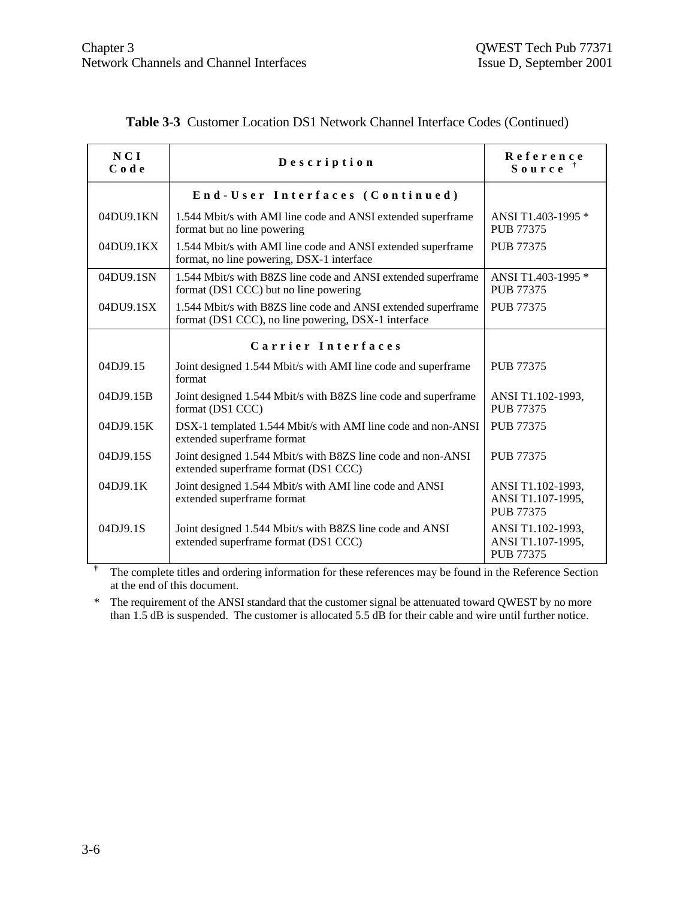**Table 3-3** Customer Location DS1 Network Channel Interface Codes (Continued)

| NCI Code | Description | Reference Source † |
|---|---|---|
| | **End-User Interfaces (Continued)** | |
| 04DU9.1KN | 1.544 Mbit/s with AMI line code and ANSI extended superframe format but no line powering | ANSI T1.403-1995 * PUB 77375 |
| 04DU9.1KX | 1.544 Mbit/s with AMI line code and ANSI extended superframe format, no line powering, DSX-1 interface | PUB 77375 |
| 04DU9.1SN | 1.544 Mbit/s with B8ZS line code and ANSI extended superframe format (DS1 CCC) but no line powering | ANSI T1.403-1995 * PUB 77375 |
| 04DU9.1SX | 1.544 Mbit/s with B8ZS line code and ANSI extended superframe format (DS1 CCC), no line powering, DSX-1 interface | PUB 77375 |
| | **Carrier Interfaces** | |
| 04DJ9.15 | Joint designed 1.544 Mbit/s with AMI line code and superframe format | PUB 77375 |
| 04DJ9.15B | Joint designed 1.544 Mbit/s with B8ZS line code and superframe format (DS1 CCC) | ANSI T1.102-1993, PUB 77375 |
| 04DJ9.15K | DSX-1 templated 1.544 Mbit/s with AMI line code and non-ANSI extended superframe format | PUB 77375 |
| 04DJ9.15S | Joint designed 1.544 Mbit/s with B8ZS line code and non-ANSI extended superframe format (DS1 CCC) | PUB 77375 |
| 04DJ9.1K | Joint designed 1.544 Mbit/s with AMI line code and ANSI extended superframe format | ANSI T1.102-1993, ANSI T1.107-1995, PUB 77375 |
| 04DJ9.1S | Joint designed 1.544 Mbit/s with B8ZS line code and ANSI extended superframe format (DS1 CCC) | ANSI T1.102-1993, ANSI T1.107-1995, PUB 77375 |

† The complete titles and ordering information for these references may be found in the Reference Section at the end of this document.

\* The requirement of the ANSI standard that the customer signal be attenuated toward QWEST by no more than 1.5 dB is suspended. The customer is allocated 5.5 dB for their cable and wire until further notice.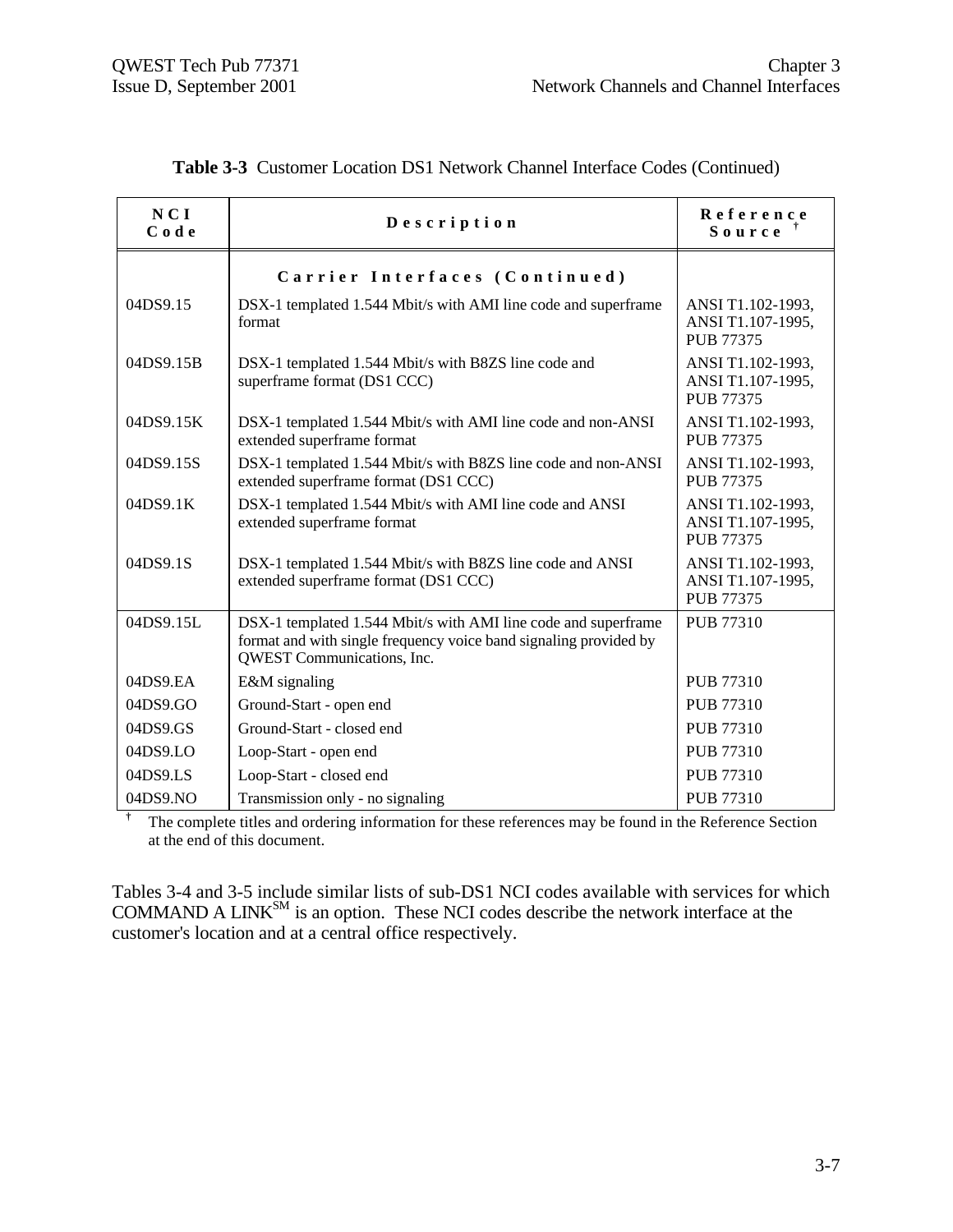**Table 3-3** Customer Location DS1 Network Channel Interface Codes (Continued)

| NCI Code | Description | Reference Source † |
|---|---|---|
| | **Carrier Interfaces (Continued)** | |
| 04DS9.15 | DSX-1 templated 1.544 Mbit/s with AMI line code and superframe format | ANSI T1.102-1993, ANSI T1.107-1995, PUB 77375 |
| 04DS9.15B | DSX-1 templated 1.544 Mbit/s with B8ZS line code and superframe format (DS1 CCC) | ANSI T1.102-1993, ANSI T1.107-1995, PUB 77375 |
| 04DS9.15K | DSX-1 templated 1.544 Mbit/s with AMI line code and non-ANSI extended superframe format | ANSI T1.102-1993, PUB 77375 |
| 04DS9.15S | DSX-1 templated 1.544 Mbit/s with B8ZS line code and non-ANSI extended superframe format (DS1 CCC) | ANSI T1.102-1993, PUB 77375 |
| 04DS9.1K | DSX-1 templated 1.544 Mbit/s with AMI line code and ANSI extended superframe format | ANSI T1.102-1993, ANSI T1.107-1995, PUB 77375 |
| 04DS9.1S | DSX-1 templated 1.544 Mbit/s with B8ZS line code and ANSI extended superframe format (DS1 CCC) | ANSI T1.102-1993, ANSI T1.107-1995, PUB 77375 |
| 04DS9.15L | DSX-1 templated 1.544 Mbit/s with AMI line code and superframe format and with single frequency voice band signaling provided by QWEST Communications, Inc. | PUB 77310 |
| 04DS9.EA | E&M signaling | PUB 77310 |
| 04DS9.GO | Ground-Start - open end | PUB 77310 |
| 04DS9.GS | Ground-Start - closed end | PUB 77310 |
| 04DS9.LO | Loop-Start - open end | PUB 77310 |
| 04DS9.LS | Loop-Start - closed end | PUB 77310 |
| 04DS9.NO | Transmission only - no signaling | PUB 77310 |

† The complete titles and ordering information for these references may be found in the Reference Section at the end of this document.

Tables 3-4 and 3-5 include similar lists of sub-DS1 NCI codes available with services for which COMMAND A LINK[SM] is an option. These NCI codes describe the network interface at the customer's location and at a central office respectively.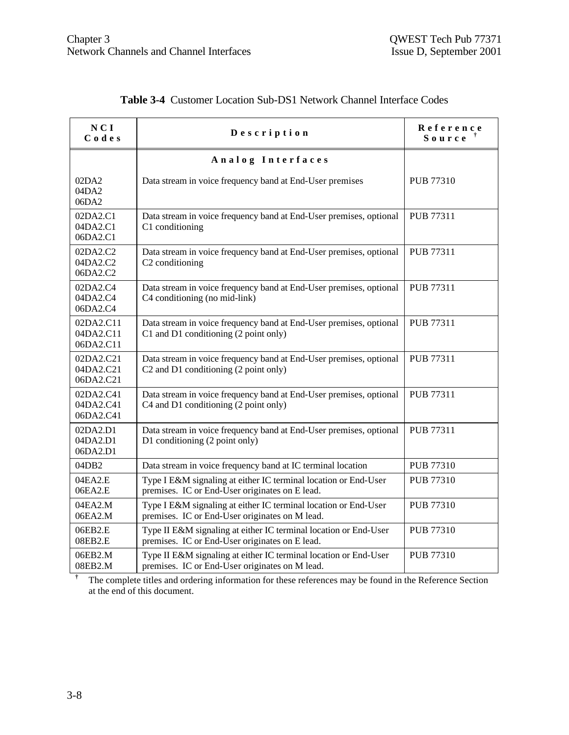**Table 3-4** Customer Location Sub-DS1 Network Channel Interface Codes

| NCI Codes | Description | Reference Source † |
|---|---|---|
| | **Analog Interfaces** | |
| 02DA2<br>04DA2<br>06DA2 | Data stream in voice frequency band at End-User premises | PUB 77310 |
| 02DA2.C1<br>04DA2.C1<br>06DA2.C1 | Data stream in voice frequency band at End-User premises, optional C1 conditioning | PUB 77311 |
| 02DA2.C2<br>04DA2.C2<br>06DA2.C2 | Data stream in voice frequency band at End-User premises, optional C2 conditioning | PUB 77311 |
| 02DA2.C4<br>04DA2.C4<br>06DA2.C4 | Data stream in voice frequency band at End-User premises, optional C4 conditioning (no mid-link) | PUB 77311 |
| 02DA2.C11<br>04DA2.C11<br>06DA2.C11 | Data stream in voice frequency band at End-User premises, optional C1 and D1 conditioning (2 point only) | PUB 77311 |
| 02DA2.C21<br>04DA2.C21<br>06DA2.C21 | Data stream in voice frequency band at End-User premises, optional C2 and D1 conditioning (2 point only) | PUB 77311 |
| 02DA2.C41<br>04DA2.C41<br>06DA2.C41 | Data stream in voice frequency band at End-User premises, optional C4 and D1 conditioning (2 point only) | PUB 77311 |
| 02DA2.D1<br>04DA2.D1<br>06DA2.D1 | Data stream in voice frequency band at End-User premises, optional D1 conditioning (2 point only) | PUB 77311 |
| 04DB2 | Data stream in voice frequency band at IC terminal location | PUB 77310 |
| 04EA2.E<br>06EA2.E | Type I E&M signaling at either IC terminal location or End-User premises. IC or End-User originates on E lead. | PUB 77310 |
| 04EA2.M<br>06EA2.M | Type I E&M signaling at either IC terminal location or End-User premises. IC or End-User originates on M lead. | PUB 77310 |
| 06EB2.E<br>08EB2.E | Type II E&M signaling at either IC terminal location or End-User premises. IC or End-User originates on E lead. | PUB 77310 |
| 06EB2.M<br>08EB2.M | Type II E&M signaling at either IC terminal location or End-User premises. IC or End-User originates on M lead. | PUB 77310 |

† The complete titles and ordering information for these references may be found in the Reference Section at the end of this document.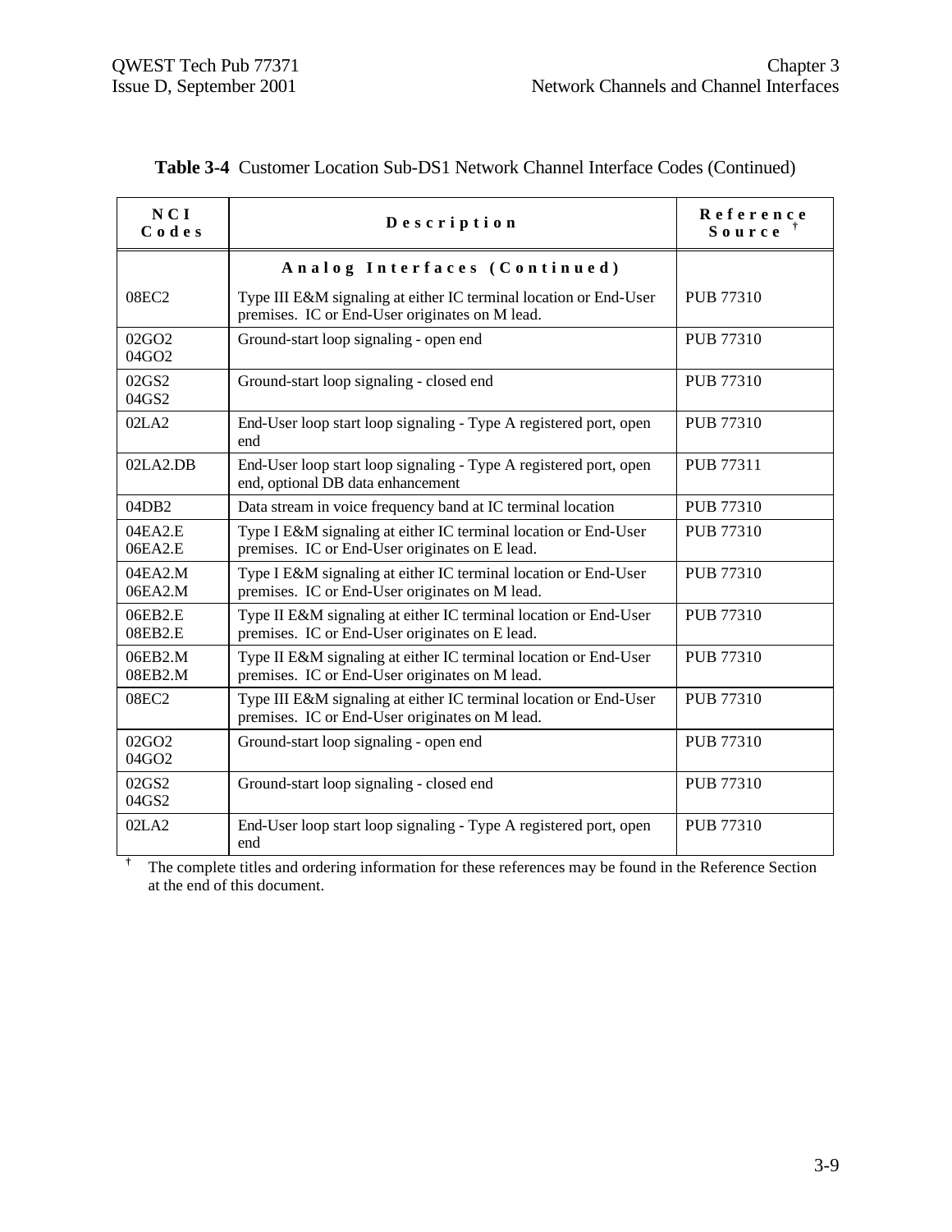**Table 3-4** Customer Location Sub-DS1 Network Channel Interface Codes (Continued)

| NCI Codes | Description | Reference Source † |
|---|---|---|
| | **Analog Interfaces (Continued)** | |
| 08EC2 | Type III E&M signaling at either IC terminal location or End-User premises. IC or End-User originates on M lead. | PUB 77310 |
| 02GO2<br>04GO2 | Ground-start loop signaling - open end | PUB 77310 |
| 02GS2<br>04GS2 | Ground-start loop signaling - closed end | PUB 77310 |
| 02LA2 | End-User loop start loop signaling - Type A registered port, open end | PUB 77310 |
| 02LA2.DB | End-User loop start loop signaling - Type A registered port, open end, optional DB data enhancement | PUB 77311 |
| 04DB2 | Data stream in voice frequency band at IC terminal location | PUB 77310 |
| 04EA2.E<br>06EA2.E | Type I E&M signaling at either IC terminal location or End-User premises. IC or End-User originates on E lead. | PUB 77310 |
| 04EA2.M<br>06EA2.M | Type I E&M signaling at either IC terminal location or End-User premises. IC or End-User originates on M lead. | PUB 77310 |
| 06EB2.E<br>08EB2.E | Type II E&M signaling at either IC terminal location or End-User premises. IC or End-User originates on E lead. | PUB 77310 |
| 06EB2.M<br>08EB2.M | Type II E&M signaling at either IC terminal location or End-User premises. IC or End-User originates on M lead. | PUB 77310 |
| 08EC2 | Type III E&M signaling at either IC terminal location or End-User premises. IC or End-User originates on M lead. | PUB 77310 |
| 02GO2<br>04GO2 | Ground-start loop signaling - open end | PUB 77310 |
| 02GS2<br>04GS2 | Ground-start loop signaling - closed end | PUB 77310 |
| 02LA2 | End-User loop start loop signaling - Type A registered port, open end | PUB 77310 |

† The complete titles and ordering information for these references may be found in the Reference Section at the end of this document.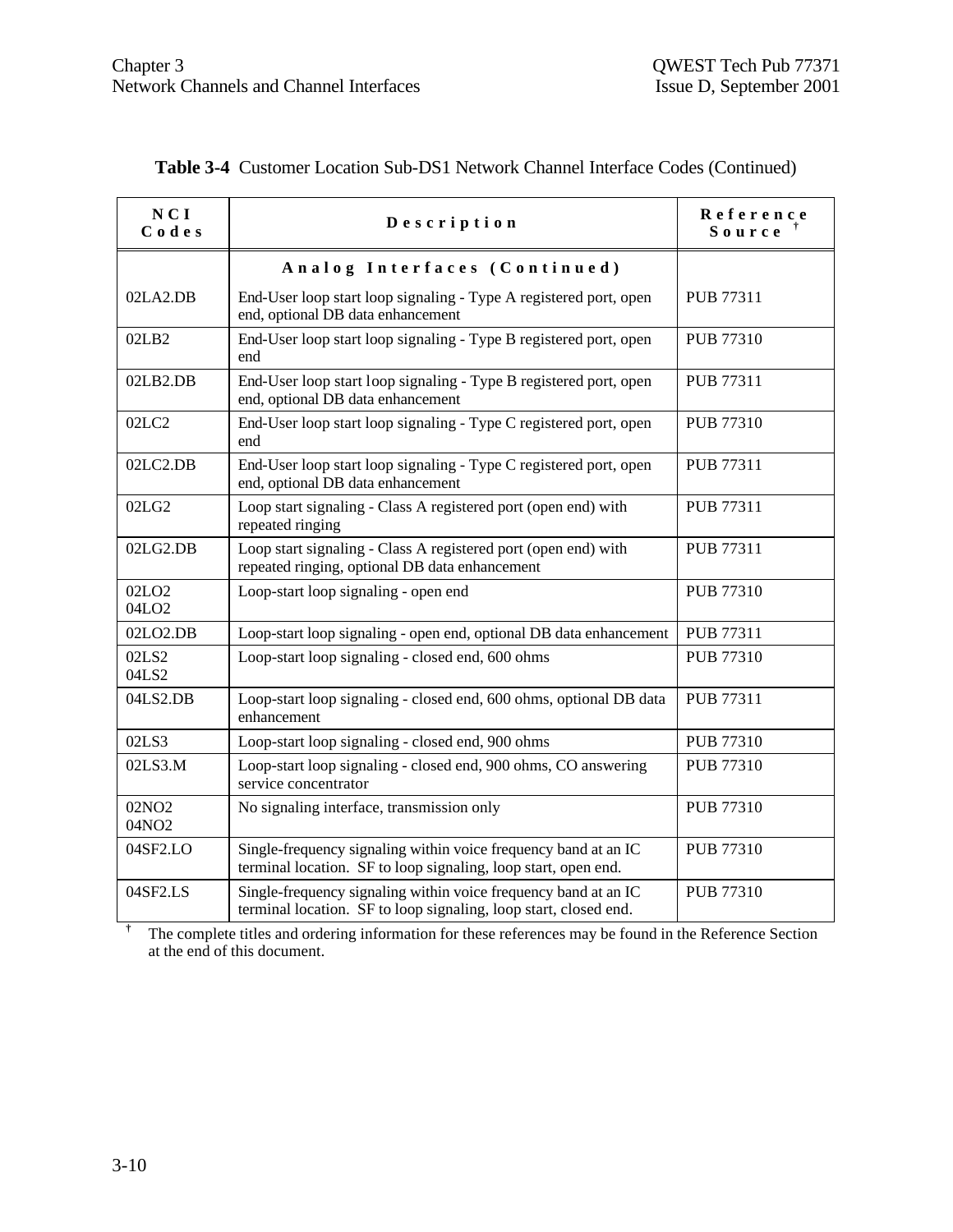**Table 3-4** Customer Location Sub-DS1 Network Channel Interface Codes (Continued)

| NCI Codes | Description | Reference Source † |
|---|---|---|
| | **Analog Interfaces (Continued)** | |
| 02LA2.DB | End-User loop start loop signaling - Type A registered port, open end, optional DB data enhancement | PUB 77311 |
| 02LB2 | End-User loop start loop signaling - Type B registered port, open end | PUB 77310 |
| 02LB2.DB | End-User loop start loop signaling - Type B registered port, open end, optional DB data enhancement | PUB 77311 |
| 02LC2 | End-User loop start loop signaling - Type C registered port, open end | PUB 77310 |
| 02LC2.DB | End-User loop start loop signaling - Type C registered port, open end, optional DB data enhancement | PUB 77311 |
| 02LG2 | Loop start signaling - Class A registered port (open end) with repeated ringing | PUB 77311 |
| 02LG2.DB | Loop start signaling - Class A registered port (open end) with repeated ringing, optional DB data enhancement | PUB 77311 |
| 02LO2<br>04LO2 | Loop-start loop signaling - open end | PUB 77310 |
| 02LO2.DB | Loop-start loop signaling - open end, optional DB data enhancement | PUB 77311 |
| 02LS2<br>04LS2 | Loop-start loop signaling - closed end, 600 ohms | PUB 77310 |
| 04LS2.DB | Loop-start loop signaling - closed end, 600 ohms, optional DB data enhancement | PUB 77311 |
| 02LS3 | Loop-start loop signaling - closed end, 900 ohms | PUB 77310 |
| 02LS3.M | Loop-start loop signaling - closed end, 900 ohms, CO answering service concentrator | PUB 77310 |
| 02NO2<br>04NO2 | No signaling interface, transmission only | PUB 77310 |
| 04SF2.LO | Single-frequency signaling within voice frequency band at an IC terminal location. SF to loop signaling, loop start, open end. | PUB 77310 |
| 04SF2.LS | Single-frequency signaling within voice frequency band at an IC terminal location. SF to loop signaling, loop start, closed end. | PUB 77310 |

† The complete titles and ordering information for these references may be found in the Reference Section at the end of this document.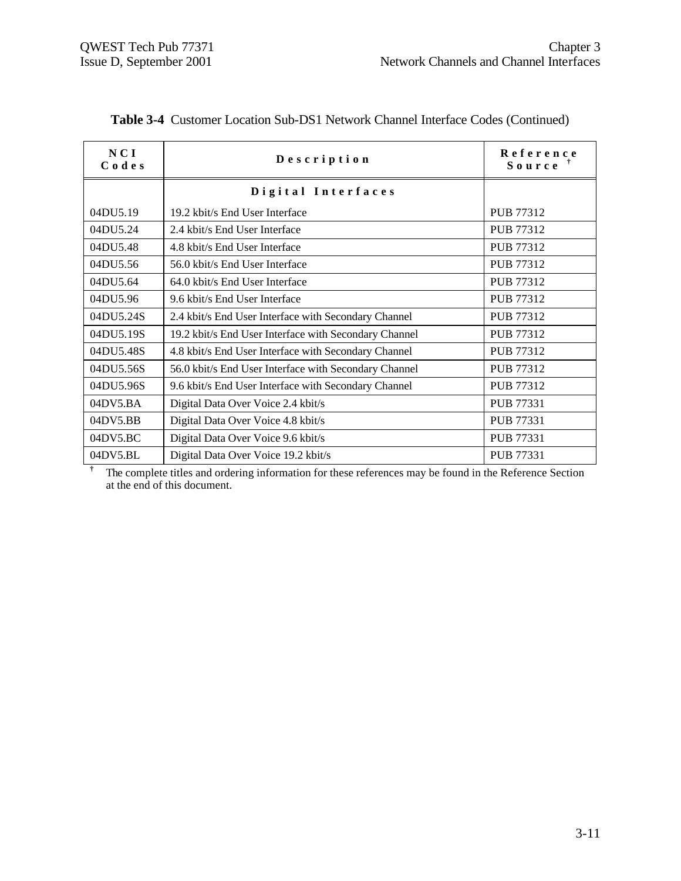**Table 3-4** Customer Location Sub-DS1 Network Channel Interface Codes (Continued)

| NCI Codes | Description | Reference Source † |
|---|---|---|
| | **Digital Interfaces** | |
| 04DU5.19 | 19.2 kbit/s End User Interface | PUB 77312 |
| 04DU5.24 | 2.4 kbit/s End User Interface | PUB 77312 |
| 04DU5.48 | 4.8 kbit/s End User Interface | PUB 77312 |
| 04DU5.56 | 56.0 kbit/s End User Interface | PUB 77312 |
| 04DU5.64 | 64.0 kbit/s End User Interface | PUB 77312 |
| 04DU5.96 | 9.6 kbit/s End User Interface | PUB 77312 |
| 04DU5.24S | 2.4 kbit/s End User Interface with Secondary Channel | PUB 77312 |
| 04DU5.19S | 19.2 kbit/s End User Interface with Secondary Channel | PUB 77312 |
| 04DU5.48S | 4.8 kbit/s End User Interface with Secondary Channel | PUB 77312 |
| 04DU5.56S | 56.0 kbit/s End User Interface with Secondary Channel | PUB 77312 |
| 04DU5.96S | 9.6 kbit/s End User Interface with Secondary Channel | PUB 77312 |
| 04DV5.BA | Digital Data Over Voice 2.4 kbit/s | PUB 77331 |
| 04DV5.BB | Digital Data Over Voice 4.8 kbit/s | PUB 77331 |
| 04DV5.BC | Digital Data Over Voice 9.6 kbit/s | PUB 77331 |
| 04DV5.BL | Digital Data Over Voice 19.2 kbit/s | PUB 77331 |

† The complete titles and ordering information for these references may be found in the Reference Section at the end of this document.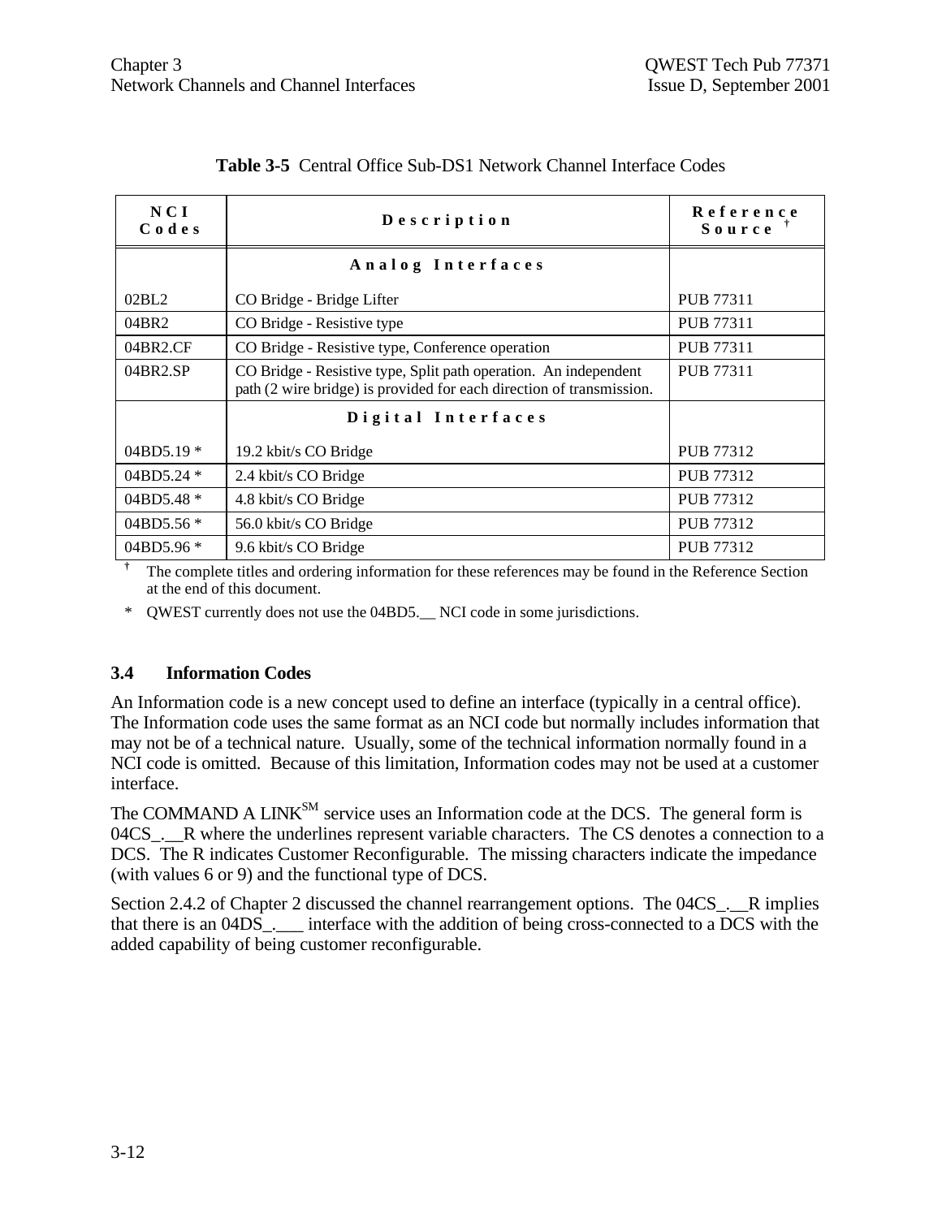**Table 3-5** Central Office Sub-DS1 Network Channel Interface Codes

| NCI Codes | Description | Reference Source † |
|---|---|---|
| | **Analog Interfaces** | |
| 02BL2 | CO Bridge - Bridge Lifter | PUB 77311 |
| 04BR2 | CO Bridge - Resistive type | PUB 77311 |
| 04BR2.CF | CO Bridge - Resistive type, Conference operation | PUB 77311 |
| 04BR2.SP | CO Bridge - Resistive type, Split path operation. An independent path (2 wire bridge) is provided for each direction of transmission. | PUB 77311 |
| | **Digital Interfaces** | |
| 04BD5.19 * | 19.2 kbit/s CO Bridge | PUB 77312 |
| 04BD5.24 * | 2.4 kbit/s CO Bridge | PUB 77312 |
| 04BD5.48 * | 4.8 kbit/s CO Bridge | PUB 77312 |
| 04BD5.56 * | 56.0 kbit/s CO Bridge | PUB 77312 |
| 04BD5.96 * | 9.6 kbit/s CO Bridge | PUB 77312 |

† The complete titles and ordering information for these references may be found in the Reference Section at the end of this document.

* QWEST currently does not use the 04BD5.__ NCI code in some jurisdictions.

### 3.4 Information Codes

An Information code is a new concept used to define an interface (typically in a central office). The Information code uses the same format as an NCI code but normally includes information that may not be of a technical nature. Usually, some of the technical information normally found in a NCI code is omitted. Because of this limitation, Information codes may not be used at a customer interface.

The COMMAND A LINK[SM] service uses an Information code at the DCS. The general form is 04CS_.__R where the underlines represent variable characters. The CS denotes a connection to a DCS. The R indicates Customer Reconfigurable. The missing characters indicate the impedance (with values 6 or 9) and the functional type of DCS.

Section 2.4.2 of Chapter 2 discussed the channel rearrangement options. The 04CS_.__R implies that there is an 04DS_.___ interface with the addition of being cross-connected to a DCS with the added capability of being customer reconfigurable.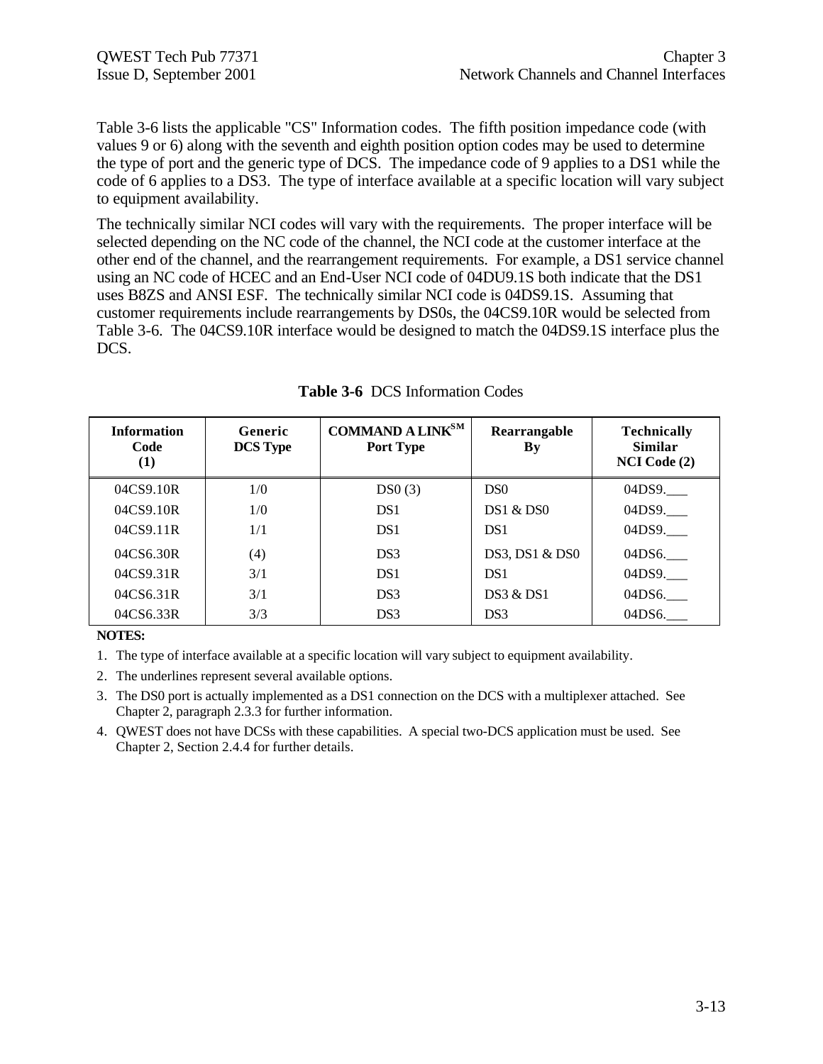Table 3-6 lists the applicable "CS" Information codes. The fifth position impedance code (with values 9 or 6) along with the seventh and eighth position option codes may be used to determine the type of port and the generic type of DCS. The impedance code of 9 applies to a DS1 while the code of 6 applies to a DS3. The type of interface available at a specific location will vary subject to equipment availability.

The technically similar NCI codes will vary with the requirements. The proper interface will be selected depending on the NC code of the channel, the NCI code at the customer interface at the other end of the channel, and the rearrangement requirements. For example, a DS1 service channel using an NC code of HCEC and an End-User NCI code of 04DU9.1S both indicate that the DS1 uses B8ZS and ANSI ESF. The technically similar NCI code is 04DS9.1S. Assuming that customer requirements include rearrangements by DS0s, the 04CS9.10R would be selected from Table 3-6. The 04CS9.10R interface would be designed to match the 04DS9.1S interface plus the DCS.

**Table 3-6** DCS Information Codes

| Information Code (1) | Generic DCS Type | COMMAND A LINK[SM] Port Type | Rearrangable By | Technically Similar NCI Code (2) |
|---|---|---|---|---|
| 04CS9.10R | 1/0 | DS0 (3) | DS0 | 04DS9.___ |
| 04CS9.10R | 1/0 | DS1 | DS1 & DS0 | 04DS9.___ |
| 04CS9.11R | 1/1 | DS1 | DS1 | 04DS9.___ |
| 04CS6.30R | (4) | DS3 | DS3, DS1 & DS0 | 04DS6.___ |
| 04CS9.31R | 3/1 | DS1 | DS1 | 04DS9.___ |
| 04CS6.31R | 3/1 | DS3 | DS3 & DS1 | 04DS6.___ |
| 04CS6.33R | 3/3 | DS3 | DS3 | 04DS6.___ |

**NOTES:**

1. The type of interface available at a specific location will vary subject to equipment availability.
2. The underlines represent several available options.
3. The DS0 port is actually implemented as a DS1 connection on the DCS with a multiplexer attached. See Chapter 2, paragraph 2.3.3 for further information.
4. QWEST does not have DCSs with these capabilities. A special two-DCS application must be used. See Chapter 2, Section 2.4.4 for further details.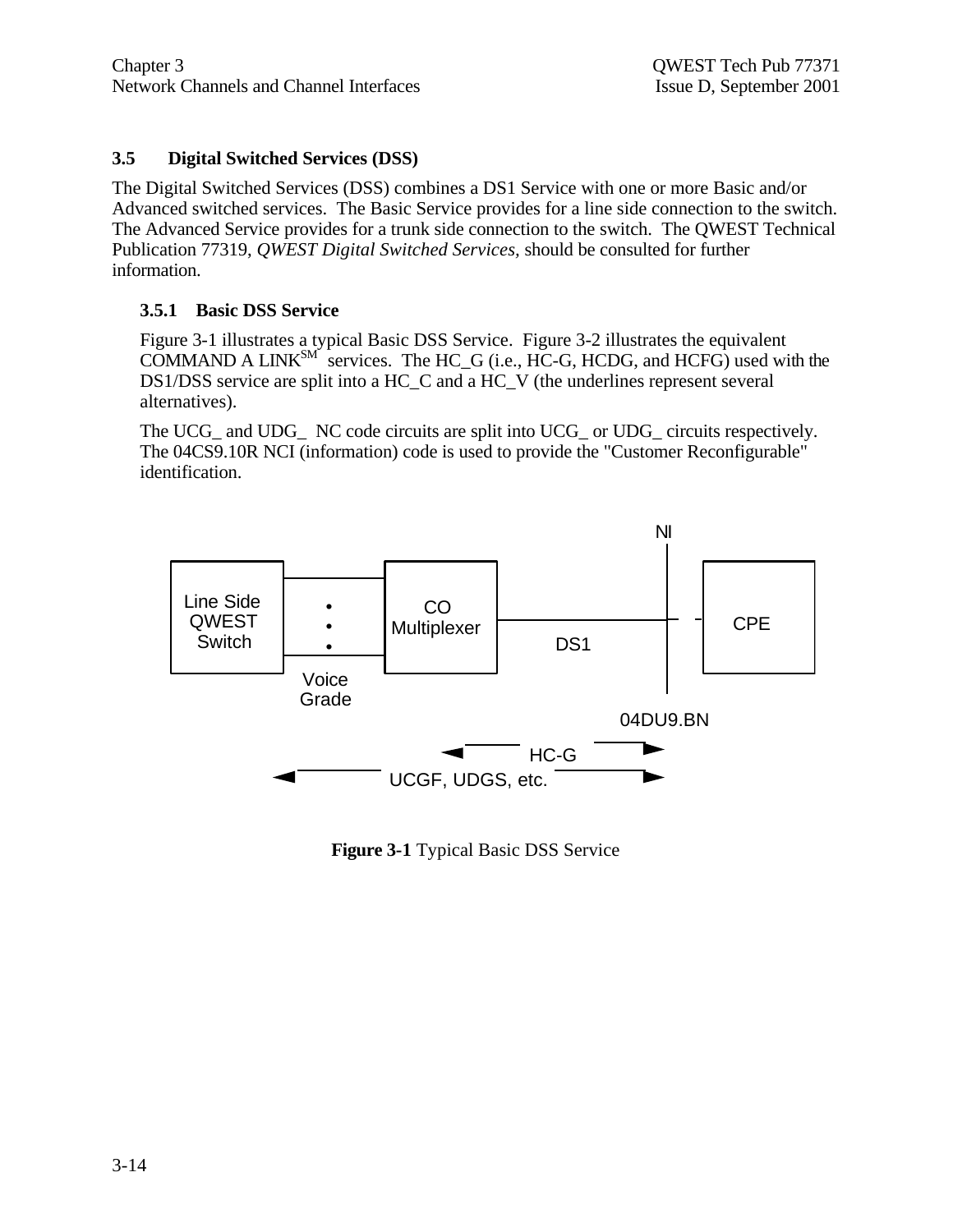## 3.5 Digital Switched Services (DSS)

The Digital Switched Services (DSS) combines a DS1 Service with one or more Basic and/or Advanced switched services. The Basic Service provides for a line side connection to the switch. The Advanced Service provides for a trunk side connection to the switch. The QWEST Technical Publication 77319, *QWEST Digital Switched Services,* should be consulted for further information.

### 3.5.1 Basic DSS Service

Figure 3-1 illustrates a typical Basic DSS Service. Figure 3-2 illustrates the equivalent COMMAND A LINK[SM] services. The HC_G (i.e., HC-G, HCDG, and HCFG) used with the DS1/DSS service are split into a HC_C and a HC_V (the underlines represent several alternatives).

The UCG_ and UDG_ NC code circuits are split into UCG_ or UDG_ circuits respectively. The 04CS9.10R NCI (information) code is used to provide the "Customer Reconfigurable" identification.

NI

Line Side QWEST Switch

Voice Grade

CO Multiplexer

DS1

CPE

04DU9.BN

HC-G

UCGF, UDGS, etc.

**Figure 3-1** Typical Basic DSS Service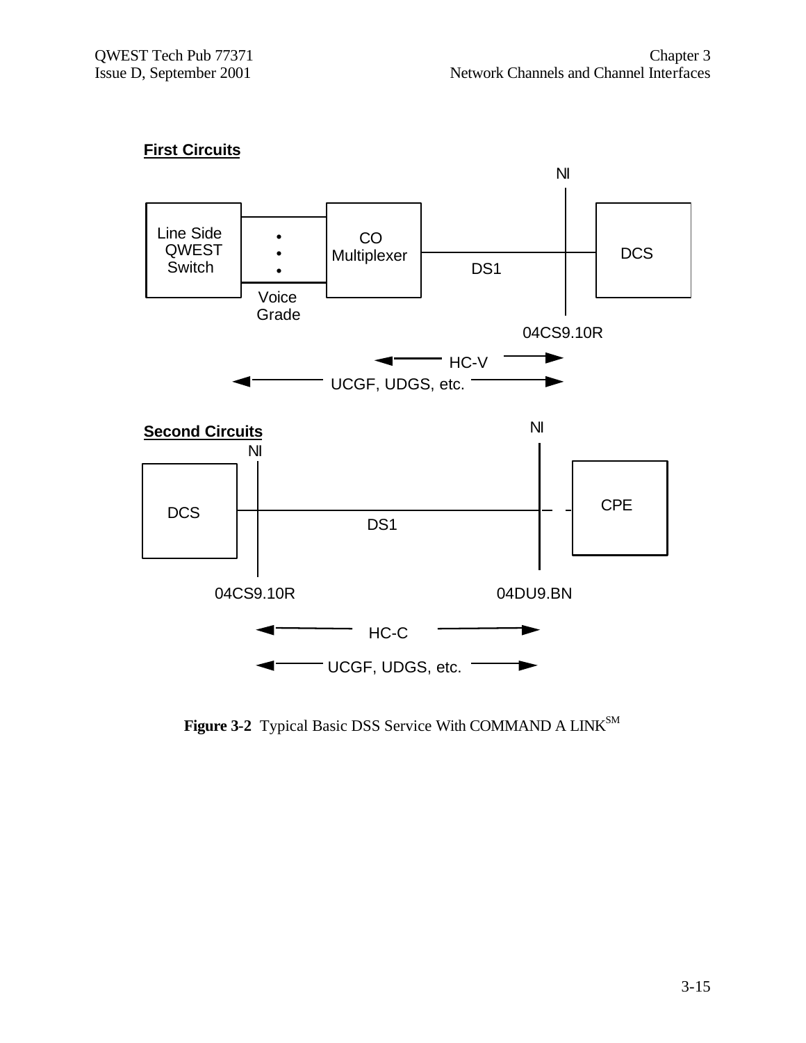**First Circuits**

NI

Line Side QWEST Switch — Voice Grade — CO Multiplexer — DS1 — DCS

04CS9.10R

◄ HC-V ►

◄ UCGF, UDGS, etc. ►

**Second Circuits**

NI NI

DCS — DS1 — CPE

04CS9.10R 04DU9.BN

◄ HC-C ►

◄ UCGF, UDGS, etc. ►

**Figure 3-2** Typical Basic DSS Service With COMMAND A LINK[SM]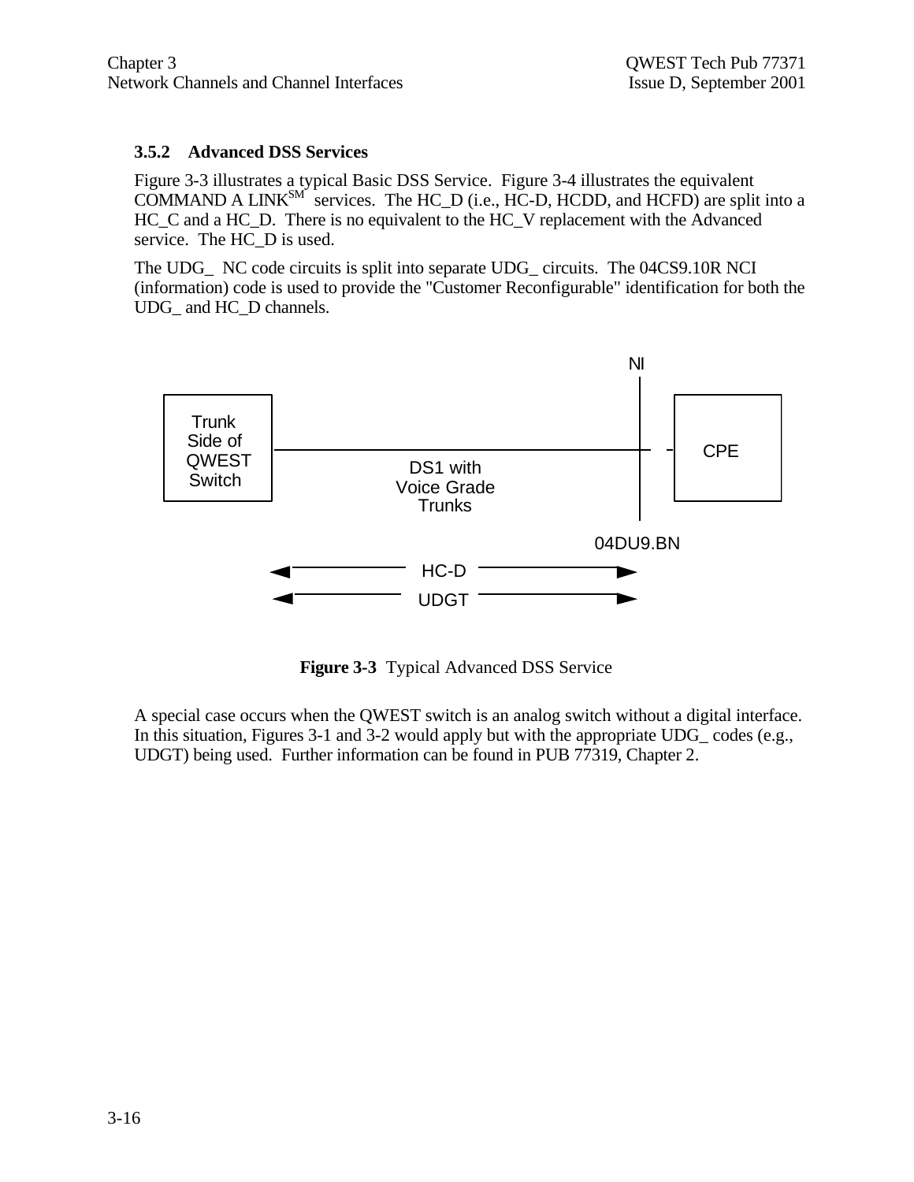### 3.5.2 Advanced DSS Services

Figure 3-3 illustrates a typical Basic DSS Service. Figure 3-4 illustrates the equivalent COMMAND A LINK[SM] services. The HC_D (i.e., HC-D, HCDD, and HCFD) are split into a HC_C and a HC_D. There is no equivalent to the HC_V replacement with the Advanced service. The HC_D is used.

The UDG_ NC code circuits is split into separate UDG_ circuits. The 04CS9.10R NCI (information) code is used to provide the "Customer Reconfigurable" identification for both the UDG_ and HC_D channels.

NI

Trunk Side of QWEST Switch

DS1 with Voice Grade Trunks

CPE

04DU9.BN

HC-D

UDGT

**Figure 3-3** Typical Advanced DSS Service

A special case occurs when the QWEST switch is an analog switch without a digital interface. In this situation, Figures 3-1 and 3-2 would apply but with the appropriate UDG_ codes (e.g., UDGT) being used. Further information can be found in PUB 77319, Chapter 2.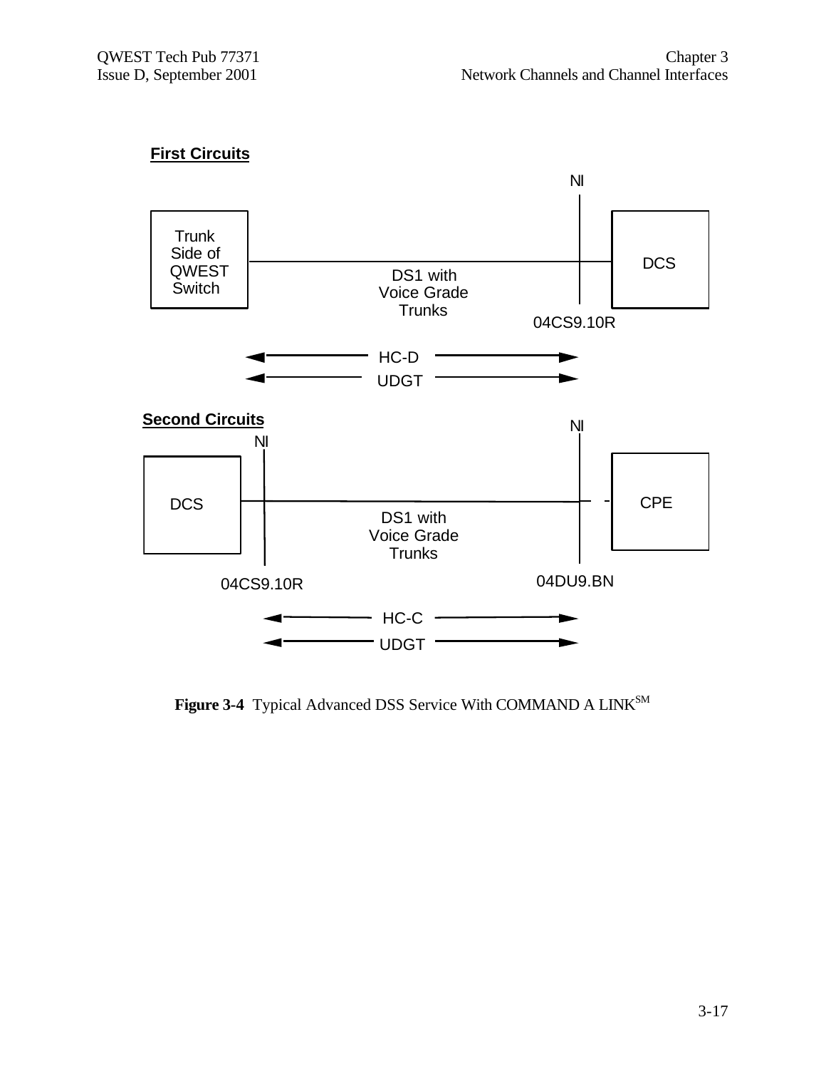**First Circuits**

NI

Trunk Side of QWEST Switch

DS1 with Voice Grade Trunks

DCS

04CS9.10R

HC-D

UDGT

**Second Circuits**

NI

NI

DCS

DS1 with Voice Grade Trunks

CPE

04CS9.10R

04DU9.BN

HC-C

UDGT

**Figure 3-4** Typical Advanced DSS Service With COMMAND A LINK[SM]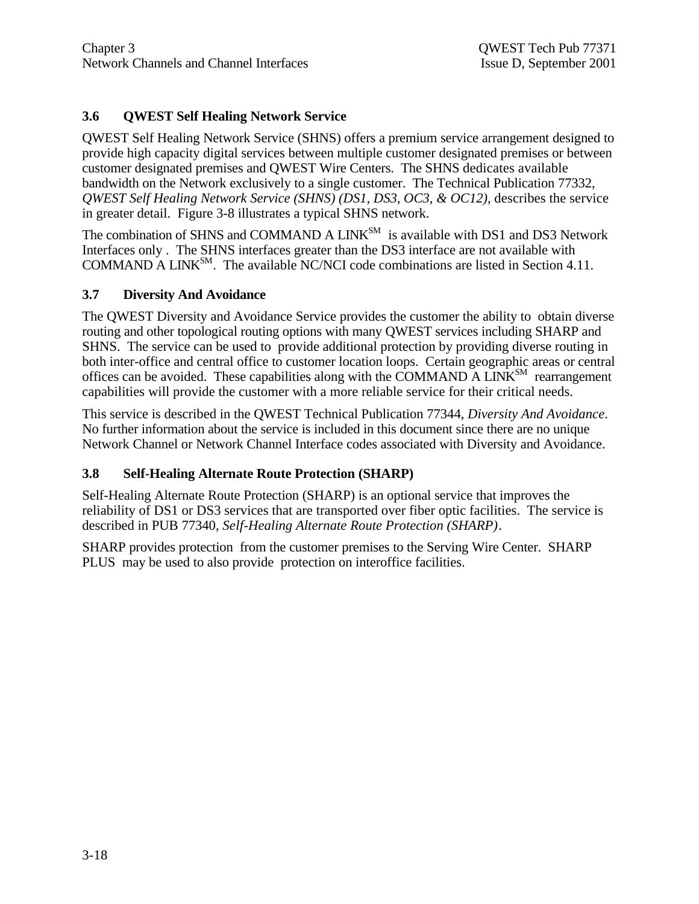## 3.6 QWEST Self Healing Network Service

QWEST Self Healing Network Service (SHNS) offers a premium service arrangement designed to provide high capacity digital services between multiple customer designated premises or between customer designated premises and QWEST Wire Centers. The SHNS dedicates available bandwidth on the Network exclusively to a single customer. The Technical Publication 77332, *QWEST Self Healing Network Service (SHNS) (DS1, DS3, OC3, & OC12)*, describes the service in greater detail. Figure 3-8 illustrates a typical SHNS network.

The combination of SHNS and COMMAND A LINK[SM] is available with DS1 and DS3 Network Interfaces only . The SHNS interfaces greater than the DS3 interface are not available with COMMAND A LINK[SM]. The available NC/NCI code combinations are listed in Section 4.11.

## 3.7 Diversity And Avoidance

The QWEST Diversity and Avoidance Service provides the customer the ability to obtain diverse routing and other topological routing options with many QWEST services including SHARP and SHNS. The service can be used to provide additional protection by providing diverse routing in both inter-office and central office to customer location loops. Certain geographic areas or central offices can be avoided. These capabilities along with the COMMAND A LINK[SM] rearrangement capabilities will provide the customer with a more reliable service for their critical needs.

This service is described in the QWEST Technical Publication 77344, *Diversity And Avoidance*. No further information about the service is included in this document since there are no unique Network Channel or Network Channel Interface codes associated with Diversity and Avoidance.

## 3.8 Self-Healing Alternate Route Protection (SHARP)

Self-Healing Alternate Route Protection (SHARP) is an optional service that improves the reliability of DS1 or DS3 services that are transported over fiber optic facilities. The service is described in PUB 77340, *Self-Healing Alternate Route Protection (SHARP)*.

SHARP provides protection from the customer premises to the Serving Wire Center. SHARP PLUS may be used to also provide protection on interoffice facilities.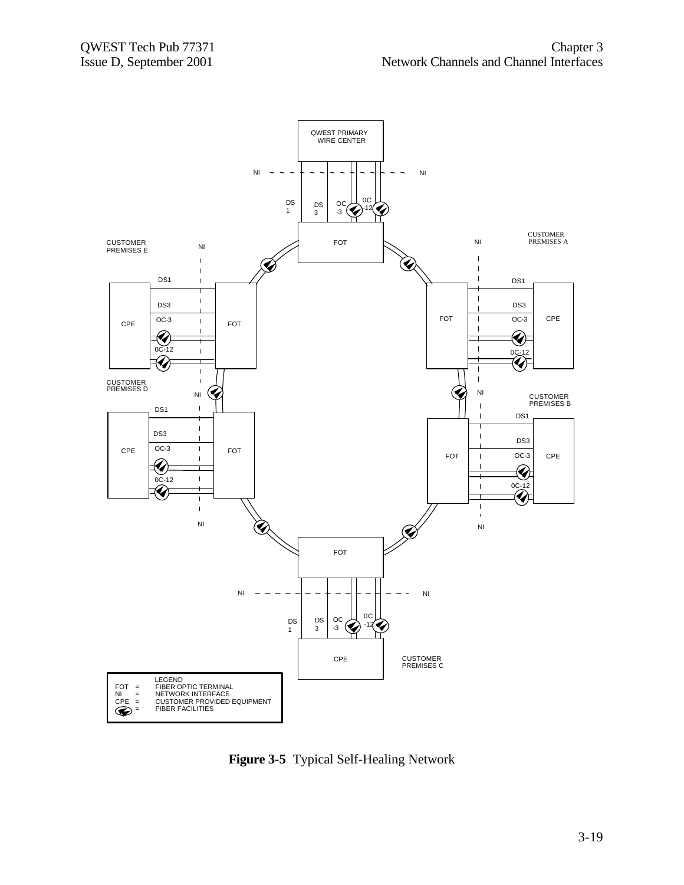LEGEND

- FOT = FIBER OPTIC TERMINAL
- NI = NETWORK INTERFACE
- CPE = CUSTOMER PROVIDED EQUIPMENT
- (symbol) = FIBER FACILITIES

**Figure 3-5** Typical Self-Healing Network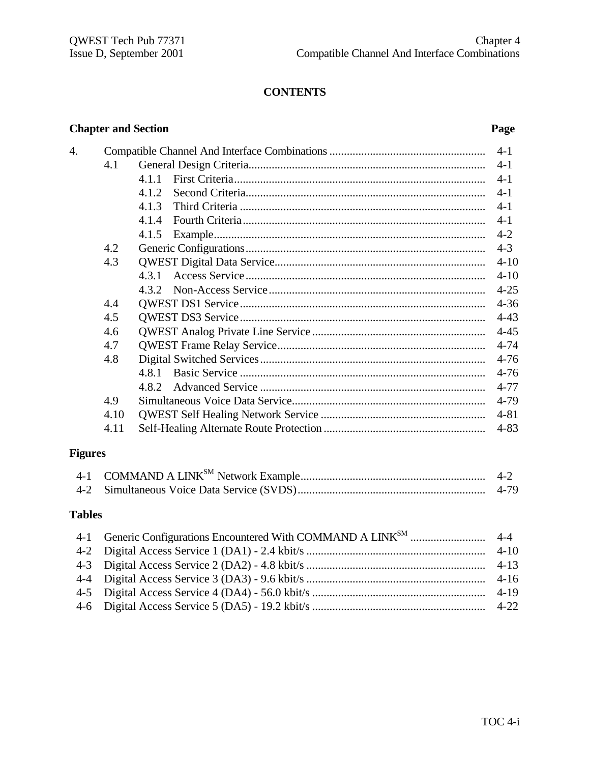**CONTENTS**

| Chapter and Section | | | Page |
|---|---|---|---|
| 4. | Compatible Channel And Interface Combinations | | 4-1 |
| | 4.1 | General Design Criteria | 4-1 |
| | | 4.1.1 First Criteria | 4-1 |
| | | 4.1.2 Second Criteria | 4-1 |
| | | 4.1.3 Third Criteria | 4-1 |
| | | 4.1.4 Fourth Criteria | 4-1 |
| | | 4.1.5 Example | 4-2 |
| | 4.2 | Generic Configurations | 4-3 |
| | 4.3 | QWEST Digital Data Service | 4-10 |
| | | 4.3.1 Access Service | 4-10 |
| | | 4.3.2 Non-Access Service | 4-25 |
| | 4.4 | QWEST DS1 Service | 4-36 |
| | 4.5 | QWEST DS3 Service | 4-43 |
| | 4.6 | QWEST Analog Private Line Service | 4-45 |
| | 4.7 | QWEST Frame Relay Service | 4-74 |
| | 4.8 | Digital Switched Services | 4-76 |
| | | 4.8.1 Basic Service | 4-76 |
| | | 4.8.2 Advanced Service | 4-77 |
| | 4.9 | Simultaneous Voice Data Service | 4-79 |
| | 4.10 | QWEST Self Healing Network Service | 4-81 |
| | 4.11 | Self-Healing Alternate Route Protection | 4-83 |

**Figures**

| | | |
|---|---|---|
| 4-1 | COMMAND A LINK[SM] Network Example | 4-2 |
| 4-2 | Simultaneous Voice Data Service (SVDS) | 4-79 |

**Tables**

| | | |
|---|---|---|
| 4-1 | Generic Configurations Encountered With COMMAND A LINK[SM] | 4-4 |
| 4-2 | Digital Access Service 1 (DA1) - 2.4 kbit/s | 4-10 |
| 4-3 | Digital Access Service 2 (DA2) - 4.8 kbit/s | 4-13 |
| 4-4 | Digital Access Service 3 (DA3) - 9.6 kbit/s | 4-16 |
| 4-5 | Digital Access Service 4 (DA4) - 56.0 kbit/s | 4-19 |
| 4-6 | Digital Access Service 5 (DA5) - 19.2 kbit/s | 4-22 |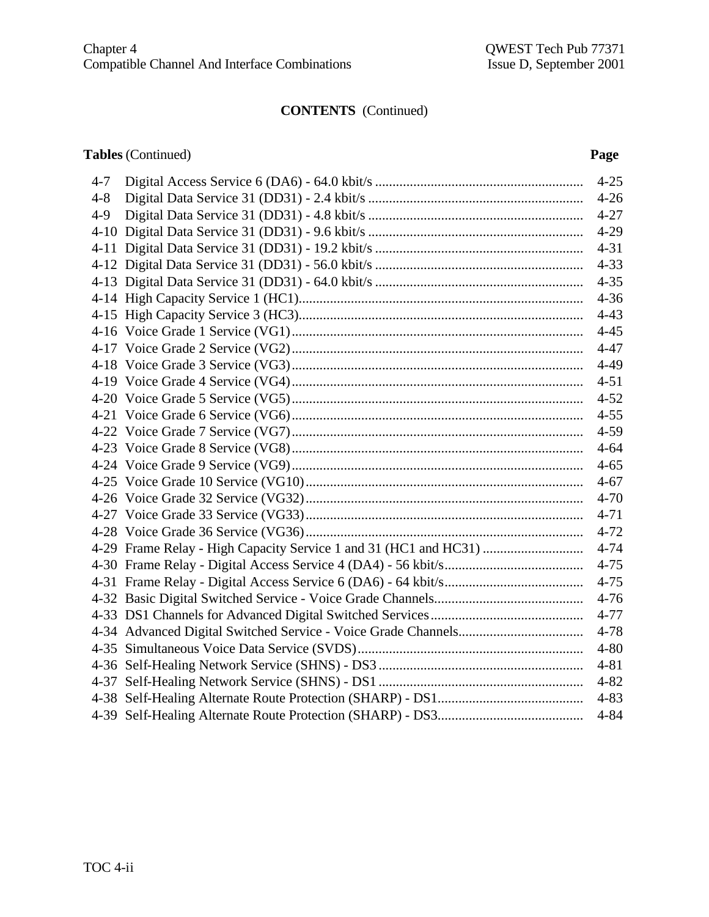## CONTENTS (Continued)

| Tables (Continued) | | Page |
|---|---|---|
| 4-7 | Digital Access Service 6 (DA6) - 64.0 kbit/s | 4-25 |
| 4-8 | Digital Data Service 31 (DD31) - 2.4 kbit/s | 4-26 |
| 4-9 | Digital Data Service 31 (DD31) - 4.8 kbit/s | 4-27 |
| 4-10 | Digital Data Service 31 (DD31) - 9.6 kbit/s | 4-29 |
| 4-11 | Digital Data Service 31 (DD31) - 19.2 kbit/s | 4-31 |
| 4-12 | Digital Data Service 31 (DD31) - 56.0 kbit/s | 4-33 |
| 4-13 | Digital Data Service 31 (DD31) - 64.0 kbit/s | 4-35 |
| 4-14 | High Capacity Service 1 (HC1) | 4-36 |
| 4-15 | High Capacity Service 3 (HC3) | 4-43 |
| 4-16 | Voice Grade 1 Service (VG1) | 4-45 |
| 4-17 | Voice Grade 2 Service (VG2) | 4-47 |
| 4-18 | Voice Grade 3 Service (VG3) | 4-49 |
| 4-19 | Voice Grade 4 Service (VG4) | 4-51 |
| 4-20 | Voice Grade 5 Service (VG5) | 4-52 |
| 4-21 | Voice Grade 6 Service (VG6) | 4-55 |
| 4-22 | Voice Grade 7 Service (VG7) | 4-59 |
| 4-23 | Voice Grade 8 Service (VG8) | 4-64 |
| 4-24 | Voice Grade 9 Service (VG9) | 4-65 |
| 4-25 | Voice Grade 10 Service (VG10) | 4-67 |
| 4-26 | Voice Grade 32 Service (VG32) | 4-70 |
| 4-27 | Voice Grade 33 Service (VG33) | 4-71 |
| 4-28 | Voice Grade 36 Service (VG36) | 4-72 |
| 4-29 | Frame Relay - High Capacity Service 1 and 31 (HC1 and HC31) | 4-74 |
| 4-30 | Frame Relay - Digital Access Service 4 (DA4) - 56 kbit/s | 4-75 |
| 4-31 | Frame Relay - Digital Access Service 6 (DA6) - 64 kbit/s | 4-75 |
| 4-32 | Basic Digital Switched Service - Voice Grade Channels | 4-76 |
| 4-33 | DS1 Channels for Advanced Digital Switched Services | 4-77 |
| 4-34 | Advanced Digital Switched Service - Voice Grade Channels | 4-78 |
| 4-35 | Simultaneous Voice Data Service (SVDS) | 4-80 |
| 4-36 | Self-Healing Network Service (SHNS) - DS3 | 4-81 |
| 4-37 | Self-Healing Network Service (SHNS) - DS1 | 4-82 |
| 4-38 | Self-Healing Alternate Route Protection (SHARP) - DS1 | 4-83 |
| 4-39 | Self-Healing Alternate Route Protection (SHARP) - DS3 | 4-84 |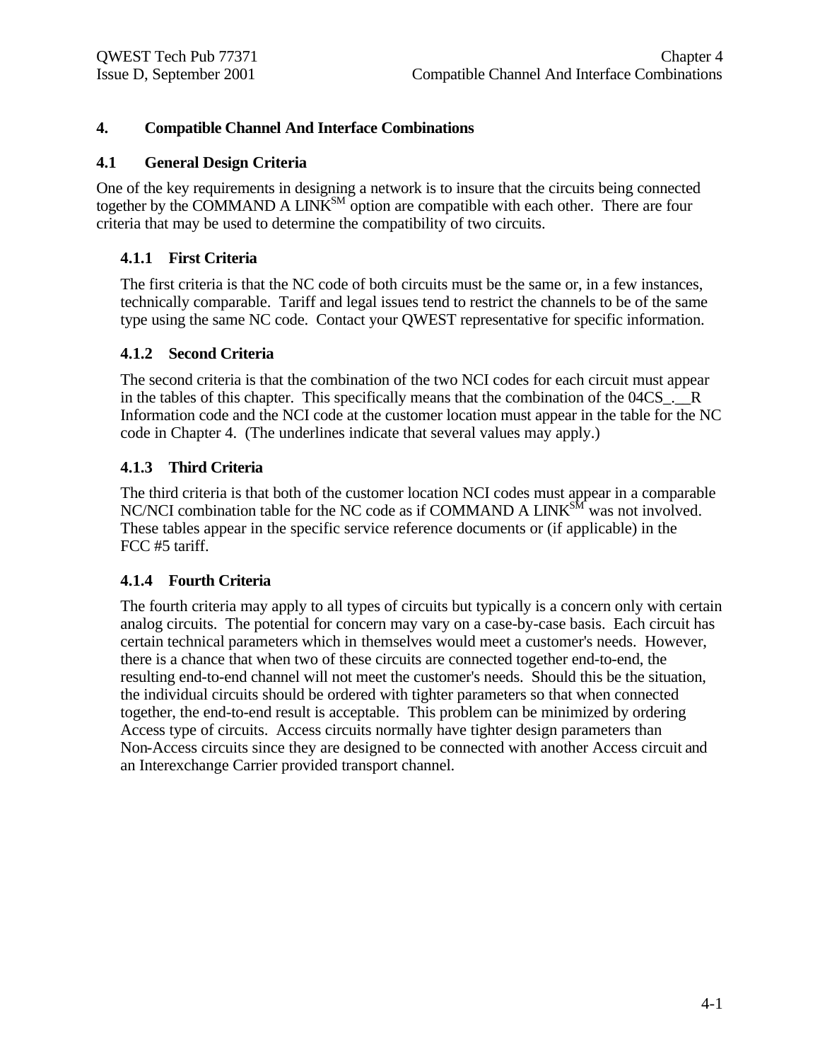# 4. Compatible Channel And Interface Combinations

## 4.1 General Design Criteria

One of the key requirements in designing a network is to insure that the circuits being connected together by the COMMAND A LINK[SM] option are compatible with each other. There are four criteria that may be used to determine the compatibility of two circuits.

### 4.1.1 First Criteria

The first criteria is that the NC code of both circuits must be the same or, in a few instances, technically comparable. Tariff and legal issues tend to restrict the channels to be of the same type using the same NC code. Contact your QWEST representative for specific information.

### 4.1.2 Second Criteria

The second criteria is that the combination of the two NCI codes for each circuit must appear in the tables of this chapter. This specifically means that the combination of the 04CS_.__R Information code and the NCI code at the customer location must appear in the table for the NC code in Chapter 4. (The underlines indicate that several values may apply.)

### 4.1.3 Third Criteria

The third criteria is that both of the customer location NCI codes must appear in a comparable NC/NCI combination table for the NC code as if COMMAND A LINK[SM] was not involved. These tables appear in the specific service reference documents or (if applicable) in the FCC #5 tariff.

### 4.1.4 Fourth Criteria

The fourth criteria may apply to all types of circuits but typically is a concern only with certain analog circuits. The potential for concern may vary on a case-by-case basis. Each circuit has certain technical parameters which in themselves would meet a customer's needs. However, there is a chance that when two of these circuits are connected together end-to-end, the resulting end-to-end channel will not meet the customer's needs. Should this be the situation, the individual circuits should be ordered with tighter parameters so that when connected together, the end-to-end result is acceptable. This problem can be minimized by ordering Access type of circuits. Access circuits normally have tighter design parameters than Non-Access circuits since they are designed to be connected with another Access circuit and an Interexchange Carrier provided transport channel.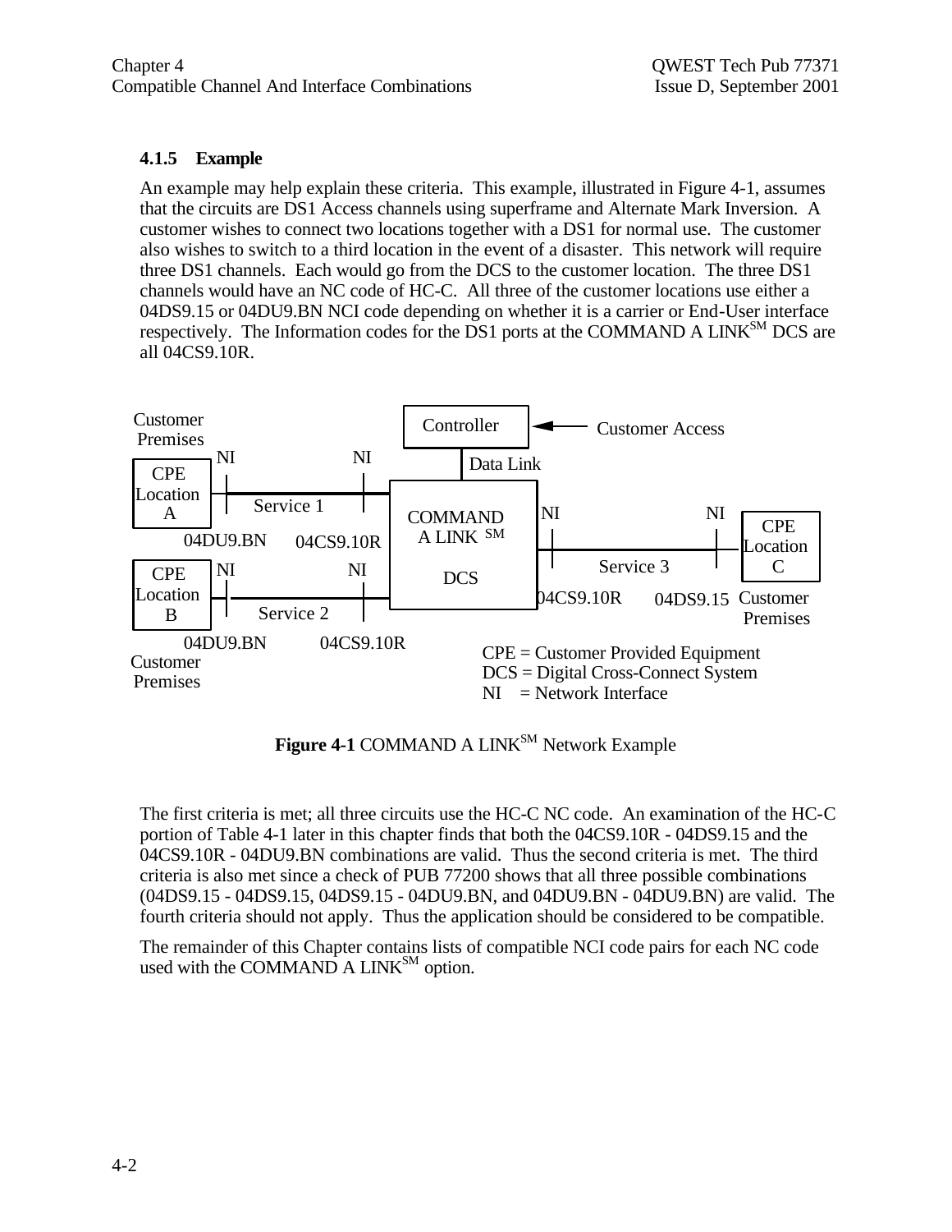### 4.1.5 Example

An example may help explain these criteria. This example, illustrated in Figure 4-1, assumes that the circuits are DS1 Access channels using superframe and Alternate Mark Inversion. A customer wishes to connect two locations together with a DS1 for normal use. The customer also wishes to switch to a third location in the event of a disaster. This network will require three DS1 channels. Each would go from the DCS to the customer location. The three DS1 channels would have an NC code of HC-C. All three of the customer locations use either a 04DS9.15 or 04DU9.BN NCI code depending on whether it is a carrier or End-User interface respectively. The Information codes for the DS1 ports at the COMMAND A LINK[SM] DCS are all 04CS9.10R.

Customer Premises
CPE Location A
NI NI
Service 1
04DU9.BN 04CS9.10R

CPE Location B
NI NI
Service 2
04DU9.BN 04CS9.10R
Customer Premises

Controller ← Customer Access
Data Link
COMMAND A LINK SM DCS

NI NI
Service 3
04CS9.10R 04DS9.15
CPE Location C
Customer Premises

CPE = Customer Provided Equipment
DCS = Digital Cross-Connect System
NI = Network Interface

**Figure 4-1** COMMAND A LINK[SM] Network Example

The first criteria is met; all three circuits use the HC-C NC code. An examination of the HC-C portion of Table 4-1 later in this chapter finds that both the 04CS9.10R - 04DS9.15 and the 04CS9.10R - 04DU9.BN combinations are valid. Thus the second criteria is met. The third criteria is also met since a check of PUB 77200 shows that all three possible combinations (04DS9.15 - 04DS9.15, 04DS9.15 - 04DU9.BN, and 04DU9.BN - 04DU9.BN) are valid. The fourth criteria should not apply. Thus the application should be considered to be compatible.

The remainder of this Chapter contains lists of compatible NCI code pairs for each NC code used with the COMMAND A LINK[SM] option.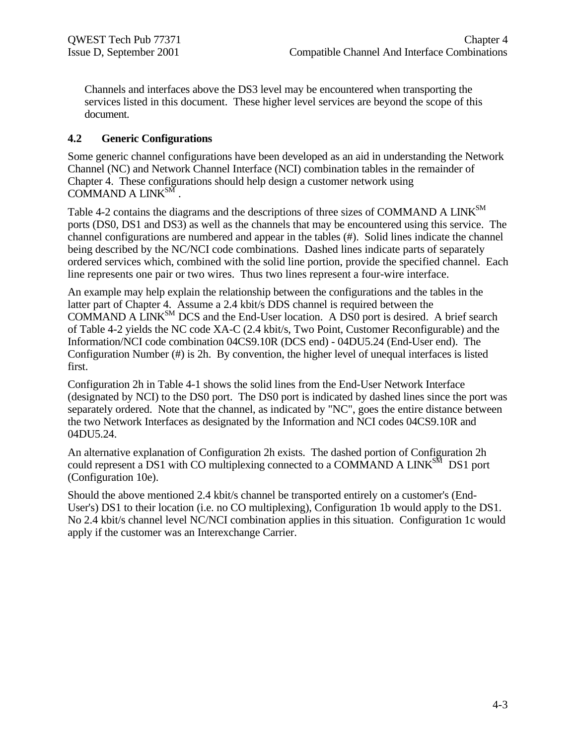Channels and interfaces above the DS3 level may be encountered when transporting the services listed in this document. These higher level services are beyond the scope of this document.

### 4.2 Generic Configurations

Some generic channel configurations have been developed as an aid in understanding the Network Channel (NC) and Network Channel Interface (NCI) combination tables in the remainder of Chapter 4. These configurations should help design a customer network using COMMAND A LINK[SM] .

Table 4-2 contains the diagrams and the descriptions of three sizes of COMMAND A LINK[SM] ports (DS0, DS1 and DS3) as well as the channels that may be encountered using this service. The channel configurations are numbered and appear in the tables (#). Solid lines indicate the channel being described by the NC/NCI code combinations. Dashed lines indicate parts of separately ordered services which, combined with the solid line portion, provide the specified channel. Each line represents one pair or two wires. Thus two lines represent a four-wire interface.

An example may help explain the relationship between the configurations and the tables in the latter part of Chapter 4. Assume a 2.4 kbit/s DDS channel is required between the COMMAND A LINK[SM] DCS and the End-User location. A DS0 port is desired. A brief search of Table 4-2 yields the NC code XA-C (2.4 kbit/s, Two Point, Customer Reconfigurable) and the Information/NCI code combination 04CS9.10R (DCS end) - 04DU5.24 (End-User end). The Configuration Number (#) is 2h. By convention, the higher level of unequal interfaces is listed first.

Configuration 2h in Table 4-1 shows the solid lines from the End-User Network Interface (designated by NCI) to the DS0 port. The DS0 port is indicated by dashed lines since the port was separately ordered. Note that the channel, as indicated by "NC", goes the entire distance between the two Network Interfaces as designated by the Information and NCI codes 04CS9.10R and 04DU5.24.

An alternative explanation of Configuration 2h exists. The dashed portion of Configuration 2h could represent a DS1 with CO multiplexing connected to a COMMAND A LINK[SM] DS1 port (Configuration 10e).

Should the above mentioned 2.4 kbit/s channel be transported entirely on a customer's (End-User's) DS1 to their location (i.e. no CO multiplexing), Configuration 1b would apply to the DS1. No 2.4 kbit/s channel level NC/NCI combination applies in this situation. Configuration 1c would apply if the customer was an Interexchange Carrier.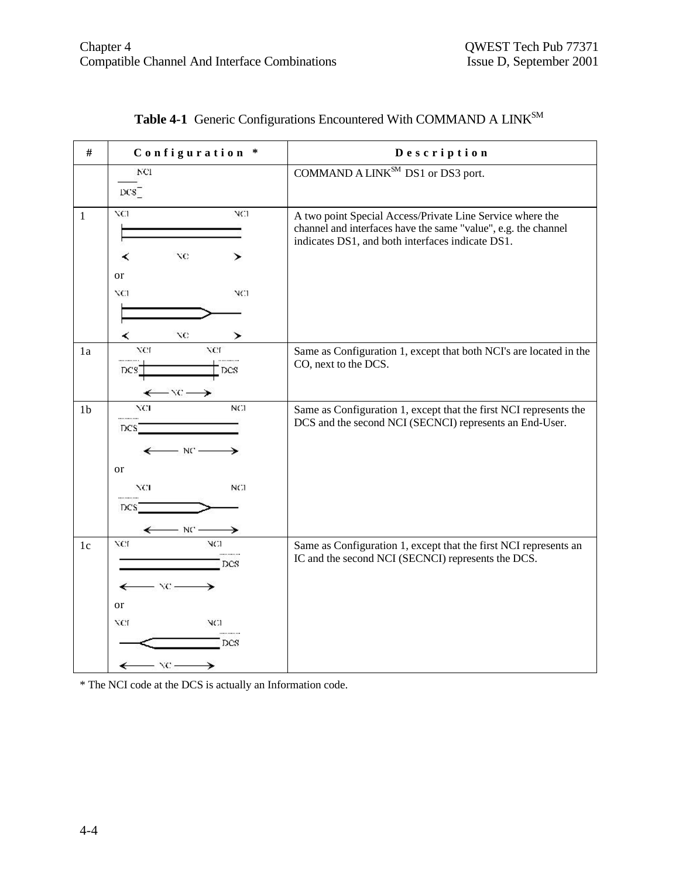**Table 4-1** Generic Configurations Encountered With COMMAND A LINK[SM]

| # | Configuration * | Description |
|---|---|---|
| | NCI DCS | COMMAND A LINK[SM] DS1 or DS3 port. |
| 1 | NCI NCI NC or NCI NCI NC | A two point Special Access/Private Line Service where the channel and interfaces have the same "value", e.g. the channel indicates DS1, and both interfaces indicate DS1. |
| 1a | NCI NCI DCS DCS NC | Same as Configuration 1, except that both NCI's are located in the CO, next to the DCS. |
| 1b | NCI NCI DCS NC or NCI NCI DCS NC | Same as Configuration 1, except that the first NCI represents the DCS and the second NCI (SECNCI) represents an End-User. |
| 1c | NCI NCI DCS NC or NCI NCI DCS NC | Same as Configuration 1, except that the first NCI represents an IC and the second NCI (SECNCI) represents the DCS. |

* The NCI code at the DCS is actually an Information code.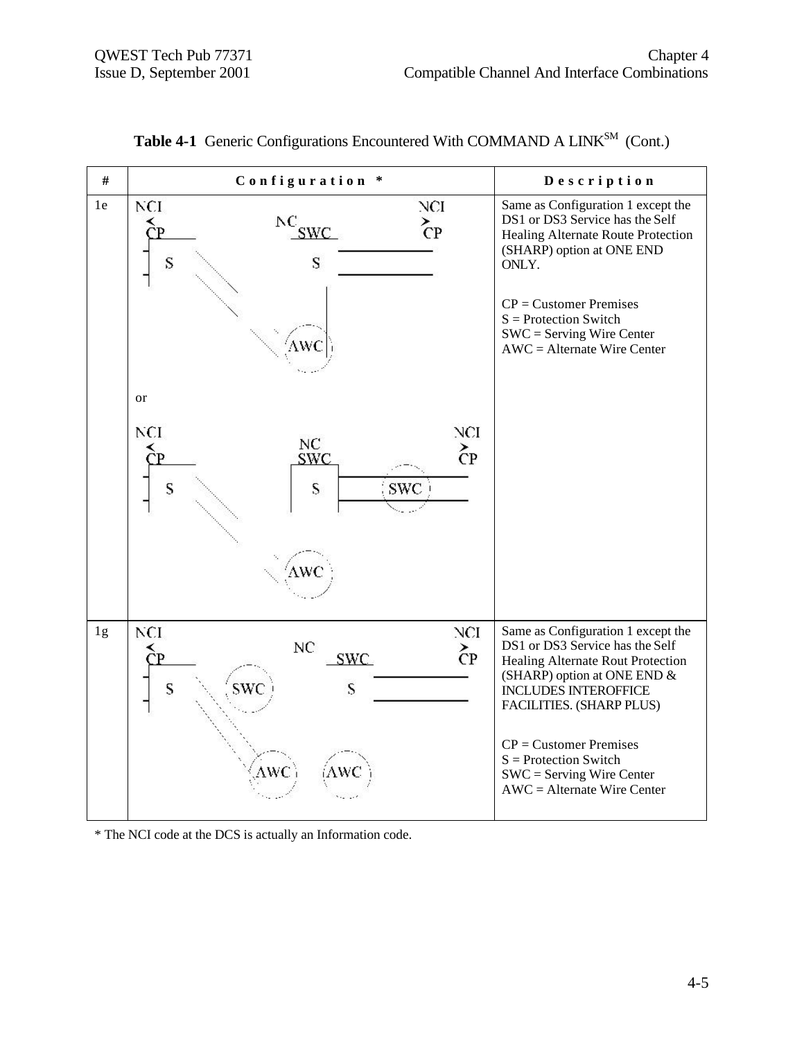**Table 4-1** Generic Configurations Encountered With COMMAND A LINK[SM] (Cont.)

| # | Configuration * | Description |
|---|---|---|
| 1e | NCI <CP S; NC SWC S; AWC; NCI >CP<br><br>or<br><br>NCI <CP S; NC SWC S; SWC; AWC; NCI >CP | Same as Configuration 1 except the DS1 or DS3 Service has the Self Healing Alternate Route Protection (SHARP) option at ONE END ONLY.<br><br>CP = Customer Premises<br>S = Protection Switch<br>SWC = Serving Wire Center<br>AWC = Alternate Wire Center |
| 1g | NCI <CP S; SWC; NC SWC S; AWC; AWC; NCI >CP | Same as Configuration 1 except the DS1 or DS3 Service has the Self Healing Alternate Rout Protection (SHARP) option at ONE END & INCLUDES INTEROFFICE FACILITIES. (SHARP PLUS)<br><br>CP = Customer Premises<br>S = Protection Switch<br>SWC = Serving Wire Center<br>AWC = Alternate Wire Center |

* The NCI code at the DCS is actually an Information code.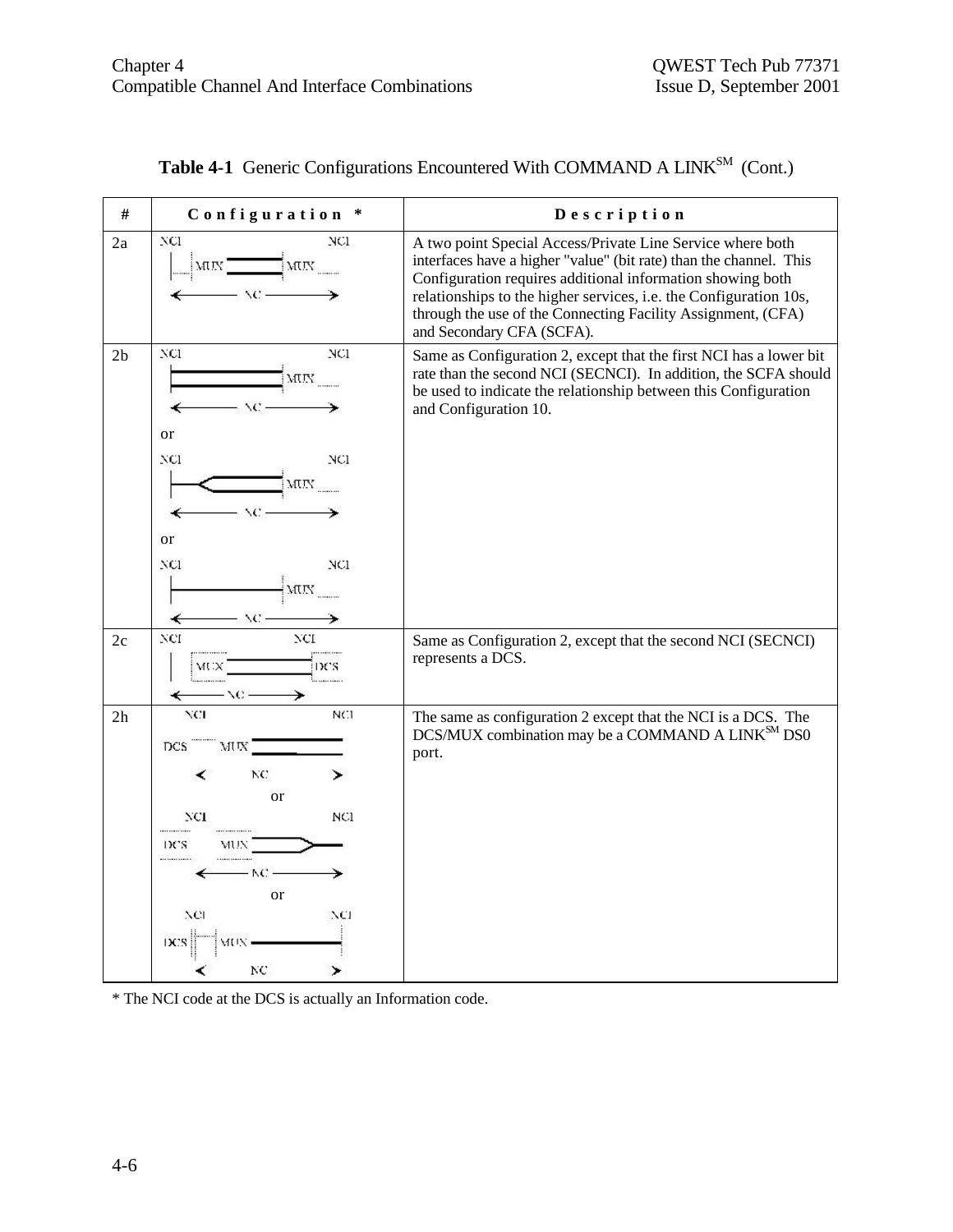**Table 4-1** Generic Configurations Encountered With COMMAND A LINK[SM] (Cont.)

| # | Configuration * | Description |
|---|---|---|
| 2a | NCI MUX MUX NCI NC | A two point Special Access/Private Line Service where both interfaces have a higher "value" (bit rate) than the channel. This Configuration requires additional information showing both relationships to the higher services, i.e. the Configuration 10s, through the use of the Connecting Facility Assignment, (CFA) and Secondary CFA (SCFA). |
| 2b | NCI NCI MUX NC or NCI NCI MUX NC or NCI NCI MUX NC | Same as Configuration 2, except that the first NCI has a lower bit rate than the second NCI (SECNCI). In addition, the SCFA should be used to indicate the relationship between this Configuration and Configuration 10. |
| 2c | NCI NCI MUX DCS NC | Same as Configuration 2, except that the second NCI (SECNCI) represents a DCS. |
| 2h | NCI NCI DCS MUX NC or NCI NCI DCS MUX NC or NCI NCI DCS MUX NC | The same as configuration 2 except that the NCI is a DCS. The DCS/MUX combination may be a COMMAND A LINK[SM] DS0 port. |

* The NCI code at the DCS is actually an Information code.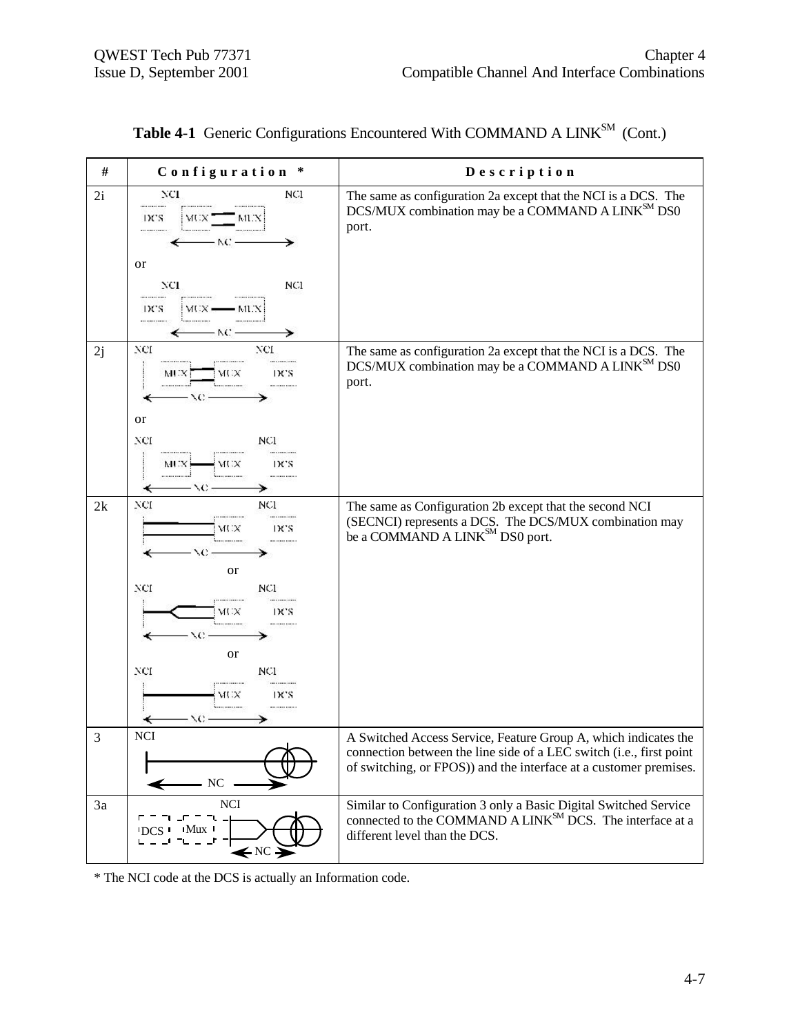**Table 4-1** Generic Configurations Encountered With COMMAND A LINK℠ (Cont.)

| # | Configuration * | Description |
|---|---|---|
| 2i | NCI NCI DCS MUX MUX NC or NCI NCI DCS MUX MUX NC | The same as configuration 2a except that the NCI is a DCS. The DCS/MUX combination may be a COMMAND A LINK℠ DS0 port. |
| 2j | NCI NCI MUX MUX DCS NC or NCI NCI MUX MUX DCS NC | The same as configuration 2a except that the NCI is a DCS. The DCS/MUX combination may be a COMMAND A LINK℠ DS0 port. |
| 2k | NCI NCI MUX DCS NC or NCI NCI MUX DCS NC or NCI NCI MUX DCS NC | The same as Configuration 2b except that the second NCI (SECNCI) represents a DCS. The DCS/MUX combination may be a COMMAND A LINK℠ DS0 port. |
| 3 | NCI NC | A Switched Access Service, Feature Group A, which indicates the connection between the line side of a LEC switch (i.e., first point of switching, or FPOS)) and the interface at a customer premises. |
| 3a | NCI DCS Mux NC | Similar to Configuration 3 only a Basic Digital Switched Service connected to the COMMAND A LINK℠ DCS. The interface at a different level than the DCS. |

* The NCI code at the DCS is actually an Information code.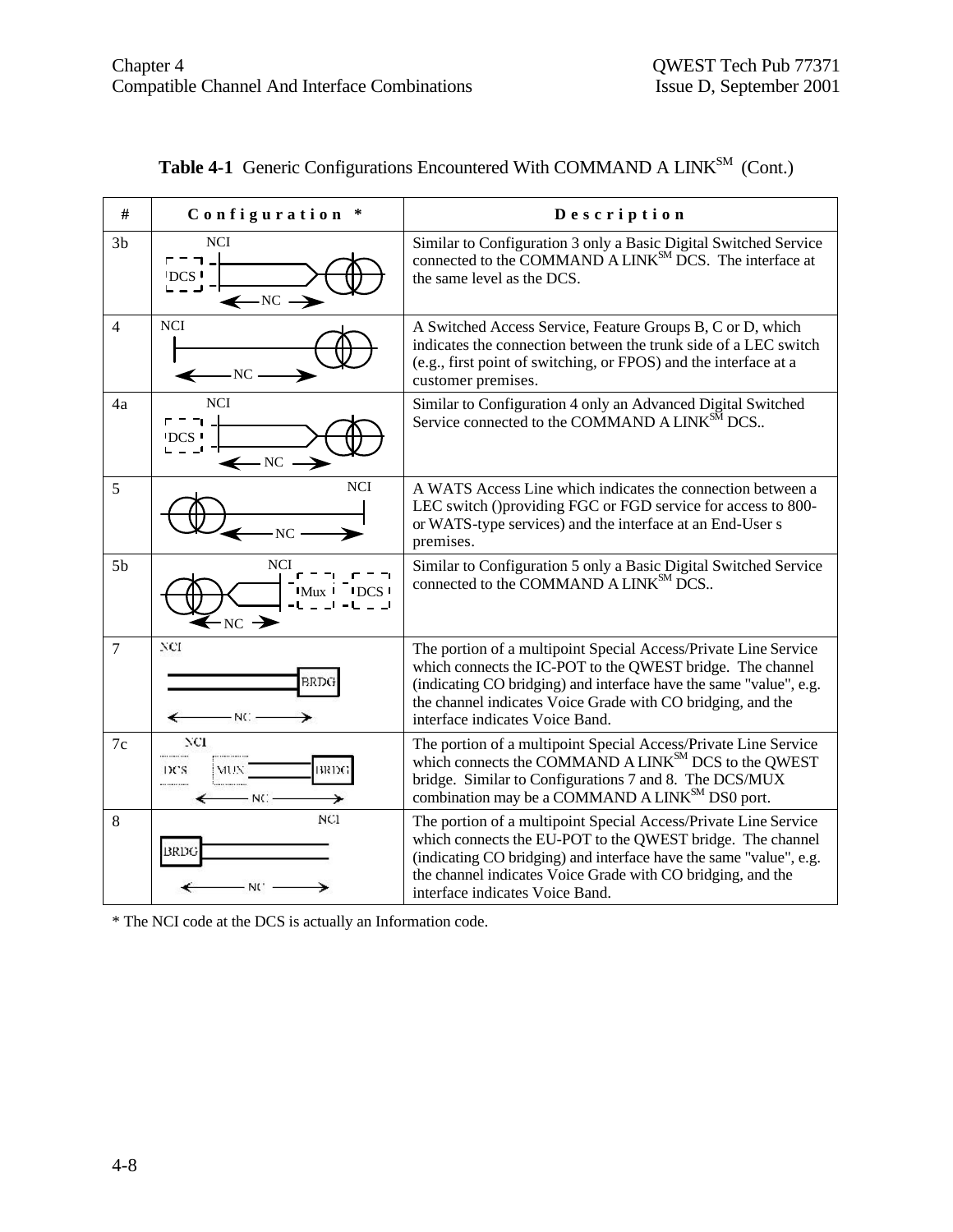**Table 4-1** Generic Configurations Encountered With COMMAND A LINK[SM] (Cont.)

| # | Configuration * | Description |
|---|---|---|
| 3b | NCI DCS NC | Similar to Configuration 3 only a Basic Digital Switched Service connected to the COMMAND A LINK[SM] DCS. The interface at the same level as the DCS. |
| 4 | NCI NC | A Switched Access Service, Feature Groups B, C or D, which indicates the connection between the trunk side of a LEC switch (e.g., first point of switching, or FPOS) and the interface at a customer premises. |
| 4a | NCI DCS NC | Similar to Configuration 4 only an Advanced Digital Switched Service connected to the COMMAND A LINK[SM] DCS.. |
| 5 | NCI NC | A WATS Access Line which indicates the connection between a LEC switch ()providing FGC or FGD service for access to 800- or WATS-type services) and the interface at an End-User s premises. |
| 5b | NCI Mux DCS NC | Similar to Configuration 5 only a Basic Digital Switched Service connected to the COMMAND A LINK[SM] DCS.. |
| 7 | NCI BRDG NC | The portion of a multipoint Special Access/Private Line Service which connects the IC-POT to the QWEST bridge. The channel (indicating CO bridging) and interface have the same "value", e.g. the channel indicates Voice Grade with CO bridging, and the interface indicates Voice Band. |
| 7c | NCI DCS MUX BRDG NC | The portion of a multipoint Special Access/Private Line Service which connects the COMMAND A LINK[SM] DCS to the QWEST bridge. Similar to Configurations 7 and 8. The DCS/MUX combination may be a COMMAND A LINK[SM] DS0 port. |
| 8 | NCI BRDG NC | The portion of a multipoint Special Access/Private Line Service which connects the EU-POT to the QWEST bridge. The channel (indicating CO bridging) and interface have the same "value", e.g. the channel indicates Voice Grade with CO bridging, and the interface indicates Voice Band. |

* The NCI code at the DCS is actually an Information code.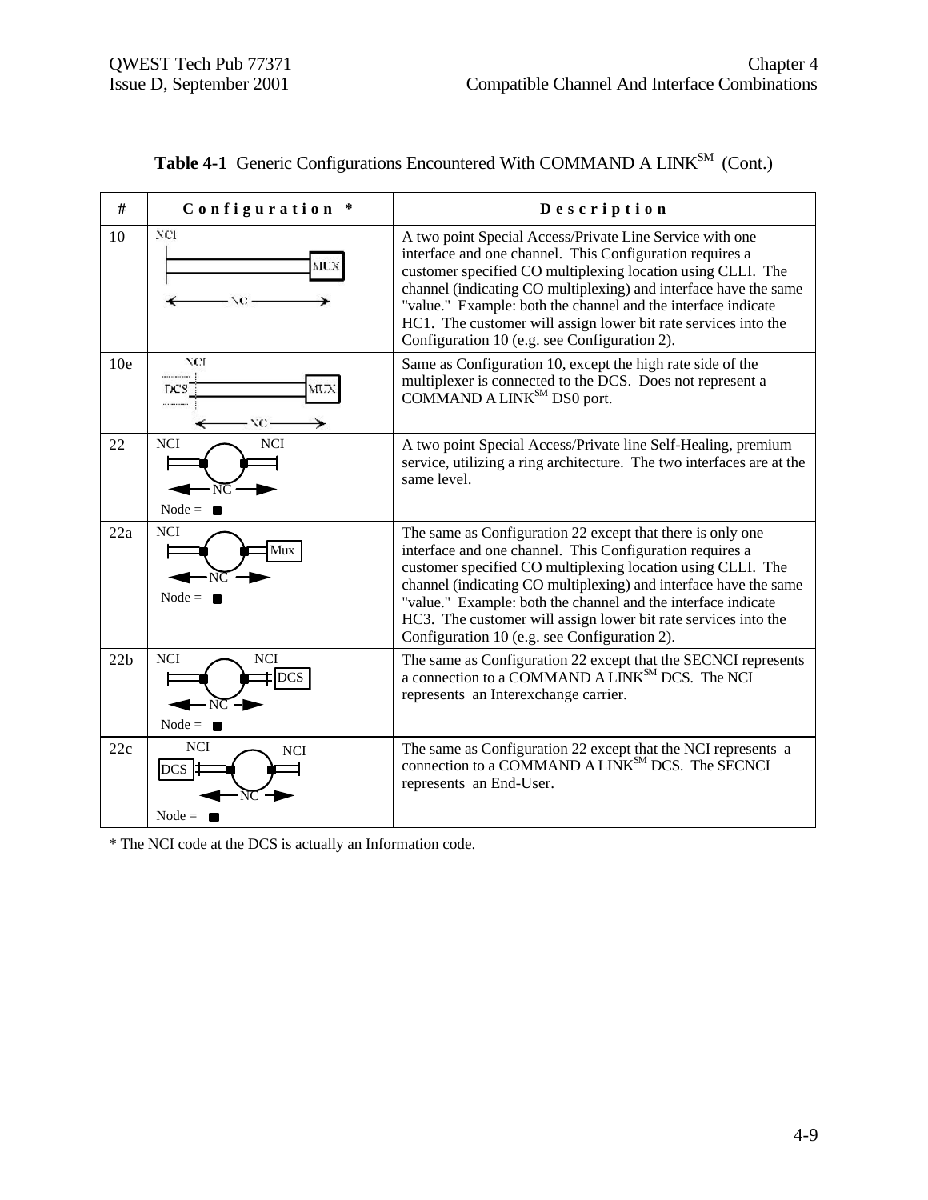**Table 4-1** Generic Configurations Encountered With COMMAND A LINK[SM] (Cont.)

| # | Configuration * | Description |
|---|---|---|
| 10 | NCI, MUX, NC | A two point Special Access/Private Line Service with one interface and one channel. This Configuration requires a customer specified CO multiplexing location using CLLI. The channel (indicating CO multiplexing) and interface have the same "value." Example: both the channel and the interface indicate HC1. The customer will assign lower bit rate services into the Configuration 10 (e.g. see Configuration 2). |
| 10e | NCI, DCS, MUX, NC | Same as Configuration 10, except the high rate side of the multiplexer is connected to the DCS. Does not represent a COMMAND A LINK[SM] DS0 port. |
| 22 | NCI, NCI, NC, Node = ■ | A two point Special Access/Private line Self-Healing, premium service, utilizing a ring architecture. The two interfaces are at the same level. |
| 22a | NCI, Mux, NC, Node = ■ | The same as Configuration 22 except that there is only one interface and one channel. This Configuration requires a customer specified CO multiplexing location using CLLI. The channel (indicating CO multiplexing) and interface have the same "value." Example: both the channel and the interface indicate HC3. The customer will assign lower bit rate services into the Configuration 10 (e.g. see Configuration 2). |
| 22b | NCI, NCI, DCS, NC, Node = ■ | The same as Configuration 22 except that the SECNCI represents a connection to a COMMAND A LINK[SM] DCS. The NCI represents an Interexchange carrier. |
| 22c | NCI, NCI, DCS, NC, Node = ■ | The same as Configuration 22 except that the NCI represents a connection to a COMMAND A LINK[SM] DCS. The SECNCI represents an End-User. |

* The NCI code at the DCS is actually an Information code.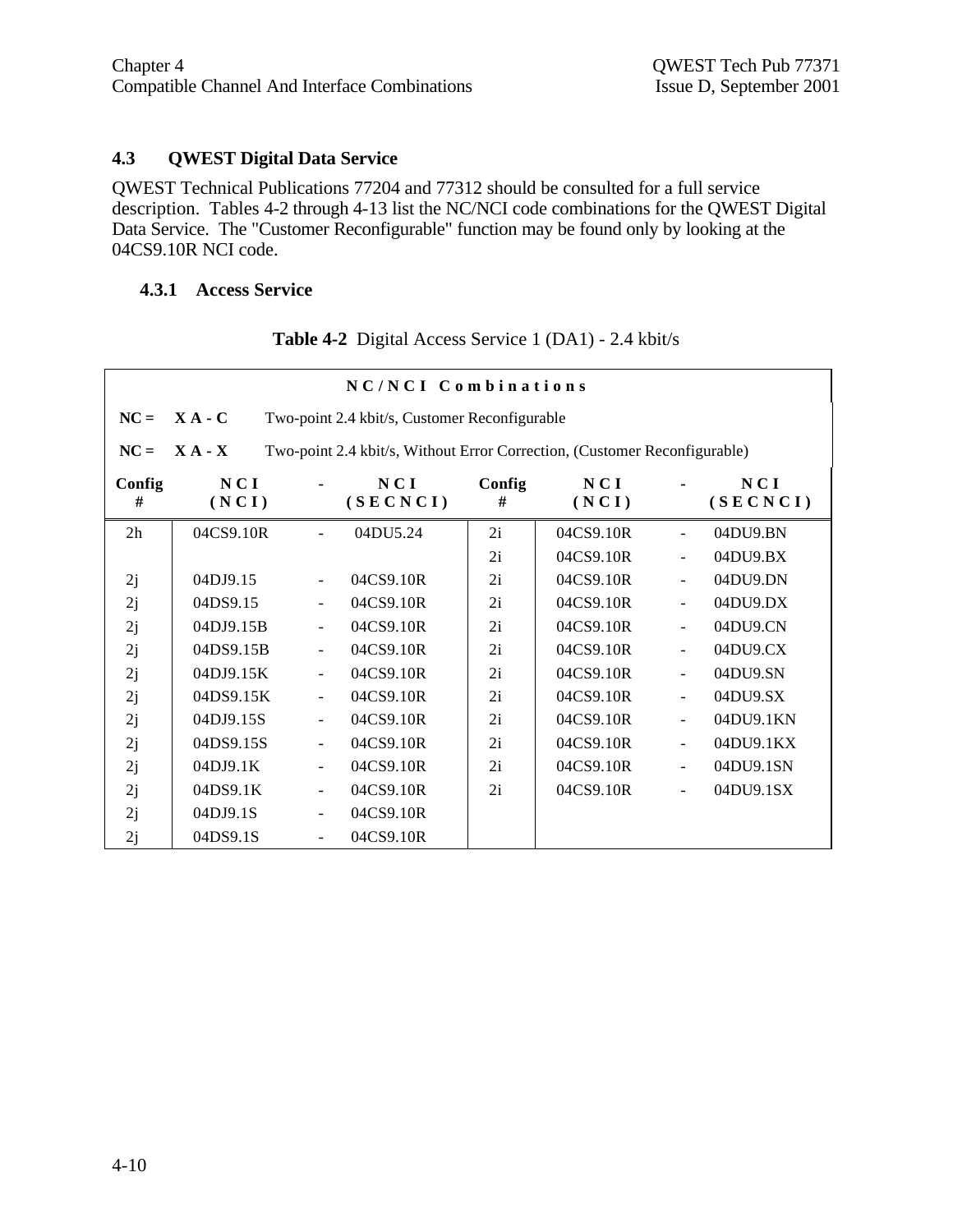## 4.3 QWEST Digital Data Service

QWEST Technical Publications 77204 and 77312 should be consulted for a full service description. Tables 4-2 through 4-13 list the NC/NCI code combinations for the QWEST Digital Data Service. The "Customer Reconfigurable" function may be found only by looking at the 04CS9.10R NCI code.

### 4.3.1 Access Service

**Table 4-2** Digital Access Service 1 (DA1) - 2.4 kbit/s

| NC/NCI Combinations | | | | | | | |
|---|---|---|---|---|---|---|---|
| **NC = X A - C** | Two-point 2.4 kbit/s, Customer Reconfigurable | | | | | | |
| **NC = X A - X** | Two-point 2.4 kbit/s, Without Error Correction, (Customer Reconfigurable) | | | | | | |
| **Config #** | **NCI (NCI)** | **-** | **NCI (SECNCI)** | **Config #** | **NCI (NCI)** | **-** | **NCI (SECNCI)** |
| 2h | 04CS9.10R | - | 04DU5.24 | 2i | 04CS9.10R | - | 04DU9.BN |
| | | | | 2i | 04CS9.10R | - | 04DU9.BX |
| 2j | 04DJ9.15 | - | 04CS9.10R | 2i | 04CS9.10R | - | 04DU9.DN |
| 2j | 04DS9.15 | - | 04CS9.10R | 2i | 04CS9.10R | - | 04DU9.DX |
| 2j | 04DJ9.15B | - | 04CS9.10R | 2i | 04CS9.10R | - | 04DU9.CN |
| 2j | 04DS9.15B | - | 04CS9.10R | 2i | 04CS9.10R | - | 04DU9.CX |
| 2j | 04DJ9.15K | - | 04CS9.10R | 2i | 04CS9.10R | - | 04DU9.SN |
| 2j | 04DS9.15K | - | 04CS9.10R | 2i | 04CS9.10R | - | 04DU9.SX |
| 2j | 04DJ9.15S | - | 04CS9.10R | 2i | 04CS9.10R | - | 04DU9.1KN |
| 2j | 04DS9.15S | - | 04CS9.10R | 2i | 04CS9.10R | - | 04DU9.1KX |
| 2j | 04DJ9.1K | - | 04CS9.10R | 2i | 04CS9.10R | - | 04DU9.1SN |
| 2j | 04DS9.1K | - | 04CS9.10R | 2i | 04CS9.10R | - | 04DU9.1SX |
| 2j | 04DJ9.1S | - | 04CS9.10R | | | | |
| 2j | 04DS9.1S | - | 04CS9.10R | | | | |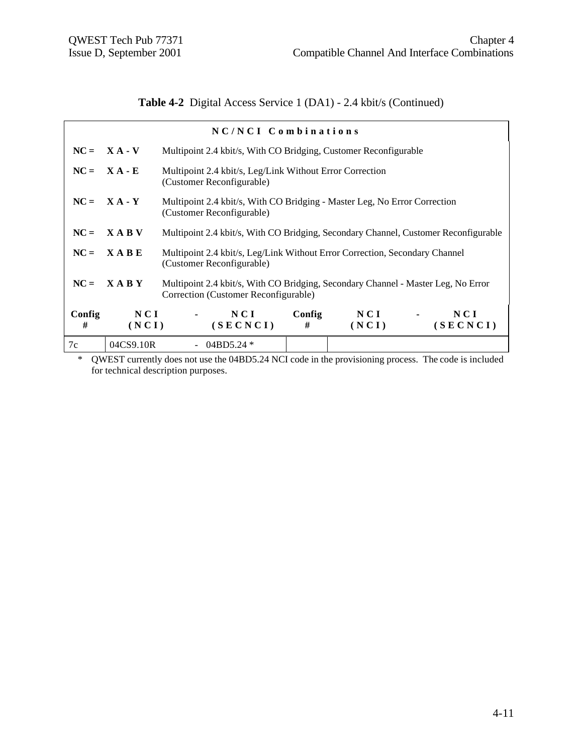**Table 4-2** Digital Access Service 1 (DA1) - 2.4 kbit/s (Continued)

| NC/NCI Combinations | | | | | | | |
|---|---|---|---|---|---|---|---|
| **NC =** | **X A - V** | Multipoint 2.4 kbit/s, With CO Bridging, Customer Reconfigurable | | | | | |
| **NC =** | **X A - E** | Multipoint 2.4 kbit/s, Leg/Link Without Error Correction (Customer Reconfigurable) | | | | | |
| **NC =** | **X A - Y** | Multipoint 2.4 kbit/s, With CO Bridging - Master Leg, No Error Correction (Customer Reconfigurable) | | | | | |
| **NC =** | **X A B V** | Multipoint 2.4 kbit/s, With CO Bridging, Secondary Channel, Customer Reconfigurable | | | | | |
| **NC =** | **X A B E** | Multipoint 2.4 kbit/s, Leg/Link Without Error Correction, Secondary Channel (Customer Reconfigurable) | | | | | |
| **NC =** | **X A B Y** | Multipoint 2.4 kbit/s, With CO Bridging, Secondary Channel - Master Leg, No Error Correction (Customer Reconfigurable) | | | | | |
| **Config #** | **NCI (NCI)** | **-** | **NCI (SECNCI)** | **Config #** | **NCI (NCI)** | **-** | **NCI (SECNCI)** |
| 7c | 04CS9.10R | - | 04BD5.24 * | | | | |

\* QWEST currently does not use the 04BD5.24 NCI code in the provisioning process. The code is included for technical description purposes.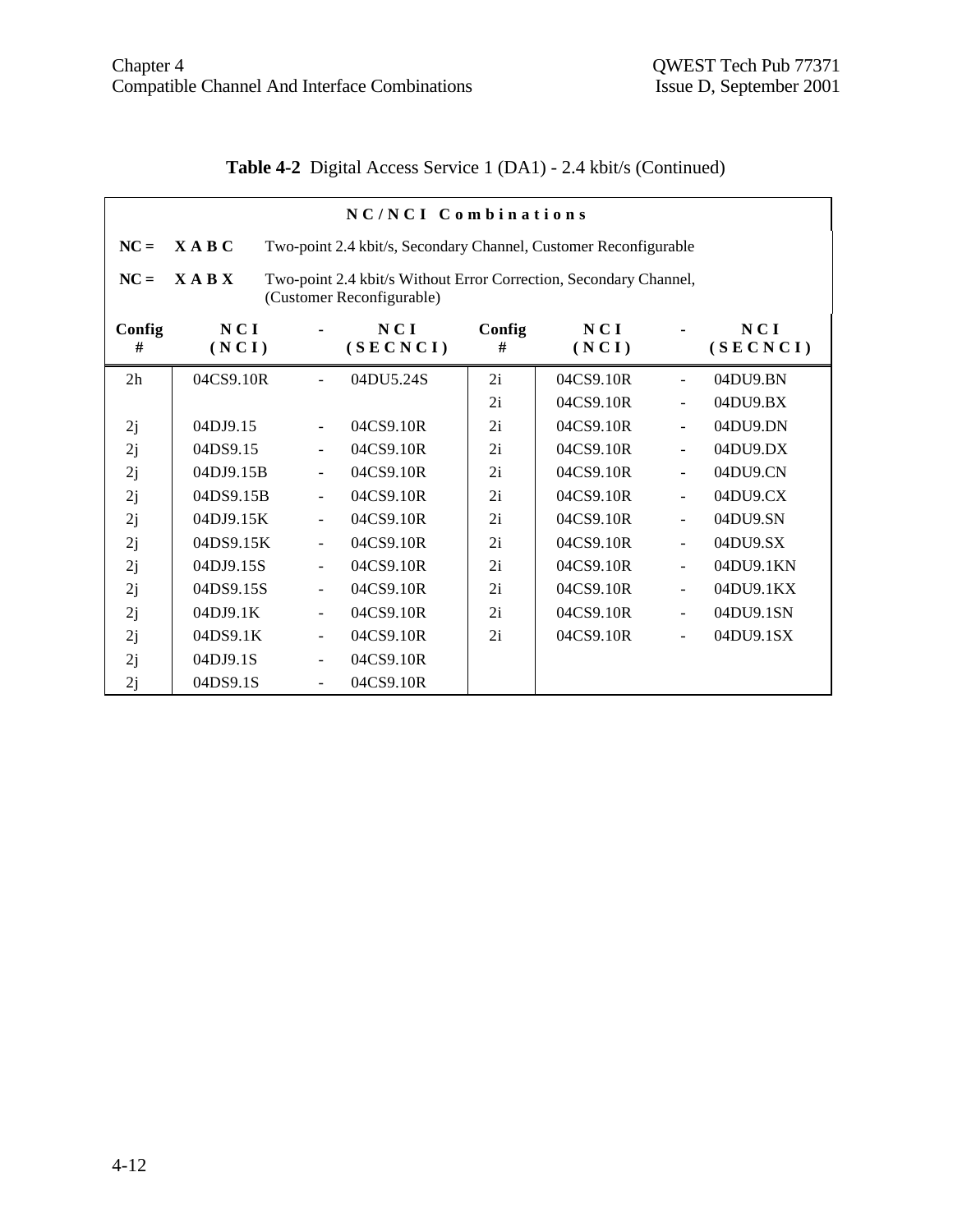**Table 4-2** Digital Access Service 1 (DA1) - 2.4 kbit/s (Continued)

| NC/NCI Combinations | | | | | | | |
|---|---|---|---|---|---|---|---|
| **NC = X A B C** | Two-point 2.4 kbit/s, Secondary Channel, Customer Reconfigurable | | | | | | |
| **NC = X A B X** | Two-point 2.4 kbit/s Without Error Correction, Secondary Channel, (Customer Reconfigurable) | | | | | | |
| **Config #** | **NCI (NCI)** | **-** | **NCI (SECNCI)** | **Config #** | **NCI (NCI)** | **-** | **NCI (SECNCI)** |
| 2h | 04CS9.10R | - | 04DU5.24S | 2i | 04CS9.10R | - | 04DU9.BN |
| | | | | 2i | 04CS9.10R | - | 04DU9.BX |
| 2j | 04DJ9.15 | - | 04CS9.10R | 2i | 04CS9.10R | - | 04DU9.DN |
| 2j | 04DS9.15 | - | 04CS9.10R | 2i | 04CS9.10R | - | 04DU9.DX |
| 2j | 04DJ9.15B | - | 04CS9.10R | 2i | 04CS9.10R | - | 04DU9.CN |
| 2j | 04DS9.15B | - | 04CS9.10R | 2i | 04CS9.10R | - | 04DU9.CX |
| 2j | 04DJ9.15K | - | 04CS9.10R | 2i | 04CS9.10R | - | 04DU9.SN |
| 2j | 04DS9.15K | - | 04CS9.10R | 2i | 04CS9.10R | - | 04DU9.SX |
| 2j | 04DJ9.15S | - | 04CS9.10R | 2i | 04CS9.10R | - | 04DU9.1KN |
| 2j | 04DS9.15S | - | 04CS9.10R | 2i | 04CS9.10R | - | 04DU9.1KX |
| 2j | 04DJ9.1K | - | 04CS9.10R | 2i | 04CS9.10R | - | 04DU9.1SN |
| 2j | 04DS9.1K | - | 04CS9.10R | 2i | 04CS9.10R | - | 04DU9.1SX |
| 2j | 04DJ9.1S | - | 04CS9.10R | | | | |
| 2j | 04DS9.1S | - | 04CS9.10R | | | | |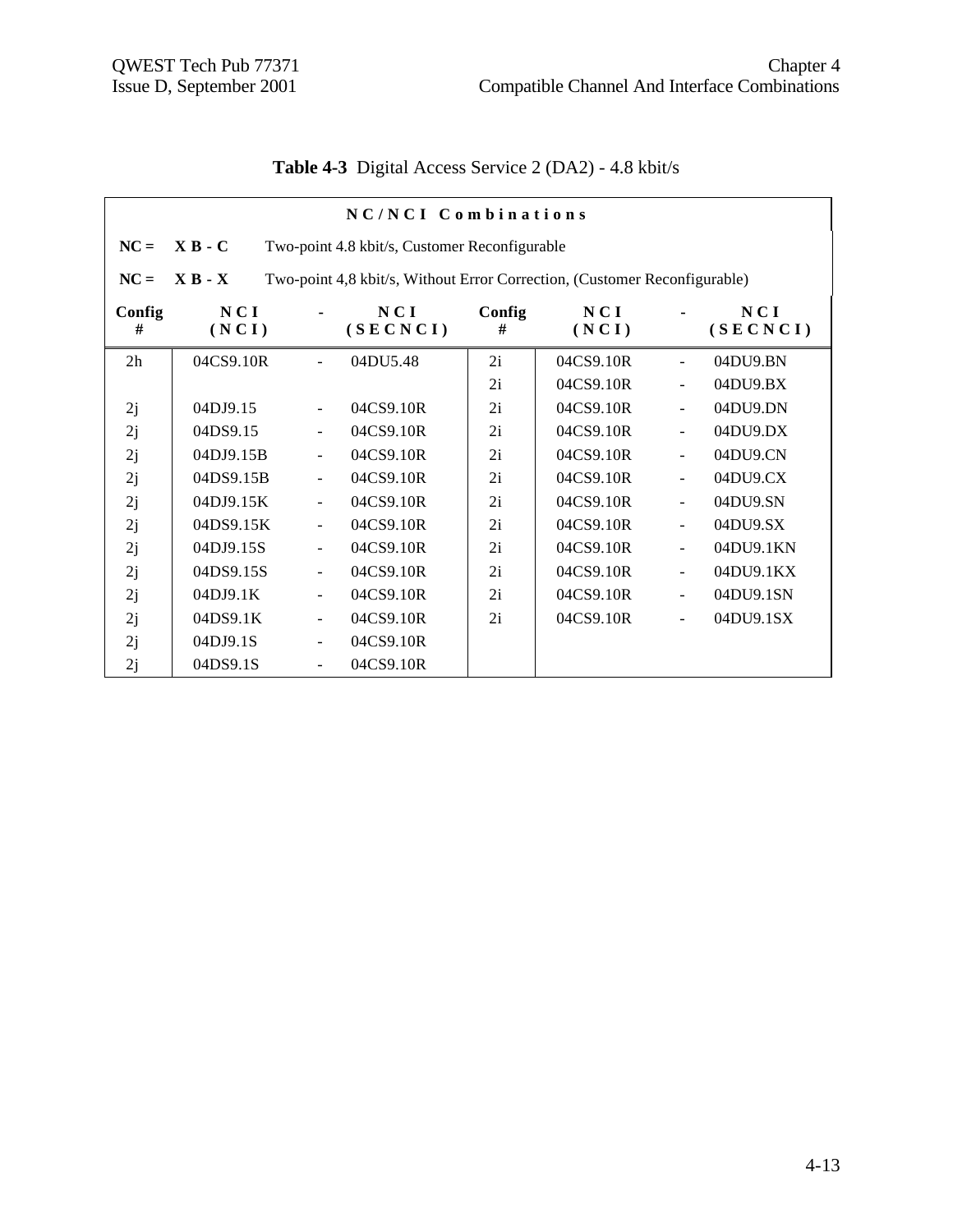**Table 4-3** Digital Access Service 2 (DA2) - 4.8 kbit/s

**NC/NCI Combinations**

**NC = X B - C** Two-point 4.8 kbit/s, Customer Reconfigurable

**NC = X B - X** Two-point 4,8 kbit/s, Without Error Correction, (Customer Reconfigurable)

| Config # | NCI (NCI) | - | NCI (SECNCI) | Config # | NCI (NCI) | - | NCI (SECNCI) |
|---|---|---|---|---|---|---|---|
| 2h | 04CS9.10R | - | 04DU5.48 | 2i | 04CS9.10R | - | 04DU9.BN |
| | | | | 2i | 04CS9.10R | - | 04DU9.BX |
| 2j | 04DJ9.15 | - | 04CS9.10R | 2i | 04CS9.10R | - | 04DU9.DN |
| 2j | 04DS9.15 | - | 04CS9.10R | 2i | 04CS9.10R | - | 04DU9.DX |
| 2j | 04DJ9.15B | - | 04CS9.10R | 2i | 04CS9.10R | - | 04DU9.CN |
| 2j | 04DS9.15B | - | 04CS9.10R | 2i | 04CS9.10R | - | 04DU9.CX |
| 2j | 04DJ9.15K | - | 04CS9.10R | 2i | 04CS9.10R | - | 04DU9.SN |
| 2j | 04DS9.15K | - | 04CS9.10R | 2i | 04CS9.10R | - | 04DU9.SX |
| 2j | 04DJ9.15S | - | 04CS9.10R | 2i | 04CS9.10R | - | 04DU9.1KN |
| 2j | 04DS9.15S | - | 04CS9.10R | 2i | 04CS9.10R | - | 04DU9.1KX |
| 2j | 04DJ9.1K | - | 04CS9.10R | 2i | 04CS9.10R | - | 04DU9.1SN |
| 2j | 04DS9.1K | - | 04CS9.10R | 2i | 04CS9.10R | - | 04DU9.1SX |
| 2j | 04DJ9.1S | - | 04CS9.10R | | | | |
| 2j | 04DS9.1S | - | 04CS9.10R | | | | |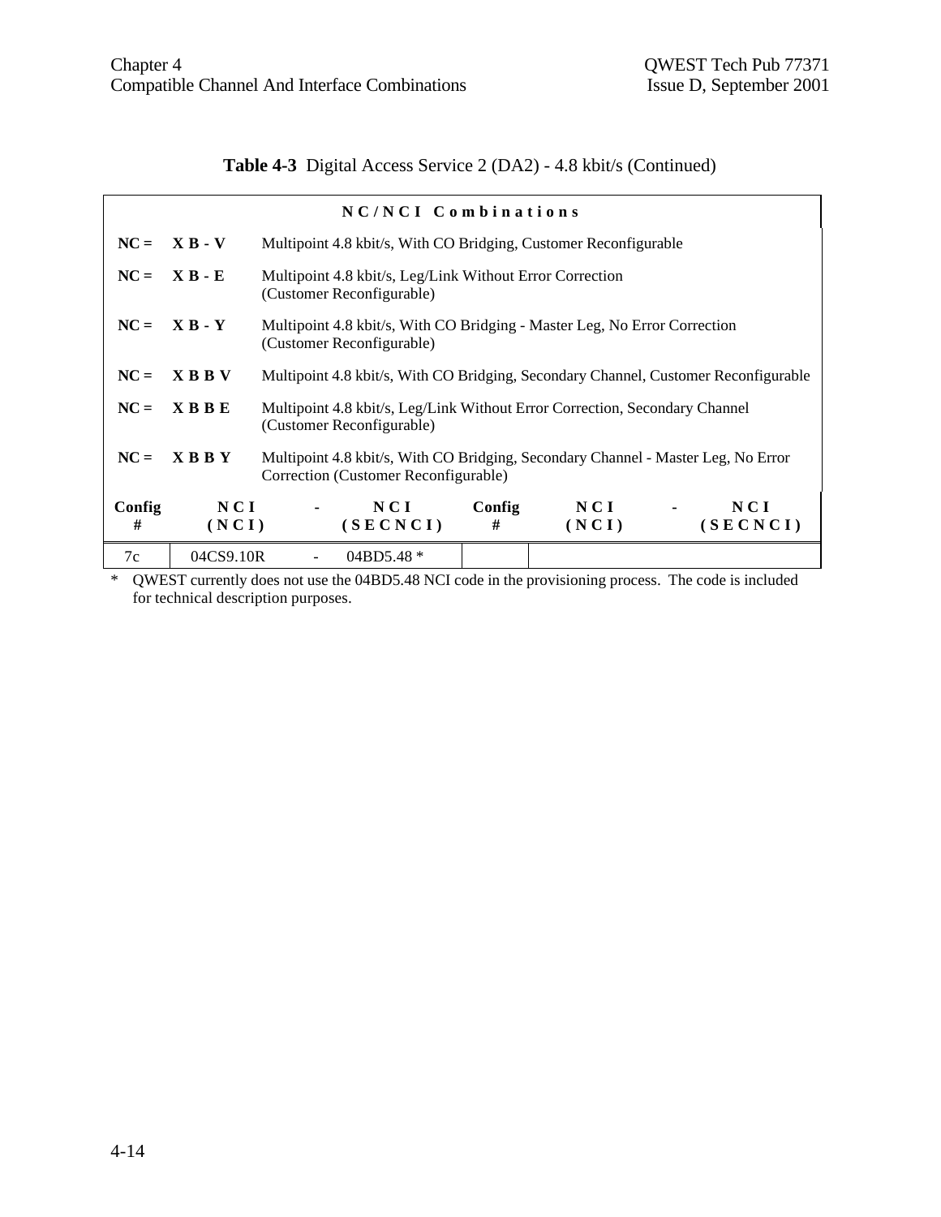**Table 4-3** Digital Access Service 2 (DA2) - 4.8 kbit/s (Continued)

| NC/NCI Combinations | | | | | | | |
|---|---|---|---|---|---|---|---|
| **NC =** | **X B - V** | Multipoint 4.8 kbit/s, With CO Bridging, Customer Reconfigurable | | | | | |
| **NC =** | **X B - E** | Multipoint 4.8 kbit/s, Leg/Link Without Error Correction (Customer Reconfigurable) | | | | | |
| **NC =** | **X B - Y** | Multipoint 4.8 kbit/s, With CO Bridging - Master Leg, No Error Correction (Customer Reconfigurable) | | | | | |
| **NC =** | **X B B V** | Multipoint 4.8 kbit/s, With CO Bridging, Secondary Channel, Customer Reconfigurable | | | | | |
| **NC =** | **X B B E** | Multipoint 4.8 kbit/s, Leg/Link Without Error Correction, Secondary Channel (Customer Reconfigurable) | | | | | |
| **NC =** | **X B B Y** | Multipoint 4.8 kbit/s, With CO Bridging, Secondary Channel - Master Leg, No Error Correction (Customer Reconfigurable) | | | | | |
| **Config #** | **NCI (NCI)** | **-** | **NCI (SECNCI)** | **Config #** | **NCI (NCI)** | **-** | **NCI (SECNCI)** |
| 7c | 04CS9.10R | - | 04BD5.48 * | | | | |

\* QWEST currently does not use the 04BD5.48 NCI code in the provisioning process. The code is included for technical description purposes.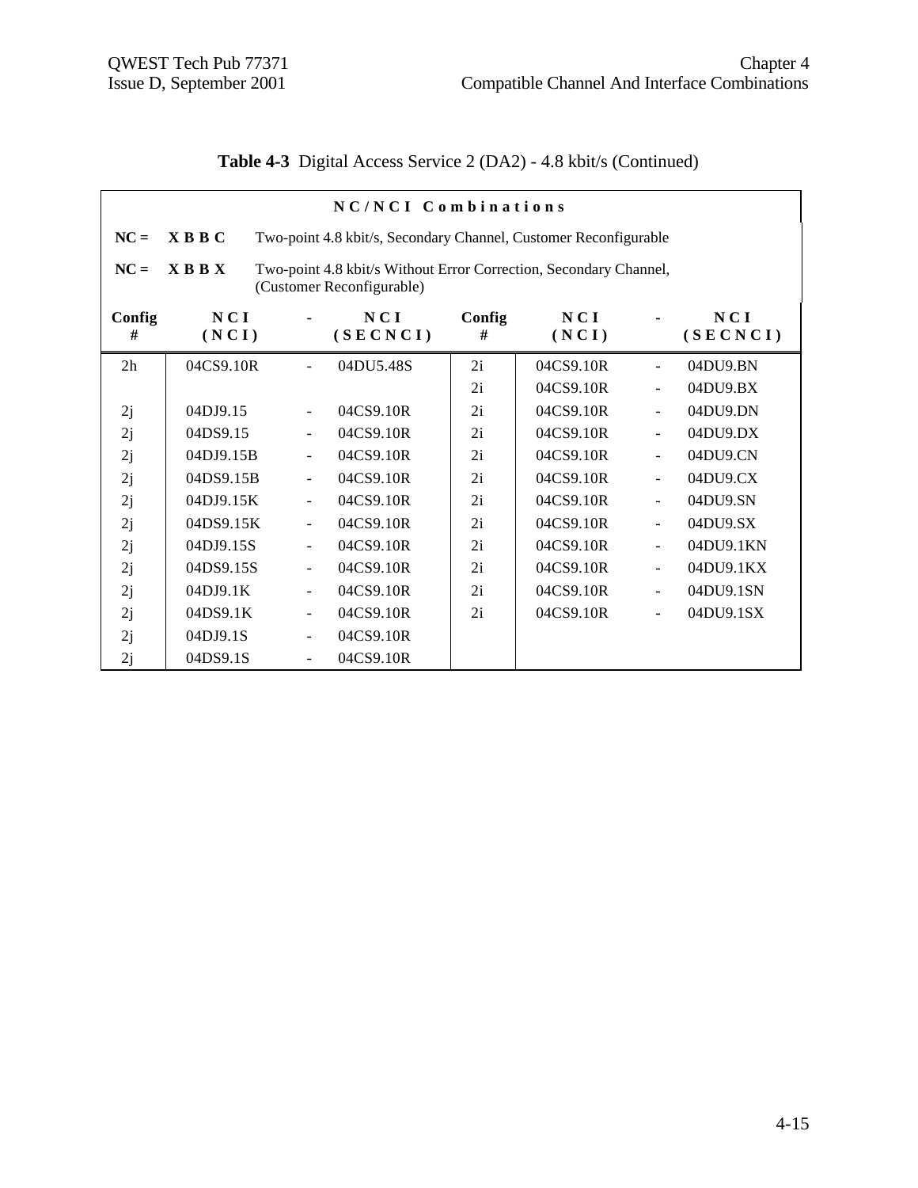**Table 4-3** Digital Access Service 2 (DA2) - 4.8 kbit/s (Continued)

| NC/NCI Combinations | | | | | | | |
|---|---|---|---|---|---|---|---|
| NC = | X B B C | Two-point 4.8 kbit/s, Secondary Channel, Customer Reconfigurable | | | | | |
| NC = | X B B X | Two-point 4.8 kbit/s Without Error Correction, Secondary Channel, (Customer Reconfigurable) | | | | | |
| **Config #** | **NCI (NCI)** | **-** | **NCI (SECNCI)** | **Config #** | **NCI (NCI)** | **-** | **NCI (SECNCI)** |
| 2h | 04CS9.10R | - | 04DU5.48S | 2i | 04CS9.10R | - | 04DU9.BN |
| | | | | 2i | 04CS9.10R | - | 04DU9.BX |
| 2j | 04DJ9.15 | - | 04CS9.10R | 2i | 04CS9.10R | - | 04DU9.DN |
| 2j | 04DS9.15 | - | 04CS9.10R | 2i | 04CS9.10R | - | 04DU9.DX |
| 2j | 04DJ9.15B | - | 04CS9.10R | 2i | 04CS9.10R | - | 04DU9.CN |
| 2j | 04DS9.15B | - | 04CS9.10R | 2i | 04CS9.10R | - | 04DU9.CX |
| 2j | 04DJ9.15K | - | 04CS9.10R | 2i | 04CS9.10R | - | 04DU9.SN |
| 2j | 04DS9.15K | - | 04CS9.10R | 2i | 04CS9.10R | - | 04DU9.SX |
| 2j | 04DJ9.15S | - | 04CS9.10R | 2i | 04CS9.10R | - | 04DU9.1KN |
| 2j | 04DS9.15S | - | 04CS9.10R | 2i | 04CS9.10R | - | 04DU9.1KX |
| 2j | 04DJ9.1K | - | 04CS9.10R | 2i | 04CS9.10R | - | 04DU9.1SN |
| 2j | 04DS9.1K | - | 04CS9.10R | 2i | 04CS9.10R | - | 04DU9.1SX |
| 2j | 04DJ9.1S | - | 04CS9.10R | | | | |
| 2j | 04DS9.1S | - | 04CS9.10R | | | | |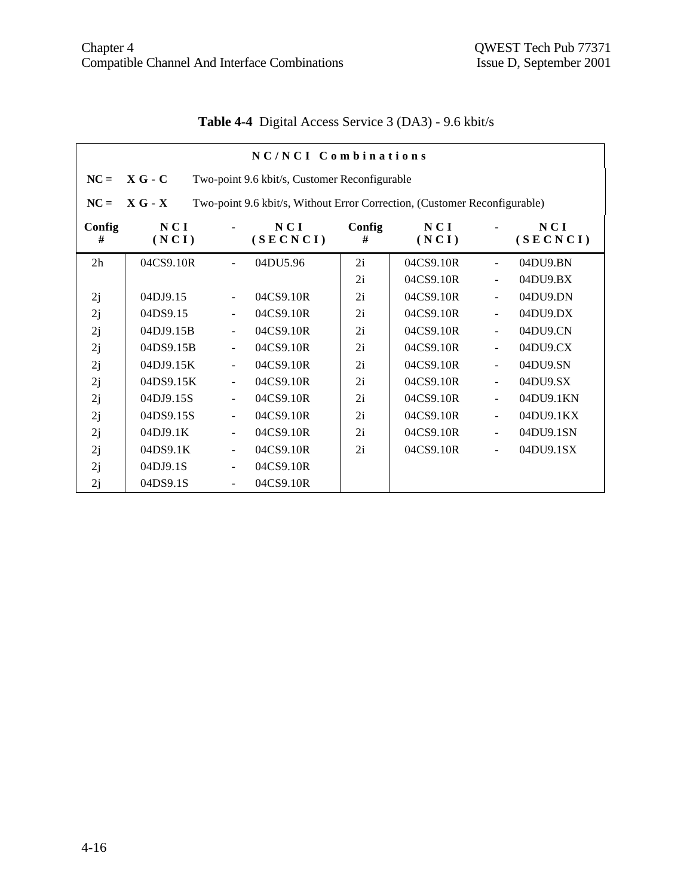**Table 4-4** Digital Access Service 3 (DA3) - 9.6 kbit/s

| NC/NCI Combinations | | | | | | | | |
|---|---|---|---|---|---|---|---|---|
| NC = X G - C | Two-point 9.6 kbit/s, Customer Reconfigurable | | | | | | | |
| NC = X G - X | Two-point 9.6 kbit/s, Without Error Correction, (Customer Reconfigurable) | | | | | | | |
| Config # | NCI (NCI) | - | NCI (SECNCI) | Config # | NCI (NCI) | - | NCI (SECNCI) |
| 2h | 04CS9.10R | - | 04DU5.96 | 2i | 04CS9.10R | - | 04DU9.BN |
| | | | | 2i | 04CS9.10R | - | 04DU9.BX |
| 2j | 04DJ9.15 | - | 04CS9.10R | 2i | 04CS9.10R | - | 04DU9.DN |
| 2j | 04DS9.15 | - | 04CS9.10R | 2i | 04CS9.10R | - | 04DU9.DX |
| 2j | 04DJ9.15B | - | 04CS9.10R | 2i | 04CS9.10R | - | 04DU9.CN |
| 2j | 04DS9.15B | - | 04CS9.10R | 2i | 04CS9.10R | - | 04DU9.CX |
| 2j | 04DJ9.15K | - | 04CS9.10R | 2i | 04CS9.10R | - | 04DU9.SN |
| 2j | 04DS9.15K | - | 04CS9.10R | 2i | 04CS9.10R | - | 04DU9.SX |
| 2j | 04DJ9.15S | - | 04CS9.10R | 2i | 04CS9.10R | - | 04DU9.1KN |
| 2j | 04DS9.15S | - | 04CS9.10R | 2i | 04CS9.10R | - | 04DU9.1KX |
| 2j | 04DJ9.1K | - | 04CS9.10R | 2i | 04CS9.10R | - | 04DU9.1SN |
| 2j | 04DS9.1K | - | 04CS9.10R | 2i | 04CS9.10R | - | 04DU9.1SX |
| 2j | 04DJ9.1S | - | 04CS9.10R | | | | |
| 2j | 04DS9.1S | - | 04CS9.10R | | | | |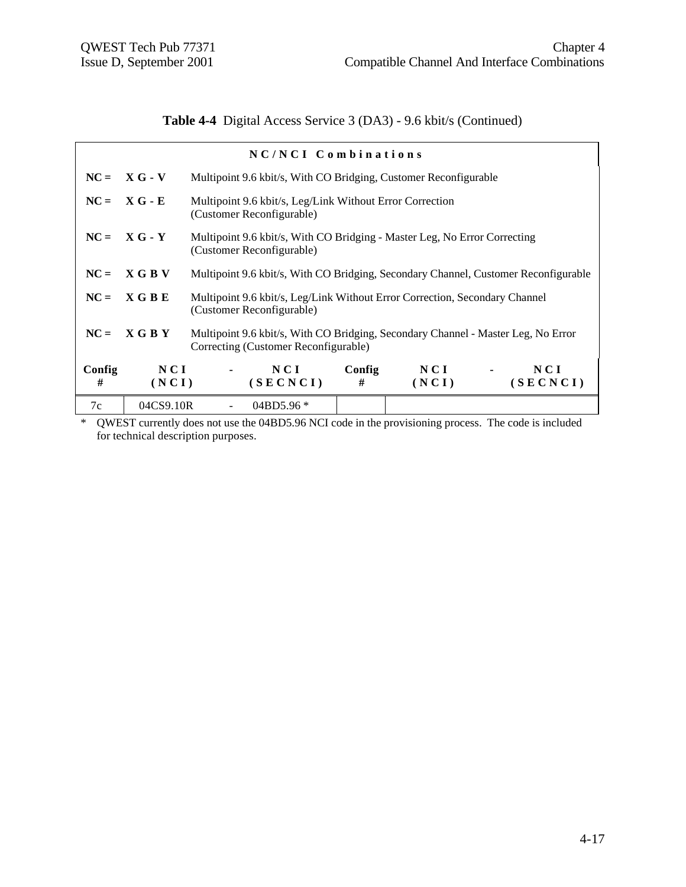**Table 4-4** Digital Access Service 3 (DA3) - 9.6 kbit/s (Continued)

| NC/NCI Combinations | | | | | | | |
|---|---|---|---|---|---|---|---|
| **NC =** | **X G - V** | Multipoint 9.6 kbit/s, With CO Bridging, Customer Reconfigurable | | | | | |
| **NC =** | **X G - E** | Multipoint 9.6 kbit/s, Leg/Link Without Error Correction (Customer Reconfigurable) | | | | | |
| **NC =** | **X G - Y** | Multipoint 9.6 kbit/s, With CO Bridging - Master Leg, No Error Correcting (Customer Reconfigurable) | | | | | |
| **NC =** | **X G B V** | Multipoint 9.6 kbit/s, With CO Bridging, Secondary Channel, Customer Reconfigurable | | | | | |
| **NC =** | **X G B E** | Multipoint 9.6 kbit/s, Leg/Link Without Error Correction, Secondary Channel (Customer Reconfigurable) | | | | | |
| **NC =** | **X G B Y** | Multipoint 9.6 kbit/s, With CO Bridging, Secondary Channel - Master Leg, No Error Correcting (Customer Reconfigurable) | | | | | |
| **Config #** | **NCI (NCI)** | **-** | **NCI (SECNCI)** | **Config #** | **NCI (NCI)** | **-** | **NCI (SECNCI)** |
| 7c | 04CS9.10R | - | 04BD5.96 * | | | | |

\* QWEST currently does not use the 04BD5.96 NCI code in the provisioning process. The code is included for technical description purposes.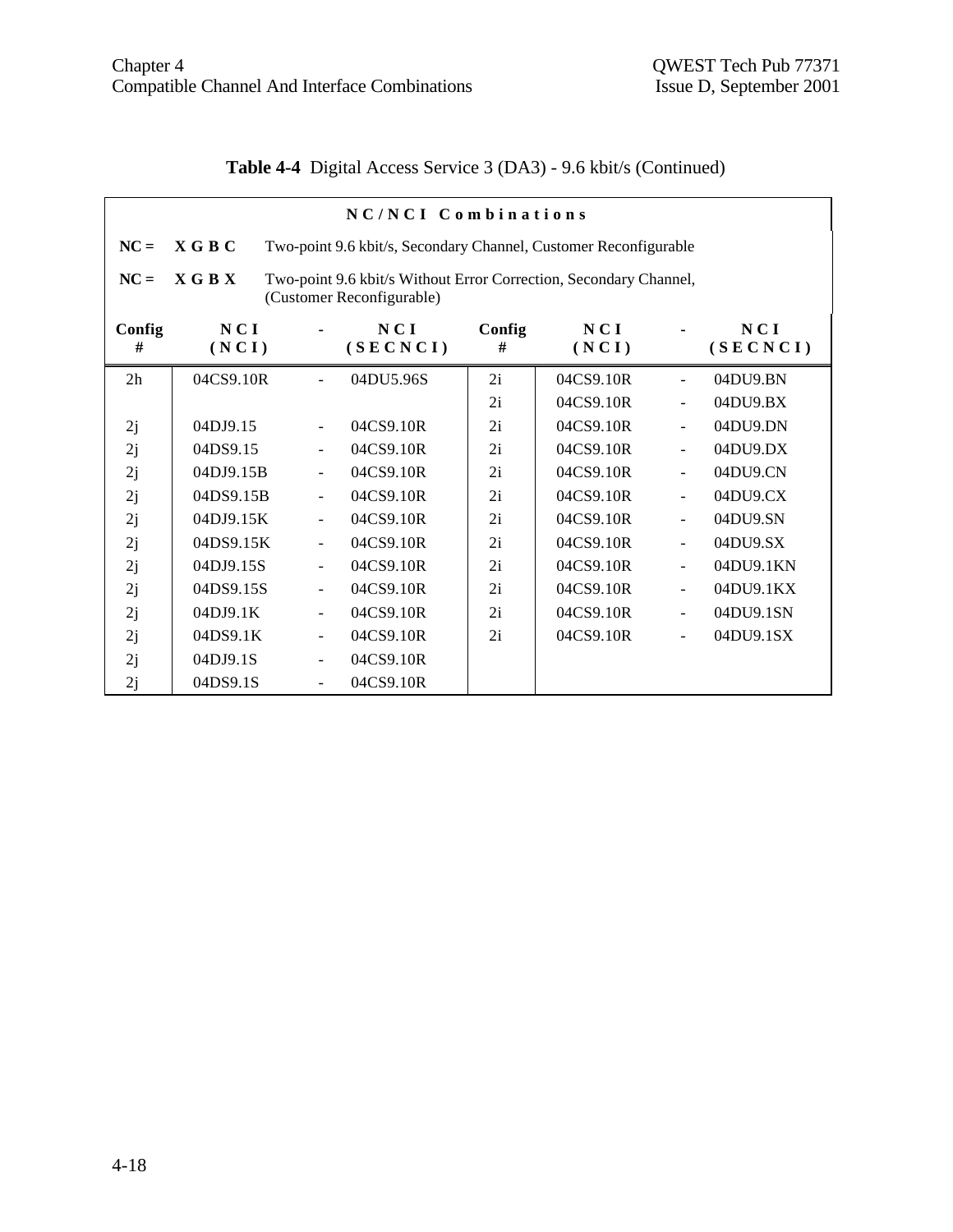**Table 4-4** Digital Access Service 3 (DA3) - 9.6 kbit/s (Continued)

| NC/NCI Combinations | | | | | | | | |
|---|---|---|---|---|---|---|---|---|
| **NC =** | **X G B C** | Two-point 9.6 kbit/s, Secondary Channel, Customer Reconfigurable | | | | | | |
| **NC =** | **X G B X** | Two-point 9.6 kbit/s Without Error Correction, Secondary Channel, (Customer Reconfigurable) | | | | | | |
| **Config #** | **NCI (NCI)** | **-** | **NCI (SECNCI)** | **Config #** | **NCI (NCI)** | **-** | **NCI (SECNCI)** |
| 2h | 04CS9.10R | - | 04DU5.96S | 2i | 04CS9.10R | - | 04DU9.BN |
| | | | | 2i | 04CS9.10R | - | 04DU9.BX |
| 2j | 04DJ9.15 | - | 04CS9.10R | 2i | 04CS9.10R | - | 04DU9.DN |
| 2j | 04DS9.15 | - | 04CS9.10R | 2i | 04CS9.10R | - | 04DU9.DX |
| 2j | 04DJ9.15B | - | 04CS9.10R | 2i | 04CS9.10R | - | 04DU9.CN |
| 2j | 04DS9.15B | - | 04CS9.10R | 2i | 04CS9.10R | - | 04DU9.CX |
| 2j | 04DJ9.15K | - | 04CS9.10R | 2i | 04CS9.10R | - | 04DU9.SN |
| 2j | 04DS9.15K | - | 04CS9.10R | 2i | 04CS9.10R | - | 04DU9.SX |
| 2j | 04DJ9.15S | - | 04CS9.10R | 2i | 04CS9.10R | - | 04DU9.1KN |
| 2j | 04DS9.15S | - | 04CS9.10R | 2i | 04CS9.10R | - | 04DU9.1KX |
| 2j | 04DJ9.1K | - | 04CS9.10R | 2i | 04CS9.10R | - | 04DU9.1SN |
| 2j | 04DS9.1K | - | 04CS9.10R | 2i | 04CS9.10R | - | 04DU9.1SX |
| 2j | 04DJ9.1S | - | 04CS9.10R | | | | |
| 2j | 04DS9.1S | - | 04CS9.10R | | | | |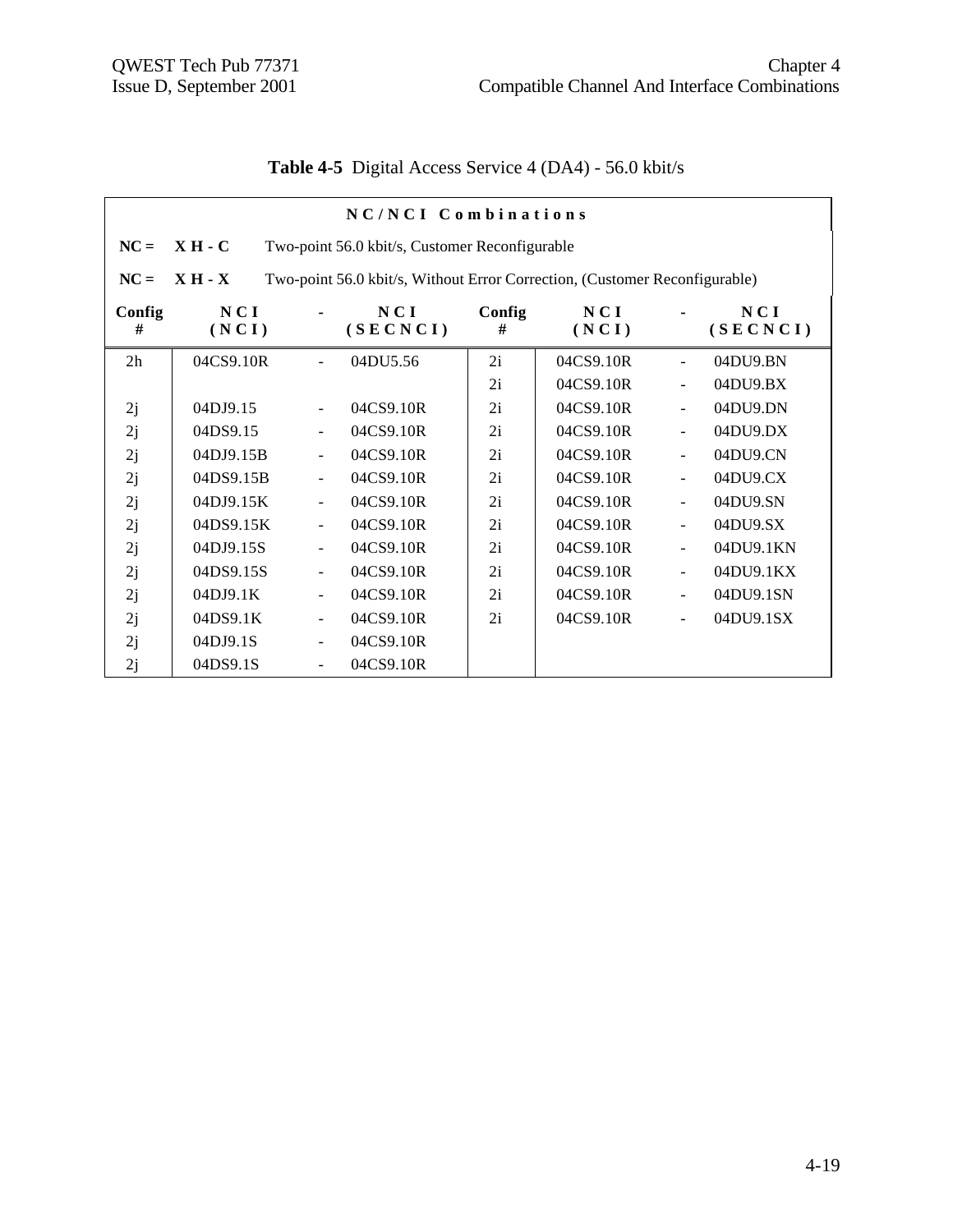**Table 4-5** Digital Access Service 4 (DA4) - 56.0 kbit/s

| NC/NCI Combinations | | | | | | | | |
|---|---|---|---|---|---|---|---|---|
| **NC =** | **X H - C** | Two-point 56.0 kbit/s, Customer Reconfigurable | | | | | | |
| **NC =** | **X H - X** | Two-point 56.0 kbit/s, Without Error Correction, (Customer Reconfigurable) | | | | | | |
| **Config #** | **NCI (NCI)** | **-** | **NCI (SECNCI)** | **Config #** | **NCI (NCI)** | **-** | **NCI (SECNCI)** | |
| 2h | 04CS9.10R | - | 04DU5.56 | 2i | 04CS9.10R | - | 04DU9.BN | |
| | | | | 2i | 04CS9.10R | - | 04DU9.BX | |
| 2j | 04DJ9.15 | - | 04CS9.10R | 2i | 04CS9.10R | - | 04DU9.DN | |
| 2j | 04DS9.15 | - | 04CS9.10R | 2i | 04CS9.10R | - | 04DU9.DX | |
| 2j | 04DJ9.15B | - | 04CS9.10R | 2i | 04CS9.10R | - | 04DU9.CN | |
| 2j | 04DS9.15B | - | 04CS9.10R | 2i | 04CS9.10R | - | 04DU9.CX | |
| 2j | 04DJ9.15K | - | 04CS9.10R | 2i | 04CS9.10R | - | 04DU9.SN | |
| 2j | 04DS9.15K | - | 04CS9.10R | 2i | 04CS9.10R | - | 04DU9.SX | |
| 2j | 04DJ9.15S | - | 04CS9.10R | 2i | 04CS9.10R | - | 04DU9.1KN | |
| 2j | 04DS9.15S | - | 04CS9.10R | 2i | 04CS9.10R | - | 04DU9.1KX | |
| 2j | 04DJ9.1K | - | 04CS9.10R | 2i | 04CS9.10R | - | 04DU9.1SN | |
| 2j | 04DS9.1K | - | 04CS9.10R | 2i | 04CS9.10R | - | 04DU9.1SX | |
| 2j | 04DJ9.1S | - | 04CS9.10R | | | | | |
| 2j | 04DS9.1S | - | 04CS9.10R | | | | | |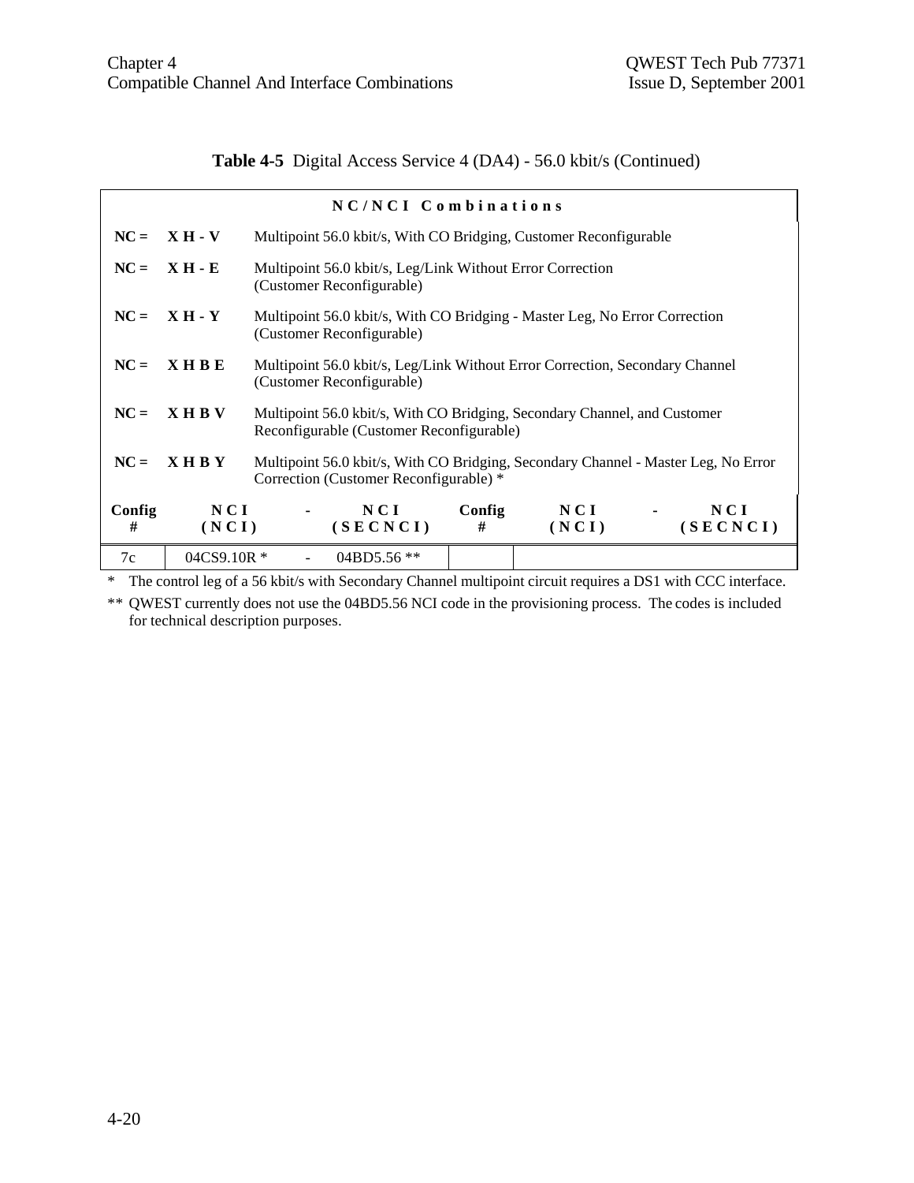**Table 4-5** Digital Access Service 4 (DA4) - 56.0 kbit/s (Continued)

**NC/NCI Combinations**

**NC = X H - V** Multipoint 56.0 kbit/s, With CO Bridging, Customer Reconfigurable

**NC = X H - E** Multipoint 56.0 kbit/s, Leg/Link Without Error Correction (Customer Reconfigurable)

**NC = X H - Y** Multipoint 56.0 kbit/s, With CO Bridging - Master Leg, No Error Correction (Customer Reconfigurable)

**NC = X H B E** Multipoint 56.0 kbit/s, Leg/Link Without Error Correction, Secondary Channel (Customer Reconfigurable)

**NC = X H B V** Multipoint 56.0 kbit/s, With CO Bridging, Secondary Channel, and Customer Reconfigurable (Customer Reconfigurable)

**NC = X H B Y** Multipoint 56.0 kbit/s, With CO Bridging, Secondary Channel - Master Leg, No Error Correction (Customer Reconfigurable) *

| Config # | NCI (NCI) | - | NCI (SECNCI) | Config # | NCI (NCI) | - | NCI (SECNCI) |
|---|---|---|---|---|---|---|---|
| 7c | 04CS9.10R * | - | 04BD5.56 ** | | | | |

\* The control leg of a 56 kbit/s with Secondary Channel multipoint circuit requires a DS1 with CCC interface.

** QWEST currently does not use the 04BD5.56 NCI code in the provisioning process. The codes is included for technical description purposes.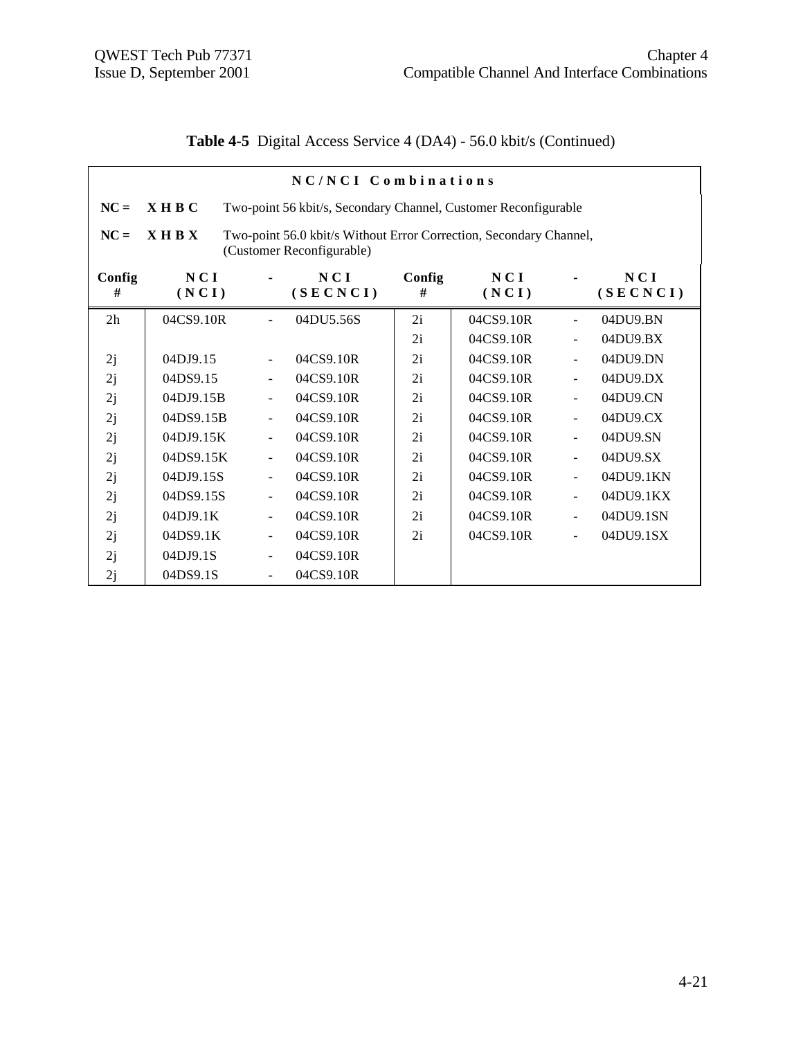**Table 4-5** Digital Access Service 4 (DA4) - 56.0 kbit/s (Continued)

| NC/NCI Combinations | | | | | | | |
|---|---|---|---|---|---|---|---|
| **NC =** | **X H B C** | Two-point 56 kbit/s, Secondary Channel, Customer Reconfigurable | | | | | |
| **NC =** | **X H B X** | Two-point 56.0 kbit/s Without Error Correction, Secondary Channel, (Customer Reconfigurable) | | | | | |
| **Config #** | **NCI (NCI)** | **-** | **NCI (SECNCI)** | **Config #** | **NCI (NCI)** | **-** | **NCI (SECNCI)** |
| 2h | 04CS9.10R | - | 04DU5.56S | 2i | 04CS9.10R | - | 04DU9.BN |
| | | | | 2i | 04CS9.10R | - | 04DU9.BX |
| 2j | 04DJ9.15 | - | 04CS9.10R | 2i | 04CS9.10R | - | 04DU9.DN |
| 2j | 04DS9.15 | - | 04CS9.10R | 2i | 04CS9.10R | - | 04DU9.DX |
| 2j | 04DJ9.15B | - | 04CS9.10R | 2i | 04CS9.10R | - | 04DU9.CN |
| 2j | 04DS9.15B | - | 04CS9.10R | 2i | 04CS9.10R | - | 04DU9.CX |
| 2j | 04DJ9.15K | - | 04CS9.10R | 2i | 04CS9.10R | - | 04DU9.SN |
| 2j | 04DS9.15K | - | 04CS9.10R | 2i | 04CS9.10R | - | 04DU9.SX |
| 2j | 04DJ9.15S | - | 04CS9.10R | 2i | 04CS9.10R | - | 04DU9.1KN |
| 2j | 04DS9.15S | - | 04CS9.10R | 2i | 04CS9.10R | - | 04DU9.1KX |
| 2j | 04DJ9.1K | - | 04CS9.10R | 2i | 04CS9.10R | - | 04DU9.1SN |
| 2j | 04DS9.1K | - | 04CS9.10R | 2i | 04CS9.10R | - | 04DU9.1SX |
| 2j | 04DJ9.1S | - | 04CS9.10R | | | | |
| 2j | 04DS9.1S | - | 04CS9.10R | | | | |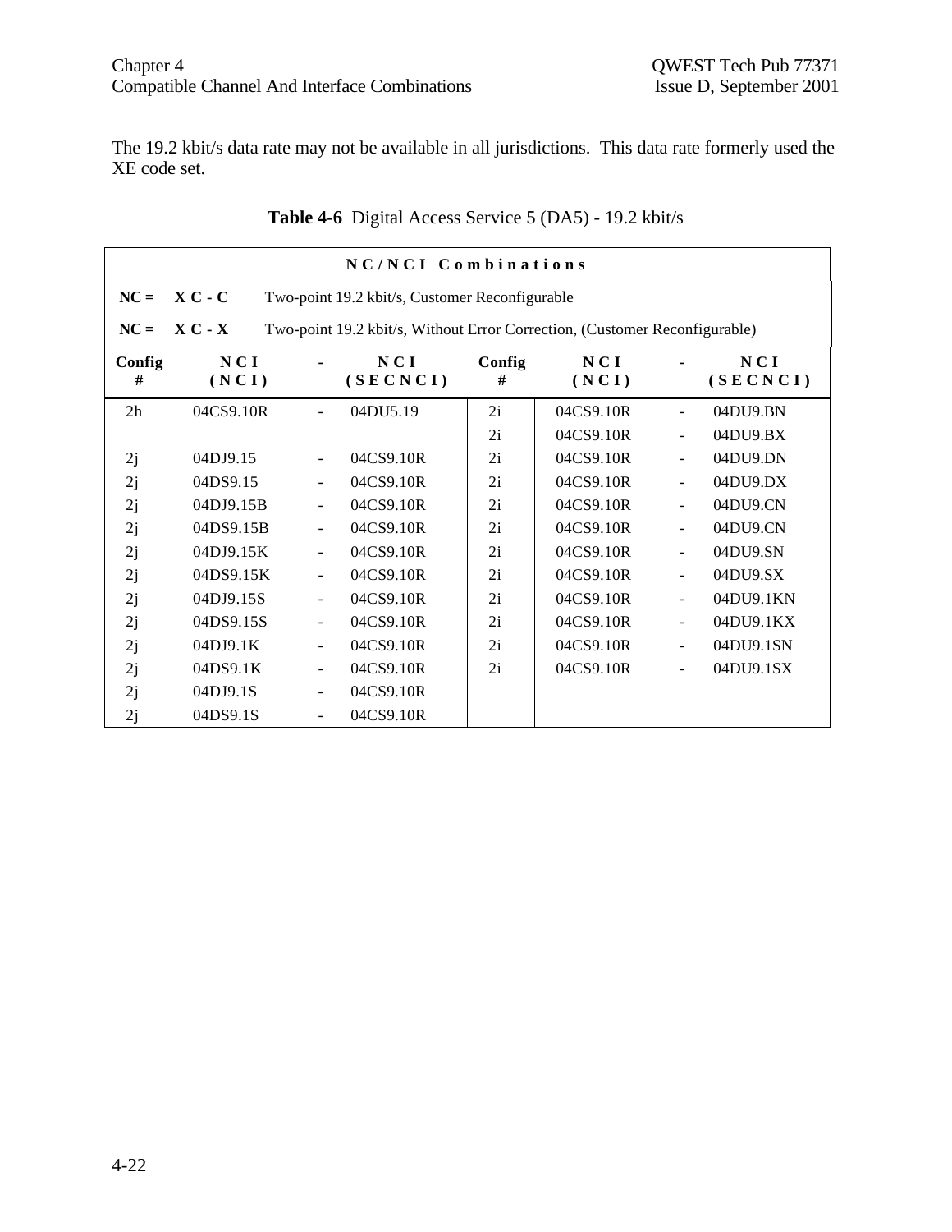The 19.2 kbit/s data rate may not be available in all jurisdictions. This data rate formerly used the XE code set.

**Table 4-6** Digital Access Service 5 (DA5) - 19.2 kbit/s

| NC/NCI Combinations | | | | | | | |
|---|---|---|---|---|---|---|---|
| **NC =** | **X C - C** | Two-point 19.2 kbit/s, Customer Reconfigurable | | | | | |
| **NC =** | **X C - X** | Two-point 19.2 kbit/s, Without Error Correction, (Customer Reconfigurable) | | | | | |
| **Config #** | **NCI (NCI)** | **-** | **NCI (SECNCI)** | **Config #** | **NCI (NCI)** | **-** | **NCI (SECNCI)** |
| 2h | 04CS9.10R | - | 04DU5.19 | 2i | 04CS9.10R | - | 04DU9.BN |
| | | | | 2i | 04CS9.10R | - | 04DU9.BX |
| 2j | 04DJ9.15 | - | 04CS9.10R | 2i | 04CS9.10R | - | 04DU9.DN |
| 2j | 04DS9.15 | - | 04CS9.10R | 2i | 04CS9.10R | - | 04DU9.DX |
| 2j | 04DJ9.15B | - | 04CS9.10R | 2i | 04CS9.10R | - | 04DU9.CN |
| 2j | 04DS9.15B | - | 04CS9.10R | 2i | 04CS9.10R | - | 04DU9.CN |
| 2j | 04DJ9.15K | - | 04CS9.10R | 2i | 04CS9.10R | - | 04DU9.SN |
| 2j | 04DS9.15K | - | 04CS9.10R | 2i | 04CS9.10R | - | 04DU9.SX |
| 2j | 04DJ9.15S | - | 04CS9.10R | 2i | 04CS9.10R | - | 04DU9.1KN |
| 2j | 04DS9.15S | - | 04CS9.10R | 2i | 04CS9.10R | - | 04DU9.1KX |
| 2j | 04DJ9.1K | - | 04CS9.10R | 2i | 04CS9.10R | - | 04DU9.1SN |
| 2j | 04DS9.1K | - | 04CS9.10R | 2i | 04CS9.10R | - | 04DU9.1SX |
| 2j | 04DJ9.1S | - | 04CS9.10R | | | | |
| 2j | 04DS9.1S | - | 04CS9.10R | | | | |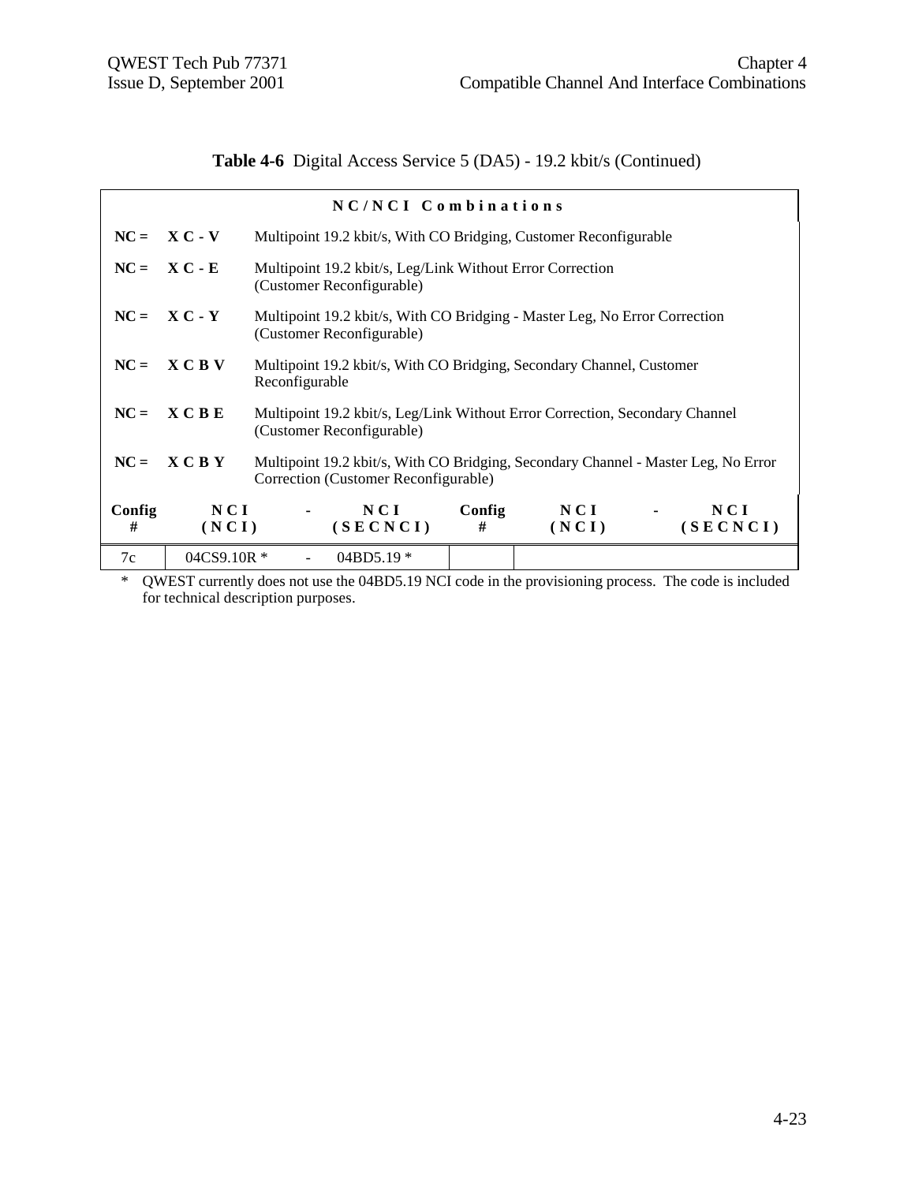**Table 4-6** Digital Access Service 5 (DA5) - 19.2 kbit/s (Continued)

| NC/NCI Combinations | | | | | | | |
|---|---|---|---|---|---|---|---|
| **NC =** | **X C - V** | Multipoint 19.2 kbit/s, With CO Bridging, Customer Reconfigurable | | | | | |
| **NC =** | **X C - E** | Multipoint 19.2 kbit/s, Leg/Link Without Error Correction (Customer Reconfigurable) | | | | | |
| **NC =** | **X C - Y** | Multipoint 19.2 kbit/s, With CO Bridging - Master Leg, No Error Correction (Customer Reconfigurable) | | | | | |
| **NC =** | **X C B V** | Multipoint 19.2 kbit/s, With CO Bridging, Secondary Channel, Customer Reconfigurable | | | | | |
| **NC =** | **X C B E** | Multipoint 19.2 kbit/s, Leg/Link Without Error Correction, Secondary Channel (Customer Reconfigurable) | | | | | |
| **NC =** | **X C B Y** | Multipoint 19.2 kbit/s, With CO Bridging, Secondary Channel - Master Leg, No Error Correction (Customer Reconfigurable) | | | | | |
| **Config #** | **NCI (NCI)** | **-** | **NCI (SECNCI)** | **Config #** | **NCI (NCI)** | **-** | **NCI (SECNCI)** |
| 7c | 04CS9.10R * | - | 04BD5.19 * | | | | |

\* QWEST currently does not use the 04BD5.19 NCI code in the provisioning process. The code is included for technical description purposes.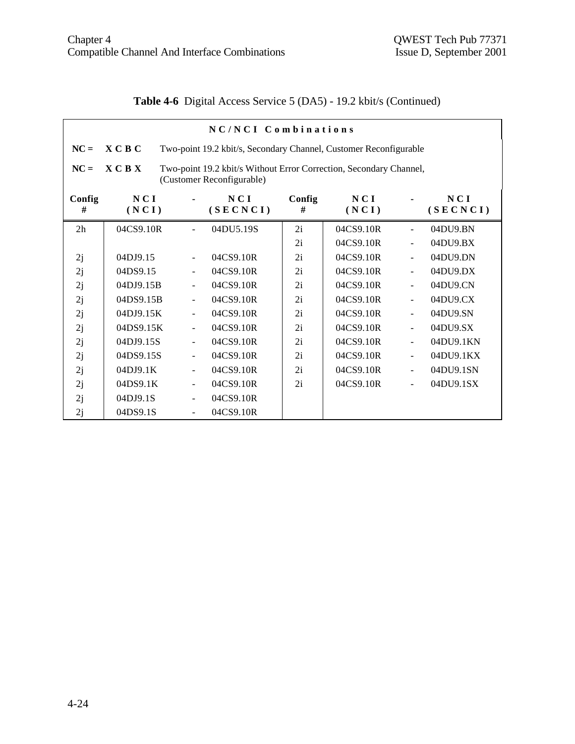**Table 4-6** Digital Access Service 5 (DA5) - 19.2 kbit/s (Continued)

| NC/NCI Combinations | | | | | | | |
|---|---|---|---|---|---|---|---|
| **NC = X C B C** Two-point 19.2 kbit/s, Secondary Channel, Customer Reconfigurable | | | | | | | |
| **NC = X C B X** Two-point 19.2 kbit/s Without Error Correction, Secondary Channel, (Customer Reconfigurable) | | | | | | | |
| **Config #** | **NCI (NCI)** | **-** | **NCI (SECNCI)** | **Config #** | **NCI (NCI)** | **-** | **NCI (SECNCI)** |
| 2h | 04CS9.10R | - | 04DU5.19S | 2i | 04CS9.10R | - | 04DU9.BN |
| | | | | 2i | 04CS9.10R | - | 04DU9.BX |
| 2j | 04DJ9.15 | - | 04CS9.10R | 2i | 04CS9.10R | - | 04DU9.DN |
| 2j | 04DS9.15 | - | 04CS9.10R | 2i | 04CS9.10R | - | 04DU9.DX |
| 2j | 04DJ9.15B | - | 04CS9.10R | 2i | 04CS9.10R | - | 04DU9.CN |
| 2j | 04DS9.15B | - | 04CS9.10R | 2i | 04CS9.10R | - | 04DU9.CX |
| 2j | 04DJ9.15K | - | 04CS9.10R | 2i | 04CS9.10R | - | 04DU9.SN |
| 2j | 04DS9.15K | - | 04CS9.10R | 2i | 04CS9.10R | - | 04DU9.SX |
| 2j | 04DJ9.15S | - | 04CS9.10R | 2i | 04CS9.10R | - | 04DU9.1KN |
| 2j | 04DS9.15S | - | 04CS9.10R | 2i | 04CS9.10R | - | 04DU9.1KX |
| 2j | 04DJ9.1K | - | 04CS9.10R | 2i | 04CS9.10R | - | 04DU9.1SN |
| 2j | 04DS9.1K | - | 04CS9.10R | 2i | 04CS9.10R | - | 04DU9.1SX |
| 2j | 04DJ9.1S | - | 04CS9.10R | | | | |
| 2j | 04DS9.1S | - | 04CS9.10R | | | | |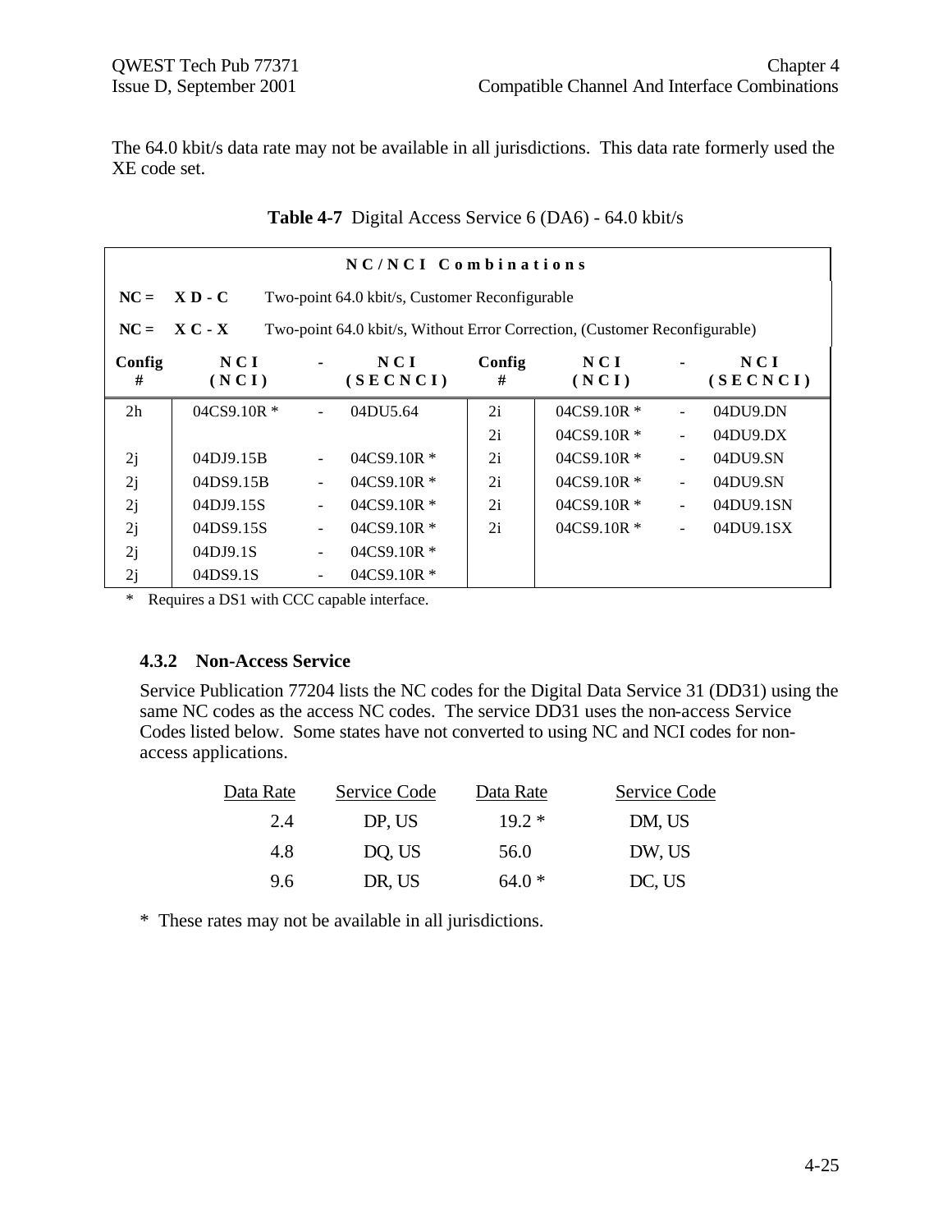The 64.0 kbit/s data rate may not be available in all jurisdictions. This data rate formerly used the XE code set.

**Table 4-7** Digital Access Service 6 (DA6) - 64.0 kbit/s

| NC/NCI Combinations | | | | | | | |
|---|---|---|---|---|---|---|---|
| **NC = X D - C** Two-point 64.0 kbit/s, Customer Reconfigurable | | | | | | | |
| **NC = X C - X** Two-point 64.0 kbit/s, Without Error Correction, (Customer Reconfigurable) | | | | | | | |
| **Config #** | **NCI (NCI)** | **-** | **NCI (SECNCI)** | **Config #** | **NCI (NCI)** | **-** | **NCI (SECNCI)** |
| 2h | 04CS9.10R * | - | 04DU5.64 | 2i | 04CS9.10R * | - | 04DU9.DN |
| | | | | 2i | 04CS9.10R * | - | 04DU9.DX |
| 2j | 04DJ9.15B | - | 04CS9.10R * | 2i | 04CS9.10R * | - | 04DU9.SN |
| 2j | 04DS9.15B | - | 04CS9.10R * | 2i | 04CS9.10R * | - | 04DU9.SN |
| 2j | 04DJ9.15S | - | 04CS9.10R * | 2i | 04CS9.10R * | - | 04DU9.1SN |
| 2j | 04DS9.15S | - | 04CS9.10R * | 2i | 04CS9.10R * | - | 04DU9.1SX |
| 2j | 04DJ9.1S | - | 04CS9.10R * | | | | |
| 2j | 04DS9.1S | - | 04CS9.10R * | | | | |

\* Requires a DS1 with CCC capable interface.

### 4.3.2 Non-Access Service

Service Publication 77204 lists the NC codes for the Digital Data Service 31 (DD31) using the same NC codes as the access NC codes. The service DD31 uses the non-access Service Codes listed below. Some states have not converted to using NC and NCI codes for non-access applications.

| Data Rate | Service Code | Data Rate | Service Code |
|---|---|---|---|
| 2.4 | DP, US | 19.2 * | DM, US |
| 4.8 | DQ, US | 56.0 | DW, US |
| 9.6 | DR, US | 64.0 * | DC, US |

\* These rates may not be available in all jurisdictions.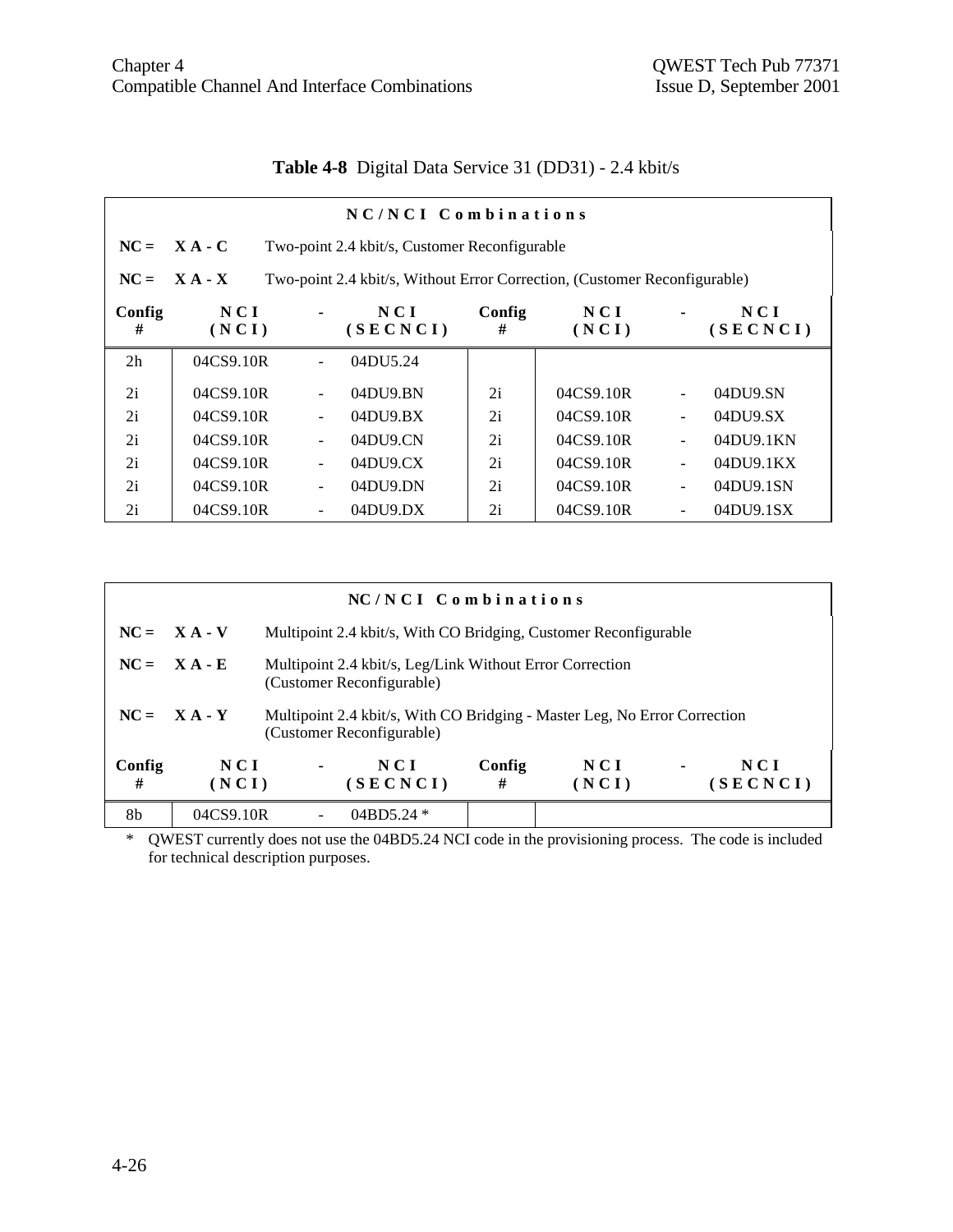**Table 4-8** Digital Data Service 31 (DD31) - 2.4 kbit/s

**NC/NCI Combinations**

**NC = X A - C** Two-point 2.4 kbit/s, Customer Reconfigurable

**NC = X A - X** Two-point 2.4 kbit/s, Without Error Correction, (Customer Reconfigurable)

| Config # | NCI (NCI) | - | NCI (SECNCI) | Config # | NCI (NCI) | - | NCI (SECNCI) |
|---|---|---|---|---|---|---|---|
| 2h | 04CS9.10R | - | 04DU5.24 | | | | |
| 2i | 04CS9.10R | - | 04DU9.BN | 2i | 04CS9.10R | - | 04DU9.SN |
| 2i | 04CS9.10R | - | 04DU9.BX | 2i | 04CS9.10R | - | 04DU9.SX |
| 2i | 04CS9.10R | - | 04DU9.CN | 2i | 04CS9.10R | - | 04DU9.1KN |
| 2i | 04CS9.10R | - | 04DU9.CX | 2i | 04CS9.10R | - | 04DU9.1KX |
| 2i | 04CS9.10R | - | 04DU9.DN | 2i | 04CS9.10R | - | 04DU9.1SN |
| 2i | 04CS9.10R | - | 04DU9.DX | 2i | 04CS9.10R | - | 04DU9.1SX |

**NC/NCI Combinations**

**NC = X A - V** Multipoint 2.4 kbit/s, With CO Bridging, Customer Reconfigurable

**NC = X A - E** Multipoint 2.4 kbit/s, Leg/Link Without Error Correction (Customer Reconfigurable)

**NC = X A - Y** Multipoint 2.4 kbit/s, With CO Bridging - Master Leg, No Error Correction (Customer Reconfigurable)

| Config # | NCI (NCI) | - | NCI (SECNCI) | Config # | NCI (NCI) | - | NCI (SECNCI) |
|---|---|---|---|---|---|---|---|
| 8b | 04CS9.10R | - | 04BD5.24 * | | | | |

\* QWEST currently does not use the 04BD5.24 NCI code in the provisioning process. The code is included for technical description purposes.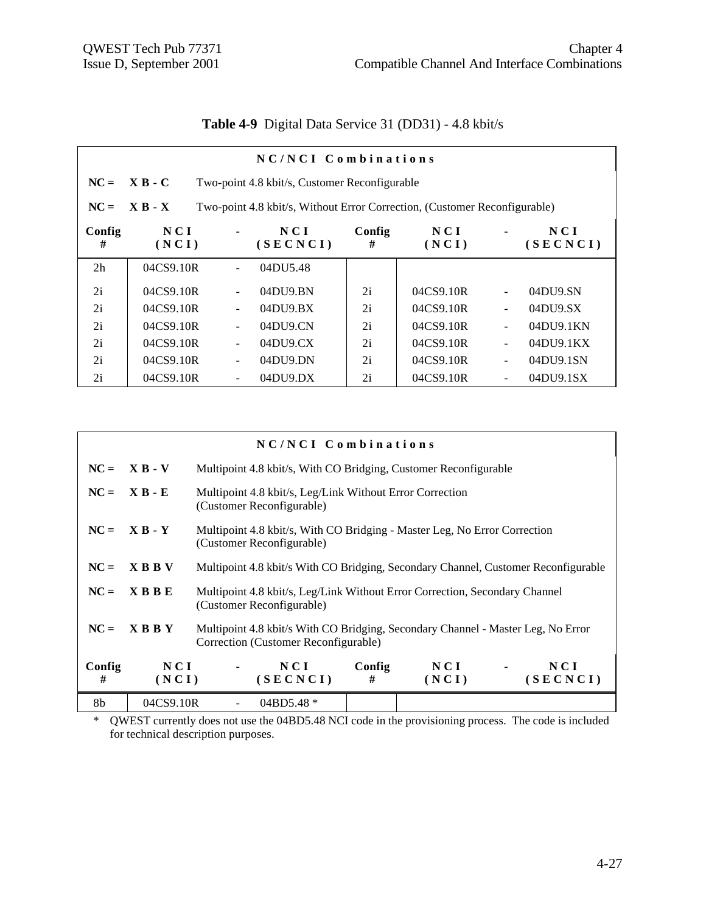**Table 4-9** Digital Data Service 31 (DD31) - 4.8 kbit/s

**N C / N C I Combinations**

**NC = X B - C** Two-point 4.8 kbit/s, Customer Reconfigurable

**NC = X B - X** Two-point 4.8 kbit/s, Without Error Correction, (Customer Reconfigurable)

| Config # | NCI (NCI) | - | NCI (SECNCI) | Config # | NCI (NCI) | - | NCI (SECNCI) |
|---|---|---|---|---|---|---|---|
| 2h | 04CS9.10R | - | 04DU5.48 | | | | |
| 2i | 04CS9.10R | - | 04DU9.BN | 2i | 04CS9.10R | - | 04DU9.SN |
| 2i | 04CS9.10R | - | 04DU9.BX | 2i | 04CS9.10R | - | 04DU9.SX |
| 2i | 04CS9.10R | - | 04DU9.CN | 2i | 04CS9.10R | - | 04DU9.1KN |
| 2i | 04CS9.10R | - | 04DU9.CX | 2i | 04CS9.10R | - | 04DU9.1KX |
| 2i | 04CS9.10R | - | 04DU9.DN | 2i | 04CS9.10R | - | 04DU9.1SN |
| 2i | 04CS9.10R | - | 04DU9.DX | 2i | 04CS9.10R | - | 04DU9.1SX |

**N C / N C I Combinations**

**NC = X B - V** Multipoint 4.8 kbit/s, With CO Bridging, Customer Reconfigurable

**NC = X B - E** Multipoint 4.8 kbit/s, Leg/Link Without Error Correction (Customer Reconfigurable)

**NC = X B - Y** Multipoint 4.8 kbit/s, With CO Bridging - Master Leg, No Error Correction (Customer Reconfigurable)

**NC = X B B V** Multipoint 4.8 kbit/s With CO Bridging, Secondary Channel, Customer Reconfigurable

**NC = X B B E** Multipoint 4.8 kbit/s, Leg/Link Without Error Correction, Secondary Channel (Customer Reconfigurable)

**NC = X B B Y** Multipoint 4.8 kbit/s With CO Bridging, Secondary Channel - Master Leg, No Error Correction (Customer Reconfigurable)

| Config # | NCI (NCI) | - | NCI (SECNCI) | Config # | NCI (NCI) | - | NCI (SECNCI) |
|---|---|---|---|---|---|---|---|
| 8b | 04CS9.10R | - | 04BD5.48 * | | | | |

\* QWEST currently does not use the 04BD5.48 NCI code in the provisioning process. The code is included for technical description purposes.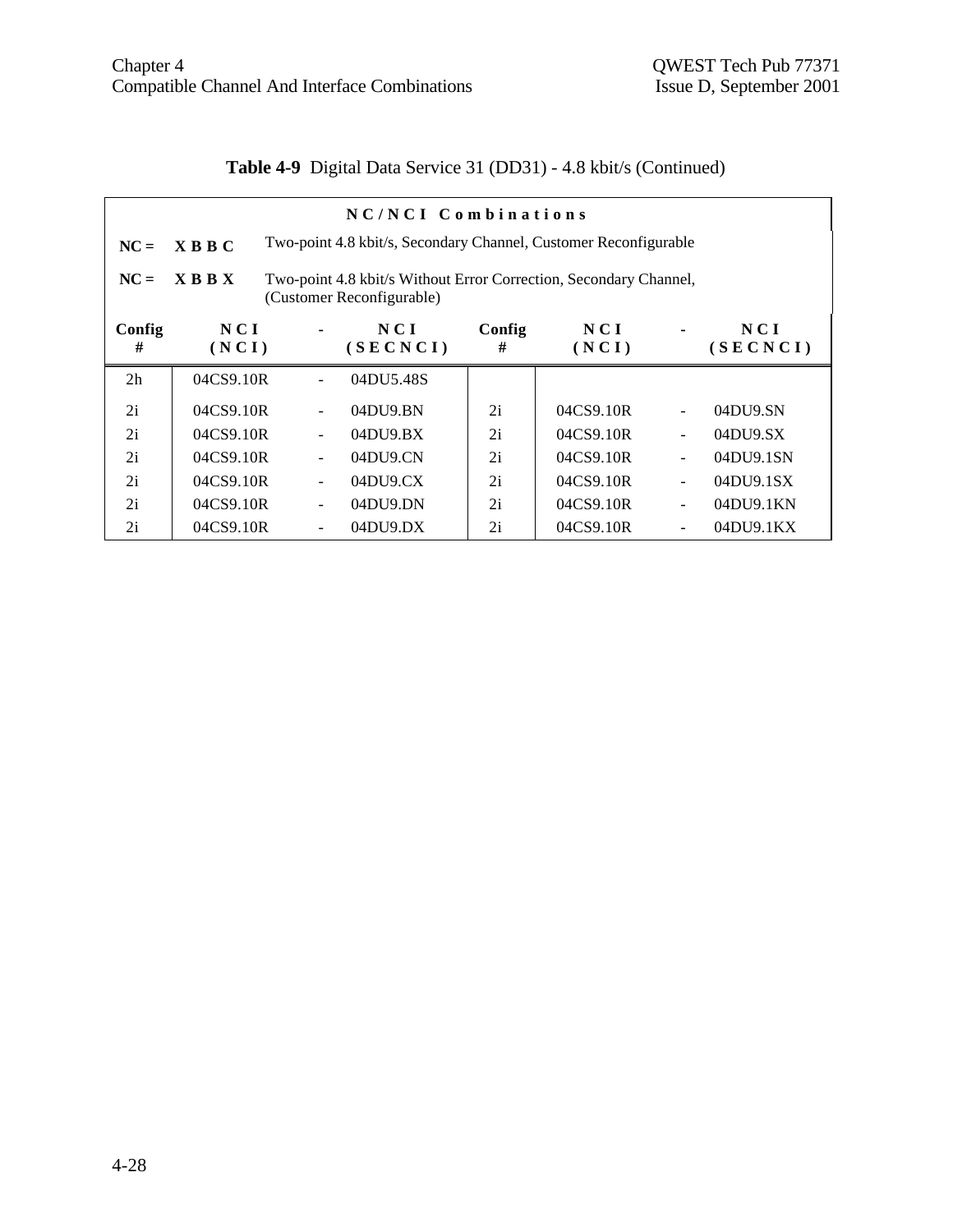**Table 4-9** Digital Data Service 31 (DD31) - 4.8 kbit/s (Continued)

| NC/NCI Combinations | | | | | | | |
|---|---|---|---|---|---|---|---|
| **NC =** | **X B B C** | Two-point 4.8 kbit/s, Secondary Channel, Customer Reconfigurable | | | | | |
| **NC =** | **X B B X** | Two-point 4.8 kbit/s Without Error Correction, Secondary Channel, (Customer Reconfigurable) | | | | | |
| **Config #** | **NCI (NCI)** | **-** | **NCI (SECNCI)** | **Config #** | **NCI (NCI)** | **-** | **NCI (SECNCI)** |
| 2h | 04CS9.10R | - | 04DU5.48S | | | | |
| 2i | 04CS9.10R | - | 04DU9.BN | 2i | 04CS9.10R | - | 04DU9.SN |
| 2i | 04CS9.10R | - | 04DU9.BX | 2i | 04CS9.10R | - | 04DU9.SX |
| 2i | 04CS9.10R | - | 04DU9.CN | 2i | 04CS9.10R | - | 04DU9.1SN |
| 2i | 04CS9.10R | - | 04DU9.CX | 2i | 04CS9.10R | - | 04DU9.1SX |
| 2i | 04CS9.10R | - | 04DU9.DN | 2i | 04CS9.10R | - | 04DU9.1KN |
| 2i | 04CS9.10R | - | 04DU9.DX | 2i | 04CS9.10R | - | 04DU9.1KX |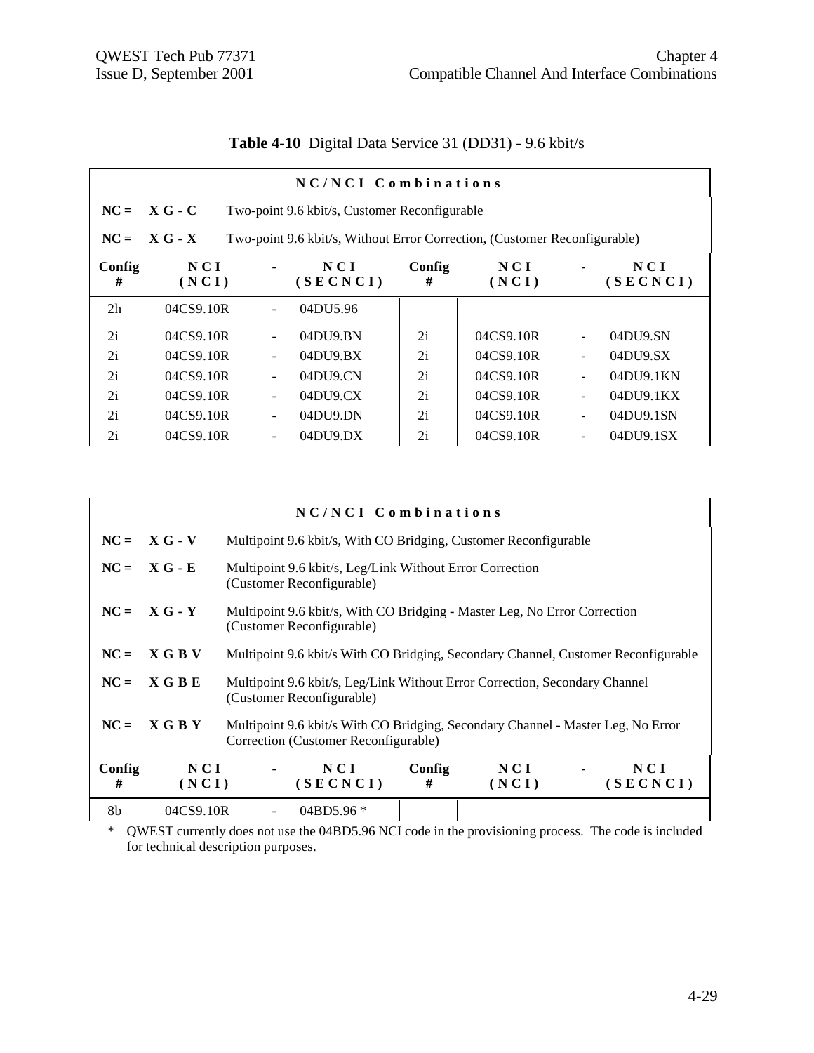**Table 4-10** Digital Data Service 31 (DD31) - 9.6 kbit/s

| NC/NCI Combinations | | | | | | | |
|---|---|---|---|---|---|---|---|
| NC = | X G - C | Two-point 9.6 kbit/s, Customer Reconfigurable | | | | | |
| NC = | X G - X | Two-point 9.6 kbit/s, Without Error Correction, (Customer Reconfigurable) | | | | | |
| **Config #** | **NCI (NCI)** | **-** | **NCI (SECNCI)** | **Config #** | **NCI (NCI)** | **-** | **NCI (SECNCI)** |
| 2h | 04CS9.10R | - | 04DU5.96 | | | | |
| 2i | 04CS9.10R | - | 04DU9.BN | 2i | 04CS9.10R | - | 04DU9.SN |
| 2i | 04CS9.10R | - | 04DU9.BX | 2i | 04CS9.10R | - | 04DU9.SX |
| 2i | 04CS9.10R | - | 04DU9.CN | 2i | 04CS9.10R | - | 04DU9.1KN |
| 2i | 04CS9.10R | - | 04DU9.CX | 2i | 04CS9.10R | - | 04DU9.1KX |
| 2i | 04CS9.10R | - | 04DU9.DN | 2i | 04CS9.10R | - | 04DU9.1SN |
| 2i | 04CS9.10R | - | 04DU9.DX | 2i | 04CS9.10R | - | 04DU9.1SX |

| NC/NCI Combinations | | | | | | | |
|---|---|---|---|---|---|---|---|
| NC = | X G - V | Multipoint 9.6 kbit/s, With CO Bridging, Customer Reconfigurable | | | | | |
| NC = | X G - E | Multipoint 9.6 kbit/s, Leg/Link Without Error Correction (Customer Reconfigurable) | | | | | |
| NC = | X G - Y | Multipoint 9.6 kbit/s, With CO Bridging - Master Leg, No Error Correction (Customer Reconfigurable) | | | | | |
| NC = | X G B V | Multipoint 9.6 kbit/s With CO Bridging, Secondary Channel, Customer Reconfigurable | | | | | |
| NC = | X G B E | Multipoint 9.6 kbit/s, Leg/Link Without Error Correction, Secondary Channel (Customer Reconfigurable) | | | | | |
| NC = | X G B Y | Multipoint 9.6 kbit/s With CO Bridging, Secondary Channel - Master Leg, No Error Correction (Customer Reconfigurable) | | | | | |
| **Config #** | **NCI (NCI)** | **-** | **NCI (SECNCI)** | **Config #** | **NCI (NCI)** | **-** | **NCI (SECNCI)** |
| 8b | 04CS9.10R | - | 04BD5.96 * | | | | |

\* QWEST currently does not use the 04BD5.96 NCI code in the provisioning process. The code is included for technical description purposes.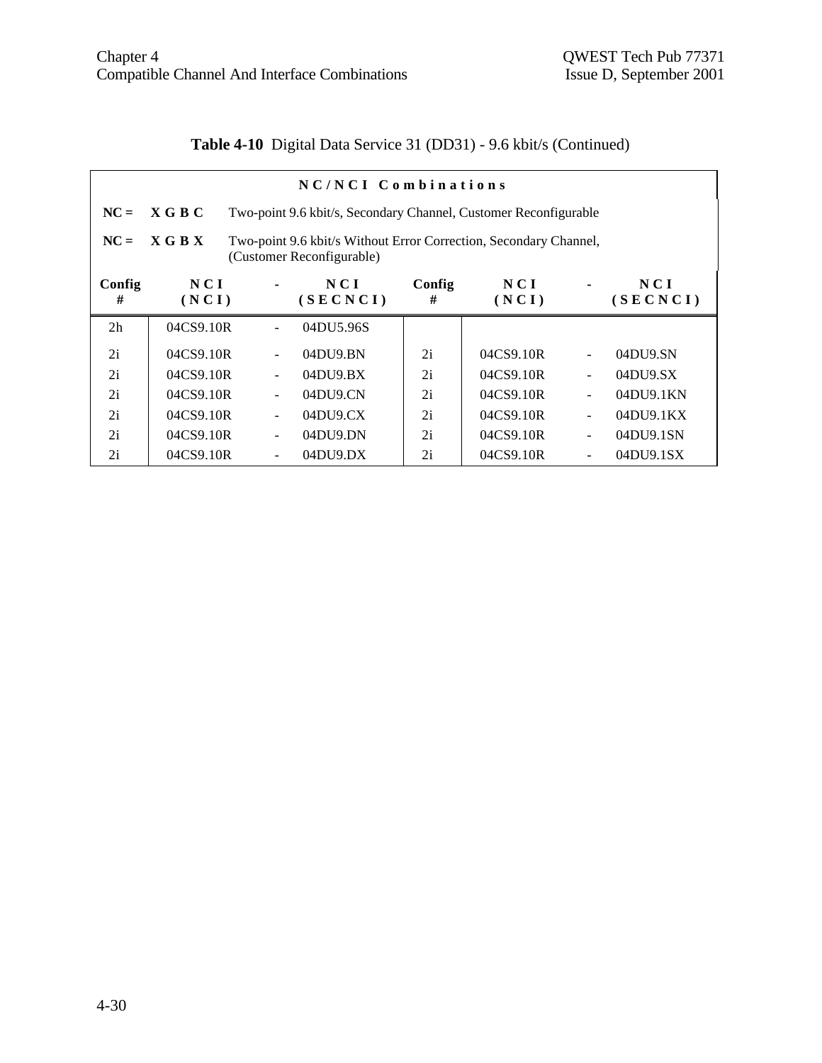**Table 4-10** Digital Data Service 31 (DD31) - 9.6 kbit/s (Continued)

**N C / N C I C o m b i n a t i o n s**

**NC = X G B C** Two-point 9.6 kbit/s, Secondary Channel, Customer Reconfigurable

**NC = X G B X** Two-point 9.6 kbit/s Without Error Correction, Secondary Channel, (Customer Reconfigurable)

| Config # | NCI (NCI) | - | NCI (SECNCI) | Config # | NCI (NCI) | - | NCI (SECNCI) |
|---|---|---|---|---|---|---|---|
| 2h | 04CS9.10R | - | 04DU5.96S | | | | |
| 2i | 04CS9.10R | - | 04DU9.BN | 2i | 04CS9.10R | - | 04DU9.SN |
| 2i | 04CS9.10R | - | 04DU9.BX | 2i | 04CS9.10R | - | 04DU9.SX |
| 2i | 04CS9.10R | - | 04DU9.CN | 2i | 04CS9.10R | - | 04DU9.1KN |
| 2i | 04CS9.10R | - | 04DU9.CX | 2i | 04CS9.10R | - | 04DU9.1KX |
| 2i | 04CS9.10R | - | 04DU9.DN | 2i | 04CS9.10R | - | 04DU9.1SN |
| 2i | 04CS9.10R | - | 04DU9.DX | 2i | 04CS9.10R | - | 04DU9.1SX |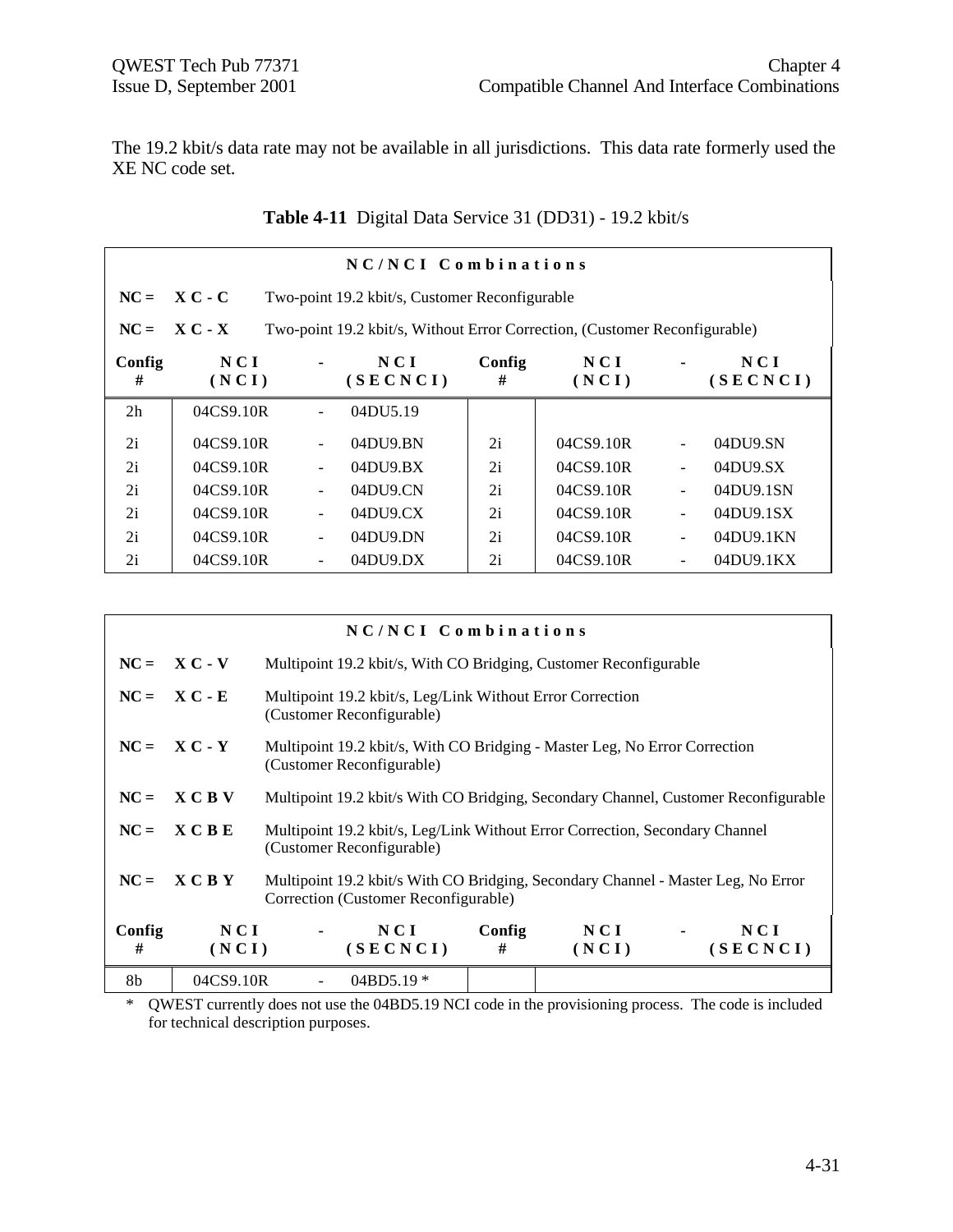The 19.2 kbit/s data rate may not be available in all jurisdictions. This data rate formerly used the XE NC code set.

**Table 4-11** Digital Data Service 31 (DD31) - 19.2 kbit/s

| NC/NCI Combinations | | | | | | | |
|---|---|---|---|---|---|---|---|
| **NC = X C - C** | Two-point 19.2 kbit/s, Customer Reconfigurable | | | | | | |
| **NC = X C - X** | Two-point 19.2 kbit/s, Without Error Correction, (Customer Reconfigurable) | | | | | | |
| **Config #** | **NCI (NCI)** | **-** | **NCI (SECNCI)** | **Config #** | **NCI (NCI)** | **-** | **NCI (SECNCI)** |
| 2h | 04CS9.10R | - | 04DU5.19 | | | | |
| 2i | 04CS9.10R | - | 04DU9.BN | 2i | 04CS9.10R | - | 04DU9.SN |
| 2i | 04CS9.10R | - | 04DU9.BX | 2i | 04CS9.10R | - | 04DU9.SX |
| 2i | 04CS9.10R | - | 04DU9.CN | 2i | 04CS9.10R | - | 04DU9.1SN |
| 2i | 04CS9.10R | - | 04DU9.CX | 2i | 04CS9.10R | - | 04DU9.1SX |
| 2i | 04CS9.10R | - | 04DU9.DN | 2i | 04CS9.10R | - | 04DU9.1KN |
| 2i | 04CS9.10R | - | 04DU9.DX | 2i | 04CS9.10R | - | 04DU9.1KX |

| NC/NCI Combinations | | | | | | | |
|---|---|---|---|---|---|---|---|
| **NC = X C - V** | Multipoint 19.2 kbit/s, With CO Bridging, Customer Reconfigurable | | | | | | |
| **NC = X C - E** | Multipoint 19.2 kbit/s, Leg/Link Without Error Correction (Customer Reconfigurable) | | | | | | |
| **NC = X C - Y** | Multipoint 19.2 kbit/s, With CO Bridging - Master Leg, No Error Correction (Customer Reconfigurable) | | | | | | |
| **NC = X C B V** | Multipoint 19.2 kbit/s With CO Bridging, Secondary Channel, Customer Reconfigurable | | | | | | |
| **NC = X C B E** | Multipoint 19.2 kbit/s, Leg/Link Without Error Correction, Secondary Channel (Customer Reconfigurable) | | | | | | |
| **NC = X C B Y** | Multipoint 19.2 kbit/s With CO Bridging, Secondary Channel - Master Leg, No Error Correction (Customer Reconfigurable) | | | | | | |
| **Config #** | **NCI (NCI)** | **-** | **NCI (SECNCI)** | **Config #** | **NCI (NCI)** | **-** | **NCI (SECNCI)** |
| 8b | 04CS9.10R | - | 04BD5.19 * | | | | |

\* QWEST currently does not use the 04BD5.19 NCI code in the provisioning process. The code is included for technical description purposes.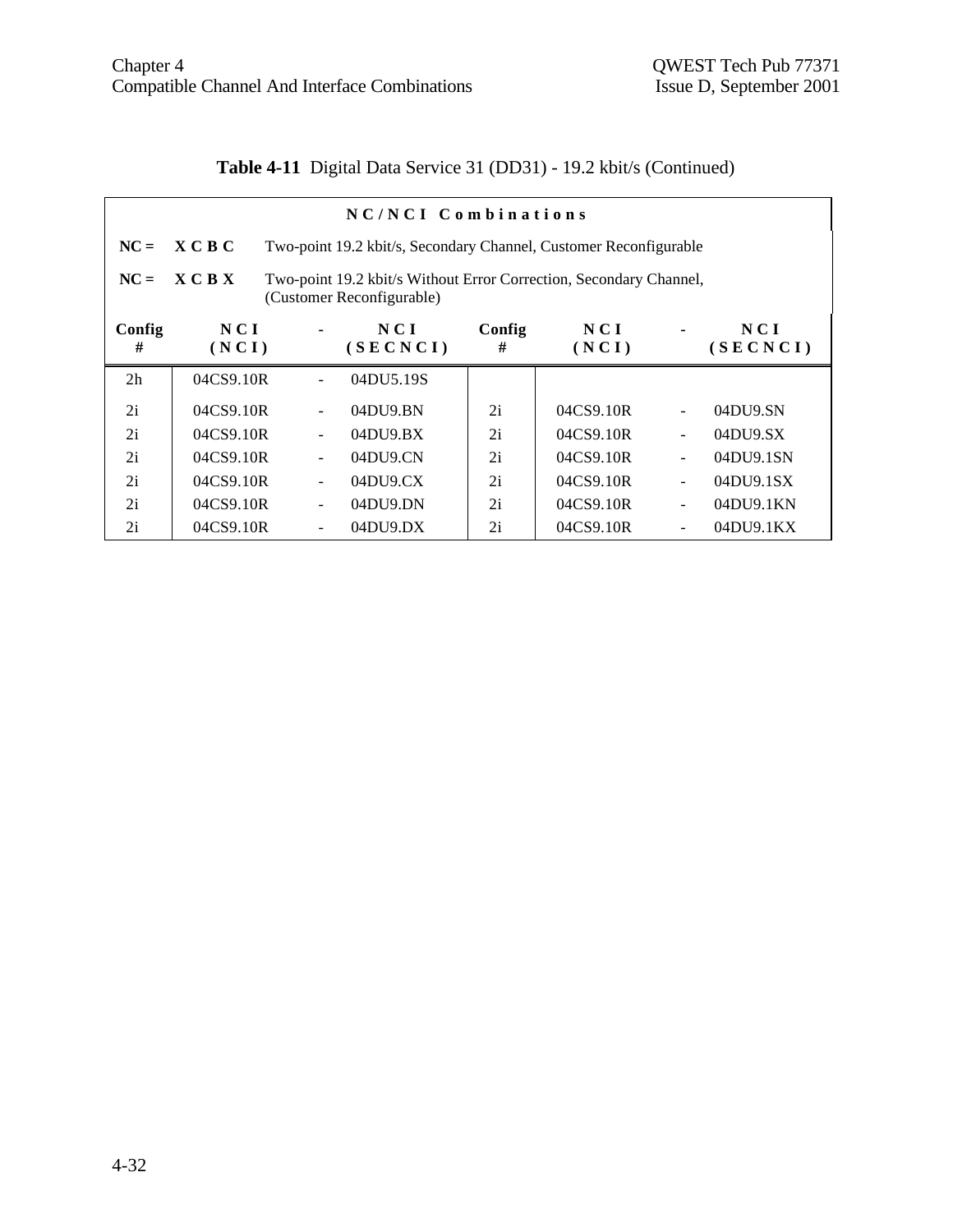**Table 4-11** Digital Data Service 31 (DD31) - 19.2 kbit/s (Continued)

| NC/NCI Combinations | | | | | | | | |
|---|---|---|---|---|---|---|---|---|
| **NC =** | **X C B C** | Two-point 19.2 kbit/s, Secondary Channel, Customer Reconfigurable | | | | | | |
| **NC =** | **X C B X** | Two-point 19.2 kbit/s Without Error Correction, Secondary Channel, (Customer Reconfigurable) | | | | | | |
| **Config #** | **NCI (NCI)** | **-** | **NCI (SECNCI)** | **Config #** | **NCI (NCI)** | **-** | **NCI (SECNCI)** |
| 2h | 04CS9.10R | - | 04DU5.19S | | | | |
| 2i | 04CS9.10R | - | 04DU9.BN | 2i | 04CS9.10R | - | 04DU9.SN |
| 2i | 04CS9.10R | - | 04DU9.BX | 2i | 04CS9.10R | - | 04DU9.SX |
| 2i | 04CS9.10R | - | 04DU9.CN | 2i | 04CS9.10R | - | 04DU9.1SN |
| 2i | 04CS9.10R | - | 04DU9.CX | 2i | 04CS9.10R | - | 04DU9.1SX |
| 2i | 04CS9.10R | - | 04DU9.DN | 2i | 04CS9.10R | - | 04DU9.1KN |
| 2i | 04CS9.10R | - | 04DU9.DX | 2i | 04CS9.10R | - | 04DU9.1KX |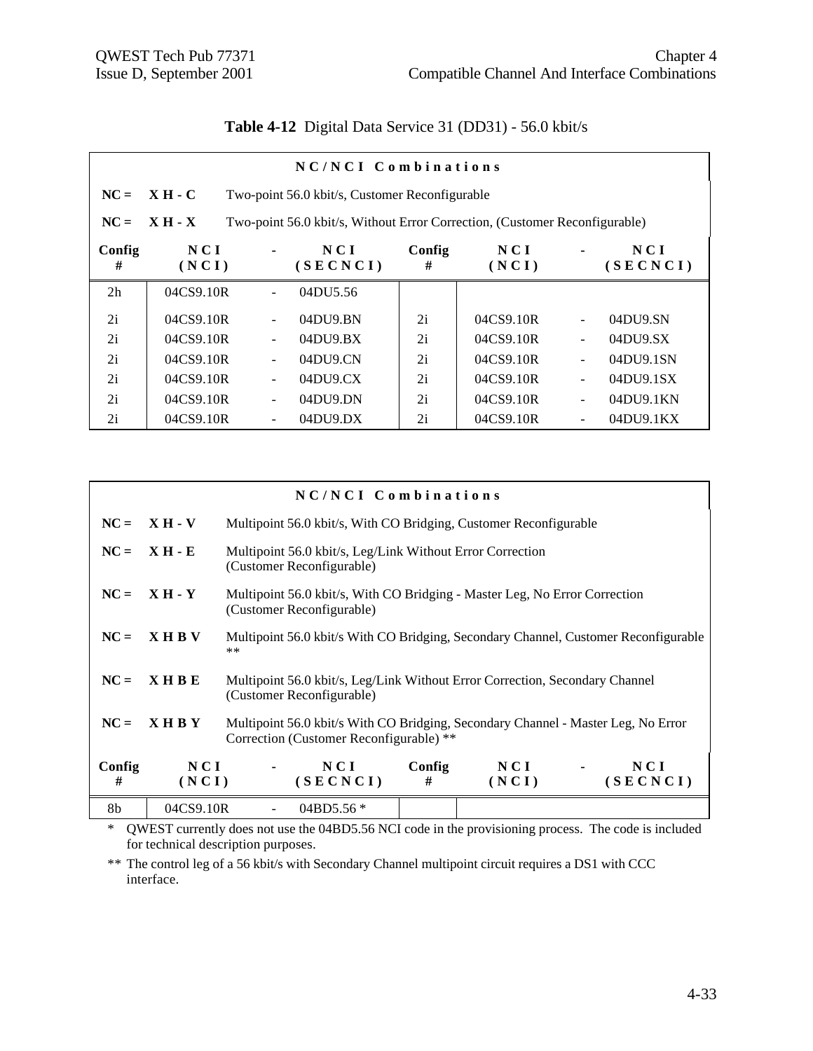**Table 4-12** Digital Data Service 31 (DD31) - 56.0 kbit/s

**NC/NCI Combinations**

**NC = XH-C** Two-point 56.0 kbit/s, Customer Reconfigurable

**NC = XH-X** Two-point 56.0 kbit/s, Without Error Correction, (Customer Reconfigurable)

| Config # | NCI (NCI) | - | NCI (SECNCI) | Config # | NCI (NCI) | - | NCI (SECNCI) |
|---|---|---|---|---|---|---|---|
| 2h | 04CS9.10R | - | 04DU5.56 | | | | |
| 2i | 04CS9.10R | - | 04DU9.BN | 2i | 04CS9.10R | - | 04DU9.SN |
| 2i | 04CS9.10R | - | 04DU9.BX | 2i | 04CS9.10R | - | 04DU9.SX |
| 2i | 04CS9.10R | - | 04DU9.CN | 2i | 04CS9.10R | - | 04DU9.1SN |
| 2i | 04CS9.10R | - | 04DU9.CX | 2i | 04CS9.10R | - | 04DU9.1SX |
| 2i | 04CS9.10R | - | 04DU9.DN | 2i | 04CS9.10R | - | 04DU9.1KN |
| 2i | 04CS9.10R | - | 04DU9.DX | 2i | 04CS9.10R | - | 04DU9.1KX |

**NC/NCI Combinations**

**NC = XH-V** Multipoint 56.0 kbit/s, With CO Bridging, Customer Reconfigurable

**NC = XH-E** Multipoint 56.0 kbit/s, Leg/Link Without Error Correction (Customer Reconfigurable)

**NC = XH-Y** Multipoint 56.0 kbit/s, With CO Bridging - Master Leg, No Error Correction (Customer Reconfigurable)

**NC = XHBV** Multipoint 56.0 kbit/s With CO Bridging, Secondary Channel, Customer Reconfigurable **

**NC = XHBE** Multipoint 56.0 kbit/s, Leg/Link Without Error Correction, Secondary Channel (Customer Reconfigurable)

**NC = XHBY** Multipoint 56.0 kbit/s With CO Bridging, Secondary Channel - Master Leg, No Error Correction (Customer Reconfigurable) **

| Config # | NCI (NCI) | - | NCI (SECNCI) | Config # | NCI (NCI) | - | NCI (SECNCI) |
|---|---|---|---|---|---|---|---|
| 8b | 04CS9.10R | - | 04BD5.56 * | | | | |

\* QWEST currently does not use the 04BD5.56 NCI code in the provisioning process. The code is included for technical description purposes.

** The control leg of a 56 kbit/s with Secondary Channel multipoint circuit requires a DS1 with CCC interface.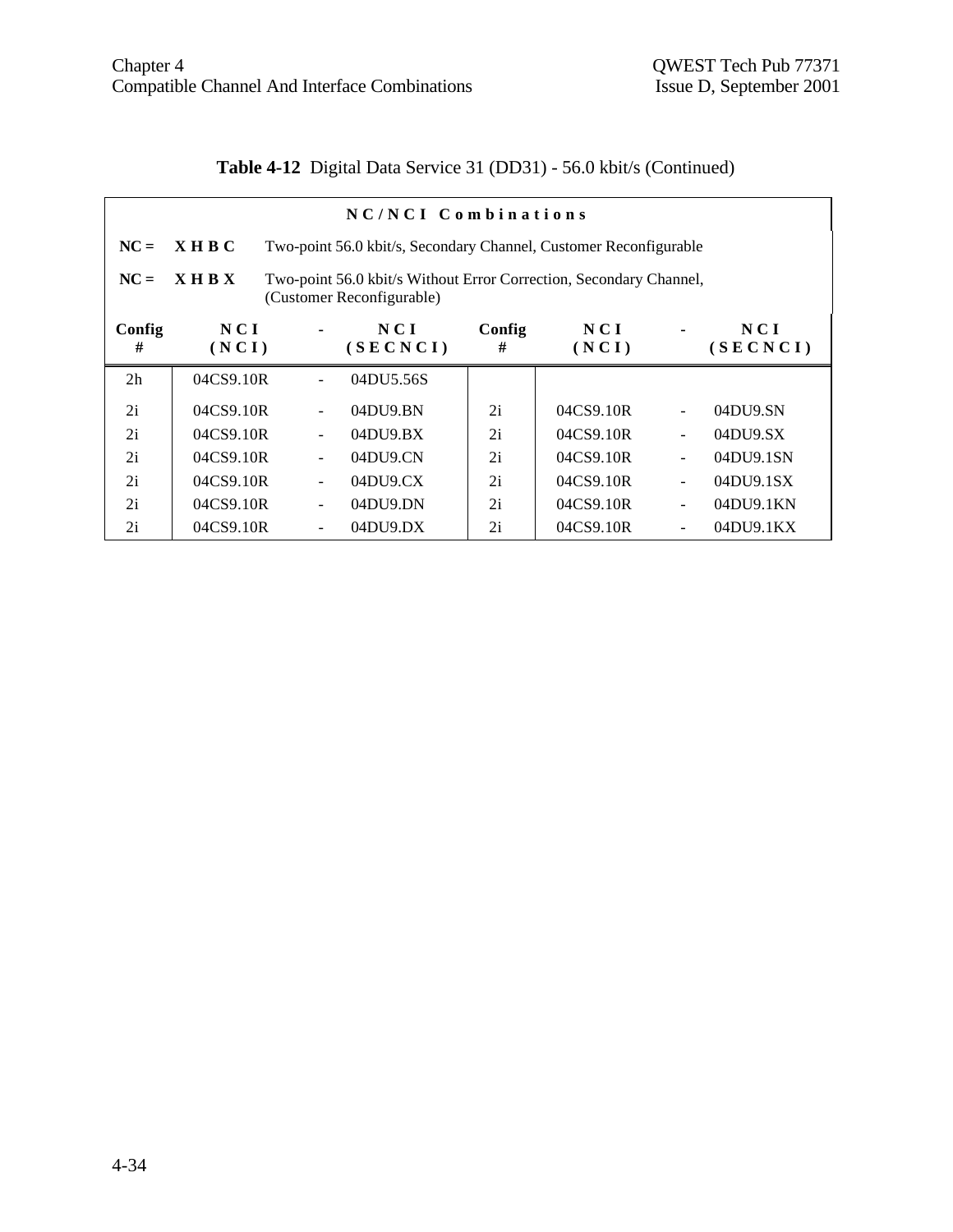**Table 4-12** Digital Data Service 31 (DD31) - 56.0 kbit/s (Continued)

| NC/NCI Combinations | | | | | | | |
|---|---|---|---|---|---|---|---|
| **NC = XHBC** Two-point 56.0 kbit/s, Secondary Channel, Customer Reconfigurable | | | | | | | |
| **NC = XHBX** Two-point 56.0 kbit/s Without Error Correction, Secondary Channel, (Customer Reconfigurable) | | | | | | | |
| **Config #** | **NCI (NCI)** | **-** | **NCI (SECNCI)** | **Config #** | **NCI (NCI)** | **-** | **NCI (SECNCI)** |
| 2h | 04CS9.10R | - | 04DU5.56S | | | | |
| 2i | 04CS9.10R | - | 04DU9.BN | 2i | 04CS9.10R | - | 04DU9.SN |
| 2i | 04CS9.10R | - | 04DU9.BX | 2i | 04CS9.10R | - | 04DU9.SX |
| 2i | 04CS9.10R | - | 04DU9.CN | 2i | 04CS9.10R | - | 04DU9.1SN |
| 2i | 04CS9.10R | - | 04DU9.CX | 2i | 04CS9.10R | - | 04DU9.1SX |
| 2i | 04CS9.10R | - | 04DU9.DN | 2i | 04CS9.10R | - | 04DU9.1KN |
| 2i | 04CS9.10R | - | 04DU9.DX | 2i | 04CS9.10R | - | 04DU9.1KX |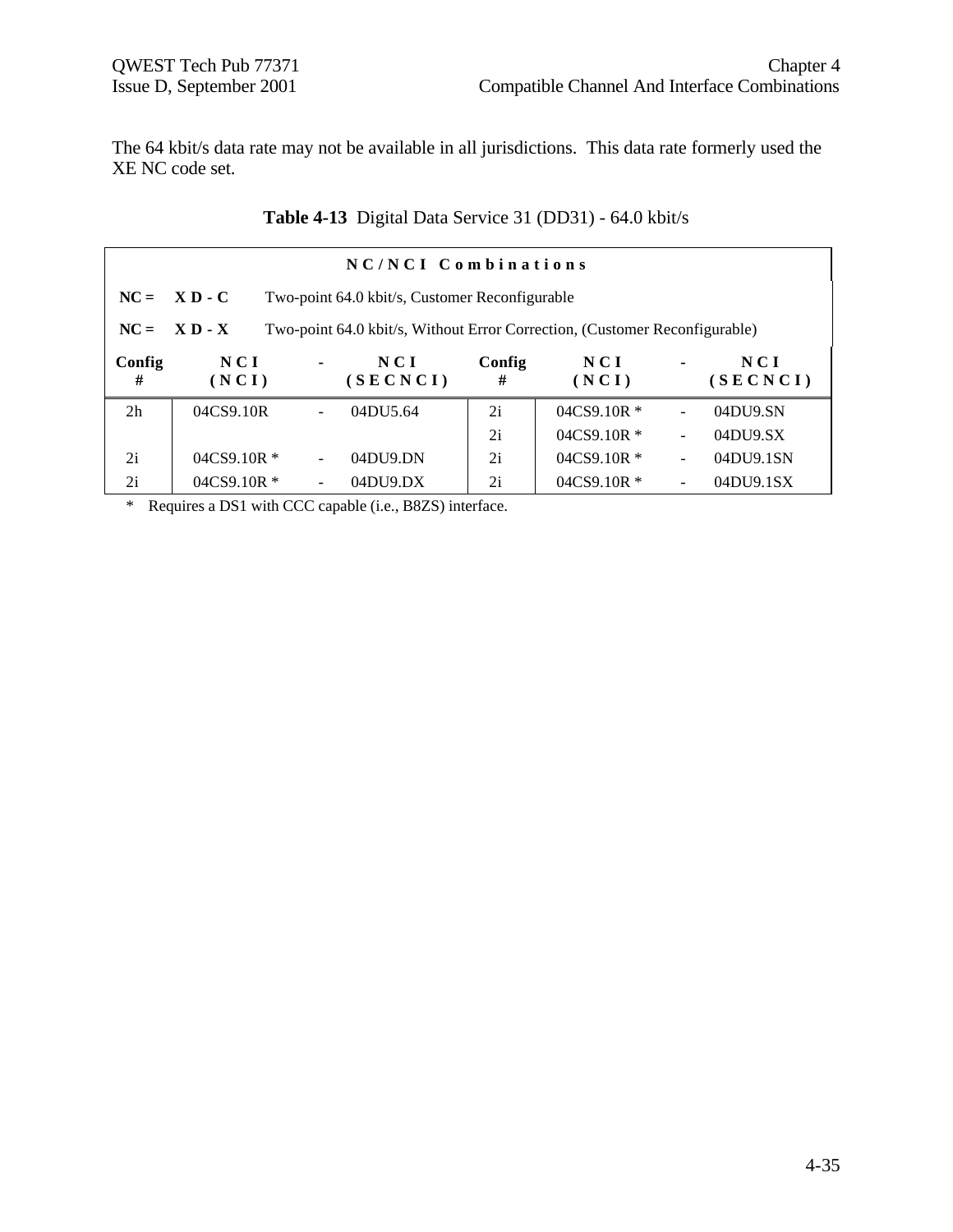The 64 kbit/s data rate may not be available in all jurisdictions. This data rate formerly used the XE NC code set.

**Table 4-13** Digital Data Service 31 (DD31) - 64.0 kbit/s

**NC/NCI Combinations**

**NC = XD-C** Two-point 64.0 kbit/s, Customer Reconfigurable

**NC = XD-X** Two-point 64.0 kbit/s, Without Error Correction, (Customer Reconfigurable)

| Config # | NCI (NCI) | - | NCI (SECNCI) | Config # | NCI (NCI) | - | NCI (SECNCI) |
|---|---|---|---|---|---|---|---|
| 2h | 04CS9.10R | - | 04DU5.64 | 2i | 04CS9.10R * | - | 04DU9.SN |
| | | | | 2i | 04CS9.10R * | - | 04DU9.SX |
| 2i | 04CS9.10R * | - | 04DU9.DN | 2i | 04CS9.10R * | - | 04DU9.1SN |
| 2i | 04CS9.10R * | - | 04DU9.DX | 2i | 04CS9.10R * | - | 04DU9.1SX |

\* Requires a DS1 with CCC capable (i.e., B8ZS) interface.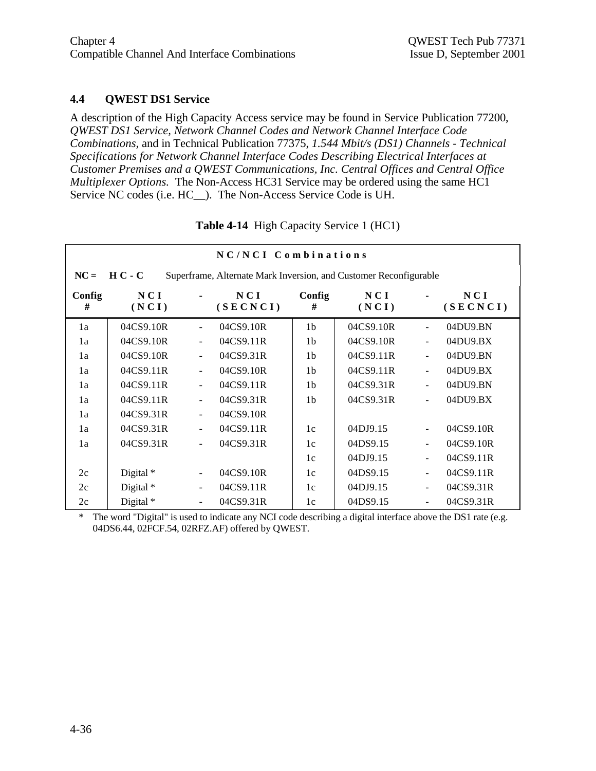## 4.4 QWEST DS1 Service

A description of the High Capacity Access service may be found in Service Publication 77200, *QWEST DS1 Service, Network Channel Codes and Network Channel Interface Code Combinations,* and in Technical Publication 77375, *1.544 Mbit/s (DS1) Channels - Technical Specifications for Network Channel Interface Codes Describing Electrical Interfaces at Customer Premises and a QWEST Communications, Inc. Central Offices and Central Office Multiplexer Options.* The Non-Access HC31 Service may be ordered using the same HC1 Service NC codes (i.e. HC__). The Non-Access Service Code is UH.

**Table 4-14** High Capacity Service 1 (HC1)

| NC/NCI Combinations | | | | | | | |
|---|---|---|---|---|---|---|---|
| **NC = H C - C** | Superframe, Alternate Mark Inversion, and Customer Reconfigurable | | | | | | |
| **Config #** | **NCI (NCI)** | **-** | **NCI (SECNCI)** | **Config #** | **NCI (NCI)** | **-** | **NCI (SECNCI)** |
| 1a | 04CS9.10R | - | 04CS9.10R | 1b | 04CS9.10R | - | 04DU9.BN |
| 1a | 04CS9.10R | - | 04CS9.11R | 1b | 04CS9.10R | - | 04DU9.BX |
| 1a | 04CS9.10R | - | 04CS9.31R | 1b | 04CS9.11R | - | 04DU9.BN |
| 1a | 04CS9.11R | - | 04CS9.10R | 1b | 04CS9.11R | - | 04DU9.BX |
| 1a | 04CS9.11R | - | 04CS9.11R | 1b | 04CS9.31R | - | 04DU9.BN |
| 1a | 04CS9.11R | - | 04CS9.31R | 1b | 04CS9.31R | - | 04DU9.BX |
| 1a | 04CS9.31R | - | 04CS9.10R | | | | |
| 1a | 04CS9.31R | - | 04CS9.11R | 1c | 04DJ9.15 | - | 04CS9.10R |
| 1a | 04CS9.31R | - | 04CS9.31R | 1c | 04DS9.15 | - | 04CS9.10R |
| | | | | 1c | 04DJ9.15 | - | 04CS9.11R |
| 2c | Digital * | - | 04CS9.10R | 1c | 04DS9.15 | - | 04CS9.11R |
| 2c | Digital * | - | 04CS9.11R | 1c | 04DJ9.15 | - | 04CS9.31R |
| 2c | Digital * | - | 04CS9.31R | 1c | 04DS9.15 | - | 04CS9.31R |

\* The word "Digital" is used to indicate any NCI code describing a digital interface above the DS1 rate (e.g. 04DS6.44, 02FCF.54, 02RFZ.AF) offered by QWEST.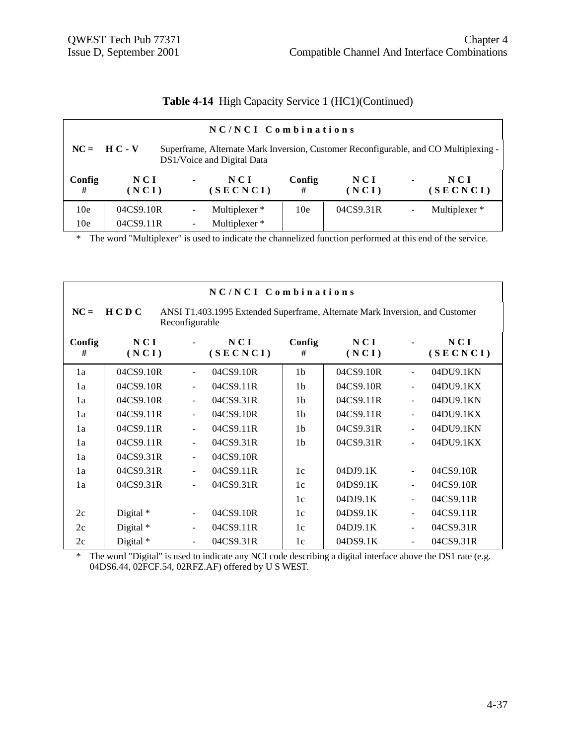**Table 4-14** High Capacity Service 1 (HC1)(Continued)

| NC/NCI Combinations | | | | | | | |
|---|---|---|---|---|---|---|---|
| **NC = H C - V** | Superframe, Alternate Mark Inversion, Customer Reconfigurable, and CO Multiplexing - DS1/Voice and Digital Data | | | | | | |
| **Config #** | **NCI (NCI)** | **-** | **NCI (SECNCI)** | **Config #** | **NCI (NCI)** | **-** | **NCI (SECNCI)** |
| 10e | 04CS9.10R | - | Multiplexer * | 10e | 04CS9.31R | - | Multiplexer * |
| 10e | 04CS9.11R | - | Multiplexer * | | | | |

\* The word "Multiplexer" is used to indicate the channelized function performed at this end of the service.

| NC/NCI Combinations | | | | | | | |
|---|---|---|---|---|---|---|---|
| **NC = H C D C** | ANSI T1.403.1995 Extended Superframe, Alternate Mark Inversion, and Customer Reconfigurable | | | | | | |
| **Config #** | **NCI (NCI)** | **-** | **NCI (SECNCI)** | **Config #** | **NCI (NCI)** | **-** | **NCI (SECNCI)** |
| 1a | 04CS9.10R | - | 04CS9.10R | 1b | 04CS9.10R | - | 04DU9.1KN |
| 1a | 04CS9.10R | - | 04CS9.11R | 1b | 04CS9.10R | - | 04DU9.1KX |
| 1a | 04CS9.10R | - | 04CS9.31R | 1b | 04CS9.11R | - | 04DU9.1KN |
| 1a | 04CS9.11R | - | 04CS9.10R | 1b | 04CS9.11R | - | 04DU9.1KX |
| 1a | 04CS9.11R | - | 04CS9.11R | 1b | 04CS9.31R | - | 04DU9.1KN |
| 1a | 04CS9.11R | - | 04CS9.31R | 1b | 04CS9.31R | - | 04DU9.1KX |
| 1a | 04CS9.31R | - | 04CS9.10R | | | | |
| 1a | 04CS9.31R | - | 04CS9.11R | 1c | 04DJ9.1K | - | 04CS9.10R |
| 1a | 04CS9.31R | - | 04CS9.31R | 1c | 04DS9.1K | - | 04CS9.10R |
| | | | | 1c | 04DJ9.1K | - | 04CS9.11R |
| 2c | Digital * | - | 04CS9.10R | 1c | 04DS9.1K | - | 04CS9.11R |
| 2c | Digital * | - | 04CS9.11R | 1c | 04DJ9.1K | - | 04CS9.31R |
| 2c | Digital * | - | 04CS9.31R | 1c | 04DS9.1K | - | 04CS9.31R |

\* The word "Digital" is used to indicate any NCI code describing a digital interface above the DS1 rate (e.g. 04DS6.44, 02FCF.54, 02RFZ.AF) offered by U S WEST.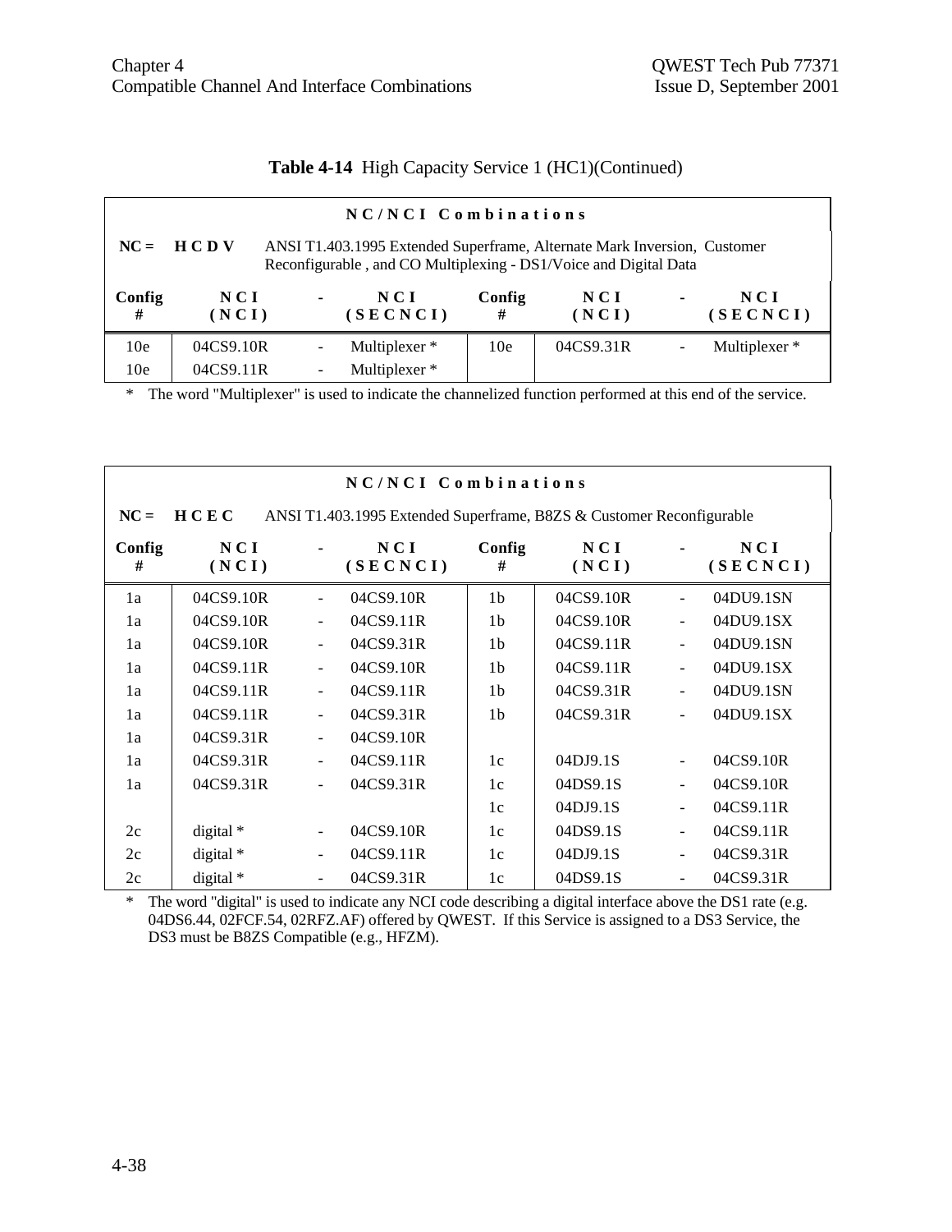**Table 4-14** High Capacity Service 1 (HC1)(Continued)

| NC/NCI Combinations | | | | | | | |
|---|---|---|---|---|---|---|---|
| NC = HCDV | ANSI T1.403.1995 Extended Superframe, Alternate Mark Inversion, Customer Reconfigurable , and CO Multiplexing - DS1/Voice and Digital Data | | | | | | |
| **Config #** | **NCI (NCI)** | **-** | **NCI (SECNCI)** | **Config #** | **NCI (NCI)** | **-** | **NCI (SECNCI)** |
| 10e | 04CS9.10R | - | Multiplexer * | 10e | 04CS9.31R | - | Multiplexer * |
| 10e | 04CS9.11R | - | Multiplexer * | | | | |

\* The word "Multiplexer" is used to indicate the channelized function performed at this end of the service.

| NC/NCI Combinations | | | | | | | |
|---|---|---|---|---|---|---|---|
| NC = HCEC | ANSI T1.403.1995 Extended Superframe, B8ZS & Customer Reconfigurable | | | | | | |
| **Config #** | **NCI (NCI)** | **-** | **NCI (SECNCI)** | **Config #** | **NCI (NCI)** | **-** | **NCI (SECNCI)** |
| 1a | 04CS9.10R | - | 04CS9.10R | 1b | 04CS9.10R | - | 04DU9.1SN |
| 1a | 04CS9.10R | - | 04CS9.11R | 1b | 04CS9.10R | - | 04DU9.1SX |
| 1a | 04CS9.10R | - | 04CS9.31R | 1b | 04CS9.11R | - | 04DU9.1SN |
| 1a | 04CS9.11R | - | 04CS9.10R | 1b | 04CS9.11R | - | 04DU9.1SX |
| 1a | 04CS9.11R | - | 04CS9.11R | 1b | 04CS9.31R | - | 04DU9.1SN |
| 1a | 04CS9.11R | - | 04CS9.31R | 1b | 04CS9.31R | - | 04DU9.1SX |
| 1a | 04CS9.31R | - | 04CS9.10R | | | | |
| 1a | 04CS9.31R | - | 04CS9.11R | 1c | 04DJ9.1S | - | 04CS9.10R |
| 1a | 04CS9.31R | - | 04CS9.31R | 1c | 04DS9.1S | - | 04CS9.10R |
| | | | | 1c | 04DJ9.1S | - | 04CS9.11R |
| 2c | digital * | - | 04CS9.10R | 1c | 04DS9.1S | - | 04CS9.11R |
| 2c | digital * | - | 04CS9.11R | 1c | 04DJ9.1S | - | 04CS9.31R |
| 2c | digital * | - | 04CS9.31R | 1c | 04DS9.1S | - | 04CS9.31R |

\* The word "digital" is used to indicate any NCI code describing a digital interface above the DS1 rate (e.g. 04DS6.44, 02FCF.54, 02RFZ.AF) offered by QWEST. If this Service is assigned to a DS3 Service, the DS3 must be B8ZS Compatible (e.g., HFZM).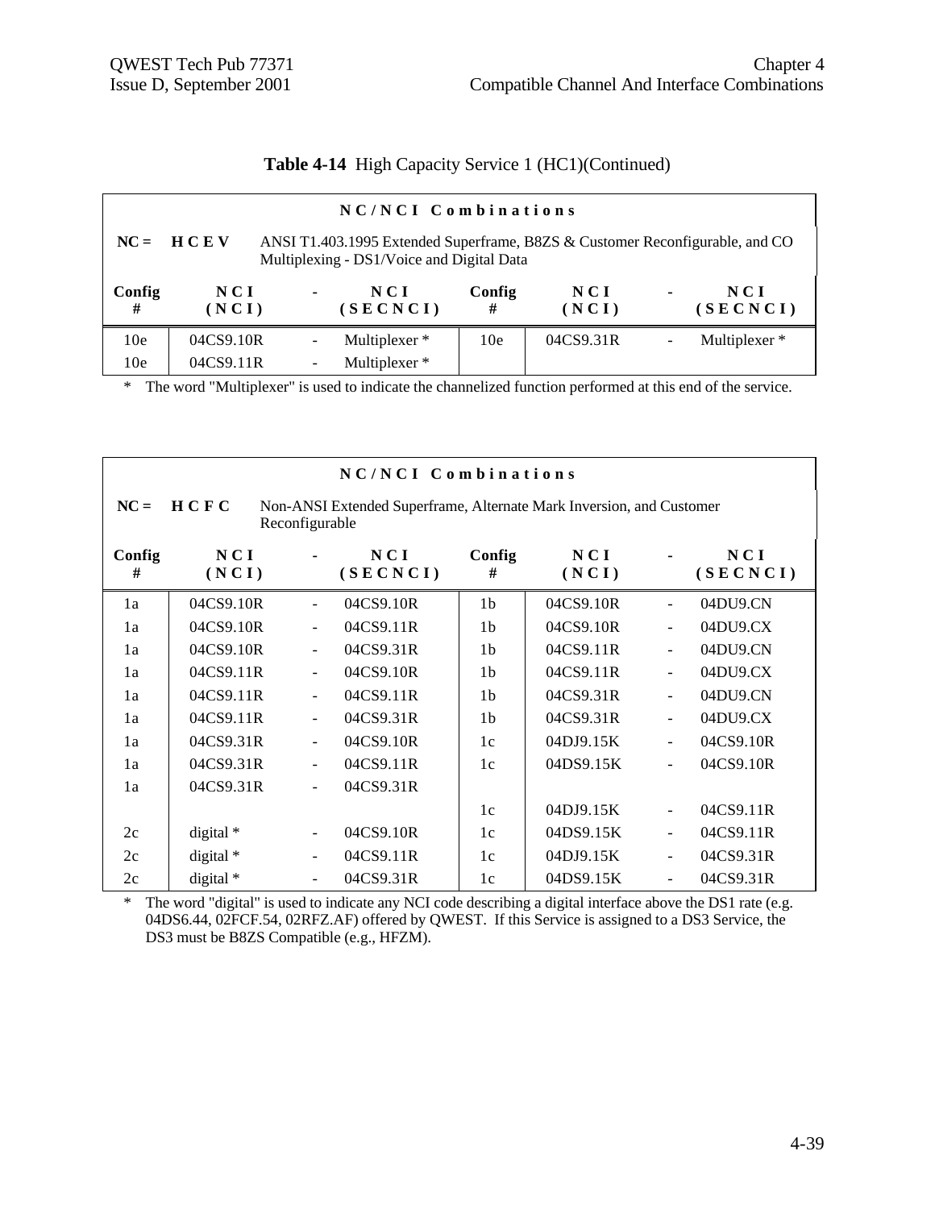**Table 4-14** High Capacity Service 1 (HC1)(Continued)

| NC/NCI Combinations | | | | | | | |
|---|---|---|---|---|---|---|---|
| NC = | HCEV | ANSI T1.403.1995 Extended Superframe, B8ZS & Customer Reconfigurable, and CO Multiplexing - DS1/Voice and Digital Data | | | | | |
| Config # | NCI (NCI) | - | NCI (SECNCI) | Config # | NCI (NCI) | - | NCI (SECNCI) |
| 10e | 04CS9.10R | - | Multiplexer * | 10e | 04CS9.31R | - | Multiplexer * |
| 10e | 04CS9.11R | - | Multiplexer * | | | | |

\* The word "Multiplexer" is used to indicate the channelized function performed at this end of the service.

| NC/NCI Combinations | | | | | | | |
|---|---|---|---|---|---|---|---|
| NC = | HCFC | Non-ANSI Extended Superframe, Alternate Mark Inversion, and Customer Reconfigurable | | | | | |
| Config # | NCI (NCI) | - | NCI (SECNCI) | Config # | NCI (NCI) | - | NCI (SECNCI) |
| 1a | 04CS9.10R | - | 04CS9.10R | 1b | 04CS9.10R | - | 04DU9.CN |
| 1a | 04CS9.10R | - | 04CS9.11R | 1b | 04CS9.10R | - | 04DU9.CX |
| 1a | 04CS9.10R | - | 04CS9.31R | 1b | 04CS9.11R | - | 04DU9.CN |
| 1a | 04CS9.11R | - | 04CS9.10R | 1b | 04CS9.11R | - | 04DU9.CX |
| 1a | 04CS9.11R | - | 04CS9.11R | 1b | 04CS9.31R | - | 04DU9.CN |
| 1a | 04CS9.11R | - | 04CS9.31R | 1b | 04CS9.31R | - | 04DU9.CX |
| 1a | 04CS9.31R | - | 04CS9.10R | 1c | 04DJ9.15K | - | 04CS9.10R |
| 1a | 04CS9.31R | - | 04CS9.11R | 1c | 04DS9.15K | - | 04CS9.10R |
| 1a | 04CS9.31R | - | 04CS9.31R | | | | |
| | | | | 1c | 04DJ9.15K | - | 04CS9.11R |
| 2c | digital * | - | 04CS9.10R | 1c | 04DS9.15K | - | 04CS9.11R |
| 2c | digital * | - | 04CS9.11R | 1c | 04DJ9.15K | - | 04CS9.31R |
| 2c | digital * | - | 04CS9.31R | 1c | 04DS9.15K | - | 04CS9.31R |

\* The word "digital" is used to indicate any NCI code describing a digital interface above the DS1 rate (e.g. 04DS6.44, 02FCF.54, 02RFZ.AF) offered by QWEST. If this Service is assigned to a DS3 Service, the DS3 must be B8ZS Compatible (e.g., HFZM).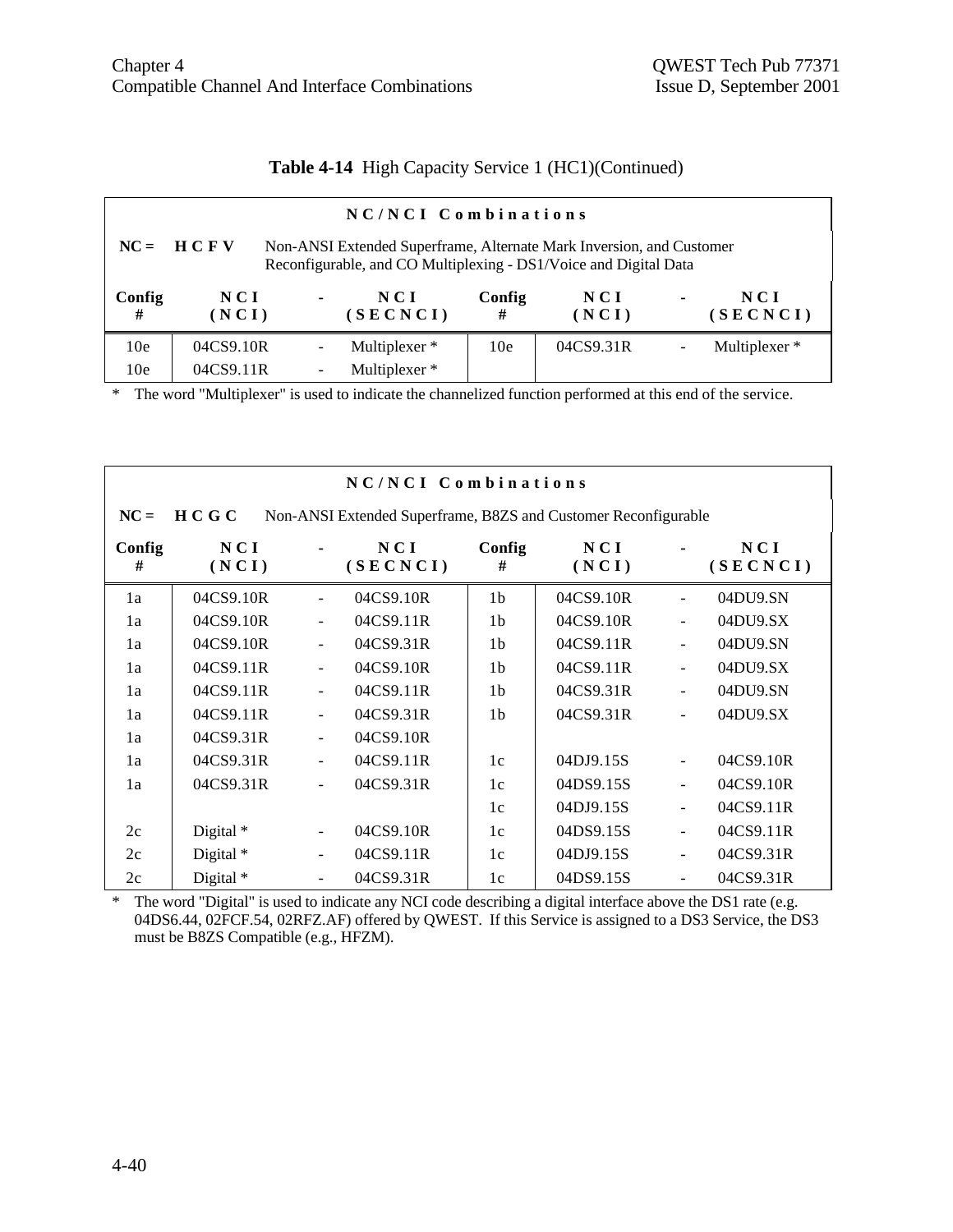**Table 4-14** High Capacity Service 1 (HC1)(Continued)

| NC/NCI Combinations | | | | | | | |
|---|---|---|---|---|---|---|---|
| NC = HCFV | Non-ANSI Extended Superframe, Alternate Mark Inversion, and Customer Reconfigurable, and CO Multiplexing - DS1/Voice and Digital Data | | | | | | |
| **Config #** | **NCI (NCI)** | **-** | **NCI (SECNCI)** | **Config #** | **NCI (NCI)** | **-** | **NCI (SECNCI)** |
| 10e | 04CS9.10R | - | Multiplexer * | 10e | 04CS9.31R | - | Multiplexer * |
| 10e | 04CS9.11R | - | Multiplexer * | | | | |

\* The word "Multiplexer" is used to indicate the channelized function performed at this end of the service.

| NC/NCI Combinations | | | | | | | |
|---|---|---|---|---|---|---|---|
| NC = HCGC | Non-ANSI Extended Superframe, B8ZS and Customer Reconfigurable | | | | | | |
| **Config #** | **NCI (NCI)** | **-** | **NCI (SECNCI)** | **Config #** | **NCI (NCI)** | **-** | **NCI (SECNCI)** |
| 1a | 04CS9.10R | - | 04CS9.10R | 1b | 04CS9.10R | - | 04DU9.SN |
| 1a | 04CS9.10R | - | 04CS9.11R | 1b | 04CS9.10R | - | 04DU9.SX |
| 1a | 04CS9.10R | - | 04CS9.31R | 1b | 04CS9.11R | - | 04DU9.SN |
| 1a | 04CS9.11R | - | 04CS9.10R | 1b | 04CS9.11R | - | 04DU9.SX |
| 1a | 04CS9.11R | - | 04CS9.11R | 1b | 04CS9.31R | - | 04DU9.SN |
| 1a | 04CS9.11R | - | 04CS9.31R | 1b | 04CS9.31R | - | 04DU9.SX |
| 1a | 04CS9.31R | - | 04CS9.10R | | | | |
| 1a | 04CS9.31R | - | 04CS9.11R | 1c | 04DJ9.15S | - | 04CS9.10R |
| 1a | 04CS9.31R | - | 04CS9.31R | 1c | 04DS9.15S | - | 04CS9.10R |
| | | | | 1c | 04DJ9.15S | - | 04CS9.11R |
| 2c | Digital * | - | 04CS9.10R | 1c | 04DS9.15S | - | 04CS9.11R |
| 2c | Digital * | - | 04CS9.11R | 1c | 04DJ9.15S | - | 04CS9.31R |
| 2c | Digital * | - | 04CS9.31R | 1c | 04DS9.15S | - | 04CS9.31R |

\* The word "Digital" is used to indicate any NCI code describing a digital interface above the DS1 rate (e.g. 04DS6.44, 02FCF.54, 02RFZ.AF) offered by QWEST. If this Service is assigned to a DS3 Service, the DS3 must be B8ZS Compatible (e.g., HFZM).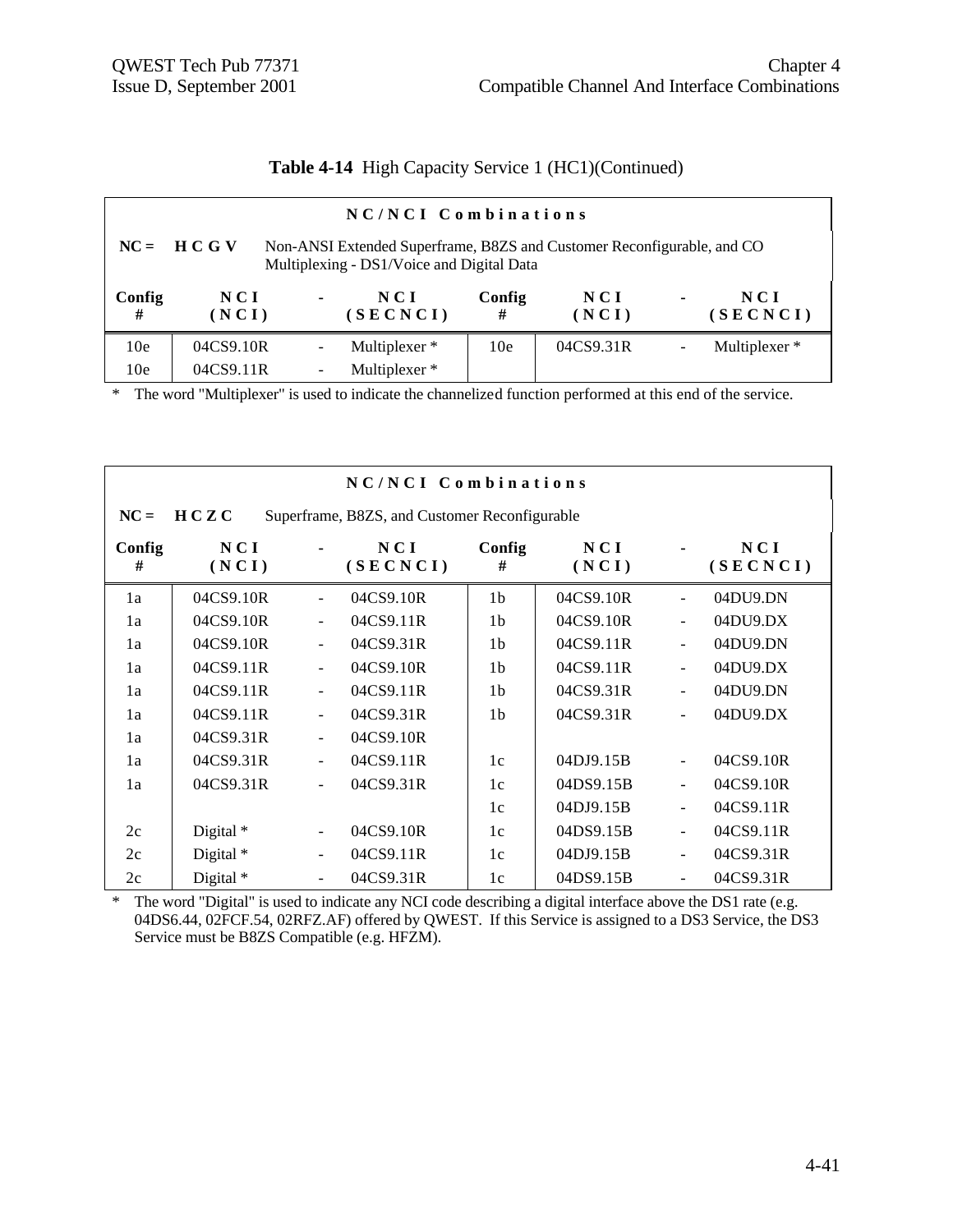**Table 4-14** High Capacity Service 1 (HC1)(Continued)

| NC/NCI Combinations | | | | | | | |
|---|---|---|---|---|---|---|---|
| **NC = HCGV** | Non-ANSI Extended Superframe, B8ZS and Customer Reconfigurable, and CO Multiplexing - DS1/Voice and Digital Data | | | | | | |
| **Config #** | **NCI (NCI)** | **-** | **NCI (SECNCI)** | **Config #** | **NCI (NCI)** | **-** | **NCI (SECNCI)** |
| 10e | 04CS9.10R | - | Multiplexer * | 10e | 04CS9.31R | - | Multiplexer * |
| 10e | 04CS9.11R | - | Multiplexer * | | | | |

\* The word "Multiplexer" is used to indicate the channelized function performed at this end of the service.

| NC/NCI Combinations | | | | | | | |
|---|---|---|---|---|---|---|---|
| **NC = HCZC** | Superframe, B8ZS, and Customer Reconfigurable | | | | | | |
| **Config #** | **NCI (NCI)** | **-** | **NCI (SECNCI)** | **Config #** | **NCI (NCI)** | **-** | **NCI (SECNCI)** |
| 1a | 04CS9.10R | - | 04CS9.10R | 1b | 04CS9.10R | - | 04DU9.DN |
| 1a | 04CS9.10R | - | 04CS9.11R | 1b | 04CS9.10R | - | 04DU9.DX |
| 1a | 04CS9.10R | - | 04CS9.31R | 1b | 04CS9.11R | - | 04DU9.DN |
| 1a | 04CS9.11R | - | 04CS9.10R | 1b | 04CS9.11R | - | 04DU9.DX |
| 1a | 04CS9.11R | - | 04CS9.11R | 1b | 04CS9.31R | - | 04DU9.DN |
| 1a | 04CS9.11R | - | 04CS9.31R | 1b | 04CS9.31R | - | 04DU9.DX |
| 1a | 04CS9.31R | - | 04CS9.10R | | | | |
| 1a | 04CS9.31R | - | 04CS9.11R | 1c | 04DJ9.15B | - | 04CS9.10R |
| 1a | 04CS9.31R | - | 04CS9.31R | 1c | 04DS9.15B | - | 04CS9.10R |
| | | | | 1c | 04DJ9.15B | - | 04CS9.11R |
| 2c | Digital * | - | 04CS9.10R | 1c | 04DS9.15B | - | 04CS9.11R |
| 2c | Digital * | - | 04CS9.11R | 1c | 04DJ9.15B | - | 04CS9.31R |
| 2c | Digital * | - | 04CS9.31R | 1c | 04DS9.15B | - | 04CS9.31R |

\* The word "Digital" is used to indicate any NCI code describing a digital interface above the DS1 rate (e.g. 04DS6.44, 02FCF.54, 02RFZ.AF) offered by QWEST. If this Service is assigned to a DS3 Service, the DS3 Service must be B8ZS Compatible (e.g. HFZM).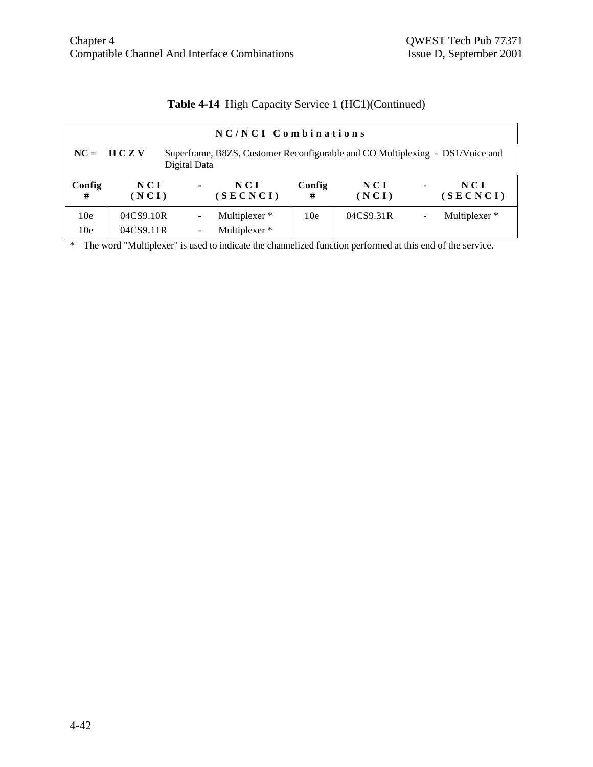**Table 4-14** High Capacity Service 1 (HC1)(Continued)

| NC/NCI Combinations | | | | | | | |
|---|---|---|---|---|---|---|---|
| **NC =** | **HCZV** | Superframe, B8ZS, Customer Reconfigurable and CO Multiplexing - DS1/Voice and Digital Data | | | | | |
| **Config #** | **NCI (NCI)** | **-** | **NCI (SECNCI)** | **Config #** | **NCI (NCI)** | **-** | **NCI (SECNCI)** |
| 10e | 04CS9.10R | - | Multiplexer * | 10e | 04CS9.31R | - | Multiplexer * |
| 10e | 04CS9.11R | - | Multiplexer * | | | | |

* The word "Multiplexer" is used to indicate the channelized function performed at this end of the service.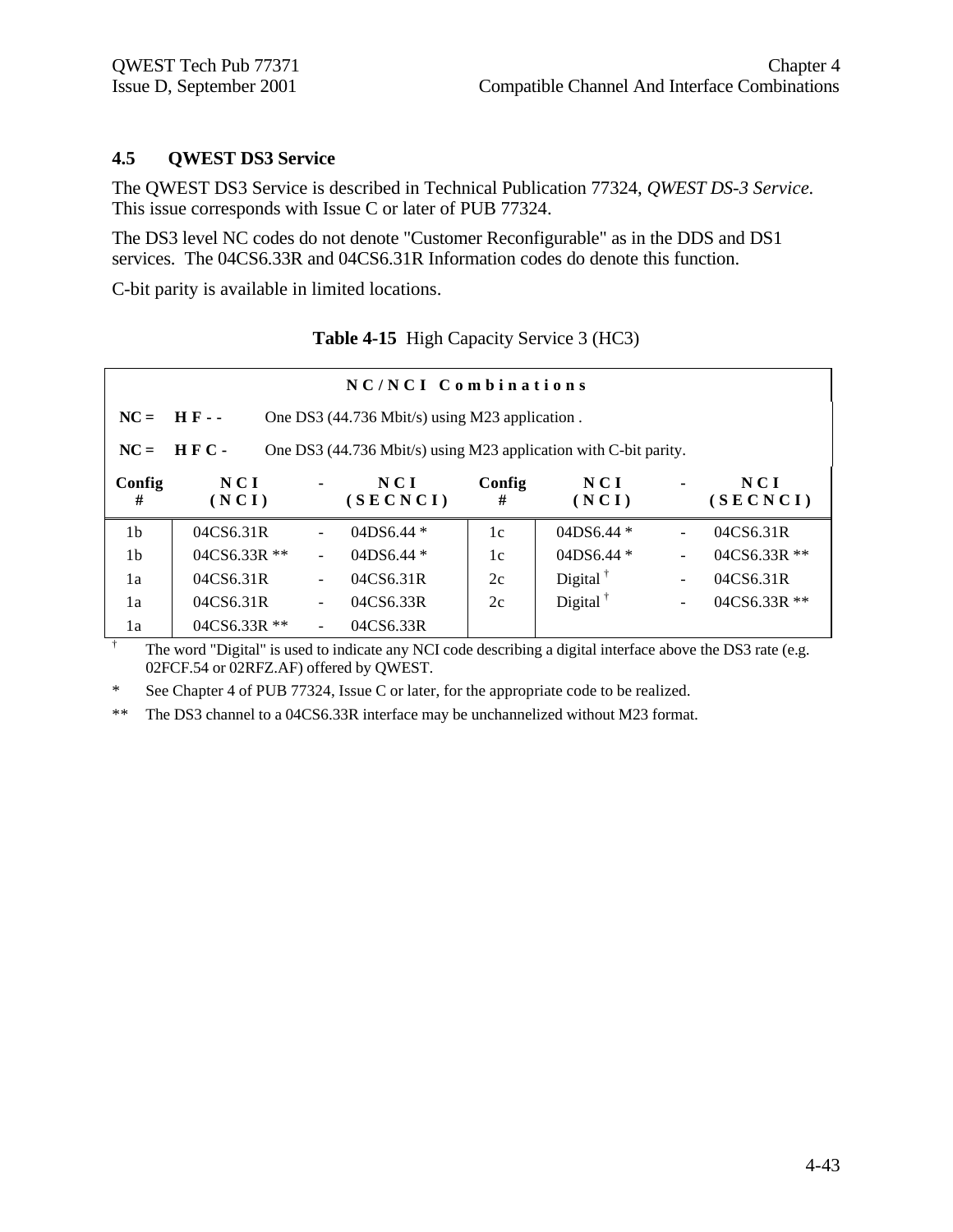## 4.5 QWEST DS3 Service

The QWEST DS3 Service is described in Technical Publication 77324, *QWEST DS-3 Service*. This issue corresponds with Issue C or later of PUB 77324.

The DS3 level NC codes do not denote "Customer Reconfigurable" as in the DDS and DS1 services. The 04CS6.33R and 04CS6.31R Information codes do denote this function.

C-bit parity is available in limited locations.

**Table 4-15** High Capacity Service 3 (HC3)

| NC/NCI Combinations | | | | | | | | |
|---|---|---|---|---|---|---|---|---|
| **NC =** | **HF--** | One DS3 (44.736 Mbit/s) using M23 application . | | | | | | |
| **NC =** | **HFC-** | One DS3 (44.736 Mbit/s) using M23 application with C-bit parity. | | | | | | |
| **Config #** | **NCI (NCI)** | **-** | **NCI (SECNCI)** | **Config #** | **NCI (NCI)** | **-** | **NCI (SECNCI)** |
| 1b | 04CS6.31R | - | 04DS6.44 * | 1c | 04DS6.44 * | - | 04CS6.31R |
| 1b | 04CS6.33R ** | - | 04DS6.44 * | 1c | 04DS6.44 * | - | 04CS6.33R ** |
| 1a | 04CS6.31R | - | 04CS6.31R | 2c | Digital [†] | - | 04CS6.31R |
| 1a | 04CS6.31R | - | 04CS6.33R | 2c | Digital [†] | - | 04CS6.33R ** |
| 1a | 04CS6.33R ** | - | 04CS6.33R | | | | |

† The word "Digital" is used to indicate any NCI code describing a digital interface above the DS3 rate (e.g. 02FCF.54 or 02RFZ.AF) offered by QWEST.

* See Chapter 4 of PUB 77324, Issue C or later, for the appropriate code to be realized.

** The DS3 channel to a 04CS6.33R interface may be unchannelized without M23 format.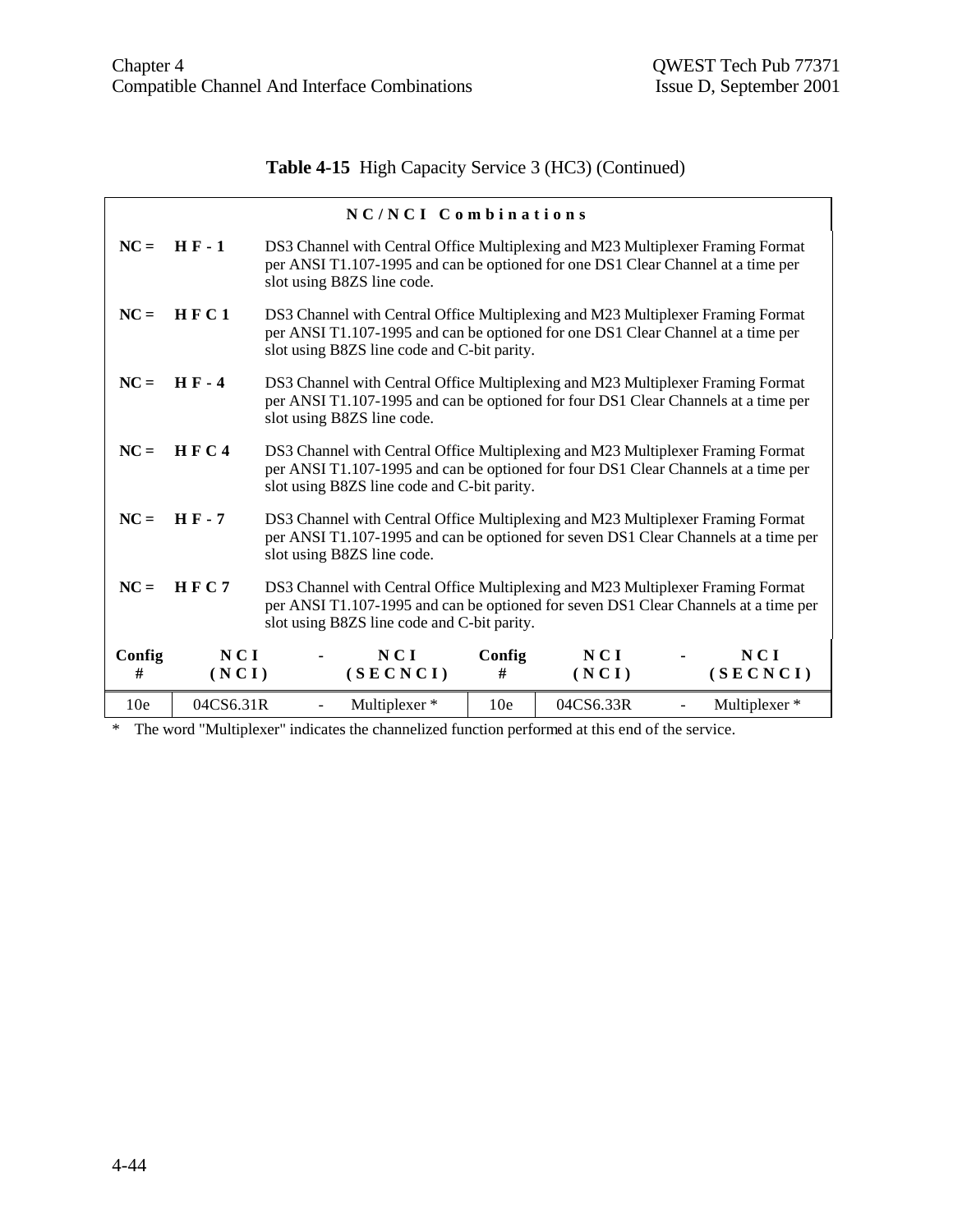**Table 4-15** High Capacity Service 3 (HC3) (Continued)

**NC/NCI Combinations**

**NC = HF-1** DS3 Channel with Central Office Multiplexing and M23 Multiplexer Framing Format per ANSI T1.107-1995 and can be optioned for one DS1 Clear Channel at a time per slot using B8ZS line code.

**NC = HFC1** DS3 Channel with Central Office Multiplexing and M23 Multiplexer Framing Format per ANSI T1.107-1995 and can be optioned for one DS1 Clear Channel at a time per slot using B8ZS line code and C-bit parity.

**NC = HF-4** DS3 Channel with Central Office Multiplexing and M23 Multiplexer Framing Format per ANSI T1.107-1995 and can be optioned for four DS1 Clear Channels at a time per slot using B8ZS line code.

**NC = HFC4** DS3 Channel with Central Office Multiplexing and M23 Multiplexer Framing Format per ANSI T1.107-1995 and can be optioned for four DS1 Clear Channels at a time per slot using B8ZS line code and C-bit parity.

**NC = HF-7** DS3 Channel with Central Office Multiplexing and M23 Multiplexer Framing Format per ANSI T1.107-1995 and can be optioned for seven DS1 Clear Channels at a time per slot using B8ZS line code.

**NC = HFC7** DS3 Channel with Central Office Multiplexing and M23 Multiplexer Framing Format per ANSI T1.107-1995 and can be optioned for seven DS1 Clear Channels at a time per slot using B8ZS line code and C-bit parity.

| Config # | NCI (NCI) | - | NCI (SECNCI) | Config # | NCI (NCI) | - | NCI (SECNCI) |
|---|---|---|---|---|---|---|---|
| 10e | 04CS6.31R | - | Multiplexer * | 10e | 04CS6.33R | - | Multiplexer * |

\* The word "Multiplexer" indicates the channelized function performed at this end of the service.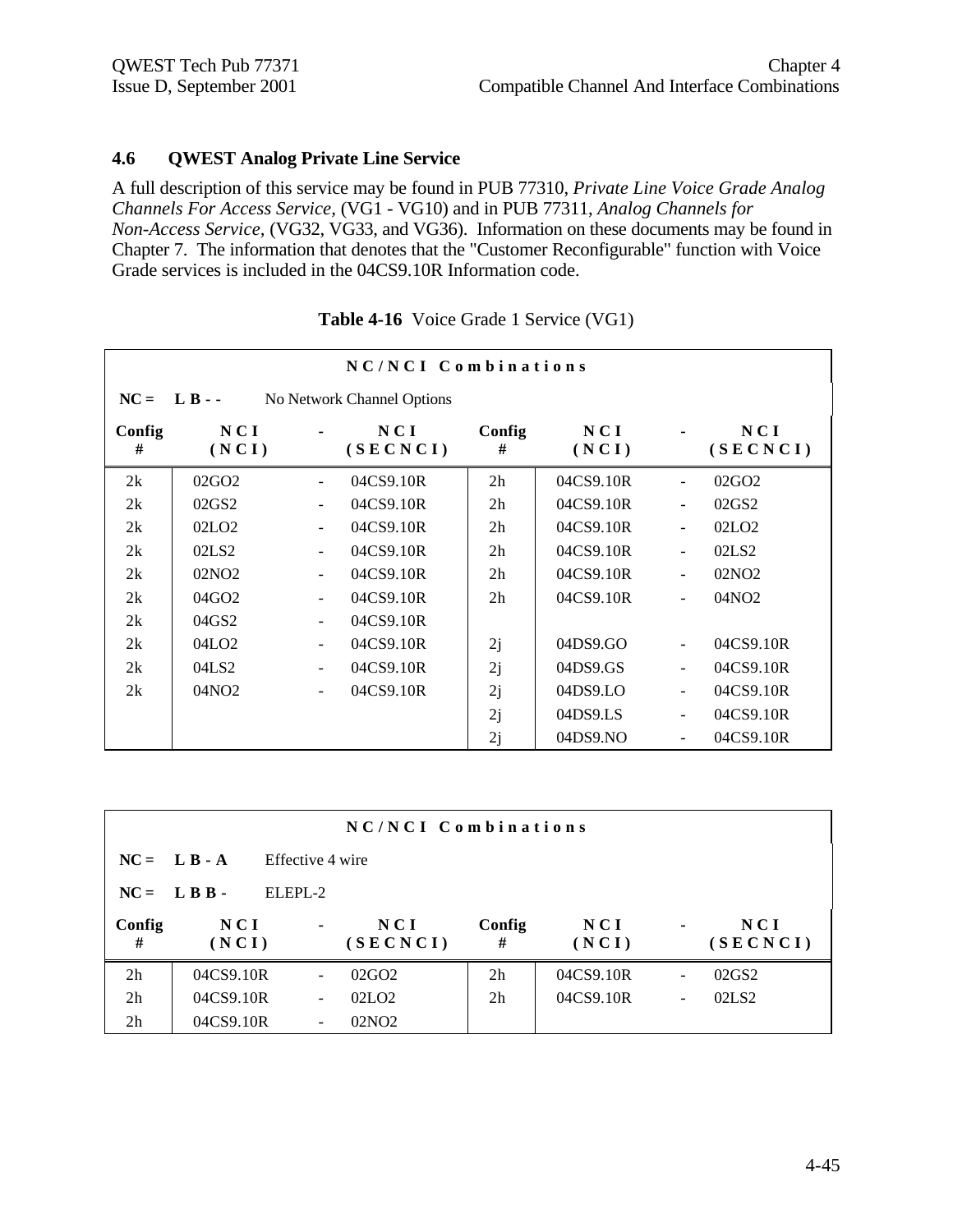## 4.6 QWEST Analog Private Line Service

A full description of this service may be found in PUB 77310, *Private Line Voice Grade Analog Channels For Access Service,* (VG1 - VG10) and in PUB 77311, *Analog Channels for Non-Access Service,* (VG32, VG33, and VG36). Information on these documents may be found in Chapter 7. The information that denotes that the "Customer Reconfigurable" function with Voice Grade services is included in the 04CS9.10R Information code.

**Table 4-16** Voice Grade 1 Service (VG1)

| NC/NCI Combinations | | | | | | | |
|---|---|---|---|---|---|---|---|
| NC = L B - - | No Network Channel Options | | | | | | |
| Config # | NCI (NCI) | - | NCI (SECNCI) | Config # | NCI (NCI) | - | NCI (SECNCI) |
| 2k | 02GO2 | - | 04CS9.10R | 2h | 04CS9.10R | - | 02GO2 |
| 2k | 02GS2 | - | 04CS9.10R | 2h | 04CS9.10R | - | 02GS2 |
| 2k | 02LO2 | - | 04CS9.10R | 2h | 04CS9.10R | - | 02LO2 |
| 2k | 02LS2 | - | 04CS9.10R | 2h | 04CS9.10R | - | 02LS2 |
| 2k | 02NO2 | - | 04CS9.10R | 2h | 04CS9.10R | - | 02NO2 |
| 2k | 04GO2 | - | 04CS9.10R | 2h | 04CS9.10R | - | 04NO2 |
| 2k | 04GS2 | - | 04CS9.10R | | | | |
| 2k | 04LO2 | - | 04CS9.10R | 2j | 04DS9.GO | - | 04CS9.10R |
| 2k | 04LS2 | - | 04CS9.10R | 2j | 04DS9.GS | - | 04CS9.10R |
| 2k | 04NO2 | - | 04CS9.10R | 2j | 04DS9.LO | - | 04CS9.10R |
| | | | | 2j | 04DS9.LS | - | 04CS9.10R |
| | | | | 2j | 04DS9.NO | - | 04CS9.10R |

| NC/NCI Combinations | | | | | | | |
|---|---|---|---|---|---|---|---|
| NC = L B - A | Effective 4 wire | | | | | | |
| NC = L B B - | ELEPL-2 | | | | | | |
| Config # | NCI (NCI) | - | NCI (SECNCI) | Config # | NCI (NCI) | - | NCI (SECNCI) |
| 2h | 04CS9.10R | - | 02GO2 | 2h | 04CS9.10R | - | 02GS2 |
| 2h | 04CS9.10R | - | 02LO2 | 2h | 04CS9.10R | - | 02LS2 |
| 2h | 04CS9.10R | - | 02NO2 | | | | |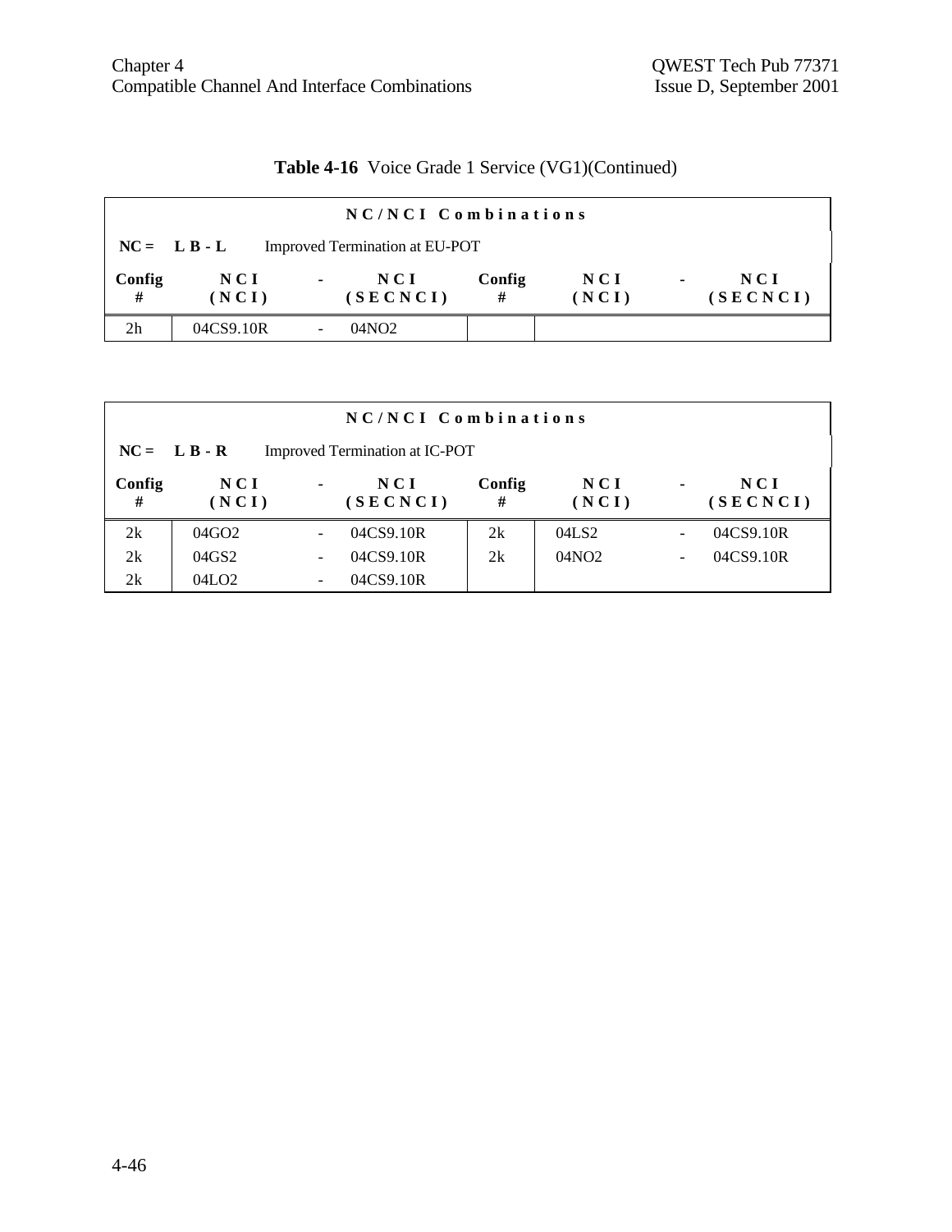**Table 4-16** Voice Grade 1 Service (VG1)(Continued)

| NC/NCI Combinations | | | | | | | |
|---|---|---|---|---|---|---|---|
| NC = L B - L Improved Termination at EU-POT | | | | | | | |
| Config # | NCI (NCI) | - | NCI (SECNCI) | Config # | NCI (NCI) | - | NCI (SECNCI) |
| 2h | 04CS9.10R | - | 04NO2 | | | | |

| NC/NCI Combinations | | | | | | | |
|---|---|---|---|---|---|---|---|
| NC = L B - R Improved Termination at IC-POT | | | | | | | |
| Config # | NCI (NCI) | - | NCI (SECNCI) | Config # | NCI (NCI) | - | NCI (SECNCI) |
| 2k | 04GO2 | - | 04CS9.10R | 2k | 04LS2 | - | 04CS9.10R |
| 2k | 04GS2 | - | 04CS9.10R | 2k | 04NO2 | - | 04CS9.10R |
| 2k | 04LO2 | - | 04CS9.10R | | | | |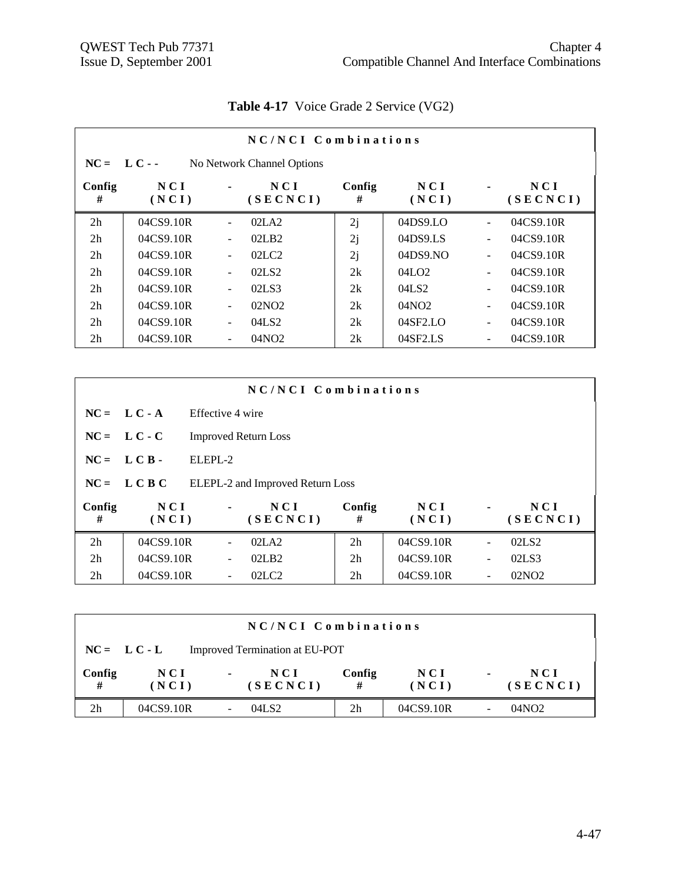**Table 4-17** Voice Grade 2 Service (VG2)

| NC/NCI Combinations | | | | | | | |
|---|---|---|---|---|---|---|---|
| **NC = L C - -** No Network Channel Options | | | | | | | |
| **Config #** | **NCI (NCI)** | **-** | **NCI (SECNCI)** | **Config #** | **NCI (NCI)** | **-** | **NCI (SECNCI)** |
| 2h | 04CS9.10R | - | 02LA2 | 2j | 04DS9.LO | - | 04CS9.10R |
| 2h | 04CS9.10R | - | 02LB2 | 2j | 04DS9.LS | - | 04CS9.10R |
| 2h | 04CS9.10R | - | 02LC2 | 2j | 04DS9.NO | - | 04CS9.10R |
| 2h | 04CS9.10R | - | 02LS2 | 2k | 04LO2 | - | 04CS9.10R |
| 2h | 04CS9.10R | - | 02LS3 | 2k | 04LS2 | - | 04CS9.10R |
| 2h | 04CS9.10R | - | 02NO2 | 2k | 04NO2 | - | 04CS9.10R |
| 2h | 04CS9.10R | - | 04LS2 | 2k | 04SF2.LO | - | 04CS9.10R |
| 2h | 04CS9.10R | - | 04NO2 | 2k | 04SF2.LS | - | 04CS9.10R |

| NC/NCI Combinations | | | | | | | |
|---|---|---|---|---|---|---|---|
| **NC = L C - A** Effective 4 wire | | | | | | | |
| **NC = L C - C** Improved Return Loss | | | | | | | |
| **NC = L C B -** ELEPL-2 | | | | | | | |
| **NC = L C B C** ELEPL-2 and Improved Return Loss | | | | | | | |
| **Config #** | **NCI (NCI)** | **-** | **NCI (SECNCI)** | **Config #** | **NCI (NCI)** | **-** | **NCI (SECNCI)** |
| 2h | 04CS9.10R | - | 02LA2 | 2h | 04CS9.10R | - | 02LS2 |
| 2h | 04CS9.10R | - | 02LB2 | 2h | 04CS9.10R | - | 02LS3 |
| 2h | 04CS9.10R | - | 02LC2 | 2h | 04CS9.10R | - | 02NO2 |

| NC/NCI Combinations | | | | | | | |
|---|---|---|---|---|---|---|---|
| **NC = L C - L** Improved Termination at EU-POT | | | | | | | |
| **Config #** | **NCI (NCI)** | **-** | **NCI (SECNCI)** | **Config #** | **NCI (NCI)** | **-** | **NCI (SECNCI)** |
| 2h | 04CS9.10R | - | 04LS2 | 2h | 04CS9.10R | - | 04NO2 |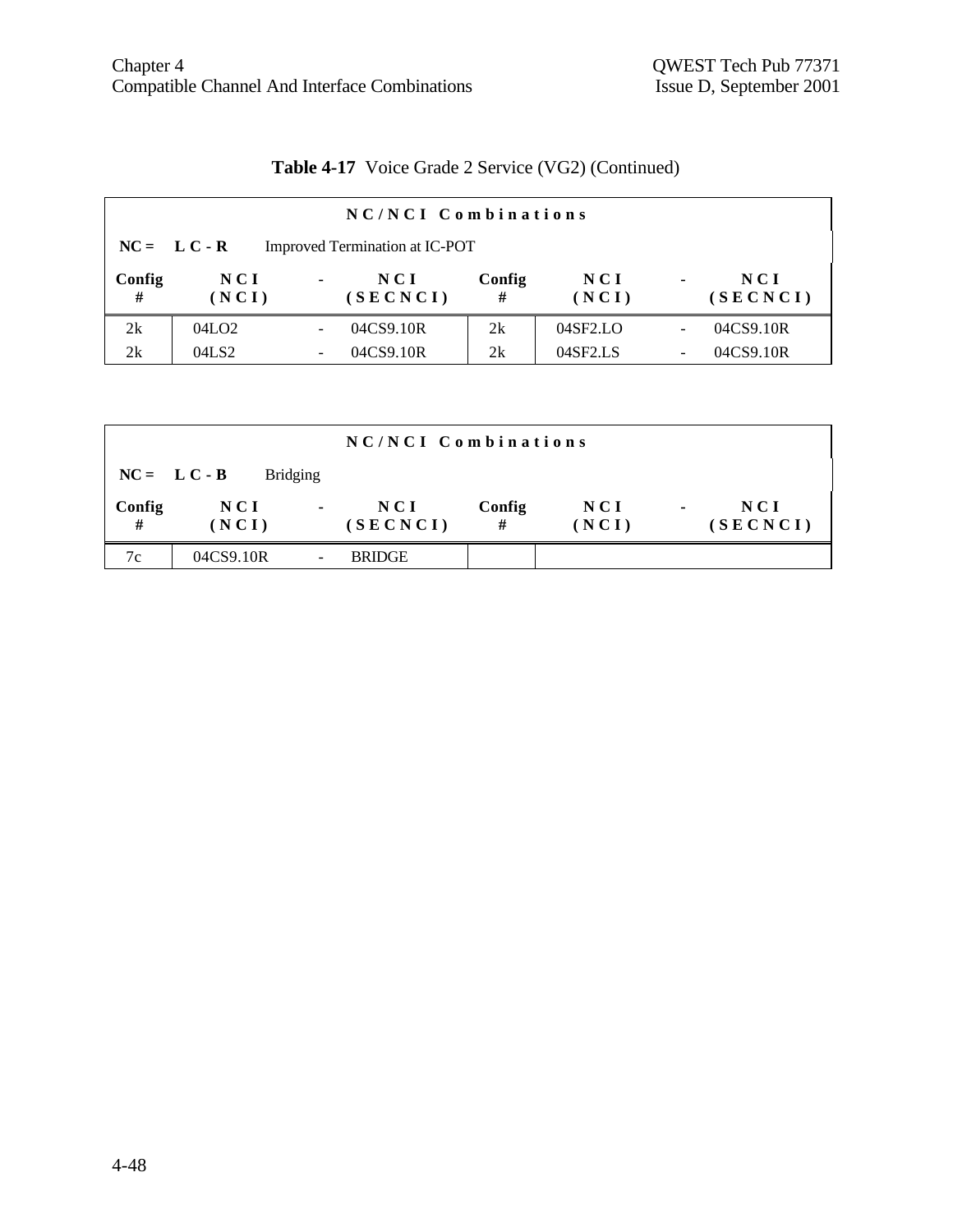**Table 4-17** Voice Grade 2 Service (VG2) (Continued)

| NC/NCI Combinations | | | | | | | |
|---|---|---|---|---|---|---|---|
| **NC = L C - R** Improved Termination at IC-POT | | | | | | | |
| **Config #** | **NCI (NCI)** | **-** | **NCI (SECNCI)** | **Config #** | **NCI (NCI)** | **-** | **NCI (SECNCI)** |
| 2k | 04LO2 | - | 04CS9.10R | 2k | 04SF2.LO | - | 04CS9.10R |
| 2k | 04LS2 | - | 04CS9.10R | 2k | 04SF2.LS | - | 04CS9.10R |

| NC/NCI Combinations | | | | | | | |
|---|---|---|---|---|---|---|---|
| **NC = L C - B** Bridging | | | | | | | |
| **Config #** | **NCI (NCI)** | **-** | **NCI (SECNCI)** | **Config #** | **NCI (NCI)** | **-** | **NCI (SECNCI)** |
| 7c | 04CS9.10R | - | BRIDGE | | | | |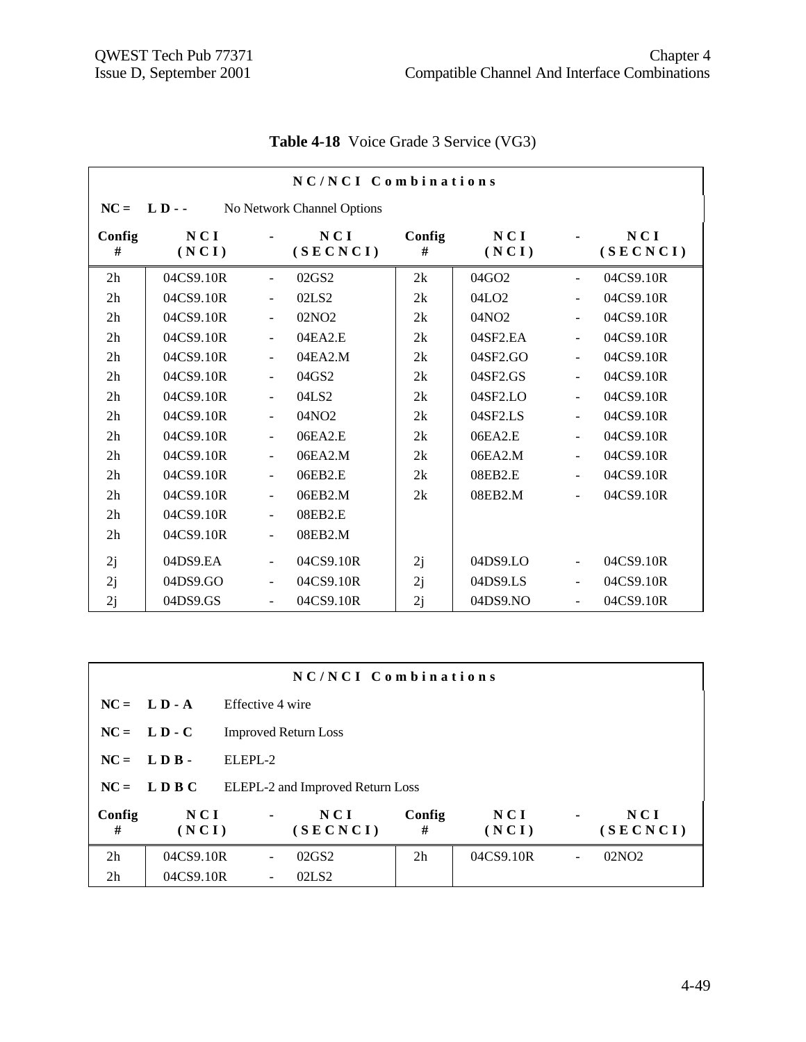**Table 4-18** Voice Grade 3 Service (VG3)

| NC/NCI Combinations | | | | | | | |
|---|---|---|---|---|---|---|---|
| **NC = L D - -** No Network Channel Options | | | | | | | |
| **Config #** | **NCI (NCI)** | **-** | **NCI (SECNCI)** | **Config #** | **NCI (NCI)** | **-** | **NCI (SECNCI)** |
| 2h | 04CS9.10R | - | 02GS2 | 2k | 04GO2 | - | 04CS9.10R |
| 2h | 04CS9.10R | - | 02LS2 | 2k | 04LO2 | - | 04CS9.10R |
| 2h | 04CS9.10R | - | 02NO2 | 2k | 04NO2 | - | 04CS9.10R |
| 2h | 04CS9.10R | - | 04EA2.E | 2k | 04SF2.EA | - | 04CS9.10R |
| 2h | 04CS9.10R | - | 04EA2.M | 2k | 04SF2.GO | - | 04CS9.10R |
| 2h | 04CS9.10R | - | 04GS2 | 2k | 04SF2.GS | - | 04CS9.10R |
| 2h | 04CS9.10R | - | 04LS2 | 2k | 04SF2.LO | - | 04CS9.10R |
| 2h | 04CS9.10R | - | 04NO2 | 2k | 04SF2.LS | - | 04CS9.10R |
| 2h | 04CS9.10R | - | 06EA2.E | 2k | 06EA2.E | - | 04CS9.10R |
| 2h | 04CS9.10R | - | 06EA2.M | 2k | 06EA2.M | - | 04CS9.10R |
| 2h | 04CS9.10R | - | 06EB2.E | 2k | 08EB2.E | - | 04CS9.10R |
| 2h | 04CS9.10R | - | 06EB2.M | 2k | 08EB2.M | - | 04CS9.10R |
| 2h | 04CS9.10R | - | 08EB2.E | | | | |
| 2h | 04CS9.10R | - | 08EB2.M | | | | |
| 2j | 04DS9.EA | - | 04CS9.10R | 2j | 04DS9.LO | - | 04CS9.10R |
| 2j | 04DS9.GO | - | 04CS9.10R | 2j | 04DS9.LS | - | 04CS9.10R |
| 2j | 04DS9.GS | - | 04CS9.10R | 2j | 04DS9.NO | - | 04CS9.10R |

| NC/NCI Combinations | | | | | | | |
|---|---|---|---|---|---|---|---|
| **NC = L D - A** Effective 4 wire | | | | | | | |
| **NC = L D - C** Improved Return Loss | | | | | | | |
| **NC = L D B -** ELEPL-2 | | | | | | | |
| **NC = L D B C** ELEPL-2 and Improved Return Loss | | | | | | | |
| **Config #** | **NCI (NCI)** | **-** | **NCI (SECNCI)** | **Config #** | **NCI (NCI)** | **-** | **NCI (SECNCI)** |
| 2h | 04CS9.10R | - | 02GS2 | 2h | 04CS9.10R | - | 02NO2 |
| 2h | 04CS9.10R | - | 02LS2 | | | | |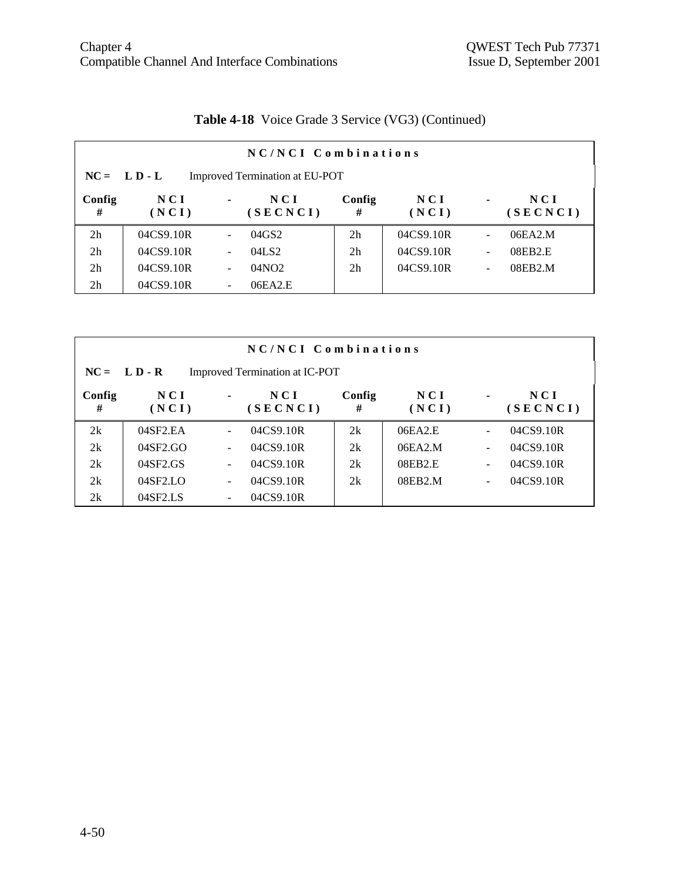**Table 4-18** Voice Grade 3 Service (VG3) (Continued)

| NC/NCI Combinations | | | | | | | |
|---|---|---|---|---|---|---|---|
| **NC = L D - L** Improved Termination at EU-POT | | | | | | | |
| **Config #** | **NCI (NCI)** | **-** | **NCI (SECNCI)** | **Config #** | **NCI (NCI)** | **-** | **NCI (SECNCI)** |
| 2h | 04CS9.10R | - | 04GS2 | 2h | 04CS9.10R | - | 06EA2.M |
| 2h | 04CS9.10R | - | 04LS2 | 2h | 04CS9.10R | - | 08EB2.E |
| 2h | 04CS9.10R | - | 04NO2 | 2h | 04CS9.10R | - | 08EB2.M |
| 2h | 04CS9.10R | - | 06EA2.E | | | | |

| NC/NCI Combinations | | | | | | | |
|---|---|---|---|---|---|---|---|
| **NC = L D - R** Improved Termination at IC-POT | | | | | | | |
| **Config #** | **NCI (NCI)** | **-** | **NCI (SECNCI)** | **Config #** | **NCI (NCI)** | **-** | **NCI (SECNCI)** |
| 2k | 04SF2.EA | - | 04CS9.10R | 2k | 06EA2.E | - | 04CS9.10R |
| 2k | 04SF2.GO | - | 04CS9.10R | 2k | 06EA2.M | - | 04CS9.10R |
| 2k | 04SF2.GS | - | 04CS9.10R | 2k | 08EB2.E | - | 04CS9.10R |
| 2k | 04SF2.LO | - | 04CS9.10R | 2k | 08EB2.M | - | 04CS9.10R |
| 2k | 04SF2.LS | - | 04CS9.10R | | | | |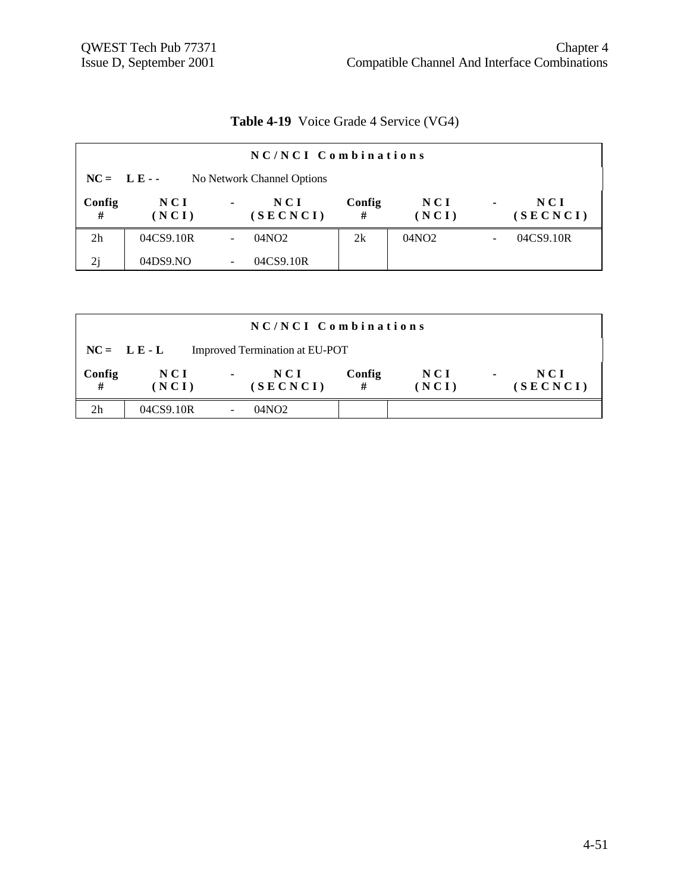**Table 4-19** Voice Grade 4 Service (VG4)

| NC/NCI Combinations | | | | | | | |
|---|---|---|---|---|---|---|---|
| **NC = L E - -** No Network Channel Options | | | | | | | |
| **Config #** | **NCI (NCI)** | **-** | **NCI (SECNCI)** | **Config #** | **NCI (NCI)** | **-** | **NCI (SECNCI)** |
| 2h | 04CS9.10R | - | 04NO2 | 2k | 04NO2 | - | 04CS9.10R |
| 2j | 04DS9.NO | - | 04CS9.10R | | | | |

| NC/NCI Combinations | | | | | | | |
|---|---|---|---|---|---|---|---|
| **NC = L E - L** Improved Termination at EU-POT | | | | | | | |
| **Config #** | **NCI (NCI)** | **-** | **NCI (SECNCI)** | **Config #** | **NCI (NCI)** | **-** | **NCI (SECNCI)** |
| 2h | 04CS9.10R | - | 04NO2 | | | | |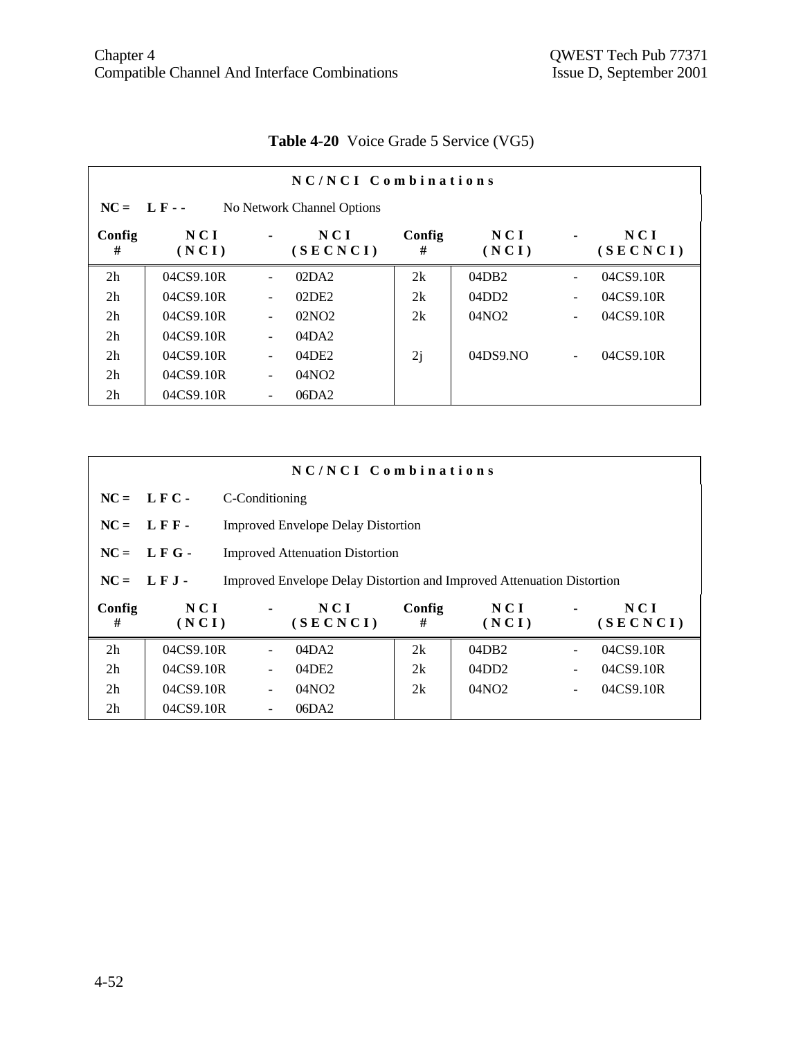**Table 4-20** Voice Grade 5 Service (VG5)

**NC/NCI Combinations**

**NC = L F - -** No Network Channel Options

| Config # | NCI (NCI) | - | NCI (SECNCI) | Config # | NCI (NCI) | - | NCI (SECNCI) |
|---|---|---|---|---|---|---|---|
| 2h | 04CS9.10R | - | 02DA2 | 2k | 04DB2 | - | 04CS9.10R |
| 2h | 04CS9.10R | - | 02DE2 | 2k | 04DD2 | - | 04CS9.10R |
| 2h | 04CS9.10R | - | 02NO2 | 2k | 04NO2 | - | 04CS9.10R |
| 2h | 04CS9.10R | - | 04DA2 | | | | |
| 2h | 04CS9.10R | - | 04DE2 | 2j | 04DS9.NO | - | 04CS9.10R |
| 2h | 04CS9.10R | - | 04NO2 | | | | |
| 2h | 04CS9.10R | - | 06DA2 | | | | |

**NC/NCI Combinations**

**NC = L F C -** C-Conditioning

**NC = L F F -** Improved Envelope Delay Distortion

**NC = L F G -** Improved Attenuation Distortion

**NC = L F J -** Improved Envelope Delay Distortion and Improved Attenuation Distortion

| Config # | NCI (NCI) | - | NCI (SECNCI) | Config # | NCI (NCI) | - | NCI (SECNCI) |
|---|---|---|---|---|---|---|---|
| 2h | 04CS9.10R | - | 04DA2 | 2k | 04DB2 | - | 04CS9.10R |
| 2h | 04CS9.10R | - | 04DE2 | 2k | 04DD2 | - | 04CS9.10R |
| 2h | 04CS9.10R | - | 04NO2 | 2k | 04NO2 | - | 04CS9.10R |
| 2h | 04CS9.10R | - | 06DA2 | | | | |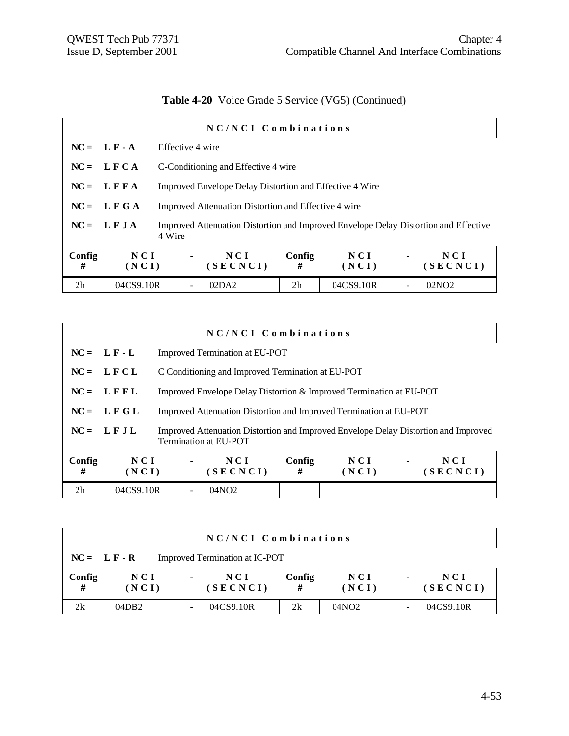**Table 4-20** Voice Grade 5 Service (VG5) (Continued)

| NC/NCI Combinations | | | | | | | |
|---|---|---|---|---|---|---|---|
| NC = | L F - A | Effective 4 wire | | | | | |
| NC = | L F C A | C-Conditioning and Effective 4 wire | | | | | |
| NC = | L F F A | Improved Envelope Delay Distortion and Effective 4 Wire | | | | | |
| NC = | L F G A | Improved Attenuation Distortion and Effective 4 wire | | | | | |
| NC = | L F J A | Improved Attenuation Distortion and Improved Envelope Delay Distortion and Effective 4 Wire | | | | | |
| **Config #** | **NCI (NCI)** | **-** | **NCI (SECNCI)** | **Config #** | **NCI (NCI)** | **-** | **NCI (SECNCI)** |
| 2h | 04CS9.10R | - | 02DA2 | 2h | 04CS9.10R | - | 02NO2 |

| NC/NCI Combinations | | | | | | | |
|---|---|---|---|---|---|---|---|
| NC = | L F - L | Improved Termination at EU-POT | | | | | |
| NC = | L F C L | C Conditioning and Improved Termination at EU-POT | | | | | |
| NC = | L F F L | Improved Envelope Delay Distortion & Improved Termination at EU-POT | | | | | |
| NC = | L F G L | Improved Attenuation Distortion and Improved Termination at EU-POT | | | | | |
| NC = | L F J L | Improved Attenuation Distortion and Improved Envelope Delay Distortion and Improved Termination at EU-POT | | | | | |
| **Config #** | **NCI (NCI)** | **-** | **NCI (SECNCI)** | **Config #** | **NCI (NCI)** | **-** | **NCI (SECNCI)** |
| 2h | 04CS9.10R | - | 04NO2 | | | | |

| NC/NCI Combinations | | | | | | | |
|---|---|---|---|---|---|---|---|
| NC = | L F - R | Improved Termination at IC-POT | | | | | |
| **Config #** | **NCI (NCI)** | **-** | **NCI (SECNCI)** | **Config #** | **NCI (NCI)** | **-** | **NCI (SECNCI)** |
| 2k | 04DB2 | - | 04CS9.10R | 2k | 04NO2 | - | 04CS9.10R |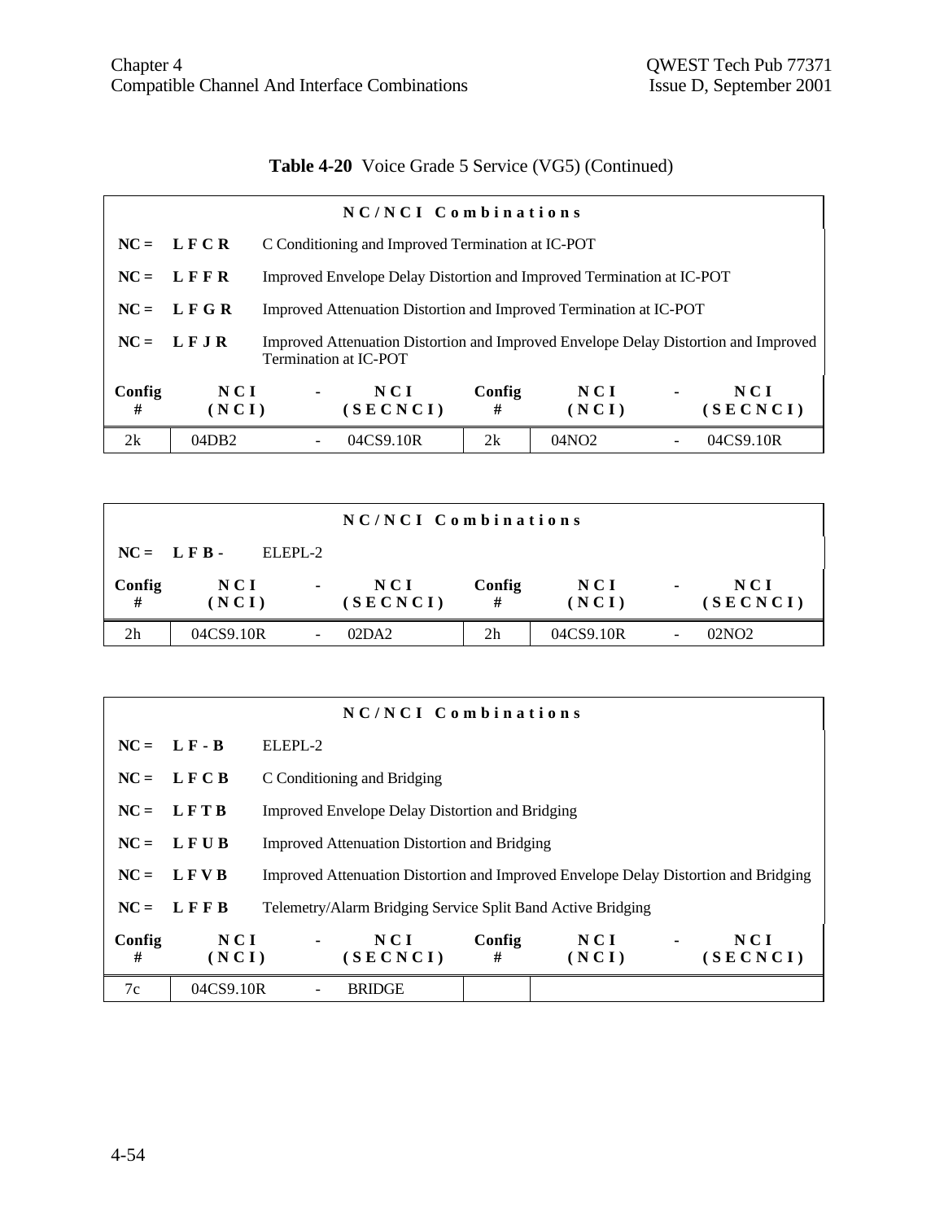**Table 4-20** Voice Grade 5 Service (VG5) (Continued)

| NC/NCI Combinations | | | | | | | |
|---|---|---|---|---|---|---|---|
| NC = | LFCR | C Conditioning and Improved Termination at IC-POT | | | | | |
| NC = | LFFR | Improved Envelope Delay Distortion and Improved Termination at IC-POT | | | | | |
| NC = | LFGR | Improved Attenuation Distortion and Improved Termination at IC-POT | | | | | |
| NC = | LFJR | Improved Attenuation Distortion and Improved Envelope Delay Distortion and Improved Termination at IC-POT | | | | | |
| **Config #** | **NCI (NCI)** | **-** | **NCI (SECNCI)** | **Config #** | **NCI (NCI)** | **-** | **NCI (SECNCI)** |
| 2k | 04DB2 | - | 04CS9.10R | 2k | 04NO2 | - | 04CS9.10R |

| NC/NCI Combinations | | | | | | | |
|---|---|---|---|---|---|---|---|
| NC = | LFB- | ELEPL-2 | | | | | |
| **Config #** | **NCI (NCI)** | **-** | **NCI (SECNCI)** | **Config #** | **NCI (NCI)** | **-** | **NCI (SECNCI)** |
| 2h | 04CS9.10R | - | 02DA2 | 2h | 04CS9.10R | - | 02NO2 |

| NC/NCI Combinations | | | | | | | |
|---|---|---|---|---|---|---|---|
| NC = | LF-B | ELEPL-2 | | | | | |
| NC = | LFCB | C Conditioning and Bridging | | | | | |
| NC = | LFTB | Improved Envelope Delay Distortion and Bridging | | | | | |
| NC = | LFUB | Improved Attenuation Distortion and Bridging | | | | | |
| NC = | LFVB | Improved Attenuation Distortion and Improved Envelope Delay Distortion and Bridging | | | | | |
| NC = | LFFB | Telemetry/Alarm Bridging Service Split Band Active Bridging | | | | | |
| **Config #** | **NCI (NCI)** | **-** | **NCI (SECNCI)** | **Config #** | **NCI (NCI)** | **-** | **NCI (SECNCI)** |
| 7c | 04CS9.10R | - | BRIDGE | | | | |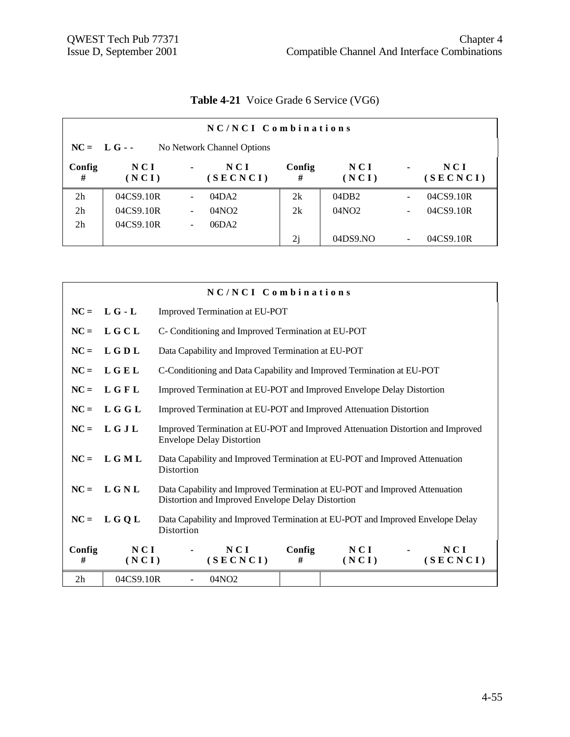**Table 4-21** Voice Grade 6 Service (VG6)

| NC/NCI Combinations | | | | | | | |
|---|---|---|---|---|---|---|---|
| **NC = L G - -** | No Network Channel Options | | | | | | |
| **Config #** | **NCI (NCI)** | **-** | **NCI (SECNCI)** | **Config #** | **NCI (NCI)** | **-** | **NCI (SECNCI)** |
| 2h | 04CS9.10R | - | 04DA2 | 2k | 04DB2 | - | 04CS9.10R |
| 2h | 04CS9.10R | - | 04NO2 | 2k | 04NO2 | - | 04CS9.10R |
| 2h | 04CS9.10R | - | 06DA2 | | | | |
| | | | | 2j | 04DS9.NO | - | 04CS9.10R |

| NC/NCI Combinations | | | | | | | |
|---|---|---|---|---|---|---|---|
| **NC = L G - L** | Improved Termination at EU-POT | | | | | | |
| **NC = L G C L** | C- Conditioning and Improved Termination at EU-POT | | | | | | |
| **NC = L G D L** | Data Capability and Improved Termination at EU-POT | | | | | | |
| **NC = L G E L** | C-Conditioning and Data Capability and Improved Termination at EU-POT | | | | | | |
| **NC = L G F L** | Improved Termination at EU-POT and Improved Envelope Delay Distortion | | | | | | |
| **NC = L G G L** | Improved Termination at EU-POT and Improved Attenuation Distortion | | | | | | |
| **NC = L G J L** | Improved Termination at EU-POT and Improved Attenuation Distortion and Improved Envelope Delay Distortion | | | | | | |
| **NC = L G M L** | Data Capability and Improved Termination at EU-POT and Improved Attenuation Distortion | | | | | | |
| **NC = L G N L** | Data Capability and Improved Termination at EU-POT and Improved Attenuation Distortion and Improved Envelope Delay Distortion | | | | | | |
| **NC = L G Q L** | Data Capability and Improved Termination at EU-POT and Improved Envelope Delay Distortion | | | | | | |
| **Config #** | **NCI (NCI)** | **-** | **NCI (SECNCI)** | **Config #** | **NCI (NCI)** | **-** | **NCI (SECNCI)** |
| 2h | 04CS9.10R | - | 04NO2 | | | | |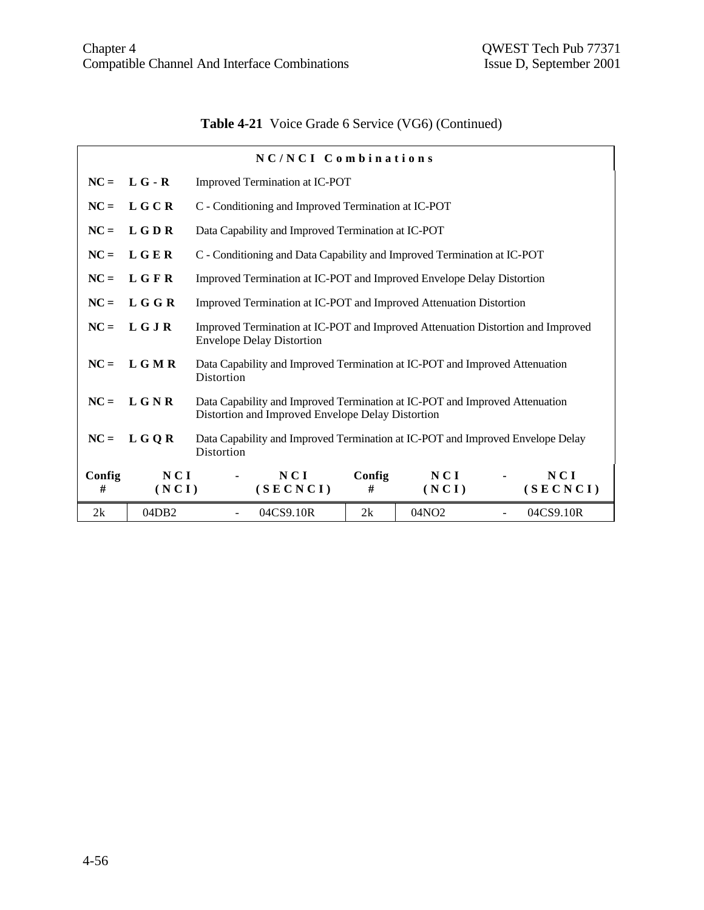**Table 4-21** Voice Grade 6 Service (VG6) (Continued)

| NC/NCI Combinations | | | | | | | |
|---|---|---|---|---|---|---|---|
| NC = L G - R | Improved Termination at IC-POT | | | | | | |
| NC = L G C R | C - Conditioning and Improved Termination at IC-POT | | | | | | |
| NC = L G D R | Data Capability and Improved Termination at IC-POT | | | | | | |
| NC = L G E R | C - Conditioning and Data Capability and Improved Termination at IC-POT | | | | | | |
| NC = L G F R | Improved Termination at IC-POT and Improved Envelope Delay Distortion | | | | | | |
| NC = L G G R | Improved Termination at IC-POT and Improved Attenuation Distortion | | | | | | |
| NC = L G J R | Improved Termination at IC-POT and Improved Attenuation Distortion and Improved Envelope Delay Distortion | | | | | | |
| NC = L G M R | Data Capability and Improved Termination at IC-POT and Improved Attenuation Distortion | | | | | | |
| NC = L G N R | Data Capability and Improved Termination at IC-POT and Improved Attenuation Distortion and Improved Envelope Delay Distortion | | | | | | |
| NC = L G Q R | Data Capability and Improved Termination at IC-POT and Improved Envelope Delay Distortion | | | | | | |
| **Config #** | **NCI (NCI)** | **-** | **NCI (SECNCI)** | **Config #** | **NCI (NCI)** | **-** | **NCI (SECNCI)** |
| 2k | 04DB2 | - | 04CS9.10R | 2k | 04NO2 | - | 04CS9.10R |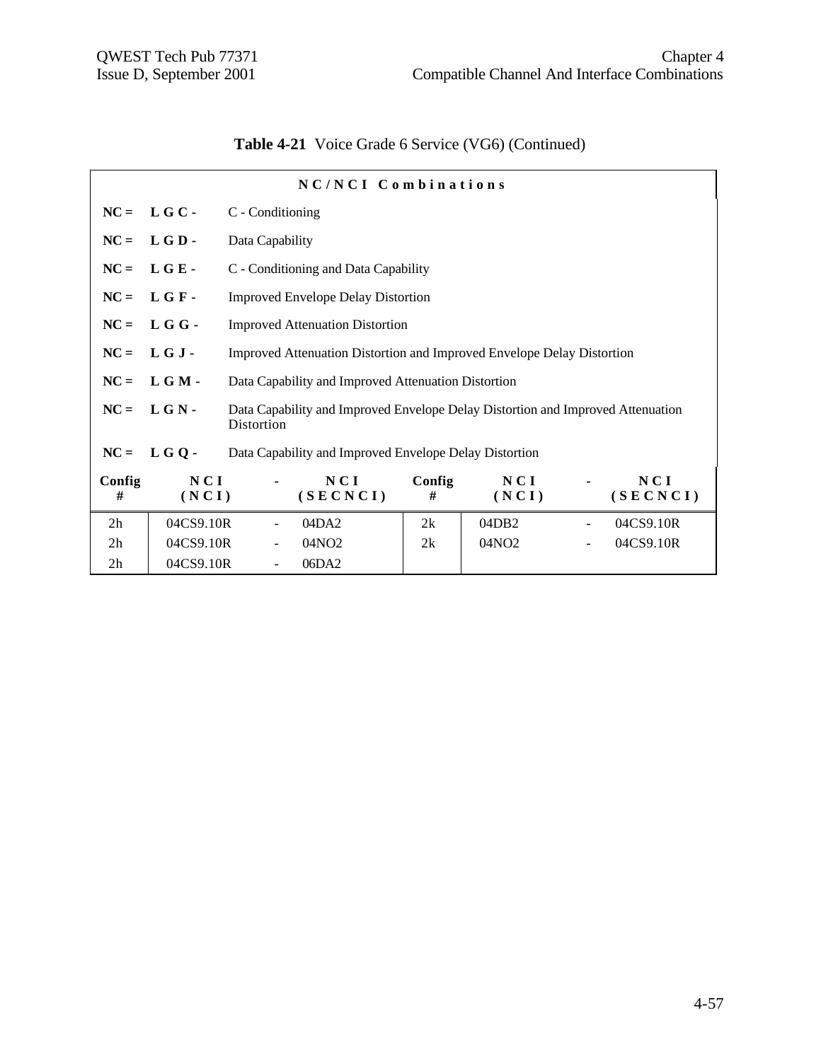**Table 4-21** Voice Grade 6 Service (VG6) (Continued)

**NC/NCI Combinations**

**NC = L G C -** C - Conditioning

**NC = L G D -** Data Capability

**NC = L G E -** C - Conditioning and Data Capability

**NC = L G F -** Improved Envelope Delay Distortion

**NC = L G G -** Improved Attenuation Distortion

**NC = L G J -** Improved Attenuation Distortion and Improved Envelope Delay Distortion

**NC = L G M -** Data Capability and Improved Attenuation Distortion

**NC = L G N -** Data Capability and Improved Envelope Delay Distortion and Improved Attenuation Distortion

**NC = L G Q -** Data Capability and Improved Envelope Delay Distortion

| Config # | NCI (NCI) | - | NCI (SECNCI) | Config # | NCI (NCI) | - | NCI (SECNCI) |
|---|---|---|---|---|---|---|---|
| 2h | 04CS9.10R | - | 04DA2 | 2k | 04DB2 | - | 04CS9.10R |
| 2h | 04CS9.10R | - | 04NO2 | 2k | 04NO2 | - | 04CS9.10R |
| 2h | 04CS9.10R | - | 06DA2 | | | | |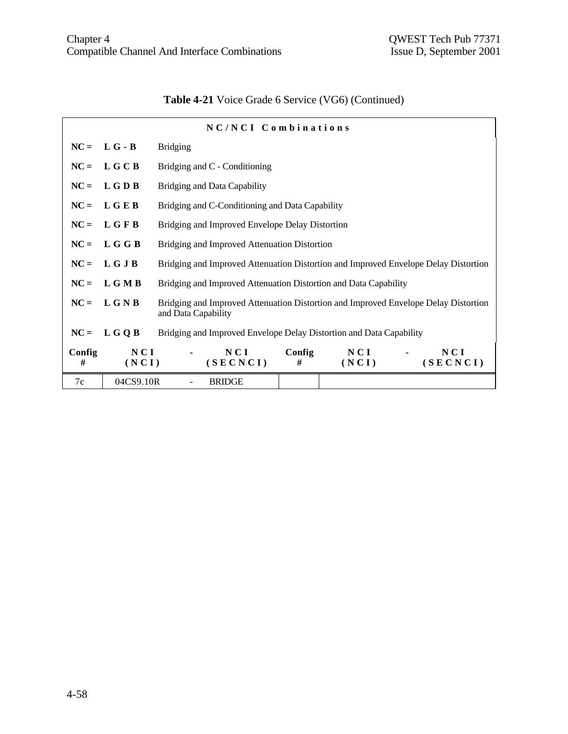**Table 4-21** Voice Grade 6 Service (VG6) (Continued)

| NC/NCI Combinations | | | | | | | |
|---|---|---|---|---|---|---|---|
| **NC =** | **L G - B** | Bridging | | | | | |
| **NC =** | **L G C B** | Bridging and C - Conditioning | | | | | |
| **NC =** | **L G D B** | Bridging and Data Capability | | | | | |
| **NC =** | **L G E B** | Bridging and C-Conditioning and Data Capability | | | | | |
| **NC =** | **L G F B** | Bridging and Improved Envelope Delay Distortion | | | | | |
| **NC =** | **L G G B** | Bridging and Improved Attenuation Distortion | | | | | |
| **NC =** | **L G J B** | Bridging and Improved Attenuation Distortion and Improved Envelope Delay Distortion | | | | | |
| **NC =** | **L G M B** | Bridging and Improved Attenuation Distortion and Data Capability | | | | | |
| **NC =** | **L G N B** | Bridging and Improved Attenuation Distortion and Improved Envelope Delay Distortion and Data Capability | | | | | |
| **NC =** | **L G Q B** | Bridging and Improved Envelope Delay Distortion and Data Capability | | | | | |
| **Config #** | **NCI (NCI)** | **-** | **NCI (SECNCI)** | **Config #** | **NCI (NCI)** | **-** | **NCI (SECNCI)** |
| 7c | 04CS9.10R | - | BRIDGE | | | | |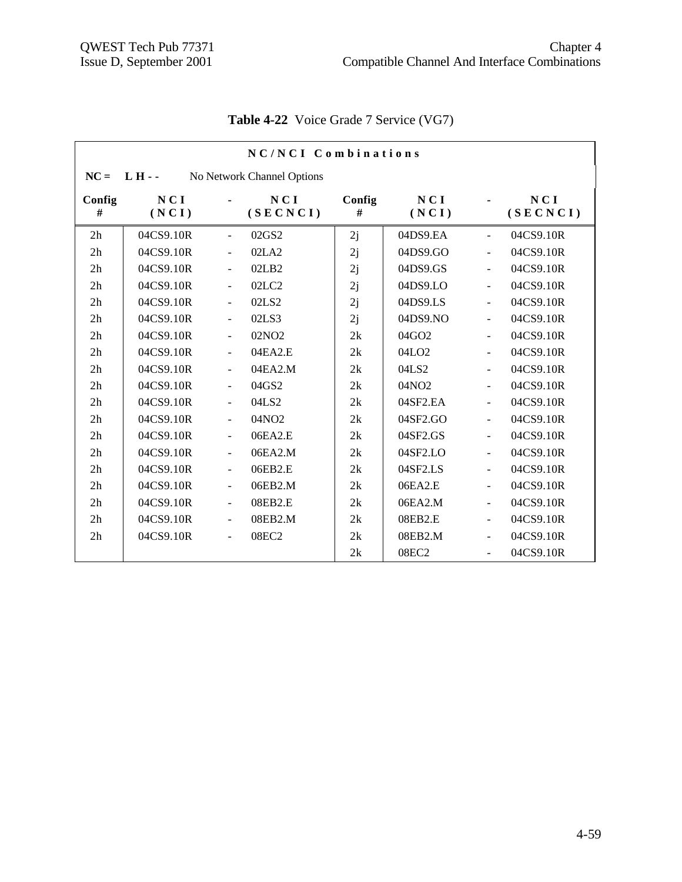**Table 4-22** Voice Grade 7 Service (VG7)

| NC/NCI Combinations | | | | | | | |
|---|---|---|---|---|---|---|---|
| **NC = L H - -** No Network Channel Options | | | | | | | |
| **Config #** | **NCI (NCI)** | **-** | **NCI (SECNCI)** | **Config #** | **NCI (NCI)** | **-** | **NCI (SECNCI)** |
| 2h | 04CS9.10R | - | 02GS2 | 2j | 04DS9.EA | - | 04CS9.10R |
| 2h | 04CS9.10R | - | 02LA2 | 2j | 04DS9.GO | - | 04CS9.10R |
| 2h | 04CS9.10R | - | 02LB2 | 2j | 04DS9.GS | - | 04CS9.10R |
| 2h | 04CS9.10R | - | 02LC2 | 2j | 04DS9.LO | - | 04CS9.10R |
| 2h | 04CS9.10R | - | 02LS2 | 2j | 04DS9.LS | - | 04CS9.10R |
| 2h | 04CS9.10R | - | 02LS3 | 2j | 04DS9.NO | - | 04CS9.10R |
| 2h | 04CS9.10R | - | 02NO2 | 2k | 04GO2 | - | 04CS9.10R |
| 2h | 04CS9.10R | - | 04EA2.E | 2k | 04LO2 | - | 04CS9.10R |
| 2h | 04CS9.10R | - | 04EA2.M | 2k | 04LS2 | - | 04CS9.10R |
| 2h | 04CS9.10R | - | 04GS2 | 2k | 04NO2 | - | 04CS9.10R |
| 2h | 04CS9.10R | - | 04LS2 | 2k | 04SF2.EA | - | 04CS9.10R |
| 2h | 04CS9.10R | - | 04NO2 | 2k | 04SF2.GO | - | 04CS9.10R |
| 2h | 04CS9.10R | - | 06EA2.E | 2k | 04SF2.GS | - | 04CS9.10R |
| 2h | 04CS9.10R | - | 06EA2.M | 2k | 04SF2.LO | - | 04CS9.10R |
| 2h | 04CS9.10R | - | 06EB2.E | 2k | 04SF2.LS | - | 04CS9.10R |
| 2h | 04CS9.10R | - | 06EB2.M | 2k | 06EA2.E | - | 04CS9.10R |
| 2h | 04CS9.10R | - | 08EB2.E | 2k | 06EA2.M | - | 04CS9.10R |
| 2h | 04CS9.10R | - | 08EB2.M | 2k | 08EB2.E | - | 04CS9.10R |
| 2h | 04CS9.10R | - | 08EC2 | 2k | 08EB2.M | - | 04CS9.10R |
| | | | | 2k | 08EC2 | - | 04CS9.10R |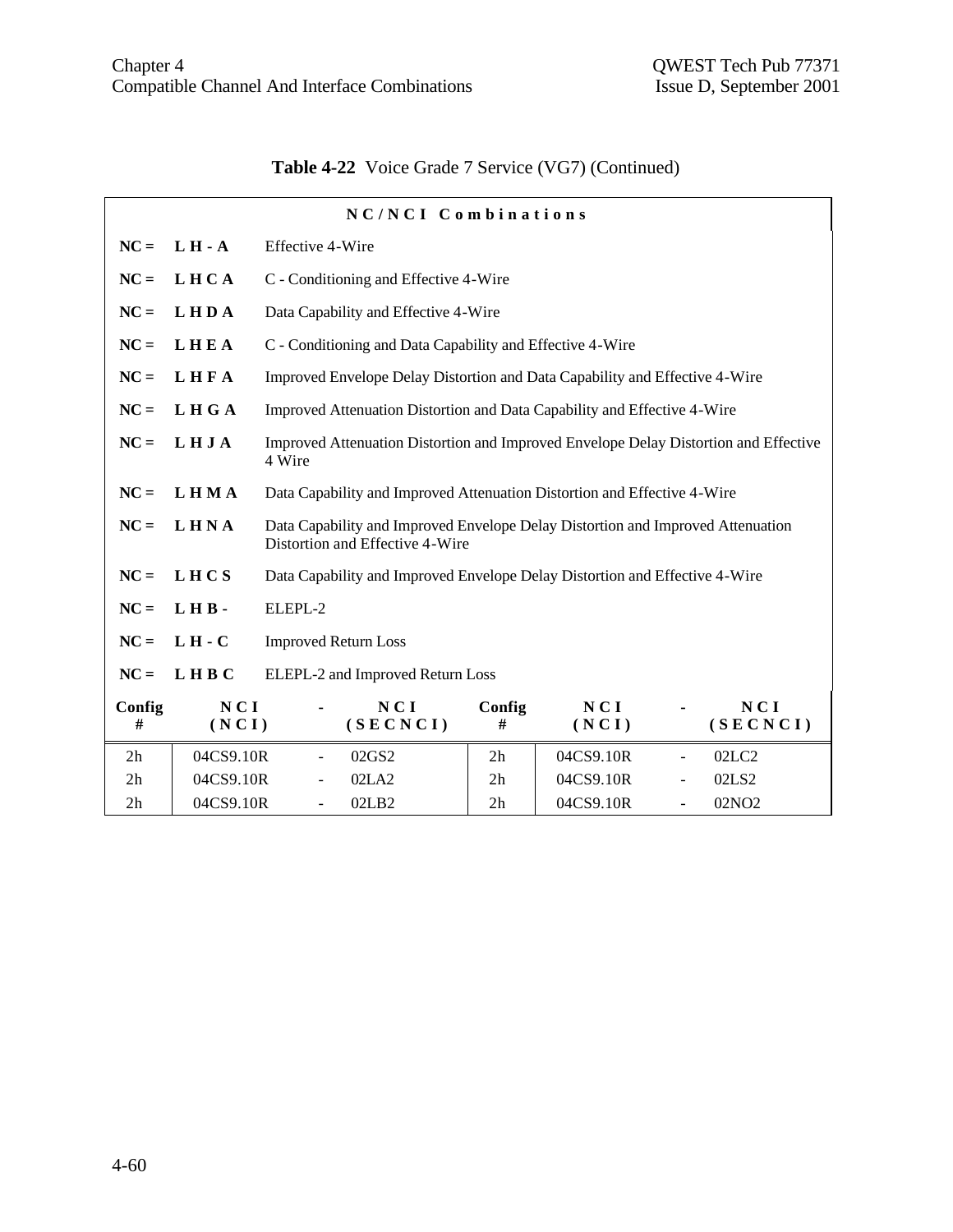**Table 4-22** Voice Grade 7 Service (VG7) (Continued)

**NC/NCI Combinations**

| | | |
|---|---|---|
| **NC =** | **L H - A** | Effective 4-Wire |
| **NC =** | **L H C A** | C - Conditioning and Effective 4-Wire |
| **NC =** | **L H D A** | Data Capability and Effective 4-Wire |
| **NC =** | **L H E A** | C - Conditioning and Data Capability and Effective 4-Wire |
| **NC =** | **L H F A** | Improved Envelope Delay Distortion and Data Capability and Effective 4-Wire |
| **NC =** | **L H G A** | Improved Attenuation Distortion and Data Capability and Effective 4-Wire |
| **NC =** | **L H J A** | Improved Attenuation Distortion and Improved Envelope Delay Distortion and Effective 4 Wire |
| **NC =** | **L H M A** | Data Capability and Improved Attenuation Distortion and Effective 4-Wire |
| **NC =** | **L H N A** | Data Capability and Improved Envelope Delay Distortion and Improved Attenuation Distortion and Effective 4-Wire |
| **NC =** | **L H C S** | Data Capability and Improved Envelope Delay Distortion and Effective 4-Wire |
| **NC =** | **L H B -** | ELEPL-2 |
| **NC =** | **L H - C** | Improved Return Loss |
| **NC =** | **L H B C** | ELEPL-2 and Improved Return Loss |

| Config # | NCI (NCI) | - | NCI (SECNCI) | Config # | NCI (NCI) | - | NCI (SECNCI) |
|---|---|---|---|---|---|---|---|
| 2h | 04CS9.10R | - | 02GS2 | 2h | 04CS9.10R | - | 02LC2 |
| 2h | 04CS9.10R | - | 02LA2 | 2h | 04CS9.10R | - | 02LS2 |
| 2h | 04CS9.10R | - | 02LB2 | 2h | 04CS9.10R | - | 02NO2 |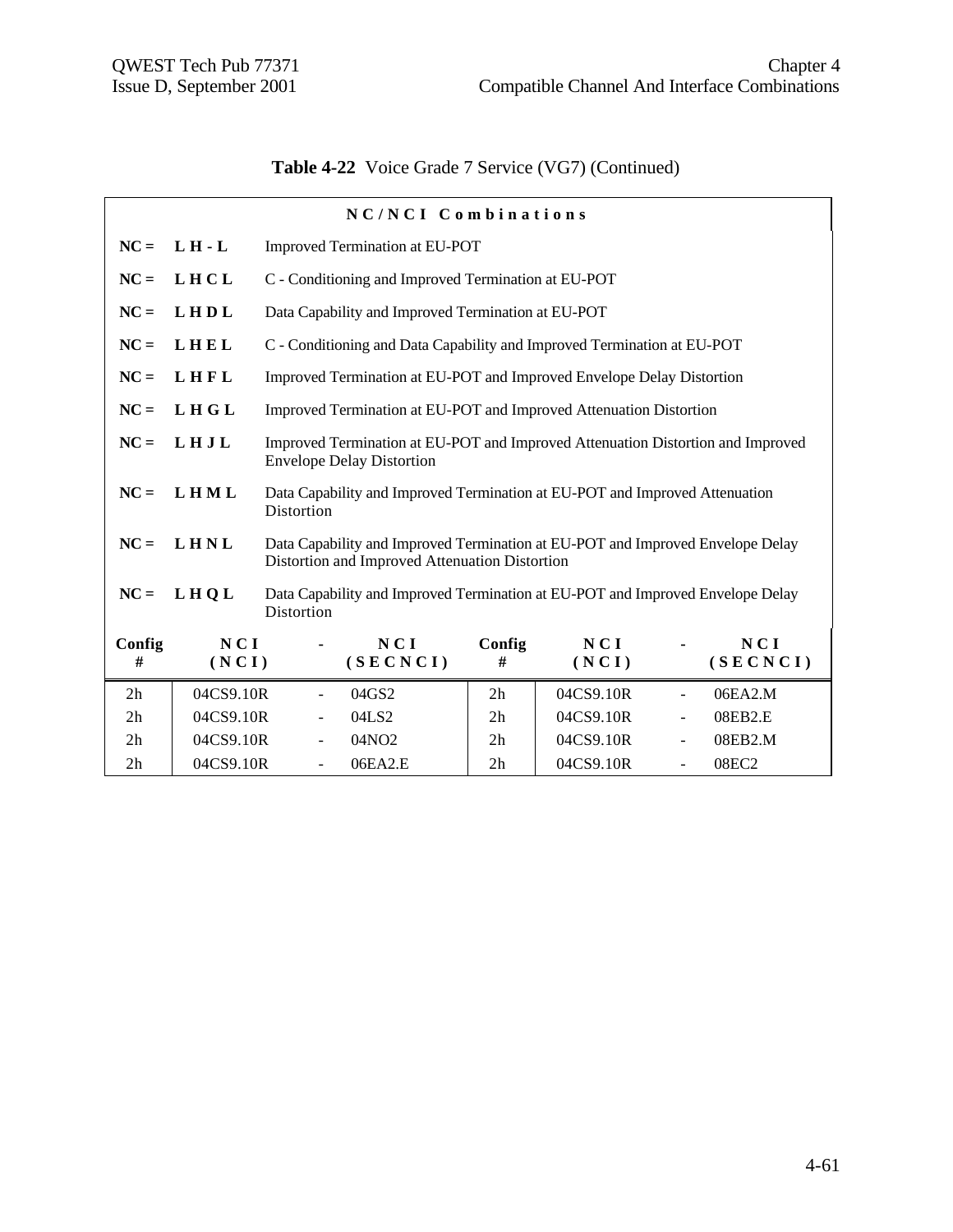**Table 4-22** Voice Grade 7 Service (VG7) (Continued)

**NC/NCI Combinations**

| | | |
|---|---|---|
| **NC =** | **L H - L** | Improved Termination at EU-POT |
| **NC =** | **L H C L** | C - Conditioning and Improved Termination at EU-POT |
| **NC =** | **L H D L** | Data Capability and Improved Termination at EU-POT |
| **NC =** | **L H E L** | C - Conditioning and Data Capability and Improved Termination at EU-POT |
| **NC =** | **L H F L** | Improved Termination at EU-POT and Improved Envelope Delay Distortion |
| **NC =** | **L H G L** | Improved Termination at EU-POT and Improved Attenuation Distortion |
| **NC =** | **L H J L** | Improved Termination at EU-POT and Improved Attenuation Distortion and Improved Envelope Delay Distortion |
| **NC =** | **L H M L** | Data Capability and Improved Termination at EU-POT and Improved Attenuation Distortion |
| **NC =** | **L H N L** | Data Capability and Improved Termination at EU-POT and Improved Envelope Delay Distortion and Improved Attenuation Distortion |
| **NC =** | **L H Q L** | Data Capability and Improved Termination at EU-POT and Improved Envelope Delay Distortion |

| Config # | NCI (NCI) | - | NCI (SECNCI) | Config # | NCI (NCI) | - | NCI (SECNCI) |
|---|---|---|---|---|---|---|---|
| 2h | 04CS9.10R | - | 04GS2 | 2h | 04CS9.10R | - | 06EA2.M |
| 2h | 04CS9.10R | - | 04LS2 | 2h | 04CS9.10R | - | 08EB2.E |
| 2h | 04CS9.10R | - | 04NO2 | 2h | 04CS9.10R | - | 08EB2.M |
| 2h | 04CS9.10R | - | 06EA2.E | 2h | 04CS9.10R | - | 08EC2 |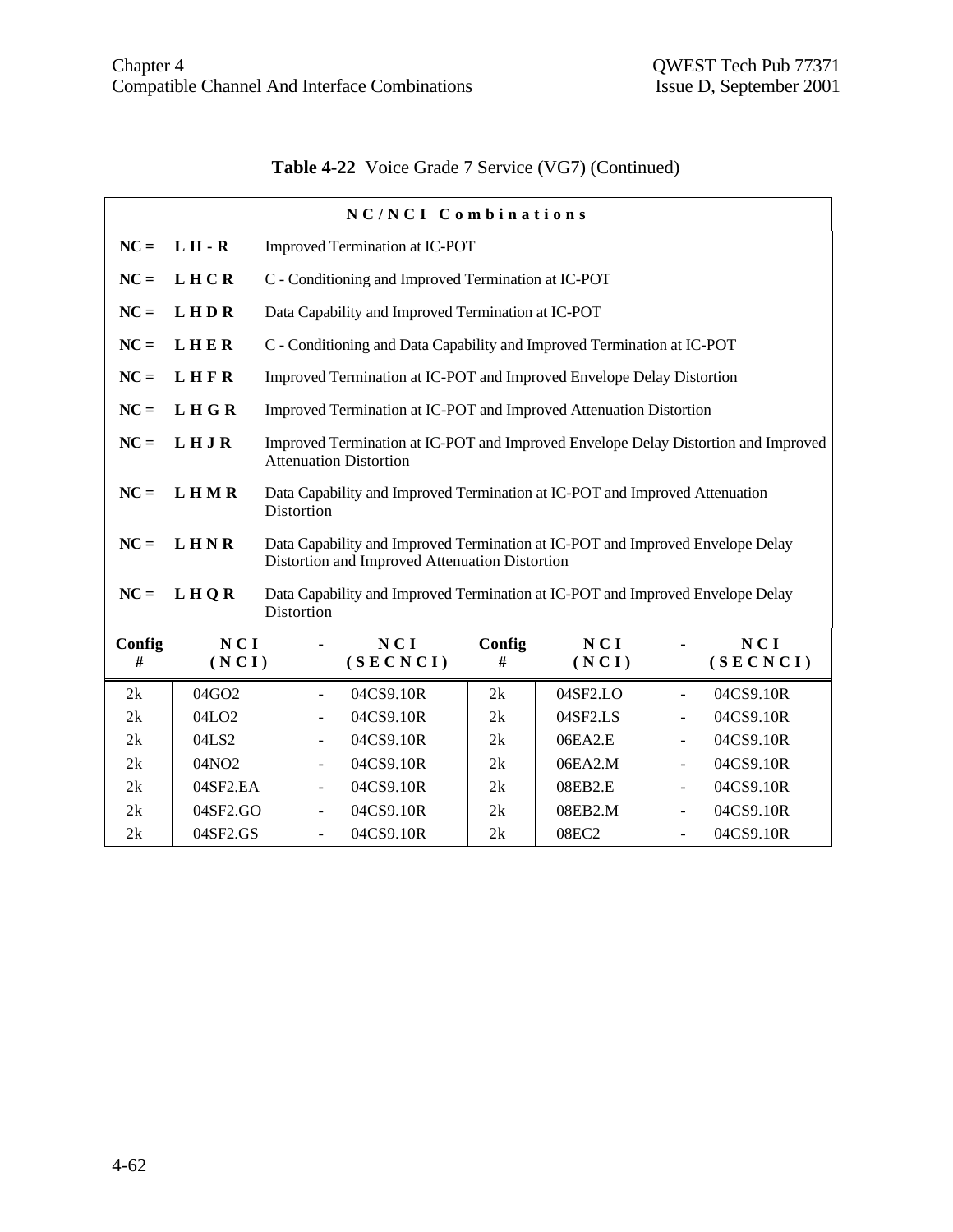**Table 4-22** Voice Grade 7 Service (VG7) (Continued)

**NC/NCI Combinations**

| | | |
|---|---|---|
| **NC =** | **L H - R** | Improved Termination at IC-POT |
| **NC =** | **L H C R** | C - Conditioning and Improved Termination at IC-POT |
| **NC =** | **L H D R** | Data Capability and Improved Termination at IC-POT |
| **NC =** | **L H E R** | C - Conditioning and Data Capability and Improved Termination at IC-POT |
| **NC =** | **L H F R** | Improved Termination at IC-POT and Improved Envelope Delay Distortion |
| **NC =** | **L H G R** | Improved Termination at IC-POT and Improved Attenuation Distortion |
| **NC =** | **L H J R** | Improved Termination at IC-POT and Improved Envelope Delay Distortion and Improved Attenuation Distortion |
| **NC =** | **L H M R** | Data Capability and Improved Termination at IC-POT and Improved Attenuation Distortion |
| **NC =** | **L H N R** | Data Capability and Improved Termination at IC-POT and Improved Envelope Delay Distortion and Improved Attenuation Distortion |
| **NC =** | **L H Q R** | Data Capability and Improved Termination at IC-POT and Improved Envelope Delay Distortion |

| Config # | NCI (NCI) | - | NCI (SECNCI) | Config # | NCI (NCI) | - | NCI (SECNCI) |
|---|---|---|---|---|---|---|---|
| 2k | 04GO2 | - | 04CS9.10R | 2k | 04SF2.LO | - | 04CS9.10R |
| 2k | 04LO2 | - | 04CS9.10R | 2k | 04SF2.LS | - | 04CS9.10R |
| 2k | 04LS2 | - | 04CS9.10R | 2k | 06EA2.E | - | 04CS9.10R |
| 2k | 04NO2 | - | 04CS9.10R | 2k | 06EA2.M | - | 04CS9.10R |
| 2k | 04SF2.EA | - | 04CS9.10R | 2k | 08EB2.E | - | 04CS9.10R |
| 2k | 04SF2.GO | - | 04CS9.10R | 2k | 08EB2.M | - | 04CS9.10R |
| 2k | 04SF2.GS | - | 04CS9.10R | 2k | 08EC2 | - | 04CS9.10R |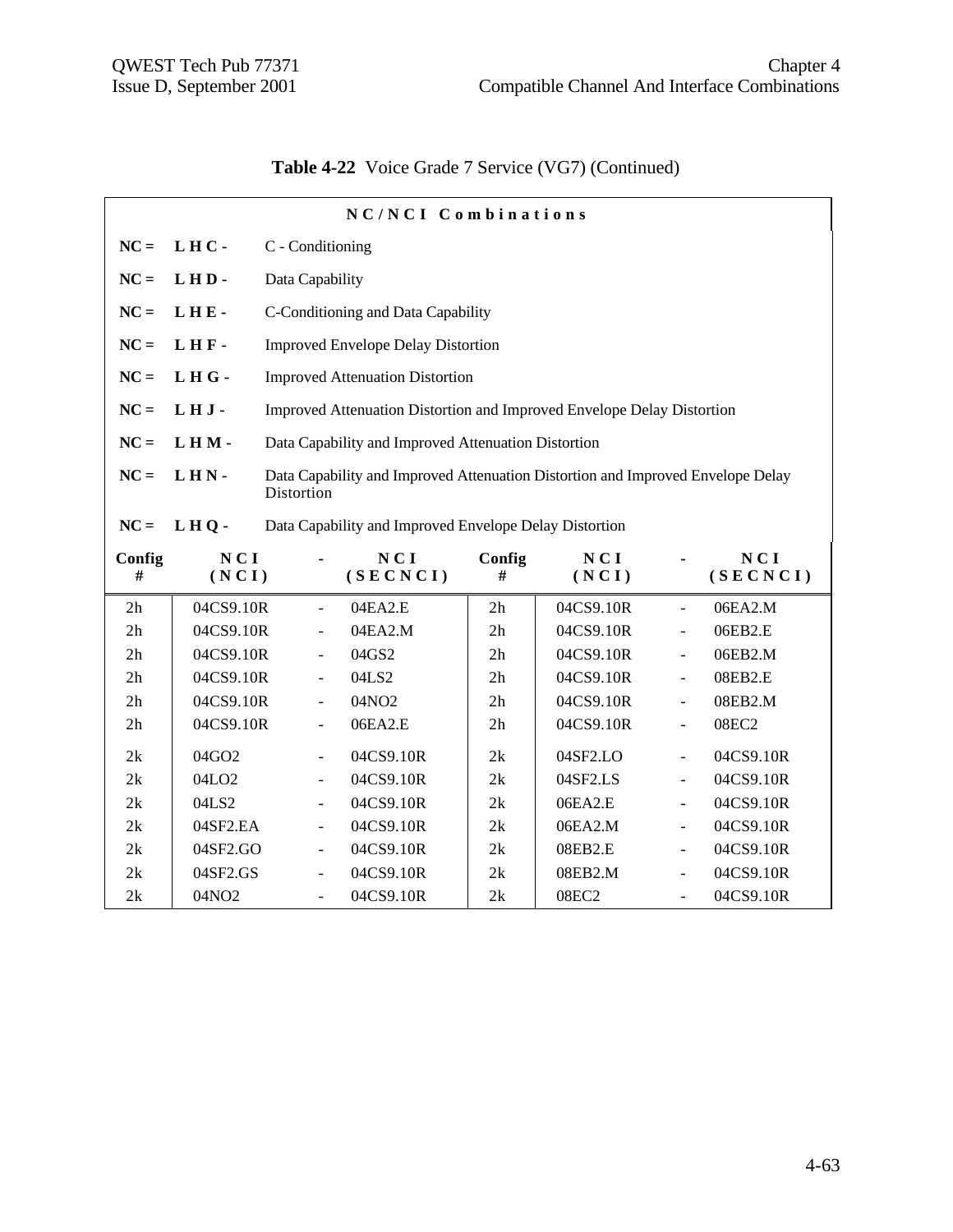**Table 4-22** Voice Grade 7 Service (VG7) (Continued)

**N C / N C I  C o m b i n a t i o n s**

**NC = L H C -** C - Conditioning

**NC = L H D -** Data Capability

**NC = L H E -** C-Conditioning and Data Capability

**NC = L H F -** Improved Envelope Delay Distortion

**NC = L H G -** Improved Attenuation Distortion

**NC = L H J -** Improved Attenuation Distortion and Improved Envelope Delay Distortion

**NC = L H M -** Data Capability and Improved Attenuation Distortion

**NC = L H N -** Data Capability and Improved Attenuation Distortion and Improved Envelope Delay Distortion

**NC = L H Q -** Data Capability and Improved Envelope Delay Distortion

| Config # | NCI (NCI) | - | NCI (SECNCI) | Config # | NCI (NCI) | - | NCI (SECNCI) |
|---|---|---|---|---|---|---|---|
| 2h | 04CS9.10R | - | 04EA2.E | 2h | 04CS9.10R | - | 06EA2.M |
| 2h | 04CS9.10R | - | 04EA2.M | 2h | 04CS9.10R | - | 06EB2.E |
| 2h | 04CS9.10R | - | 04GS2 | 2h | 04CS9.10R | - | 06EB2.M |
| 2h | 04CS9.10R | - | 04LS2 | 2h | 04CS9.10R | - | 08EB2.E |
| 2h | 04CS9.10R | - | 04NO2 | 2h | 04CS9.10R | - | 08EB2.M |
| 2h | 04CS9.10R | - | 06EA2.E | 2h | 04CS9.10R | - | 08EC2 |
| 2k | 04GO2 | - | 04CS9.10R | 2k | 04SF2.LO | - | 04CS9.10R |
| 2k | 04LO2 | - | 04CS9.10R | 2k | 04SF2.LS | - | 04CS9.10R |
| 2k | 04LS2 | - | 04CS9.10R | 2k | 06EA2.E | - | 04CS9.10R |
| 2k | 04SF2.EA | - | 04CS9.10R | 2k | 06EA2.M | - | 04CS9.10R |
| 2k | 04SF2.GO | - | 04CS9.10R | 2k | 08EB2.E | - | 04CS9.10R |
| 2k | 04SF2.GS | - | 04CS9.10R | 2k | 08EB2.M | - | 04CS9.10R |
| 2k | 04NO2 | - | 04CS9.10R | 2k | 08EC2 | - | 04CS9.10R |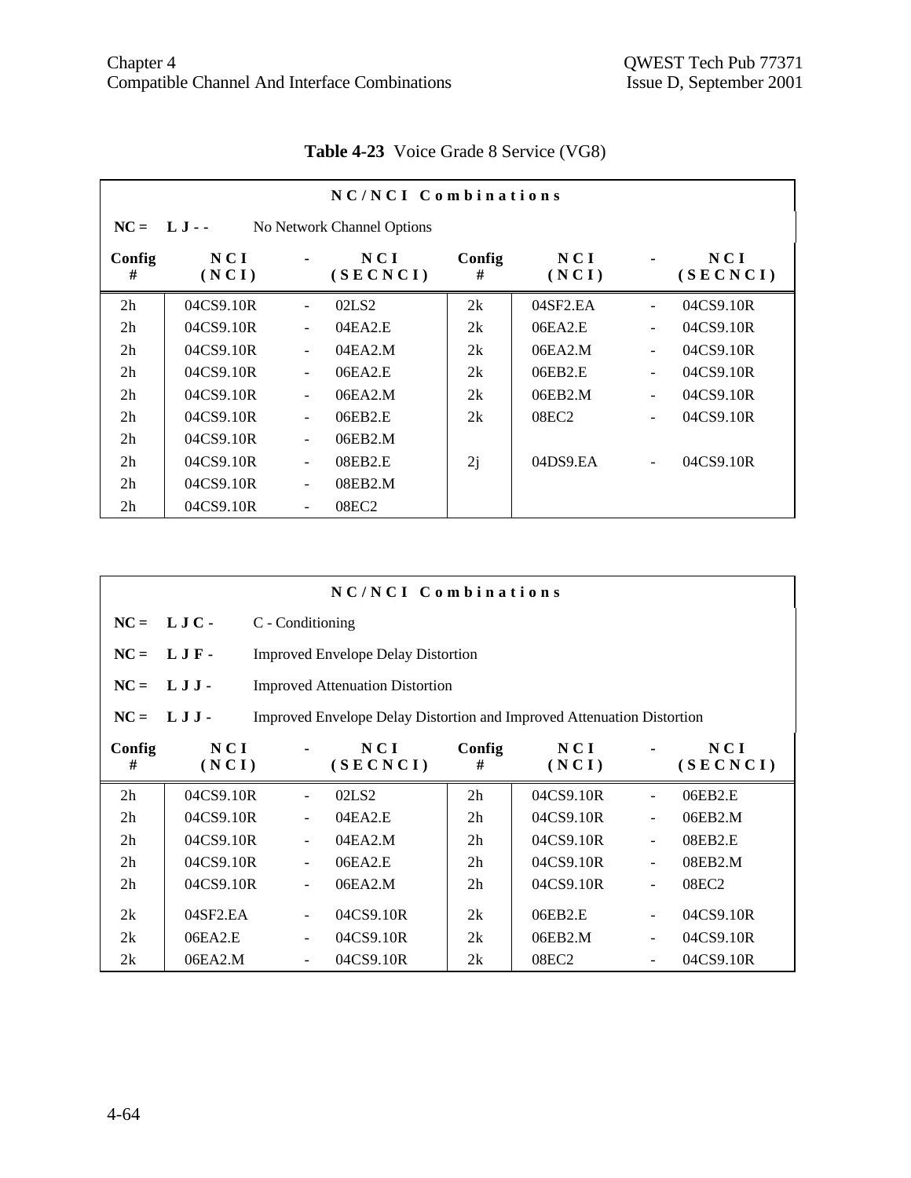**Table 4-23** Voice Grade 8 Service (VG8)

| NC/NCI Combinations | | | | | | | |
|---|---|---|---|---|---|---|---|
| **NC = L J - -** No Network Channel Options | | | | | | | |
| **Config #** | **NCI (NCI)** | **-** | **NCI (SECNCI)** | **Config #** | **NCI (NCI)** | **-** | **NCI (SECNCI)** |
| 2h | 04CS9.10R | - | 02LS2 | 2k | 04SF2.EA | - | 04CS9.10R |
| 2h | 04CS9.10R | - | 04EA2.E | 2k | 06EA2.E | - | 04CS9.10R |
| 2h | 04CS9.10R | - | 04EA2.M | 2k | 06EA2.M | - | 04CS9.10R |
| 2h | 04CS9.10R | - | 06EA2.E | 2k | 06EB2.E | - | 04CS9.10R |
| 2h | 04CS9.10R | - | 06EA2.M | 2k | 06EB2.M | - | 04CS9.10R |
| 2h | 04CS9.10R | - | 06EB2.E | 2k | 08EC2 | - | 04CS9.10R |
| 2h | 04CS9.10R | - | 06EB2.M | | | | |
| 2h | 04CS9.10R | - | 08EB2.E | 2j | 04DS9.EA | - | 04CS9.10R |
| 2h | 04CS9.10R | - | 08EB2.M | | | | |
| 2h | 04CS9.10R | - | 08EC2 | | | | |

| NC/NCI Combinations | | | | | | | |
|---|---|---|---|---|---|---|---|
| **NC = L J C -** C - Conditioning | | | | | | | |
| **NC = L J F -** Improved Envelope Delay Distortion | | | | | | | |
| **NC = L J J -** Improved Attenuation Distortion | | | | | | | |
| **NC = L J J -** Improved Envelope Delay Distortion and Improved Attenuation Distortion | | | | | | | |
| **Config #** | **NCI (NCI)** | **-** | **NCI (SECNCI)** | **Config #** | **NCI (NCI)** | **-** | **NCI (SECNCI)** |
| 2h | 04CS9.10R | - | 02LS2 | 2h | 04CS9.10R | - | 06EB2.E |
| 2h | 04CS9.10R | - | 04EA2.E | 2h | 04CS9.10R | - | 06EB2.M |
| 2h | 04CS9.10R | - | 04EA2.M | 2h | 04CS9.10R | - | 08EB2.E |
| 2h | 04CS9.10R | - | 06EA2.E | 2h | 04CS9.10R | - | 08EB2.M |
| 2h | 04CS9.10R | - | 06EA2.M | 2h | 04CS9.10R | - | 08EC2 |
| 2k | 04SF2.EA | - | 04CS9.10R | 2k | 06EB2.E | - | 04CS9.10R |
| 2k | 06EA2.E | - | 04CS9.10R | 2k | 06EB2.M | - | 04CS9.10R |
| 2k | 06EA2.M | - | 04CS9.10R | 2k | 08EC2 | - | 04CS9.10R |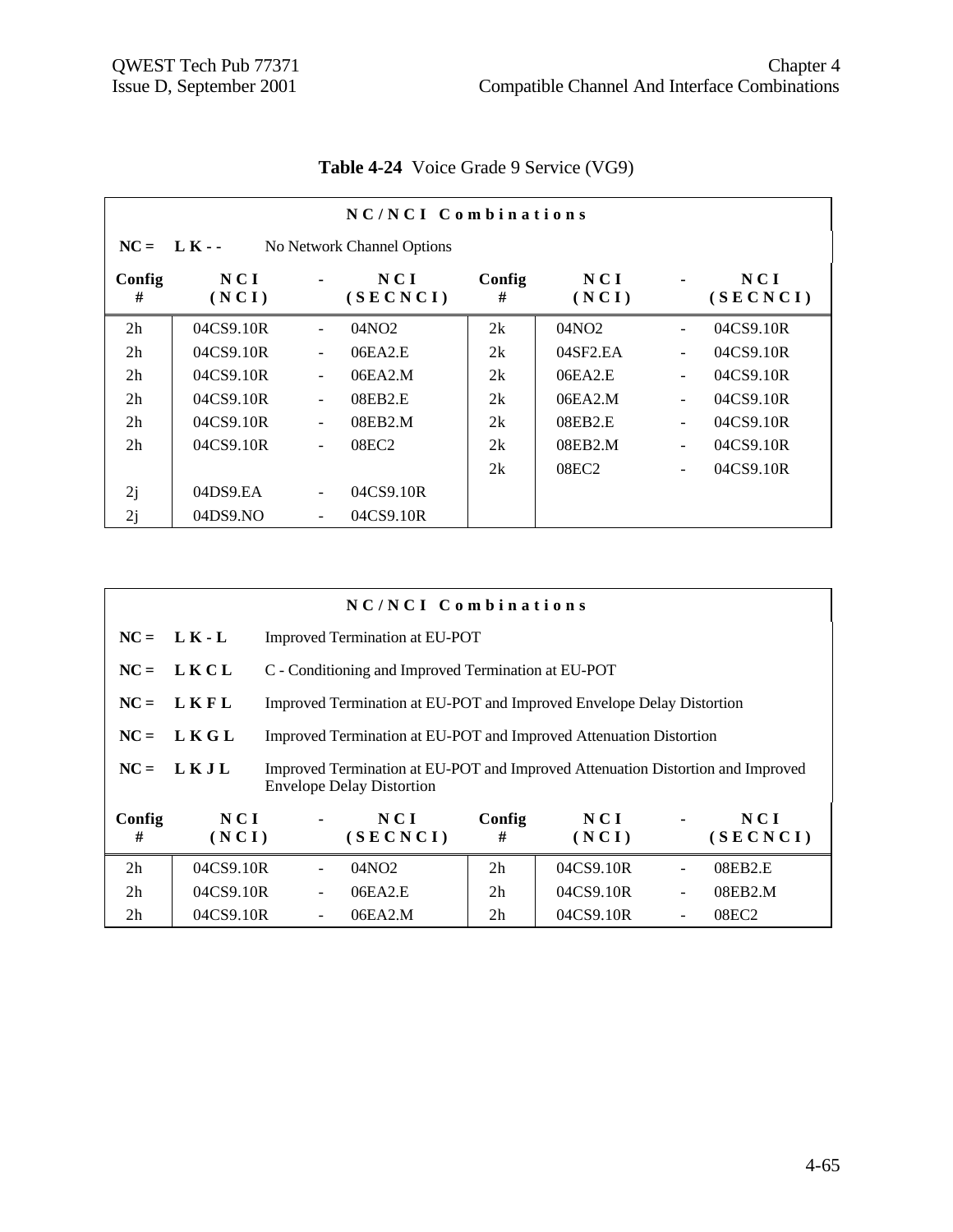**Table 4-24** Voice Grade 9 Service (VG9)

| N C / N C I Combinations | | | | | | | |
|---|---|---|---|---|---|---|---|
| **NC = L K - -** No Network Channel Options | | | | | | | |
| **Config #** | **N C I (N C I)** | **-** | **N C I (S E C N C I)** | **Config #** | **N C I (N C I)** | **-** | **N C I (S E C N C I)** |
| 2h | 04CS9.10R | - | 04NO2 | 2k | 04NO2 | - | 04CS9.10R |
| 2h | 04CS9.10R | - | 06EA2.E | 2k | 04SF2.EA | - | 04CS9.10R |
| 2h | 04CS9.10R | - | 06EA2.M | 2k | 06EA2.E | - | 04CS9.10R |
| 2h | 04CS9.10R | - | 08EB2.E | 2k | 06EA2.M | - | 04CS9.10R |
| 2h | 04CS9.10R | - | 08EB2.M | 2k | 08EB2.E | - | 04CS9.10R |
| 2h | 04CS9.10R | - | 08EC2 | 2k | 08EB2.M | - | 04CS9.10R |
| | | | | 2k | 08EC2 | - | 04CS9.10R |
| 2j | 04DS9.EA | - | 04CS9.10R | | | | |
| 2j | 04DS9.NO | - | 04CS9.10R | | | | |

| N C / N C I Combinations | | | | | | | |
|---|---|---|---|---|---|---|---|
| **NC = L K - L** Improved Termination at EU-POT | | | | | | | |
| **NC = L K C L** C - Conditioning and Improved Termination at EU-POT | | | | | | | |
| **NC = L K F L** Improved Termination at EU-POT and Improved Envelope Delay Distortion | | | | | | | |
| **NC = L K G L** Improved Termination at EU-POT and Improved Attenuation Distortion | | | | | | | |
| **NC = L K J L** Improved Termination at EU-POT and Improved Attenuation Distortion and Improved Envelope Delay Distortion | | | | | | | |
| **Config #** | **N C I (N C I)** | **-** | **N C I (S E C N C I)** | **Config #** | **N C I (N C I)** | **-** | **N C I (S E C N C I)** |
| 2h | 04CS9.10R | - | 04NO2 | 2h | 04CS9.10R | - | 08EB2.E |
| 2h | 04CS9.10R | - | 06EA2.E | 2h | 04CS9.10R | - | 08EB2.M |
| 2h | 04CS9.10R | - | 06EA2.M | 2h | 04CS9.10R | - | 08EC2 |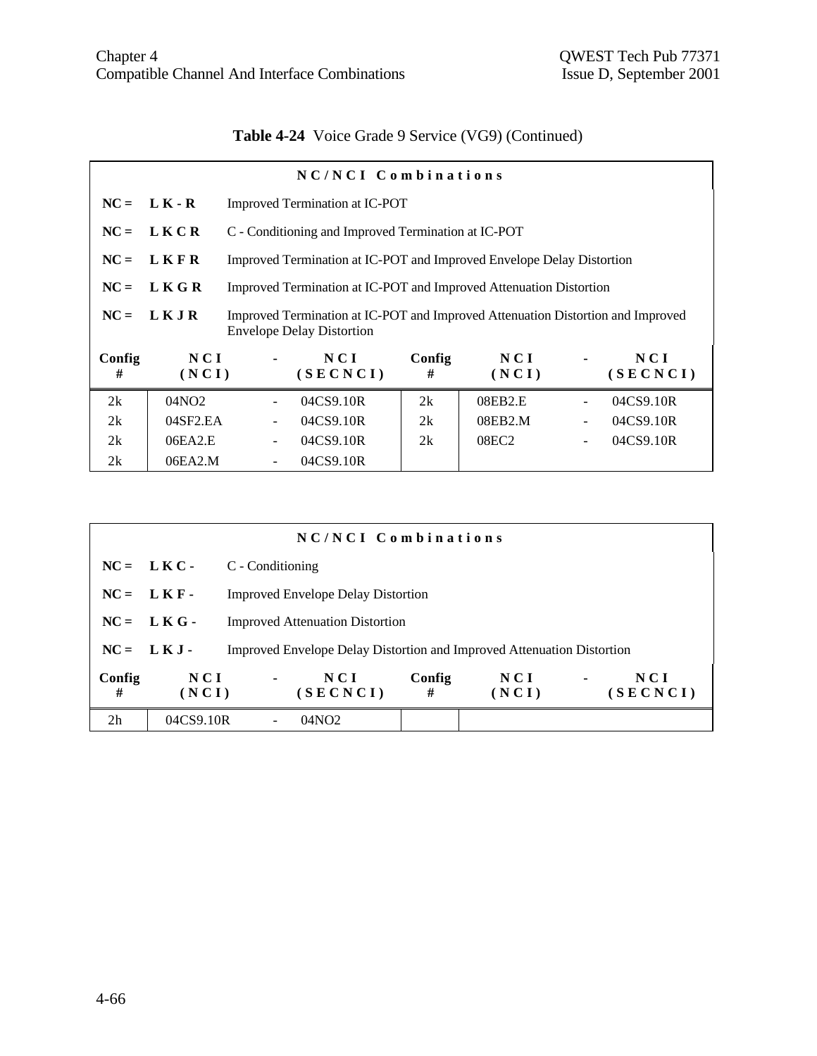**Table 4-24** Voice Grade 9 Service (VG9) (Continued)

| NC/NCI Combinations | | | | | | | |
|---|---|---|---|---|---|---|---|
| NC = | L K - R | Improved Termination at IC-POT | | | | | |
| NC = | L K C R | C - Conditioning and Improved Termination at IC-POT | | | | | |
| NC = | L K F R | Improved Termination at IC-POT and Improved Envelope Delay Distortion | | | | | |
| NC = | L K G R | Improved Termination at IC-POT and Improved Attenuation Distortion | | | | | |
| NC = | L K J R | Improved Termination at IC-POT and Improved Attenuation Distortion and Improved Envelope Delay Distortion | | | | | |
| **Config #** | **NCI (NCI)** | **-** | **NCI (SECNCI)** | **Config #** | **NCI (NCI)** | **-** | **NCI (SECNCI)** |
| 2k | 04NO2 | - | 04CS9.10R | 2k | 08EB2.E | - | 04CS9.10R |
| 2k | 04SF2.EA | - | 04CS9.10R | 2k | 08EB2.M | - | 04CS9.10R |
| 2k | 06EA2.E | - | 04CS9.10R | 2k | 08EC2 | - | 04CS9.10R |
| 2k | 06EA2.M | - | 04CS9.10R | | | | |

| NC/NCI Combinations | | | | | | | |
|---|---|---|---|---|---|---|---|
| NC = | L K C - | C - Conditioning | | | | | |
| NC = | L K F - | Improved Envelope Delay Distortion | | | | | |
| NC = | L K G - | Improved Attenuation Distortion | | | | | |
| NC = | L K J - | Improved Envelope Delay Distortion and Improved Attenuation Distortion | | | | | |
| **Config #** | **NCI (NCI)** | **-** | **NCI (SECNCI)** | **Config #** | **NCI (NCI)** | **-** | **NCI (SECNCI)** |
| 2h | 04CS9.10R | - | 04NO2 | | | | |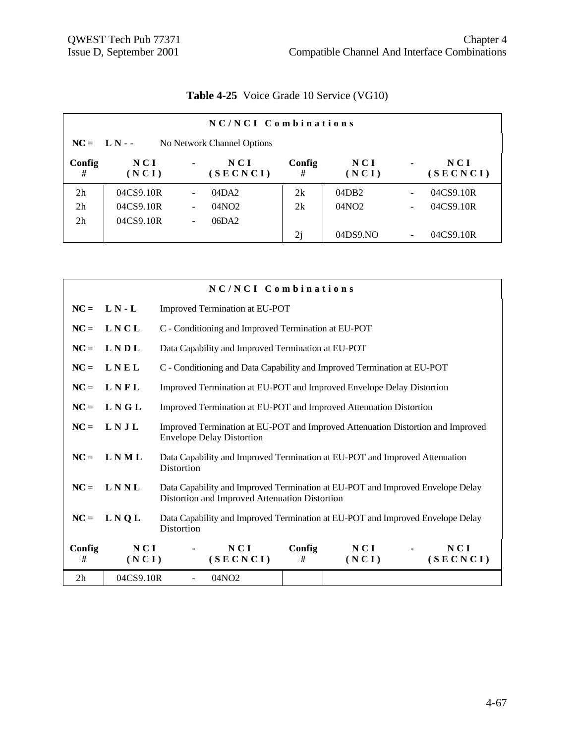**Table 4-25** Voice Grade 10 Service (VG10)

| NC/NCI Combinations | | | | | | | |
|---|---|---|---|---|---|---|---|
| **NC = L N - -** No Network Channel Options | | | | | | | |
| **Config #** | **NCI (NCI)** | **-** | **NCI (SECNCI)** | **Config #** | **NCI (NCI)** | **-** | **NCI (SECNCI)** |
| 2h | 04CS9.10R | - | 04DA2 | 2k | 04DB2 | - | 04CS9.10R |
| 2h | 04CS9.10R | - | 04NO2 | 2k | 04NO2 | - | 04CS9.10R |
| 2h | 04CS9.10R | - | 06DA2 | | | | |
| | | | | 2j | 04DS9.NO | - | 04CS9.10R |

**NC/NCI Combinations**

**NC = L N - L** Improved Termination at EU-POT

**NC = L N C L** C - Conditioning and Improved Termination at EU-POT

**NC = L N D L** Data Capability and Improved Termination at EU-POT

**NC = L N E L** C - Conditioning and Data Capability and Improved Termination at EU-POT

**NC = L N F L** Improved Termination at EU-POT and Improved Envelope Delay Distortion

**NC = L N G L** Improved Termination at EU-POT and Improved Attenuation Distortion

**NC = L N J L** Improved Termination at EU-POT and Improved Attenuation Distortion and Improved Envelope Delay Distortion

**NC = L N M L** Data Capability and Improved Termination at EU-POT and Improved Attenuation Distortion

**NC = L N N L** Data Capability and Improved Termination at EU-POT and Improved Envelope Delay Distortion and Improved Attenuation Distortion

**NC = L N Q L** Data Capability and Improved Termination at EU-POT and Improved Envelope Delay Distortion

| Config # | NCI (NCI) | - | NCI (SECNCI) | Config # | NCI (NCI) | - | NCI (SECNCI) |
|---|---|---|---|---|---|---|---|
| 2h | 04CS9.10R | - | 04NO2 | | | | |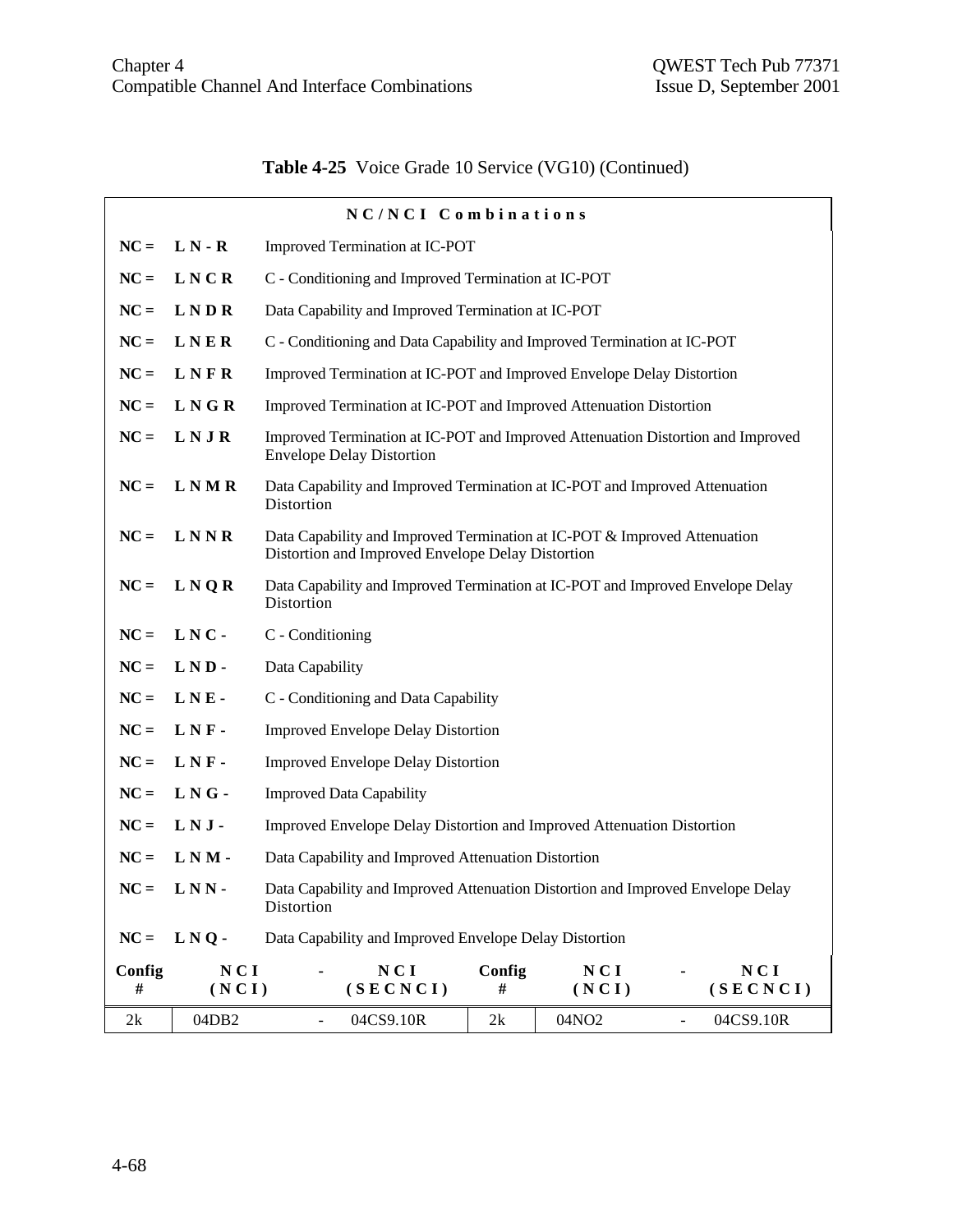**Table 4-25** Voice Grade 10 Service (VG10) (Continued)

| NC/NCI Combinations | | | | | | | |
|---|---|---|---|---|---|---|---|
| NC = | L N - R | Improved Termination at IC-POT | | | | | |
| NC = | L N C R | C - Conditioning and Improved Termination at IC-POT | | | | | |
| NC = | L N D R | Data Capability and Improved Termination at IC-POT | | | | | |
| NC = | L N E R | C - Conditioning and Data Capability and Improved Termination at IC-POT | | | | | |
| NC = | L N F R | Improved Termination at IC-POT and Improved Envelope Delay Distortion | | | | | |
| NC = | L N G R | Improved Termination at IC-POT and Improved Attenuation Distortion | | | | | |
| NC = | L N J R | Improved Termination at IC-POT and Improved Attenuation Distortion and Improved Envelope Delay Distortion | | | | | |
| NC = | L N M R | Data Capability and Improved Termination at IC-POT and Improved Attenuation Distortion | | | | | |
| NC = | L N N R | Data Capability and Improved Termination at IC-POT & Improved Attenuation Distortion and Improved Envelope Delay Distortion | | | | | |
| NC = | L N Q R | Data Capability and Improved Termination at IC-POT and Improved Envelope Delay Distortion | | | | | |
| NC = | L N C - | C - Conditioning | | | | | |
| NC = | L N D - | Data Capability | | | | | |
| NC = | L N E - | C - Conditioning and Data Capability | | | | | |
| NC = | L N F - | Improved Envelope Delay Distortion | | | | | |
| NC = | L N F - | Improved Envelope Delay Distortion | | | | | |
| NC = | L N G - | Improved Data Capability | | | | | |
| NC = | L N J - | Improved Envelope Delay Distortion and Improved Attenuation Distortion | | | | | |
| NC = | L N M - | Data Capability and Improved Attenuation Distortion | | | | | |
| NC = | L N N - | Data Capability and Improved Attenuation Distortion and Improved Envelope Delay Distortion | | | | | |
| NC = | L N Q - | Data Capability and Improved Envelope Delay Distortion | | | | | |
| **Config #** | **NCI (NCI)** | **-** | **NCI (SECNCI)** | **Config #** | **NCI (NCI)** | **-** | **NCI (SECNCI)** |
| 2k | 04DB2 | - | 04CS9.10R | 2k | 04NO2 | - | 04CS9.10R |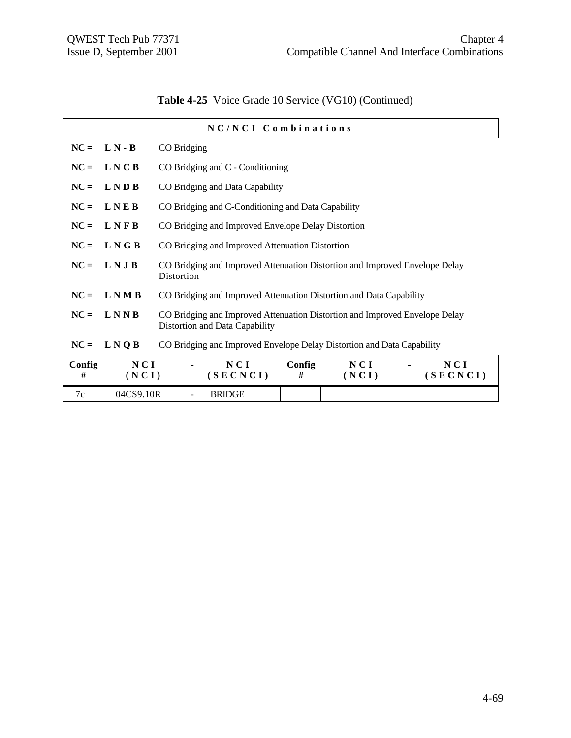**Table 4-25** Voice Grade 10 Service (VG10) (Continued)

**N C / N C I  C o m b i n a t i o n s**

| | | |
|---|---|---|
| **NC =** | **L N - B** | CO Bridging |
| **NC =** | **L N C B** | CO Bridging and C - Conditioning |
| **NC =** | **L N D B** | CO Bridging and Data Capability |
| **NC =** | **L N E B** | CO Bridging and C-Conditioning and Data Capability |
| **NC =** | **L N F B** | CO Bridging and Improved Envelope Delay Distortion |
| **NC =** | **L N G B** | CO Bridging and Improved Attenuation Distortion |
| **NC =** | **L N J B** | CO Bridging and Improved Attenuation Distortion and Improved Envelope Delay Distortion |
| **NC =** | **L N M B** | CO Bridging and Improved Attenuation Distortion and Data Capability |
| **NC =** | **L N N B** | CO Bridging and Improved Attenuation Distortion and Improved Envelope Delay Distortion and Data Capability |
| **NC =** | **L N Q B** | CO Bridging and Improved Envelope Delay Distortion and Data Capability |

| Config # | N C I (N C I) | - | N C I (S E C N C I) | Config # | N C I (N C I) | - | N C I (S E C N C I) |
|---|---|---|---|---|---|---|---|
| 7c | 04CS9.10R | - | BRIDGE | | | | |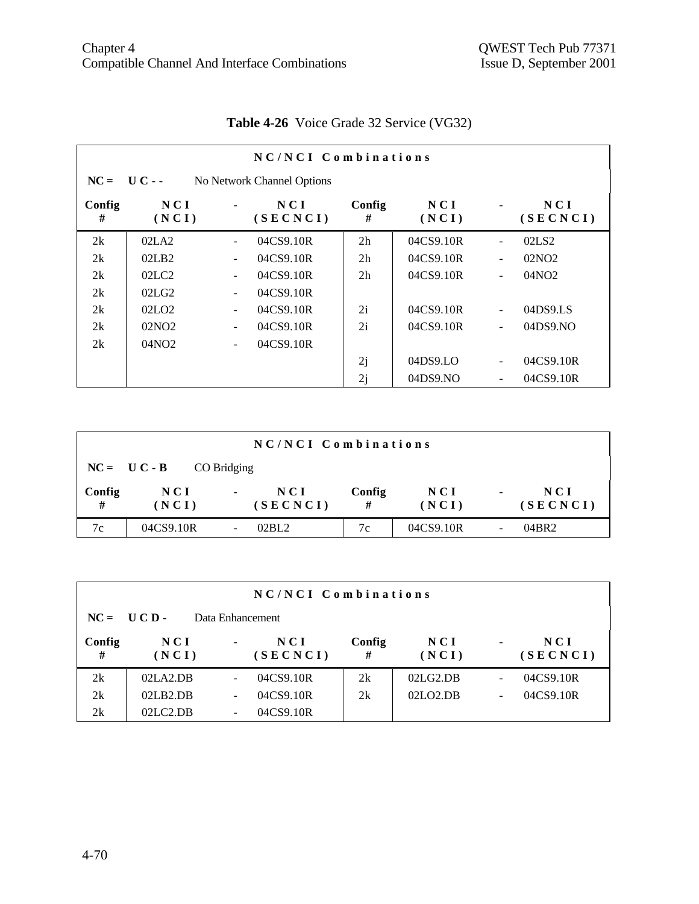**Table 4-26** Voice Grade 32 Service (VG32)

| NC/NCI Combinations | | | | | | | |
|---|---|---|---|---|---|---|---|
| **NC = U C - -** No Network Channel Options | | | | | | | |
| **Config #** | **NCI (NCI)** | **-** | **NCI (SECNCI)** | **Config #** | **NCI (NCI)** | **-** | **NCI (SECNCI)** |
| 2k | 02LA2 | - | 04CS9.10R | 2h | 04CS9.10R | - | 02LS2 |
| 2k | 02LB2 | - | 04CS9.10R | 2h | 04CS9.10R | - | 02NO2 |
| 2k | 02LC2 | - | 04CS9.10R | 2h | 04CS9.10R | - | 04NO2 |
| 2k | 02LG2 | - | 04CS9.10R | | | | |
| 2k | 02LO2 | - | 04CS9.10R | 2i | 04CS9.10R | - | 04DS9.LS |
| 2k | 02NO2 | - | 04CS9.10R | 2i | 04CS9.10R | - | 04DS9.NO |
| 2k | 04NO2 | - | 04CS9.10R | | | | |
| | | | | 2j | 04DS9.LO | - | 04CS9.10R |
| | | | | 2j | 04DS9.NO | - | 04CS9.10R |

| NC/NCI Combinations | | | | | | | |
|---|---|---|---|---|---|---|---|
| **NC = U C - B** CO Bridging | | | | | | | |
| **Config #** | **NCI (NCI)** | **-** | **NCI (SECNCI)** | **Config #** | **NCI (NCI)** | **-** | **NCI (SECNCI)** |
| 7c | 04CS9.10R | - | 02BL2 | 7c | 04CS9.10R | - | 04BR2 |

| NC/NCI Combinations | | | | | | | |
|---|---|---|---|---|---|---|---|
| **NC = U C D -** Data Enhancement | | | | | | | |
| **Config #** | **NCI (NCI)** | **-** | **NCI (SECNCI)** | **Config #** | **NCI (NCI)** | **-** | **NCI (SECNCI)** |
| 2k | 02LA2.DB | - | 04CS9.10R | 2k | 02LG2.DB | - | 04CS9.10R |
| 2k | 02LB2.DB | - | 04CS9.10R | 2k | 02LO2.DB | - | 04CS9.10R |
| 2k | 02LC2.DB | - | 04CS9.10R | | | | |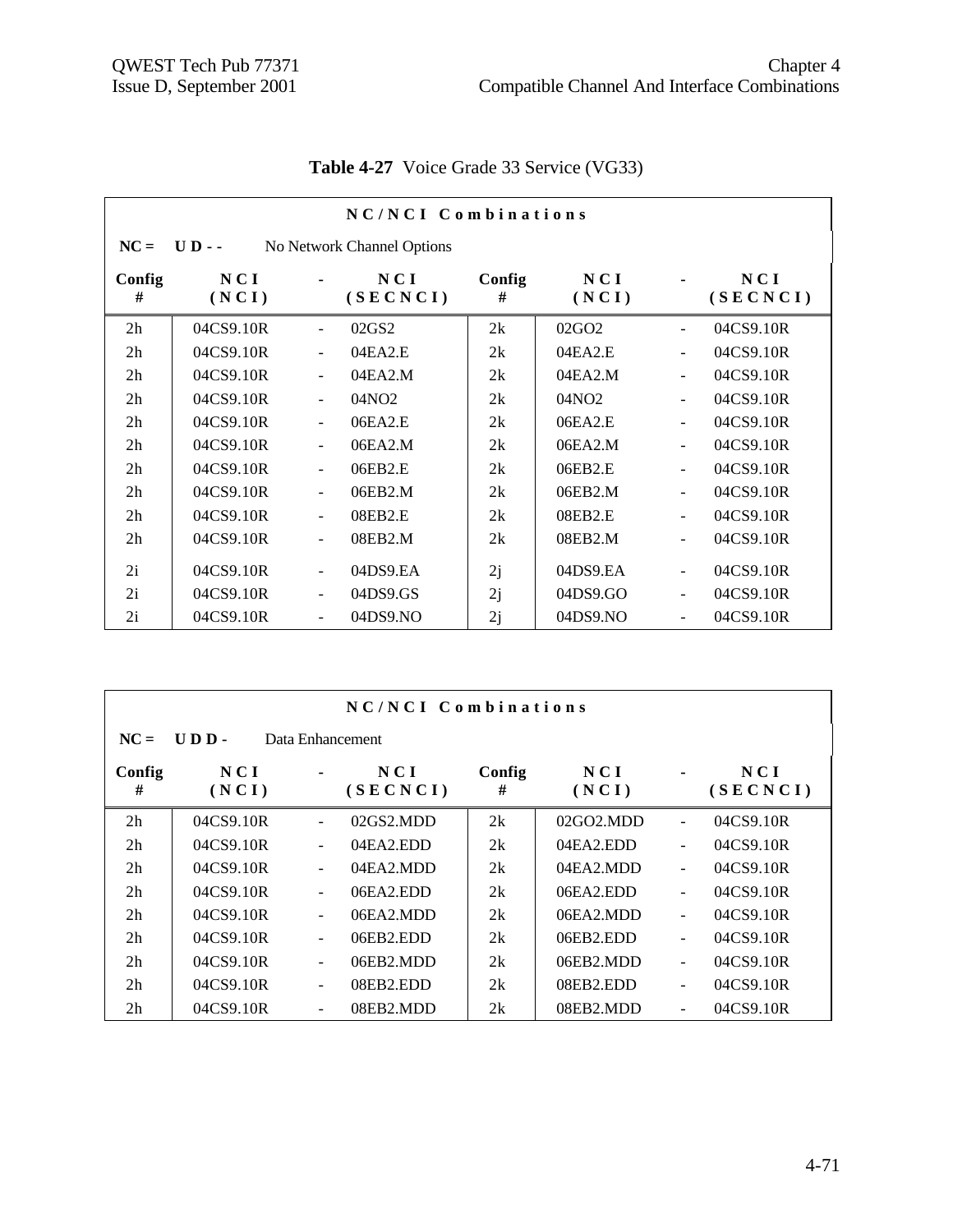**Table 4-27** Voice Grade 33 Service (VG33)

| NC/NCI Combinations | | | | | | | |
|---|---|---|---|---|---|---|---|
| NC = UD- - No Network Channel Options | | | | | | | |
| Config # | NCI (NCI) | - | NCI (SECNCI) | Config # | NCI (NCI) | - | NCI (SECNCI) |
| 2h | 04CS9.10R | - | 02GS2 | 2k | 02GO2 | - | 04CS9.10R |
| 2h | 04CS9.10R | - | 04EA2.E | 2k | 04EA2.E | - | 04CS9.10R |
| 2h | 04CS9.10R | - | 04EA2.M | 2k | 04EA2.M | - | 04CS9.10R |
| 2h | 04CS9.10R | - | 04NO2 | 2k | 04NO2 | - | 04CS9.10R |
| 2h | 04CS9.10R | - | 06EA2.E | 2k | 06EA2.E | - | 04CS9.10R |
| 2h | 04CS9.10R | - | 06EA2.M | 2k | 06EA2.M | - | 04CS9.10R |
| 2h | 04CS9.10R | - | 06EB2.E | 2k | 06EB2.E | - | 04CS9.10R |
| 2h | 04CS9.10R | - | 06EB2.M | 2k | 06EB2.M | - | 04CS9.10R |
| 2h | 04CS9.10R | - | 08EB2.E | 2k | 08EB2.E | - | 04CS9.10R |
| 2h | 04CS9.10R | - | 08EB2.M | 2k | 08EB2.M | - | 04CS9.10R |
| 2i | 04CS9.10R | - | 04DS9.EA | 2j | 04DS9.EA | - | 04CS9.10R |
| 2i | 04CS9.10R | - | 04DS9.GS | 2j | 04DS9.GO | - | 04CS9.10R |
| 2i | 04CS9.10R | - | 04DS9.NO | 2j | 04DS9.NO | - | 04CS9.10R |

| NC/NCI Combinations | | | | | | | |
|---|---|---|---|---|---|---|---|
| NC = UDD- Data Enhancement | | | | | | | |
| Config # | NCI (NCI) | - | NCI (SECNCI) | Config # | NCI (NCI) | - | NCI (SECNCI) |
| 2h | 04CS9.10R | - | 02GS2.MDD | 2k | 02GO2.MDD | - | 04CS9.10R |
| 2h | 04CS9.10R | - | 04EA2.EDD | 2k | 04EA2.EDD | - | 04CS9.10R |
| 2h | 04CS9.10R | - | 04EA2.MDD | 2k | 04EA2.MDD | - | 04CS9.10R |
| 2h | 04CS9.10R | - | 06EA2.EDD | 2k | 06EA2.EDD | - | 04CS9.10R |
| 2h | 04CS9.10R | - | 06EA2.MDD | 2k | 06EA2.MDD | - | 04CS9.10R |
| 2h | 04CS9.10R | - | 06EB2.EDD | 2k | 06EB2.EDD | - | 04CS9.10R |
| 2h | 04CS9.10R | - | 06EB2.MDD | 2k | 06EB2.MDD | - | 04CS9.10R |
| 2h | 04CS9.10R | - | 08EB2.EDD | 2k | 08EB2.EDD | - | 04CS9.10R |
| 2h | 04CS9.10R | - | 08EB2.MDD | 2k | 08EB2.MDD | - | 04CS9.10R |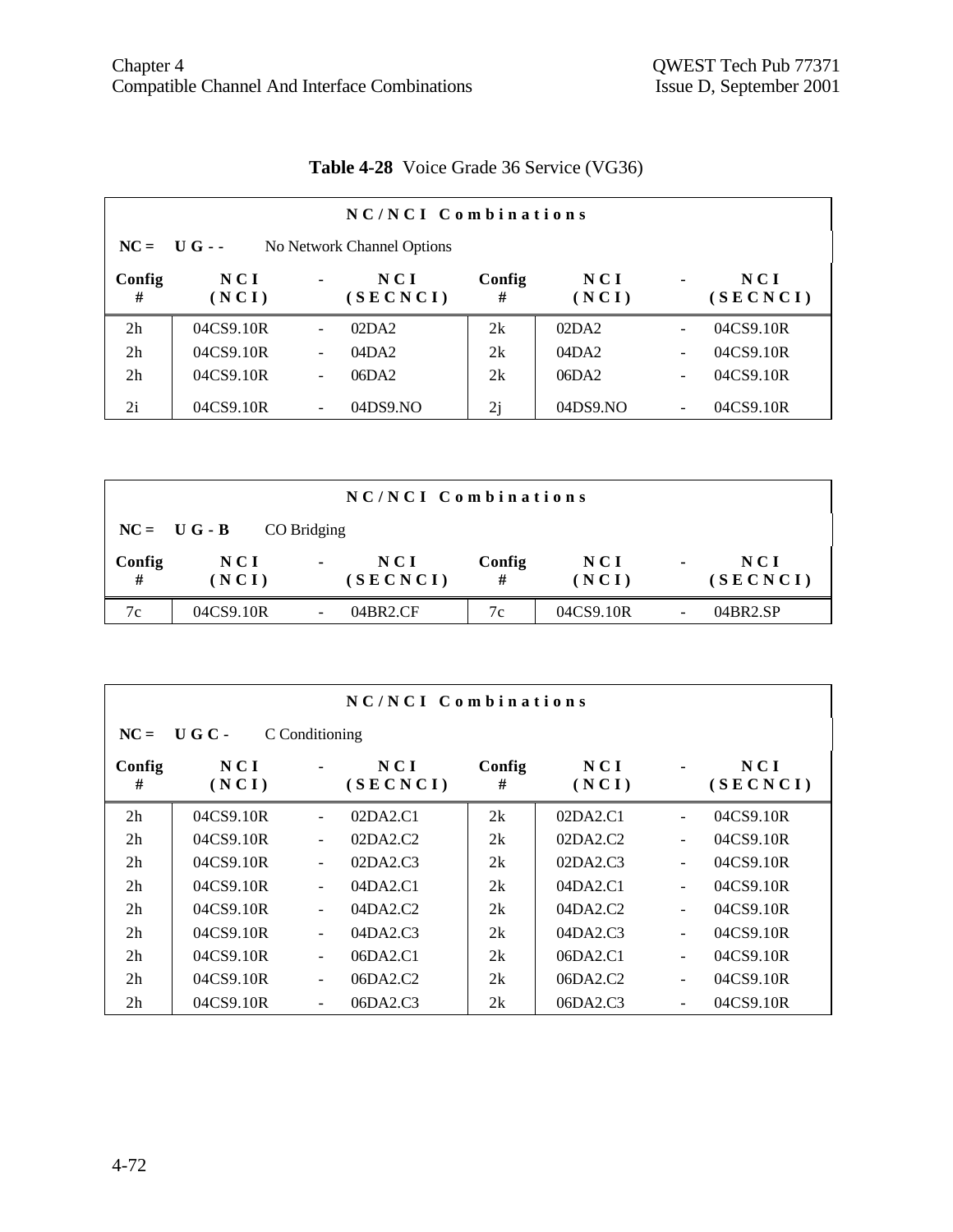**Table 4-28** Voice Grade 36 Service (VG36)

| NC/NCI Combinations | | | | | | | |
|---|---|---|---|---|---|---|---|
| **NC = U G - -** No Network Channel Options | | | | | | | |
| **Config #** | **NCI (NCI)** | **-** | **NCI (SECNCI)** | **Config #** | **NCI (NCI)** | **-** | **NCI (SECNCI)** |
| 2h | 04CS9.10R | - | 02DA2 | 2k | 02DA2 | - | 04CS9.10R |
| 2h | 04CS9.10R | - | 04DA2 | 2k | 04DA2 | - | 04CS9.10R |
| 2h | 04CS9.10R | - | 06DA2 | 2k | 06DA2 | - | 04CS9.10R |
| 2i | 04CS9.10R | - | 04DS9.NO | 2j | 04DS9.NO | - | 04CS9.10R |

| NC/NCI Combinations | | | | | | | |
|---|---|---|---|---|---|---|---|
| **NC = U G - B** CO Bridging | | | | | | | |
| **Config #** | **NCI (NCI)** | **-** | **NCI (SECNCI)** | **Config #** | **NCI (NCI)** | **-** | **NCI (SECNCI)** |
| 7c | 04CS9.10R | - | 04BR2.CF | 7c | 04CS9.10R | - | 04BR2.SP |

| NC/NCI Combinations | | | | | | | |
|---|---|---|---|---|---|---|---|
| **NC = U G C -** C Conditioning | | | | | | | |
| **Config #** | **NCI (NCI)** | **-** | **NCI (SECNCI)** | **Config #** | **NCI (NCI)** | **-** | **NCI (SECNCI)** |
| 2h | 04CS9.10R | - | 02DA2.C1 | 2k | 02DA2.C1 | - | 04CS9.10R |
| 2h | 04CS9.10R | - | 02DA2.C2 | 2k | 02DA2.C2 | - | 04CS9.10R |
| 2h | 04CS9.10R | - | 02DA2.C3 | 2k | 02DA2.C3 | - | 04CS9.10R |
| 2h | 04CS9.10R | - | 04DA2.C1 | 2k | 04DA2.C1 | - | 04CS9.10R |
| 2h | 04CS9.10R | - | 04DA2.C2 | 2k | 04DA2.C2 | - | 04CS9.10R |
| 2h | 04CS9.10R | - | 04DA2.C3 | 2k | 04DA2.C3 | - | 04CS9.10R |
| 2h | 04CS9.10R | - | 06DA2.C1 | 2k | 06DA2.C1 | - | 04CS9.10R |
| 2h | 04CS9.10R | - | 06DA2.C2 | 2k | 06DA2.C2 | - | 04CS9.10R |
| 2h | 04CS9.10R | - | 06DA2.C3 | 2k | 06DA2.C3 | - | 04CS9.10R |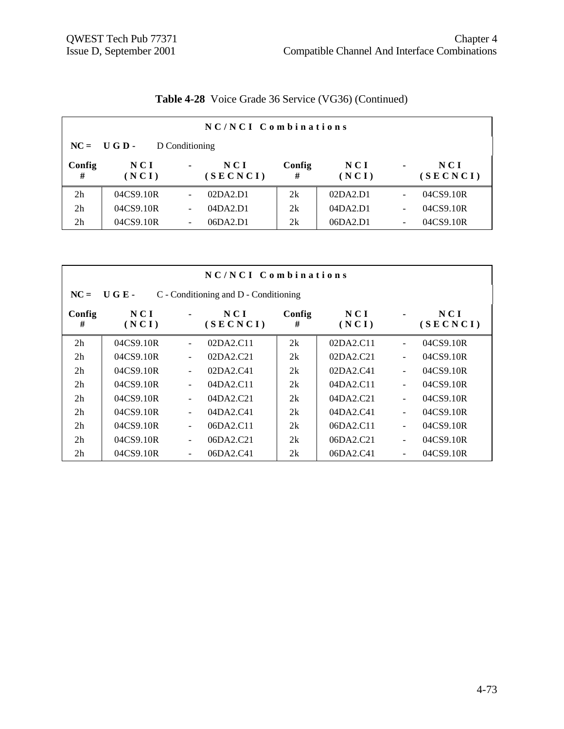**Table 4-28** Voice Grade 36 Service (VG36) (Continued)

| NC/NCI Combinations | | | | | | | |
|---|---|---|---|---|---|---|---|
| **NC = U G D -** D Conditioning | | | | | | | |
| **Config #** | **NCI (NCI)** | **-** | **NCI (SECNCI)** | **Config #** | **NCI (NCI)** | **-** | **NCI (SECNCI)** |
| 2h | 04CS9.10R | - | 02DA2.D1 | 2k | 02DA2.D1 | - | 04CS9.10R |
| 2h | 04CS9.10R | - | 04DA2.D1 | 2k | 04DA2.D1 | - | 04CS9.10R |
| 2h | 04CS9.10R | - | 06DA2.D1 | 2k | 06DA2.D1 | - | 04CS9.10R |

| NC/NCI Combinations | | | | | | | |
|---|---|---|---|---|---|---|---|
| **NC = U G E -** C - Conditioning and D - Conditioning | | | | | | | |
| **Config #** | **NCI (NCI)** | **-** | **NCI (SECNCI)** | **Config #** | **NCI (NCI)** | **-** | **NCI (SECNCI)** |
| 2h | 04CS9.10R | - | 02DA2.C11 | 2k | 02DA2.C11 | - | 04CS9.10R |
| 2h | 04CS9.10R | - | 02DA2.C21 | 2k | 02DA2.C21 | - | 04CS9.10R |
| 2h | 04CS9.10R | - | 02DA2.C41 | 2k | 02DA2.C41 | - | 04CS9.10R |
| 2h | 04CS9.10R | - | 04DA2.C11 | 2k | 04DA2.C11 | - | 04CS9.10R |
| 2h | 04CS9.10R | - | 04DA2.C21 | 2k | 04DA2.C21 | - | 04CS9.10R |
| 2h | 04CS9.10R | - | 04DA2.C41 | 2k | 04DA2.C41 | - | 04CS9.10R |
| 2h | 04CS9.10R | - | 06DA2.C11 | 2k | 06DA2.C11 | - | 04CS9.10R |
| 2h | 04CS9.10R | - | 06DA2.C21 | 2k | 06DA2.C21 | - | 04CS9.10R |
| 2h | 04CS9.10R | - | 06DA2.C41 | 2k | 06DA2.C41 | - | 04CS9.10R |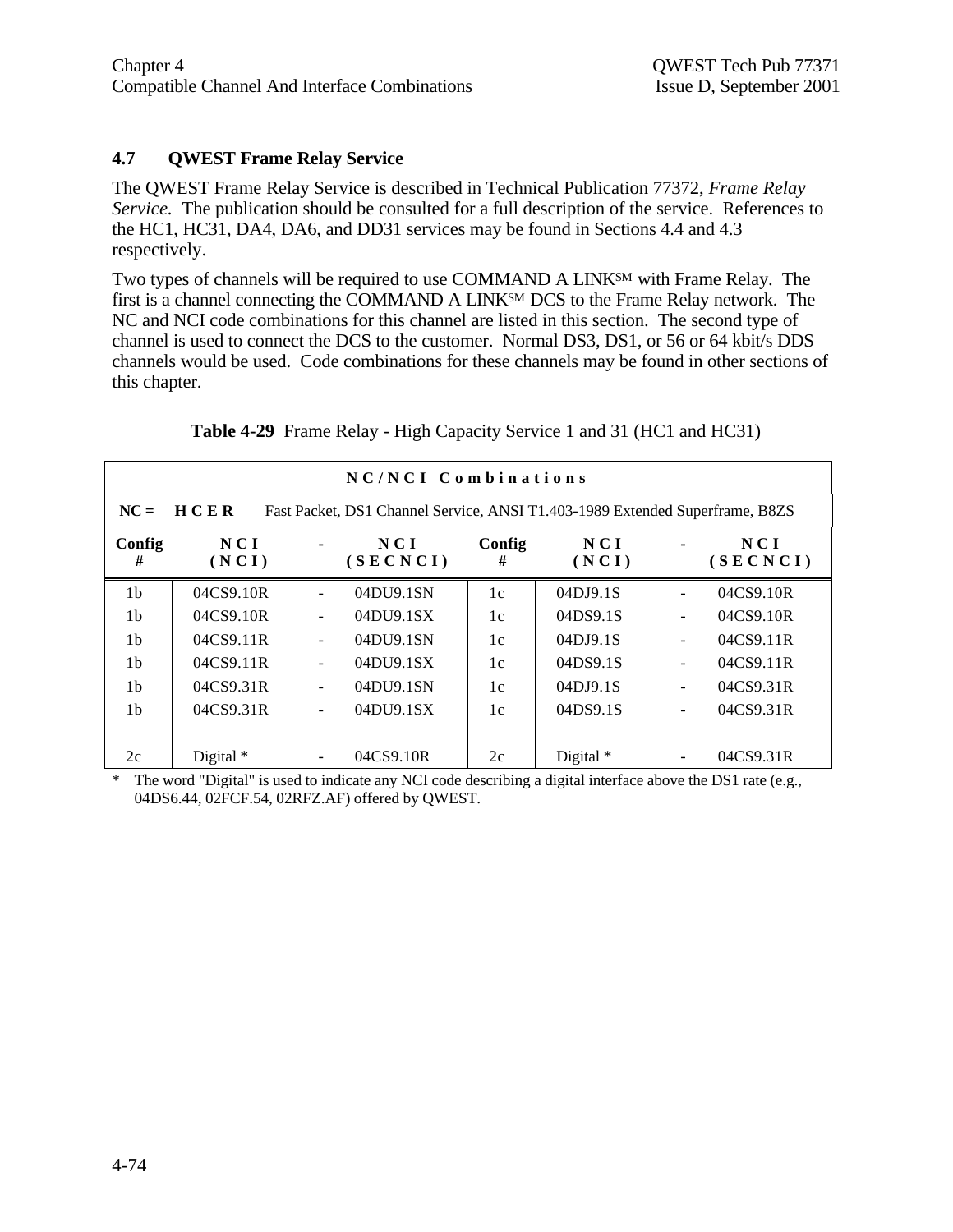## 4.7 QWEST Frame Relay Service

The QWEST Frame Relay Service is described in Technical Publication 77372, *Frame Relay Service*. The publication should be consulted for a full description of the service. References to the HC1, HC31, DA4, DA6, and DD31 services may be found in Sections 4.4 and 4.3 respectively.

Two types of channels will be required to use COMMAND A LINK[SM] with Frame Relay. The first is a channel connecting the COMMAND A LINK[SM] DCS to the Frame Relay network. The NC and NCI code combinations for this channel are listed in this section. The second type of channel is used to connect the DCS to the customer. Normal DS3, DS1, or 56 or 64 kbit/s DDS channels would be used. Code combinations for these channels may be found in other sections of this chapter.

**Table 4-29** Frame Relay - High Capacity Service 1 and 31 (HC1 and HC31)

| NC/NCI Combinations | | | | | | | |
|---|---|---|---|---|---|---|---|
| NC = **HCER** Fast Packet, DS1 Channel Service, ANSI T1.403-1989 Extended Superframe, B8ZS | | | | | | | |
| **Config #** | **NCI (NCI)** | **-** | **NCI (SECNCI)** | **Config #** | **NCI (NCI)** | **-** | **NCI (SECNCI)** |
| 1b | 04CS9.10R | - | 04DU9.1SN | 1c | 04DJ9.1S | - | 04CS9.10R |
| 1b | 04CS9.10R | - | 04DU9.1SX | 1c | 04DS9.1S | - | 04CS9.10R |
| 1b | 04CS9.11R | - | 04DU9.1SN | 1c | 04DJ9.1S | - | 04CS9.11R |
| 1b | 04CS9.11R | - | 04DU9.1SX | 1c | 04DS9.1S | - | 04CS9.11R |
| 1b | 04CS9.31R | - | 04DU9.1SN | 1c | 04DJ9.1S | - | 04CS9.31R |
| 1b | 04CS9.31R | - | 04DU9.1SX | 1c | 04DS9.1S | - | 04CS9.31R |
| 2c | Digital * | - | 04CS9.10R | 2c | Digital * | - | 04CS9.31R |

\* The word "Digital" is used to indicate any NCI code describing a digital interface above the DS1 rate (e.g., 04DS6.44, 02FCF.54, 02RFZ.AF) offered by QWEST.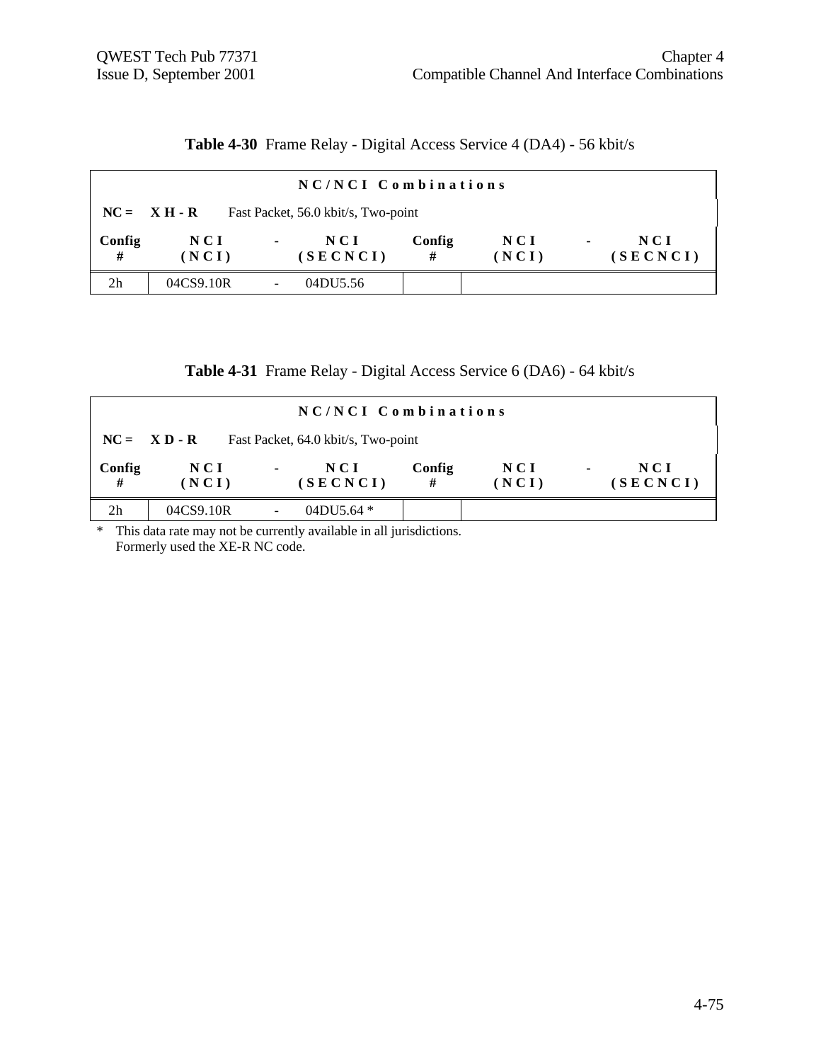**Table 4-30** Frame Relay - Digital Access Service 4 (DA4) - 56 kbit/s

| NC/NCI Combinations | | | | | | | |
|---|---|---|---|---|---|---|---|
| **NC = X H - R** Fast Packet, 56.0 kbit/s, Two-point | | | | | | | |
| **Config #** | **NCI (NCI)** | **-** | **NCI (SECNCI)** | **Config #** | **NCI (NCI)** | **-** | **NCI (SECNCI)** |
| 2h | 04CS9.10R | - | 04DU5.56 | | | | |

**Table 4-31** Frame Relay - Digital Access Service 6 (DA6) - 64 kbit/s

| NC/NCI Combinations | | | | | | | |
|---|---|---|---|---|---|---|---|
| **NC = X D - R** Fast Packet, 64.0 kbit/s, Two-point | | | | | | | |
| **Config #** | **NCI (NCI)** | **-** | **NCI (SECNCI)** | **Config #** | **NCI (NCI)** | **-** | **NCI (SECNCI)** |
| 2h | 04CS9.10R | - | 04DU5.64 * | | | | |

\* This data rate may not be currently available in all jurisdictions. Formerly used the XE-R NC code.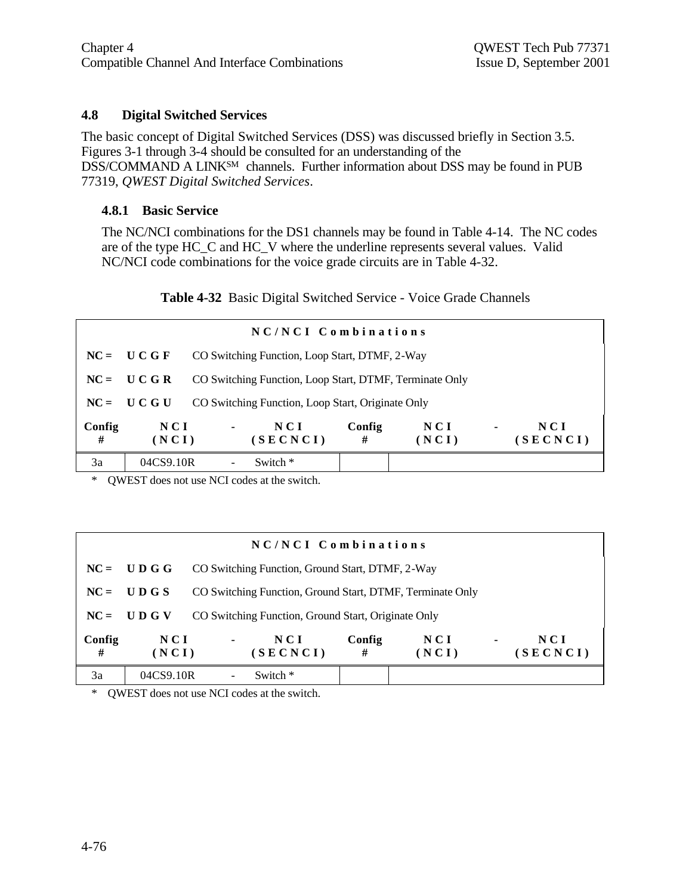## 4.8 Digital Switched Services

The basic concept of Digital Switched Services (DSS) was discussed briefly in Section 3.5. Figures 3-1 through 3-4 should be consulted for an understanding of the DSS/COMMAND A LINK[SM] channels. Further information about DSS may be found in PUB 77319, *QWEST Digital Switched Services*.

### 4.8.1 Basic Service

The NC/NCI combinations for the DS1 channels may be found in Table 4-14. The NC codes are of the type HC_C and HC_V where the underline represents several values. Valid NC/NCI code combinations for the voice grade circuits are in Table 4-32.

**Table 4-32** Basic Digital Switched Service - Voice Grade Channels

| NC/NCI Combinations | | | | | | | |
|---|---|---|---|---|---|---|---|
| **NC = UCGF** CO Switching Function, Loop Start, DTMF, 2-Way | | | | | | | |
| **NC = UCGR** CO Switching Function, Loop Start, DTMF, Terminate Only | | | | | | | |
| **NC = UCGU** CO Switching Function, Loop Start, Originate Only | | | | | | | |
| **Config #** | **NCI (NCI)** | **-** | **NCI (SECNCI)** | **Config #** | **NCI (NCI)** | **-** | **NCI (SECNCI)** |
| 3a | 04CS9.10R | - | Switch * | | | | |

\* QWEST does not use NCI codes at the switch.

| NC/NCI Combinations | | | | | | | |
|---|---|---|---|---|---|---|---|
| **NC = UDGG** CO Switching Function, Ground Start, DTMF, 2-Way | | | | | | | |
| **NC = UDGS** CO Switching Function, Ground Start, DTMF, Terminate Only | | | | | | | |
| **NC = UDGV** CO Switching Function, Ground Start, Originate Only | | | | | | | |
| **Config #** | **NCI (NCI)** | **-** | **NCI (SECNCI)** | **Config #** | **NCI (NCI)** | **-** | **NCI (SECNCI)** |
| 3a | 04CS9.10R | - | Switch * | | | | |

\* QWEST does not use NCI codes at the switch.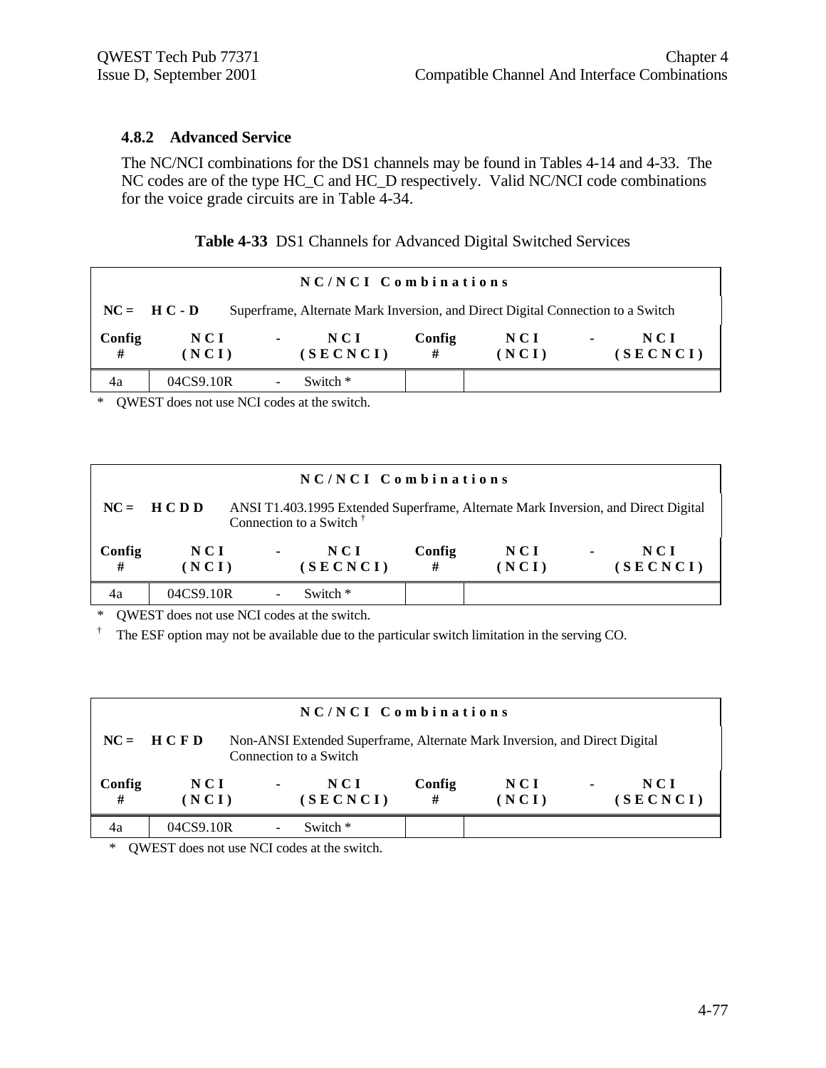### 4.8.2 Advanced Service

The NC/NCI combinations for the DS1 channels may be found in Tables 4-14 and 4-33. The NC codes are of the type HC_C and HC_D respectively. Valid NC/NCI code combinations for the voice grade circuits are in Table 4-34.

**Table 4-33** DS1 Channels for Advanced Digital Switched Services

| NC/NCI Combinations | | | | | | | |
|---|---|---|---|---|---|---|---|
| **NC = H C - D** | Superframe, Alternate Mark Inversion, and Direct Digital Connection to a Switch | | | | | | |
| **Config #** | **NCI (NCI)** | **-** | **NCI (SECNCI)** | **Config #** | **NCI (NCI)** | **-** | **NCI (SECNCI)** |
| 4a | 04CS9.10R | - | Switch * | | | | |

\* QWEST does not use NCI codes at the switch.

| NC/NCI Combinations | | | | | | | |
|---|---|---|---|---|---|---|---|
| **NC = H C D D** | ANSI T1.403.1995 Extended Superframe, Alternate Mark Inversion, and Direct Digital Connection to a Switch † | | | | | | |
| **Config #** | **NCI (NCI)** | **-** | **NCI (SECNCI)** | **Config #** | **NCI (NCI)** | **-** | **NCI (SECNCI)** |
| 4a | 04CS9.10R | - | Switch * | | | | |

\* QWEST does not use NCI codes at the switch.

† The ESF option may not be available due to the particular switch limitation in the serving CO.

| NC/NCI Combinations | | | | | | | |
|---|---|---|---|---|---|---|---|
| **NC = H C F D** | Non-ANSI Extended Superframe, Alternate Mark Inversion, and Direct Digital Connection to a Switch | | | | | | |
| **Config #** | **NCI (NCI)** | **-** | **NCI (SECNCI)** | **Config #** | **NCI (NCI)** | **-** | **NCI (SECNCI)** |
| 4a | 04CS9.10R | - | Switch * | | | | |

\* QWEST does not use NCI codes at the switch.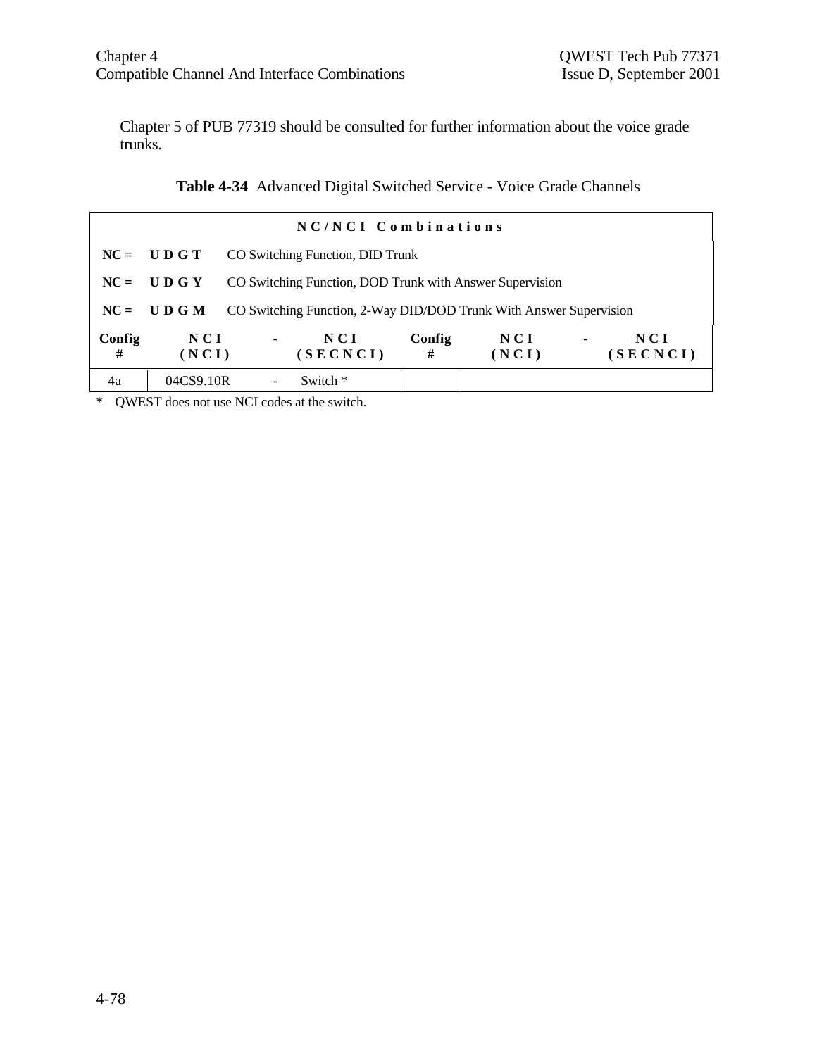Chapter 5 of PUB 77319 should be consulted for further information about the voice grade trunks.

**Table 4-34** Advanced Digital Switched Service - Voice Grade Channels

| NC/NCI Combinations | | | | | | | |
|---|---|---|---|---|---|---|---|
| **NC = U D G T** CO Switching Function, DID Trunk | | | | | | | |
| **NC = U D G Y** CO Switching Function, DOD Trunk with Answer Supervision | | | | | | | |
| **NC = U D G M** CO Switching Function, 2-Way DID/DOD Trunk With Answer Supervision | | | | | | | |
| **Config #** | **NCI (NCI)** | **-** | **NCI (SECNCI)** | **Config #** | **NCI (NCI)** | **-** | **NCI (SECNCI)** |
| 4a | 04CS9.10R | - | Switch * | | | | |

\* QWEST does not use NCI codes at the switch.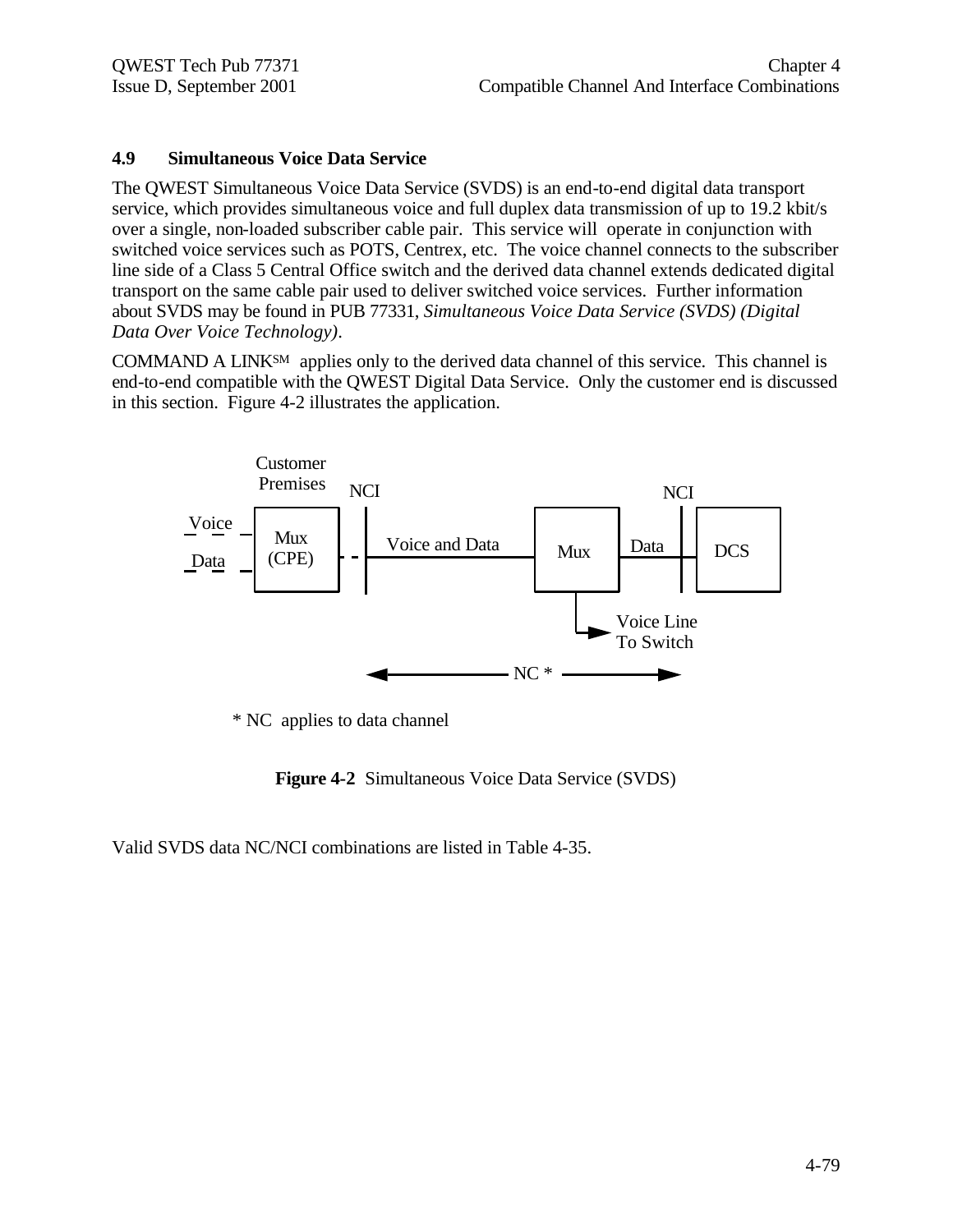## 4.9 Simultaneous Voice Data Service

The QWEST Simultaneous Voice Data Service (SVDS) is an end-to-end digital data transport service, which provides simultaneous voice and full duplex data transmission of up to 19.2 kbit/s over a single, non-loaded subscriber cable pair. This service will operate in conjunction with switched voice services such as POTS, Centrex, etc. The voice channel connects to the subscriber line side of a Class 5 Central Office switch and the derived data channel extends dedicated digital transport on the same cable pair used to deliver switched voice services. Further information about SVDS may be found in PUB 77331, *Simultaneous Voice Data Service (SVDS) (Digital Data Over Voice Technology)*.

COMMAND A LINK[SM] applies only to the derived data channel of this service. This channel is end-to-end compatible with the QWEST Digital Data Service. Only the customer end is discussed in this section. Figure 4-2 illustrates the application.

Customer Premises | NCI | NCI

Voice | Data | Mux (CPE) | Voice and Data | Mux | Data | DCS

Voice Line To Switch

NC *

\* NC applies to data channel

**Figure 4-2** Simultaneous Voice Data Service (SVDS)

Valid SVDS data NC/NCI combinations are listed in Table 4-35.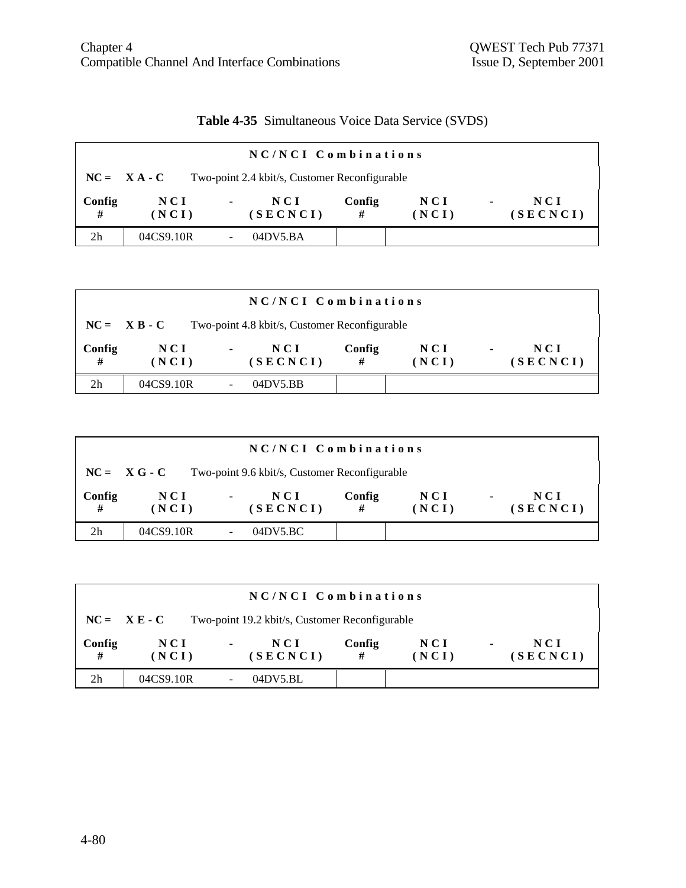**Table 4-35** Simultaneous Voice Data Service (SVDS)

| NC/NCI Combinations | | | | | | | |
|---|---|---|---|---|---|---|---|
| **NC = X A - C** | Two-point 2.4 kbit/s, Customer Reconfigurable | | | | | | |
| **Config #** | **NCI (NCI)** | **-** | **NCI (SECNCI)** | **Config #** | **NCI (NCI)** | **-** | **NCI (SECNCI)** |
| 2h | 04CS9.10R | - | 04DV5.BA | | | | |

| NC/NCI Combinations | | | | | | | |
|---|---|---|---|---|---|---|---|
| **NC = X B - C** | Two-point 4.8 kbit/s, Customer Reconfigurable | | | | | | |
| **Config #** | **NCI (NCI)** | **-** | **NCI (SECNCI)** | **Config #** | **NCI (NCI)** | **-** | **NCI (SECNCI)** |
| 2h | 04CS9.10R | - | 04DV5.BB | | | | |

| NC/NCI Combinations | | | | | | | |
|---|---|---|---|---|---|---|---|
| **NC = X G - C** | Two-point 9.6 kbit/s, Customer Reconfigurable | | | | | | |
| **Config #** | **NCI (NCI)** | **-** | **NCI (SECNCI)** | **Config #** | **NCI (NCI)** | **-** | **NCI (SECNCI)** |
| 2h | 04CS9.10R | - | 04DV5.BC | | | | |

| NC/NCI Combinations | | | | | | | |
|---|---|---|---|---|---|---|---|
| **NC = X E - C** | Two-point 19.2 kbit/s, Customer Reconfigurable | | | | | | |
| **Config #** | **NCI (NCI)** | **-** | **NCI (SECNCI)** | **Config #** | **NCI (NCI)** | **-** | **NCI (SECNCI)** |
| 2h | 04CS9.10R | - | 04DV5.BL | | | | |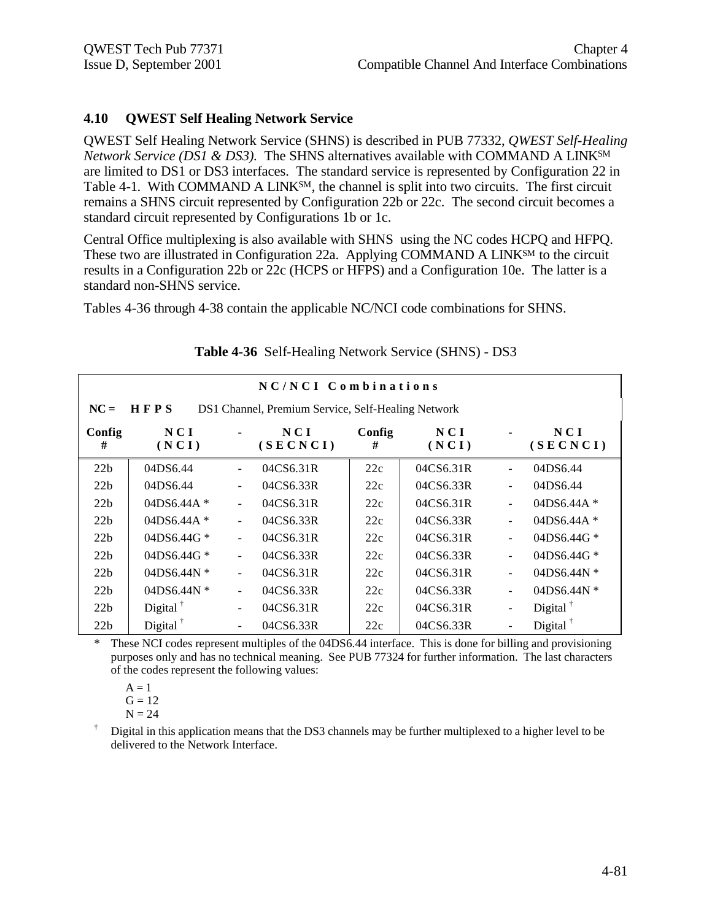## 4.10 QWEST Self Healing Network Service

QWEST Self Healing Network Service (SHNS) is described in PUB 77332, *QWEST Self-Healing Network Service (DS1 & DS3).* The SHNS alternatives available with COMMAND A LINK[SM] are limited to DS1 or DS3 interfaces. The standard service is represented by Configuration 22 in Table 4-1. With COMMAND A LINK[SM], the channel is split into two circuits. The first circuit remains a SHNS circuit represented by Configuration 22b or 22c. The second circuit becomes a standard circuit represented by Configurations 1b or 1c.

Central Office multiplexing is also available with SHNS using the NC codes HCPQ and HFPQ. These two are illustrated in Configuration 22a. Applying COMMAND A LINK[SM] to the circuit results in a Configuration 22b or 22c (HCPS or HFPS) and a Configuration 10e. The latter is a standard non-SHNS service.

Tables 4-36 through 4-38 contain the applicable NC/NCI code combinations for SHNS.

**Table 4-36** Self-Healing Network Service (SHNS) - DS3

| NC/NCI Combinations | | | | | | | |
|---|---|---|---|---|---|---|---|
| **NC = HFPS** DS1 Channel, Premium Service, Self-Healing Network | | | | | | | |
| **Config #** | **NCI (NCI)** | **-** | **NCI (SECNCI)** | **Config #** | **NCI (NCI)** | **-** | **NCI (SECNCI)** |
| 22b | 04DS6.44 | - | 04CS6.31R | 22c | 04CS6.31R | - | 04DS6.44 |
| 22b | 04DS6.44 | - | 04CS6.33R | 22c | 04CS6.33R | - | 04DS6.44 |
| 22b | 04DS6.44A * | - | 04CS6.31R | 22c | 04CS6.31R | - | 04DS6.44A * |
| 22b | 04DS6.44A * | - | 04CS6.33R | 22c | 04CS6.33R | - | 04DS6.44A * |
| 22b | 04DS6.44G * | - | 04CS6.31R | 22c | 04CS6.31R | - | 04DS6.44G * |
| 22b | 04DS6.44G * | - | 04CS6.33R | 22c | 04CS6.33R | - | 04DS6.44G * |
| 22b | 04DS6.44N * | - | 04CS6.31R | 22c | 04CS6.31R | - | 04DS6.44N * |
| 22b | 04DS6.44N * | - | 04CS6.33R | 22c | 04CS6.33R | - | 04DS6.44N * |
| 22b | Digital † | - | 04CS6.31R | 22c | 04CS6.31R | - | Digital † |
| 22b | Digital † | - | 04CS6.33R | 22c | 04CS6.33R | - | Digital † |

\* These NCI codes represent multiples of the 04DS6.44 interface. This is done for billing and provisioning purposes only and has no technical meaning. See PUB 77324 for further information. The last characters of the codes represent the following values:

A = 1
G = 12
N = 24

† Digital in this application means that the DS3 channels may be further multiplexed to a higher level to be delivered to the Network Interface.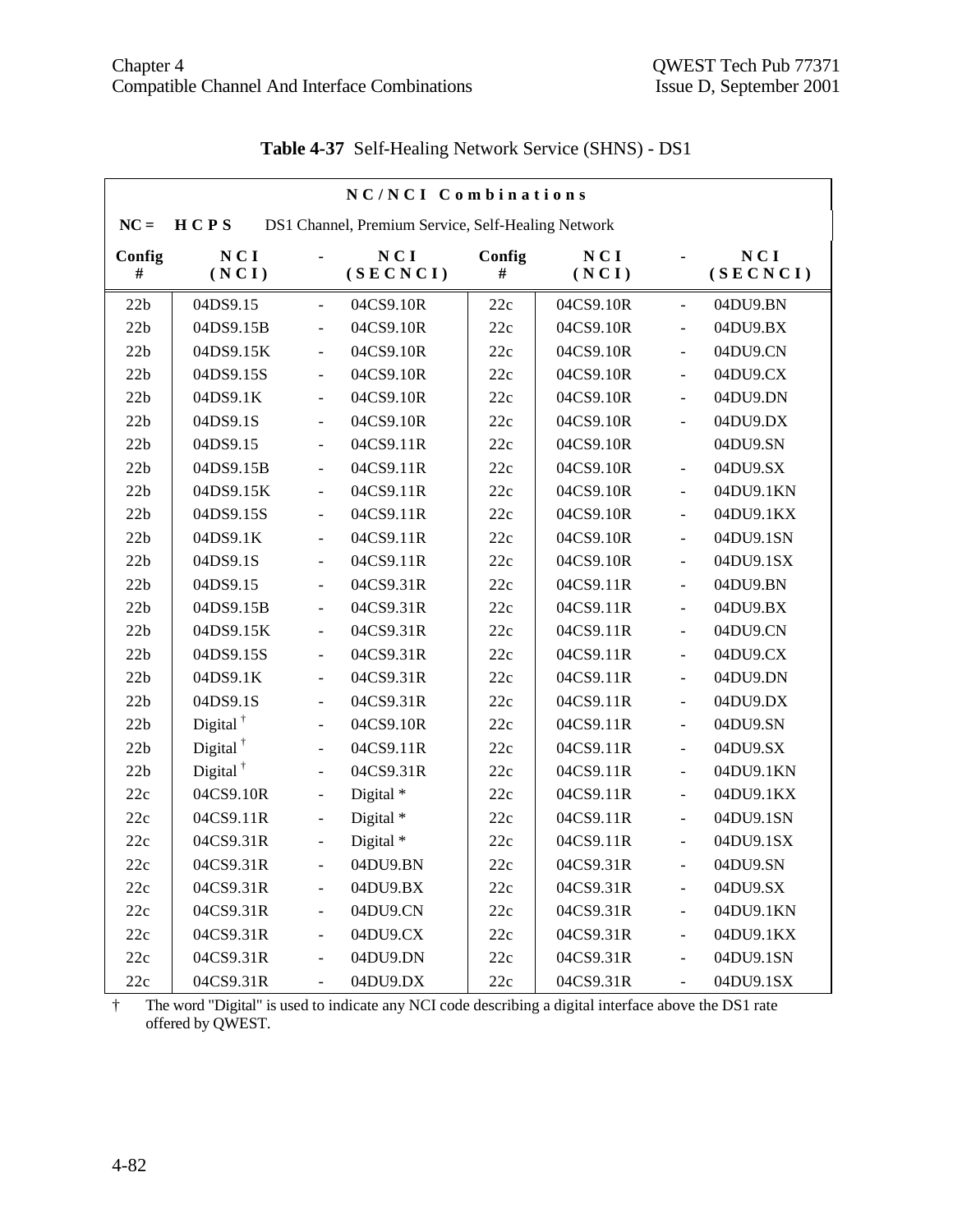**Table 4-37** Self-Healing Network Service (SHNS) - DS1

| NC/NCI Combinations | | | | | | | |
|---|---|---|---|---|---|---|---|
| **NC =** | **HCPS** | DS1 Channel, Premium Service, Self-Healing Network | | | | | |
| **Config #** | **NCI (NCI)** | **-** | **NCI (SECNCI)** | **Config #** | **NCI (NCI)** | **-** | **NCI (SECNCI)** |
| 22b | 04DS9.15 | - | 04CS9.10R | 22c | 04CS9.10R | - | 04DU9.BN |
| 22b | 04DS9.15B | - | 04CS9.10R | 22c | 04CS9.10R | - | 04DU9.BX |
| 22b | 04DS9.15K | - | 04CS9.10R | 22c | 04CS9.10R | - | 04DU9.CN |
| 22b | 04DS9.15S | - | 04CS9.10R | 22c | 04CS9.10R | - | 04DU9.CX |
| 22b | 04DS9.1K | - | 04CS9.10R | 22c | 04CS9.10R | - | 04DU9.DN |
| 22b | 04DS9.1S | - | 04CS9.10R | 22c | 04CS9.10R | - | 04DU9.DX |
| 22b | 04DS9.15 | - | 04CS9.11R | 22c | 04CS9.10R | | 04DU9.SN |
| 22b | 04DS9.15B | - | 04CS9.11R | 22c | 04CS9.10R | - | 04DU9.SX |
| 22b | 04DS9.15K | - | 04CS9.11R | 22c | 04CS9.10R | - | 04DU9.1KN |
| 22b | 04DS9.15S | - | 04CS9.11R | 22c | 04CS9.10R | - | 04DU9.1KX |
| 22b | 04DS9.1K | - | 04CS9.11R | 22c | 04CS9.10R | - | 04DU9.1SN |
| 22b | 04DS9.1S | - | 04CS9.11R | 22c | 04CS9.10R | - | 04DU9.1SX |
| 22b | 04DS9.15 | - | 04CS9.31R | 22c | 04CS9.11R | - | 04DU9.BN |
| 22b | 04DS9.15B | - | 04CS9.31R | 22c | 04CS9.11R | - | 04DU9.BX |
| 22b | 04DS9.15K | - | 04CS9.31R | 22c | 04CS9.11R | - | 04DU9.CN |
| 22b | 04DS9.15S | - | 04CS9.31R | 22c | 04CS9.11R | - | 04DU9.CX |
| 22b | 04DS9.1K | - | 04CS9.31R | 22c | 04CS9.11R | - | 04DU9.DN |
| 22b | 04DS9.1S | - | 04CS9.31R | 22c | 04CS9.11R | - | 04DU9.DX |
| 22b | Digital † | - | 04CS9.10R | 22c | 04CS9.11R | - | 04DU9.SN |
| 22b | Digital † | - | 04CS9.11R | 22c | 04CS9.11R | - | 04DU9.SX |
| 22b | Digital † | - | 04CS9.31R | 22c | 04CS9.11R | - | 04DU9.1KN |
| 22c | 04CS9.10R | - | Digital * | 22c | 04CS9.11R | - | 04DU9.1KX |
| 22c | 04CS9.11R | - | Digital * | 22c | 04CS9.11R | - | 04DU9.1SN |
| 22c | 04CS9.31R | - | Digital * | 22c | 04CS9.11R | - | 04DU9.1SX |
| 22c | 04CS9.31R | - | 04DU9.BN | 22c | 04CS9.31R | - | 04DU9.SN |
| 22c | 04CS9.31R | - | 04DU9.BX | 22c | 04CS9.31R | - | 04DU9.SX |
| 22c | 04CS9.31R | - | 04DU9.CN | 22c | 04CS9.31R | - | 04DU9.1KN |
| 22c | 04CS9.31R | - | 04DU9.CX | 22c | 04CS9.31R | - | 04DU9.1KX |
| 22c | 04CS9.31R | - | 04DU9.DN | 22c | 04CS9.31R | - | 04DU9.1SN |
| 22c | 04CS9.31R | - | 04DU9.DX | 22c | 04CS9.31R | - | 04DU9.1SX |

† The word "Digital" is used to indicate any NCI code describing a digital interface above the DS1 rate offered by QWEST.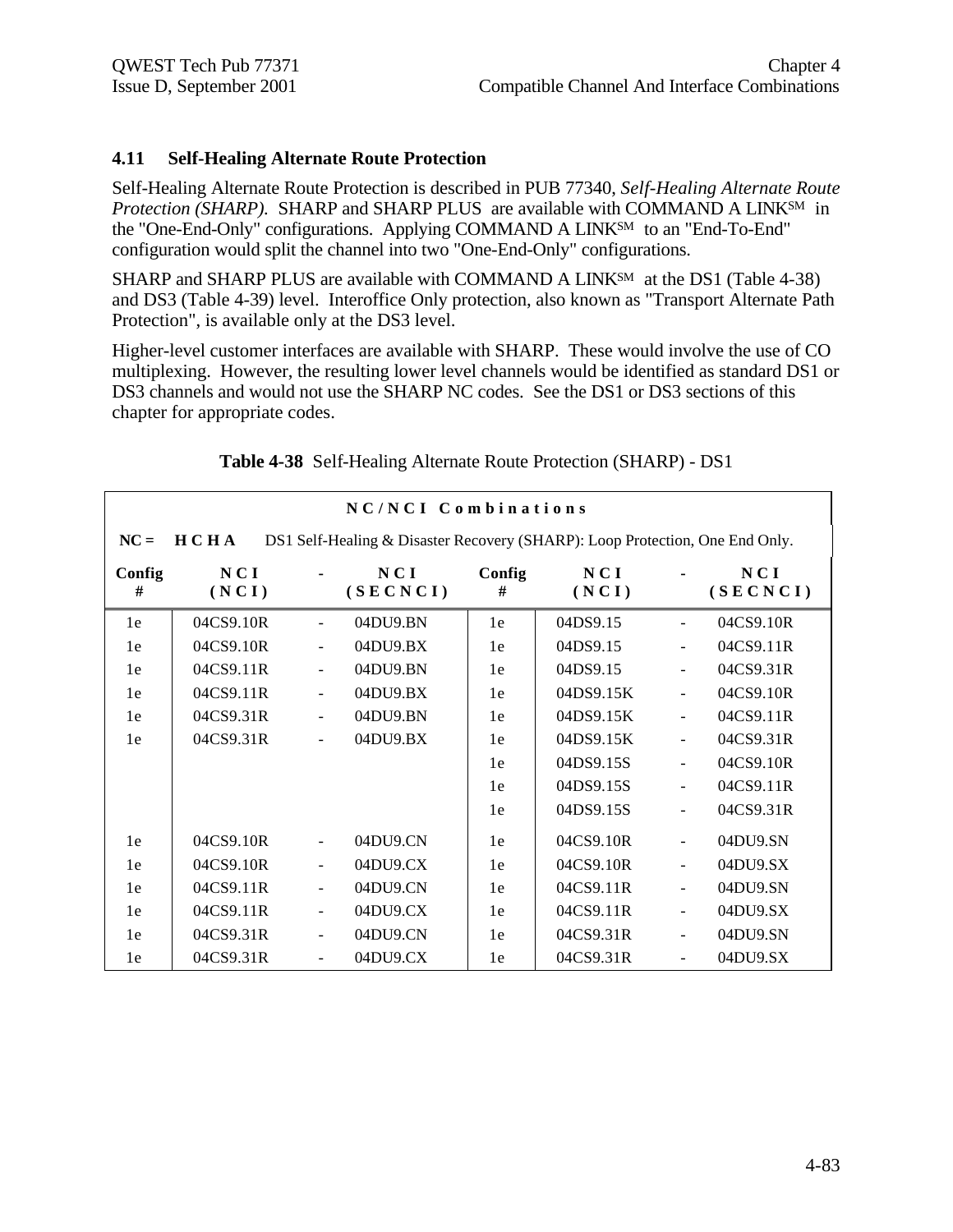## 4.11 Self-Healing Alternate Route Protection

Self-Healing Alternate Route Protection is described in PUB 77340, *Self-Healing Alternate Route Protection (SHARP)*. SHARP and SHARP PLUS are available with COMMAND A LINK[SM] in the "One-End-Only" configurations. Applying COMMAND A LINK[SM] to an "End-To-End" configuration would split the channel into two "One-End-Only" configurations.

SHARP and SHARP PLUS are available with COMMAND A LINK[SM] at the DS1 (Table 4-38) and DS3 (Table 4-39) level. Interoffice Only protection, also known as "Transport Alternate Path Protection", is available only at the DS3 level.

Higher-level customer interfaces are available with SHARP. These would involve the use of CO multiplexing. However, the resulting lower level channels would be identified as standard DS1 or DS3 channels and would not use the SHARP NC codes. See the DS1 or DS3 sections of this chapter for appropriate codes.

**Table 4-38** Self-Healing Alternate Route Protection (SHARP) - DS1

| NC/NCI Combinations | | | | | | | |
|---|---|---|---|---|---|---|---|
| NC = HCHA | DS1 Self-Healing & Disaster Recovery (SHARP): Loop Protection, One End Only. | | | | | | |
| Config # | NCI (NCI) | - | NCI (SECNCI) | Config # | NCI (NCI) | - | NCI (SECNCI) |
| 1e | 04CS9.10R | - | 04DU9.BN | 1e | 04DS9.15 | - | 04CS9.10R |
| 1e | 04CS9.10R | - | 04DU9.BX | 1e | 04DS9.15 | - | 04CS9.11R |
| 1e | 04CS9.11R | - | 04DU9.BN | 1e | 04DS9.15 | - | 04CS9.31R |
| 1e | 04CS9.11R | - | 04DU9.BX | 1e | 04DS9.15K | - | 04CS9.10R |
| 1e | 04CS9.31R | - | 04DU9.BN | 1e | 04DS9.15K | - | 04CS9.11R |
| 1e | 04CS9.31R | - | 04DU9.BX | 1e | 04DS9.15K | - | 04CS9.31R |
| | | | | 1e | 04DS9.15S | - | 04CS9.10R |
| | | | | 1e | 04DS9.15S | - | 04CS9.11R |
| | | | | 1e | 04DS9.15S | - | 04CS9.31R |
| 1e | 04CS9.10R | - | 04DU9.CN | 1e | 04CS9.10R | - | 04DU9.SN |
| 1e | 04CS9.10R | - | 04DU9.CX | 1e | 04CS9.10R | - | 04DU9.SX |
| 1e | 04CS9.11R | - | 04DU9.CN | 1e | 04CS9.11R | - | 04DU9.SN |
| 1e | 04CS9.11R | - | 04DU9.CX | 1e | 04CS9.11R | - | 04DU9.SX |
| 1e | 04CS9.31R | - | 04DU9.CN | 1e | 04CS9.31R | - | 04DU9.SN |
| 1e | 04CS9.31R | - | 04DU9.CX | 1e | 04CS9.31R | - | 04DU9.SX |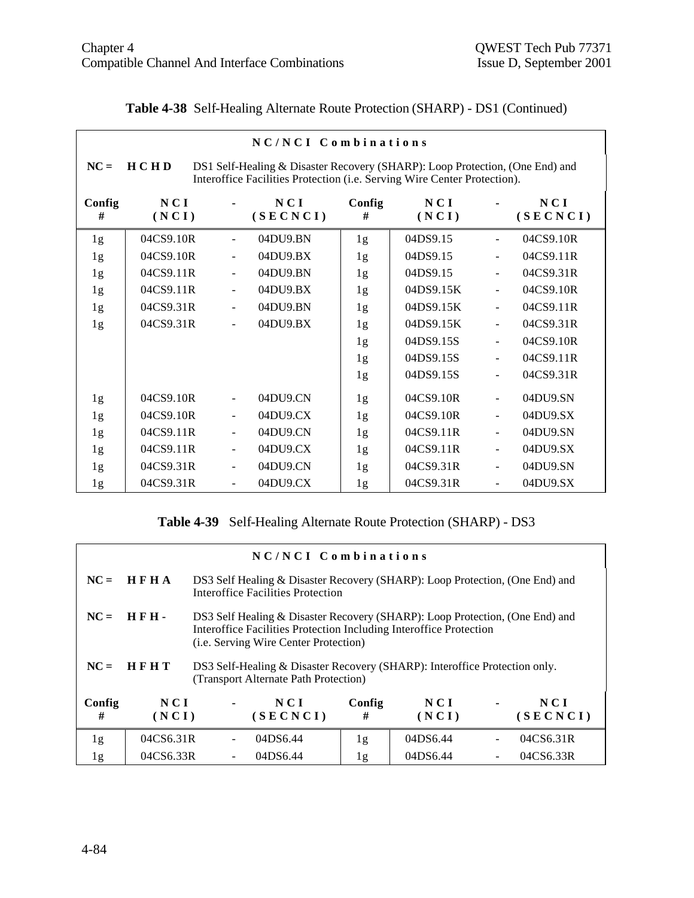**Table 4-38** Self-Healing Alternate Route Protection (SHARP) - DS1 (Continued)

| NC/NCI Combinations | | | | | | | |
|---|---|---|---|---|---|---|---|
| NC = | HCHD | DS1 Self-Healing & Disaster Recovery (SHARP): Loop Protection, (One End) and Interoffice Facilities Protection (i.e. Serving Wire Center Protection). | | | | | |
| Config # | NCI (NCI) | - | NCI (SECNCI) | Config # | NCI (NCI) | - | NCI (SECNCI) |
| 1g | 04CS9.10R | - | 04DU9.BN | 1g | 04DS9.15 | - | 04CS9.10R |
| 1g | 04CS9.10R | - | 04DU9.BX | 1g | 04DS9.15 | - | 04CS9.11R |
| 1g | 04CS9.11R | - | 04DU9.BN | 1g | 04DS9.15 | - | 04CS9.31R |
| 1g | 04CS9.11R | - | 04DU9.BX | 1g | 04DS9.15K | - | 04CS9.10R |
| 1g | 04CS9.31R | - | 04DU9.BN | 1g | 04DS9.15K | - | 04CS9.11R |
| 1g | 04CS9.31R | - | 04DU9.BX | 1g | 04DS9.15K | - | 04CS9.31R |
| | | | | 1g | 04DS9.15S | - | 04CS9.10R |
| | | | | 1g | 04DS9.15S | - | 04CS9.11R |
| | | | | 1g | 04DS9.15S | - | 04CS9.31R |
| 1g | 04CS9.10R | - | 04DU9.CN | 1g | 04CS9.10R | - | 04DU9.SN |
| 1g | 04CS9.10R | - | 04DU9.CX | 1g | 04CS9.10R | - | 04DU9.SX |
| 1g | 04CS9.11R | - | 04DU9.CN | 1g | 04CS9.11R | - | 04DU9.SN |
| 1g | 04CS9.11R | - | 04DU9.CX | 1g | 04CS9.11R | - | 04DU9.SX |
| 1g | 04CS9.31R | - | 04DU9.CN | 1g | 04CS9.31R | - | 04DU9.SN |
| 1g | 04CS9.31R | - | 04DU9.CX | 1g | 04CS9.31R | - | 04DU9.SX |

**Table 4-39** Self-Healing Alternate Route Protection (SHARP) - DS3

| NC/NCI Combinations | | | | | | | |
|---|---|---|---|---|---|---|---|
| NC = | HFHA | DS3 Self Healing & Disaster Recovery (SHARP): Loop Protection, (One End) and Interoffice Facilities Protection | | | | | |
| NC = | HFH- | DS3 Self Healing & Disaster Recovery (SHARP): Loop Protection, (One End) and Interoffice Facilities Protection Including Interoffice Protection (i.e. Serving Wire Center Protection) | | | | | |
| NC = | HFHT | DS3 Self-Healing & Disaster Recovery (SHARP): Interoffice Protection only. (Transport Alternate Path Protection) | | | | | |
| Config # | NCI (NCI) | - | NCI (SECNCI) | Config # | NCI (NCI) | - | NCI (SECNCI) |
| 1g | 04CS6.31R | - | 04DS6.44 | 1g | 04DS6.44 | - | 04CS6.31R |
| 1g | 04CS6.33R | - | 04DS6.44 | 1g | 04DS6.44 | - | 04CS6.33R |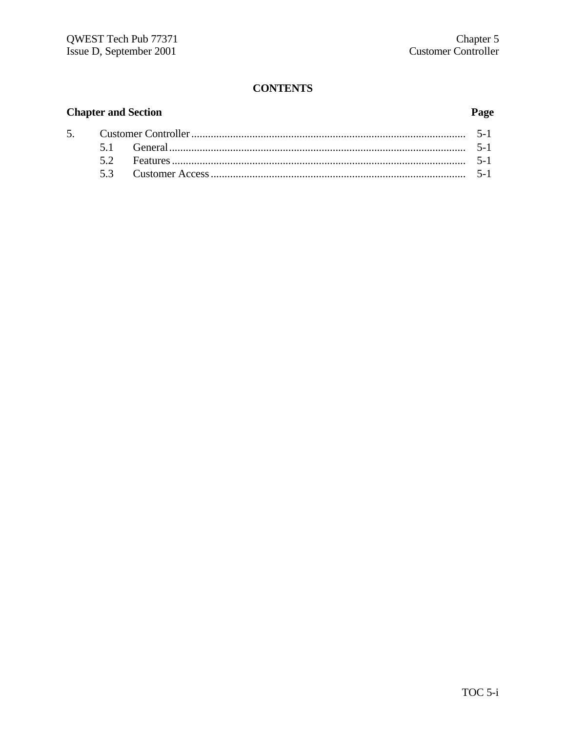# CONTENTS

| Chapter and Section | | Page |
|---|---|---|
| 5. | Customer Controller | 5-1 |
| | 5.1 General | 5-1 |
| | 5.2 Features | 5-1 |
| | 5.3 Customer Access | 5-1 |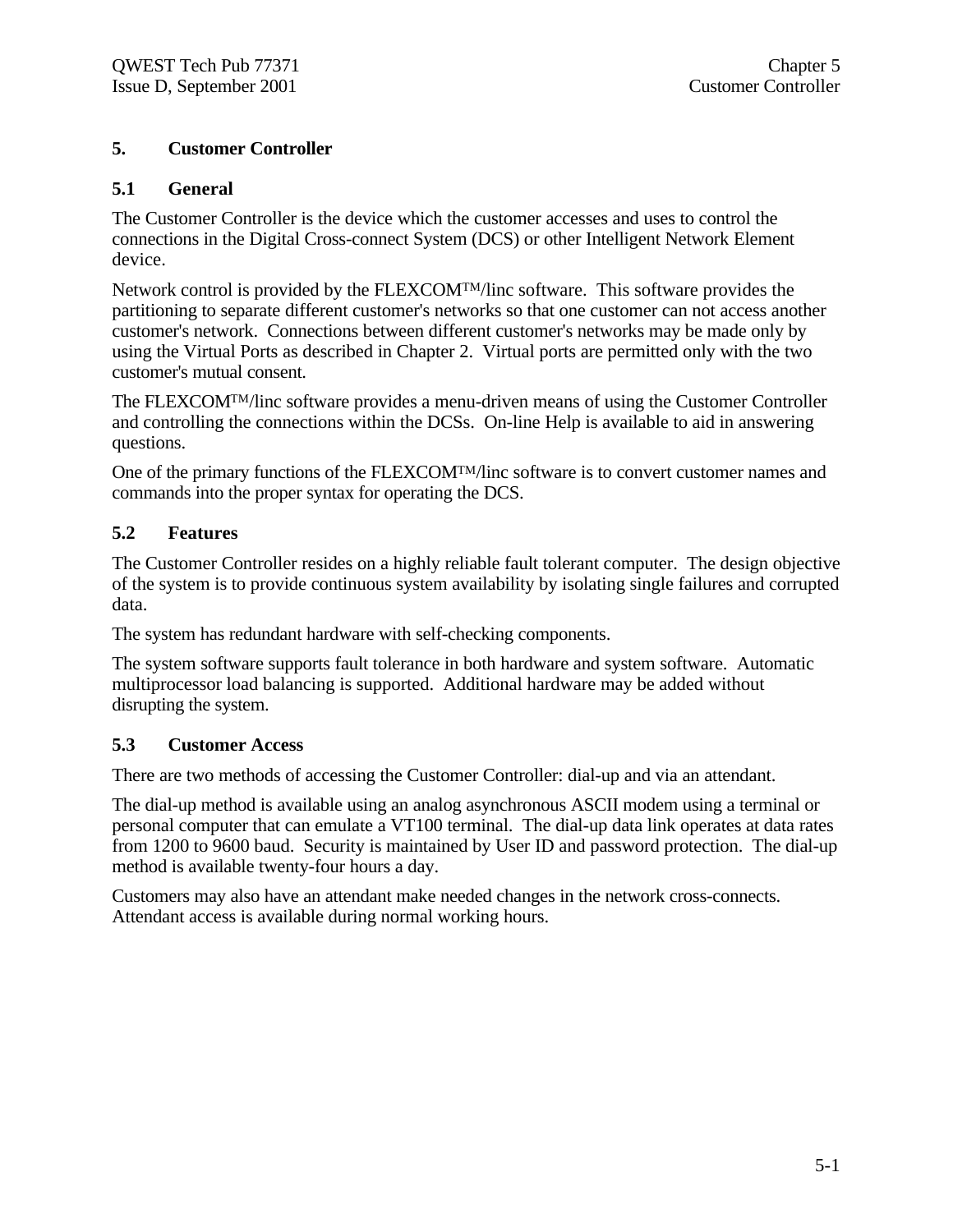# 5. Customer Controller

## 5.1 General

The Customer Controller is the device which the customer accesses and uses to control the connections in the Digital Cross-connect System (DCS) or other Intelligent Network Element device.

Network control is provided by the FLEXCOM™/linc software. This software provides the partitioning to separate different customer's networks so that one customer can not access another customer's network. Connections between different customer's networks may be made only by using the Virtual Ports as described in Chapter 2. Virtual ports are permitted only with the two customer's mutual consent.

The FLEXCOM™/linc software provides a menu-driven means of using the Customer Controller and controlling the connections within the DCSs. On-line Help is available to aid in answering questions.

One of the primary functions of the FLEXCOM™/linc software is to convert customer names and commands into the proper syntax for operating the DCS.

## 5.2 Features

The Customer Controller resides on a highly reliable fault tolerant computer. The design objective of the system is to provide continuous system availability by isolating single failures and corrupted data.

The system has redundant hardware with self-checking components.

The system software supports fault tolerance in both hardware and system software. Automatic multiprocessor load balancing is supported. Additional hardware may be added without disrupting the system.

## 5.3 Customer Access

There are two methods of accessing the Customer Controller: dial-up and via an attendant.

The dial-up method is available using an analog asynchronous ASCII modem using a terminal or personal computer that can emulate a VT100 terminal. The dial-up data link operates at data rates from 1200 to 9600 baud. Security is maintained by User ID and password protection. The dial-up method is available twenty-four hours a day.

Customers may also have an attendant make needed changes in the network cross-connects. Attendant access is available during normal working hours.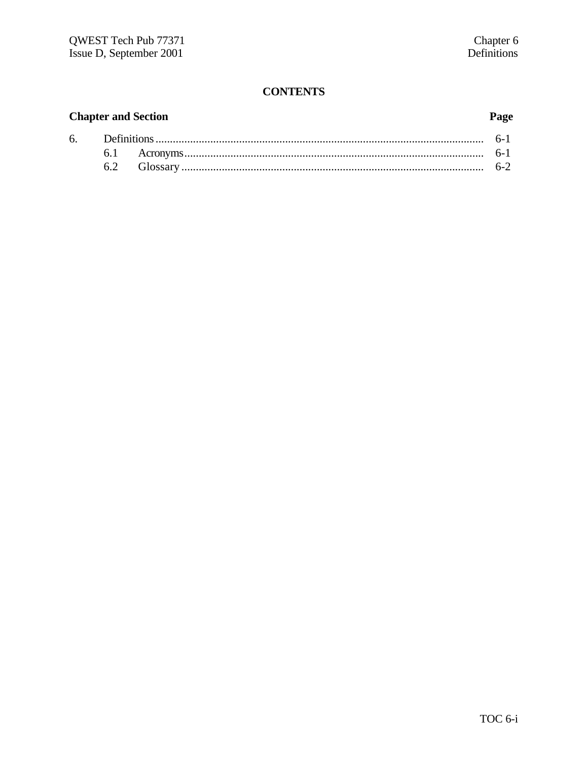# CONTENTS

| Chapter and Section | | Page |
|---|---|---|
| 6. | Definitions | 6-1 |
| | 6.1 Acronyms | 6-1 |
| | 6.2 Glossary | 6-2 |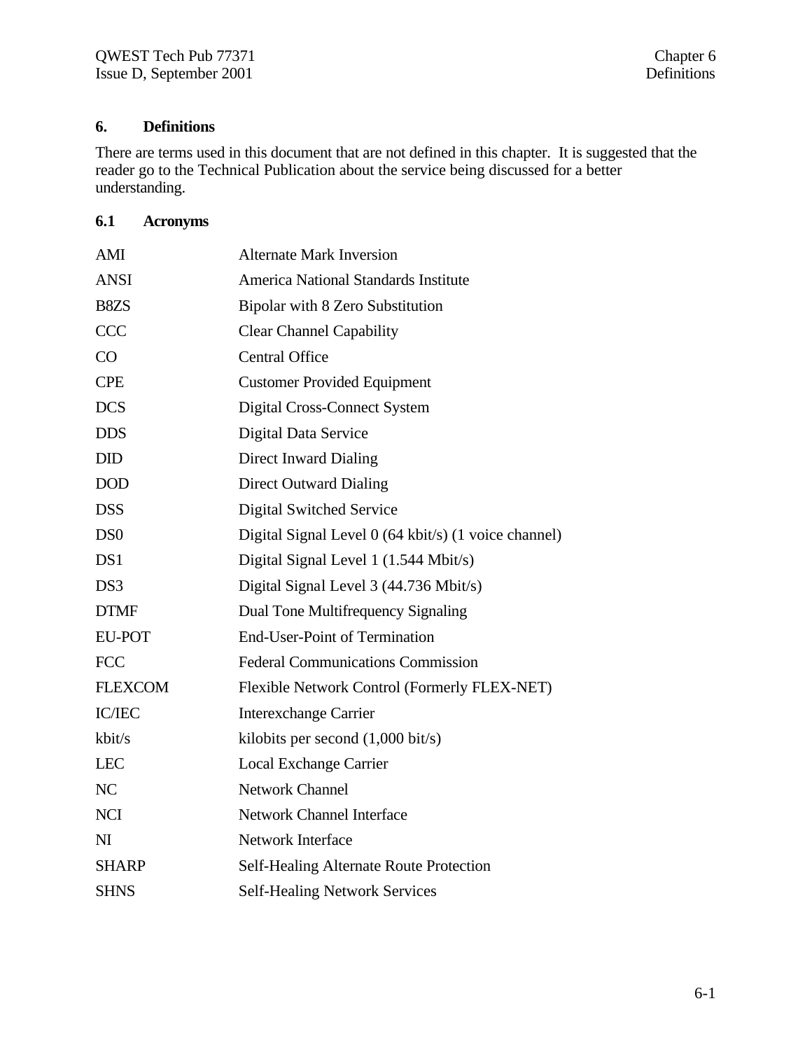## 6. Definitions

There are terms used in this document that are not defined in this chapter. It is suggested that the reader go to the Technical Publication about the service being discussed for a better understanding.

### 6.1 Acronyms

| | |
|---|---|
| AMI | Alternate Mark Inversion |
| ANSI | America National Standards Institute |
| B8ZS | Bipolar with 8 Zero Substitution |
| CCC | Clear Channel Capability |
| CO | Central Office |
| CPE | Customer Provided Equipment |
| DCS | Digital Cross-Connect System |
| DDS | Digital Data Service |
| DID | Direct Inward Dialing |
| DOD | Direct Outward Dialing |
| DSS | Digital Switched Service |
| DS0 | Digital Signal Level 0 (64 kbit/s) (1 voice channel) |
| DS1 | Digital Signal Level 1 (1.544 Mbit/s) |
| DS3 | Digital Signal Level 3 (44.736 Mbit/s) |
| DTMF | Dual Tone Multifrequency Signaling |
| EU-POT | End-User-Point of Termination |
| FCC | Federal Communications Commission |
| FLEXCOM | Flexible Network Control (Formerly FLEX-NET) |
| IC/IEC | Interexchange Carrier |
| kbit/s | kilobits per second (1,000 bit/s) |
| LEC | Local Exchange Carrier |
| NC | Network Channel |
| NCI | Network Channel Interface |
| NI | Network Interface |
| SHARP | Self-Healing Alternate Route Protection |
| SHNS | Self-Healing Network Services |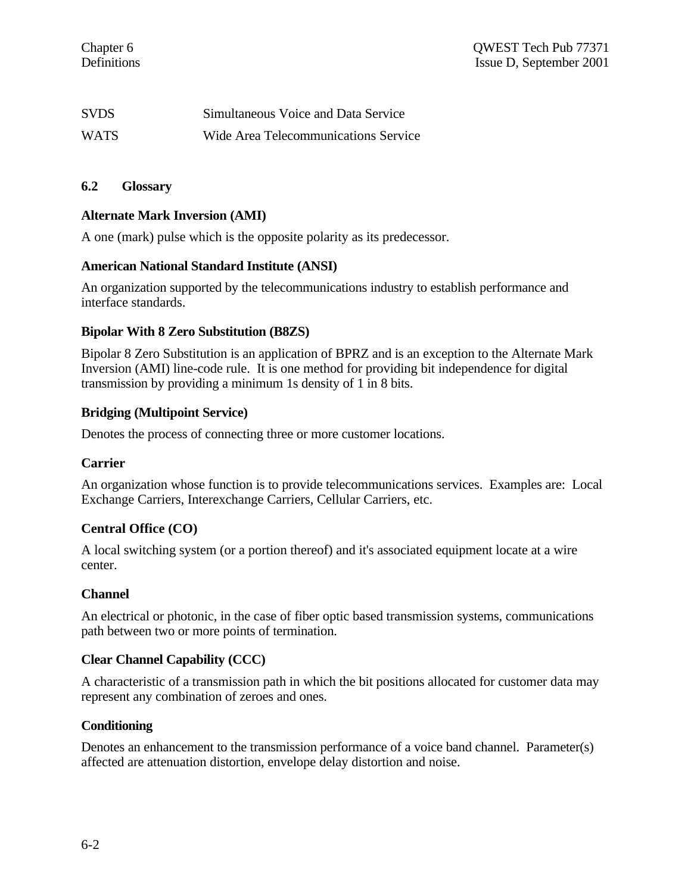| | |
|---|---|
| SVDS | Simultaneous Voice and Data Service |
| WATS | Wide Area Telecommunications Service |

## 6.2 Glossary

**Alternate Mark Inversion (AMI)**

A one (mark) pulse which is the opposite polarity as its predecessor.

**American National Standard Institute (ANSI)**

An organization supported by the telecommunications industry to establish performance and interface standards.

**Bipolar With 8 Zero Substitution (B8ZS)**

Bipolar 8 Zero Substitution is an application of BPRZ and is an exception to the Alternate Mark Inversion (AMI) line-code rule. It is one method for providing bit independence for digital transmission by providing a minimum 1s density of 1 in 8 bits.

**Bridging (Multipoint Service)**

Denotes the process of connecting three or more customer locations.

**Carrier**

An organization whose function is to provide telecommunications services. Examples are: Local Exchange Carriers, Interexchange Carriers, Cellular Carriers, etc.

**Central Office (CO)**

A local switching system (or a portion thereof) and it's associated equipment locate at a wire center.

**Channel**

An electrical or photonic, in the case of fiber optic based transmission systems, communications path between two or more points of termination.

**Clear Channel Capability (CCC)**

A characteristic of a transmission path in which the bit positions allocated for customer data may represent any combination of zeroes and ones.

**Conditioning**

Denotes an enhancement to the transmission performance of a voice band channel. Parameter(s) affected are attenuation distortion, envelope delay distortion and noise.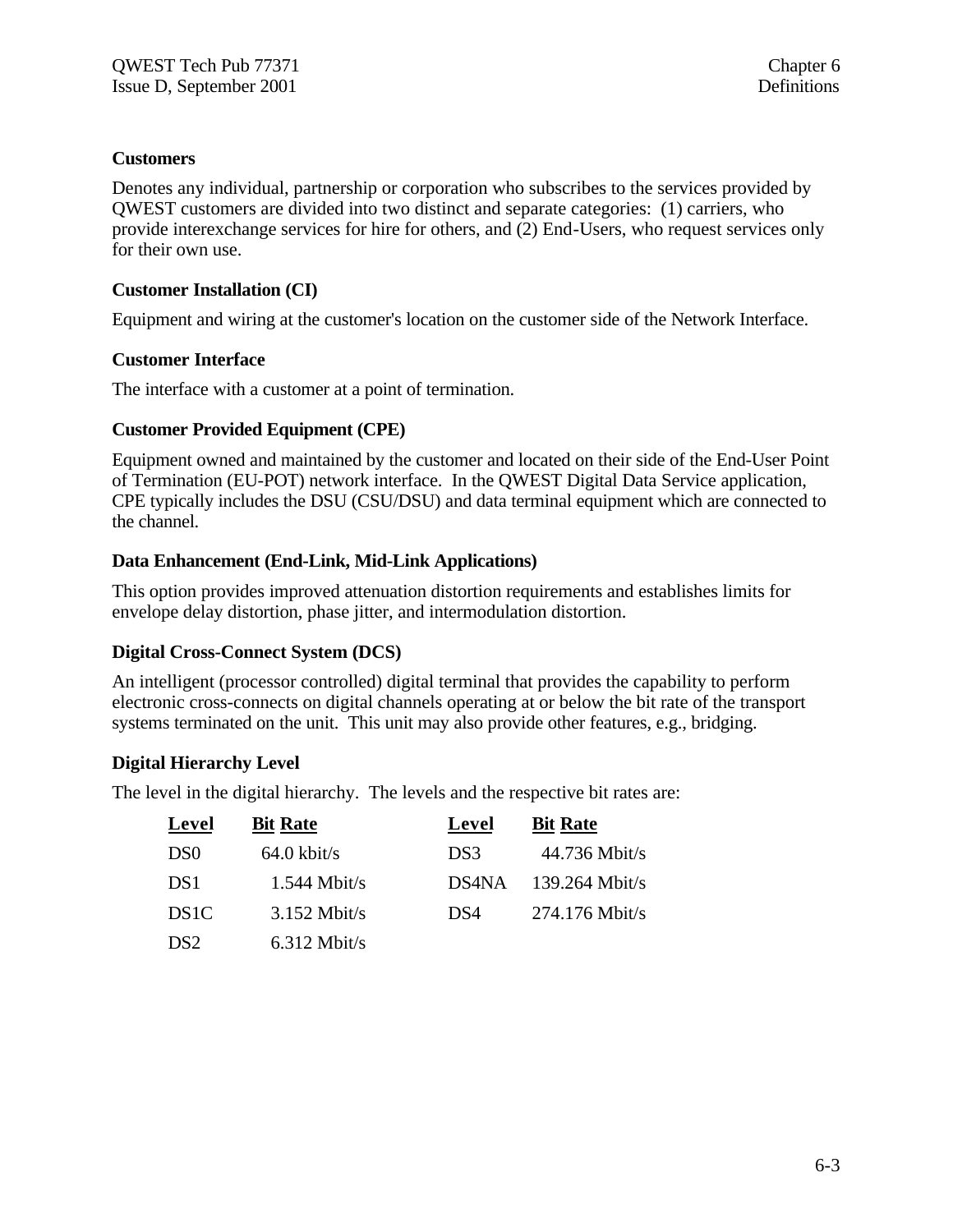**Customers**

Denotes any individual, partnership or corporation who subscribes to the services provided by QWEST customers are divided into two distinct and separate categories: (1) carriers, who provide interexchange services for hire for others, and (2) End-Users, who request services only for their own use.

**Customer Installation (CI)**

Equipment and wiring at the customer's location on the customer side of the Network Interface.

**Customer Interface**

The interface with a customer at a point of termination.

**Customer Provided Equipment (CPE)**

Equipment owned and maintained by the customer and located on their side of the End-User Point of Termination (EU-POT) network interface. In the QWEST Digital Data Service application, CPE typically includes the DSU (CSU/DSU) and data terminal equipment which are connected to the channel.

**Data Enhancement (End-Link, Mid-Link Applications)**

This option provides improved attenuation distortion requirements and establishes limits for envelope delay distortion, phase jitter, and intermodulation distortion.

**Digital Cross-Connect System (DCS)**

An intelligent (processor controlled) digital terminal that provides the capability to perform electronic cross-connects on digital channels operating at or below the bit rate of the transport systems terminated on the unit. This unit may also provide other features, e.g., bridging.

**Digital Hierarchy Level**

The level in the digital hierarchy. The levels and the respective bit rates are:

| Level | Bit Rate | Level | Bit Rate |
|---|---|---|---|
| DS0 | 64.0 kbit/s | DS3 | 44.736 Mbit/s |
| DS1 | 1.544 Mbit/s | DS4NA | 139.264 Mbit/s |
| DS1C | 3.152 Mbit/s | DS4 | 274.176 Mbit/s |
| DS2 | 6.312 Mbit/s | | |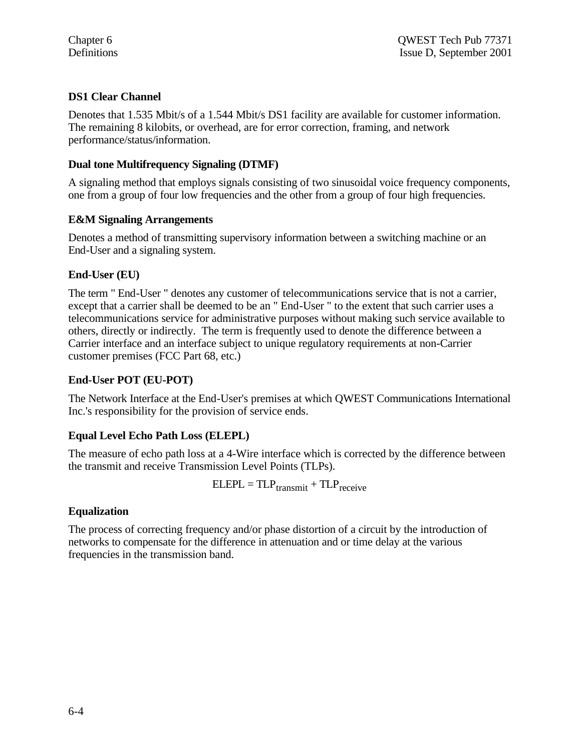**DS1 Clear Channel**

Denotes that 1.535 Mbit/s of a 1.544 Mbit/s DS1 facility are available for customer information. The remaining 8 kilobits, or overhead, are for error correction, framing, and network performance/status/information.

**Dual tone Multifrequency Signaling (DTMF)**

A signaling method that employs signals consisting of two sinusoidal voice frequency components, one from a group of four low frequencies and the other from a group of four high frequencies.

**E&M Signaling Arrangements**

Denotes a method of transmitting supervisory information between a switching machine or an End-User and a signaling system.

**End-User (EU)**

The term " End-User " denotes any customer of telecommunications service that is not a carrier, except that a carrier shall be deemed to be an " End-User " to the extent that such carrier uses a telecommunications service for administrative purposes without making such service available to others, directly or indirectly. The term is frequently used to denote the difference between a Carrier interface and an interface subject to unique regulatory requirements at non-Carrier customer premises (FCC Part 68, etc.)

**End-User POT (EU-POT)**

The Network Interface at the End-User's premises at which QWEST Communications International Inc.'s responsibility for the provision of service ends.

**Equal Level Echo Path Loss (ELEPL)**

The measure of echo path loss at a 4-Wire interface which is corrected by the difference between the transmit and receive Transmission Level Points (TLPs).

$$ELEPL = TLP_{transmit} + TLP_{receive}$$

**Equalization**

The process of correcting frequency and/or phase distortion of a circuit by the introduction of networks to compensate for the difference in attenuation and or time delay at the various frequencies in the transmission band.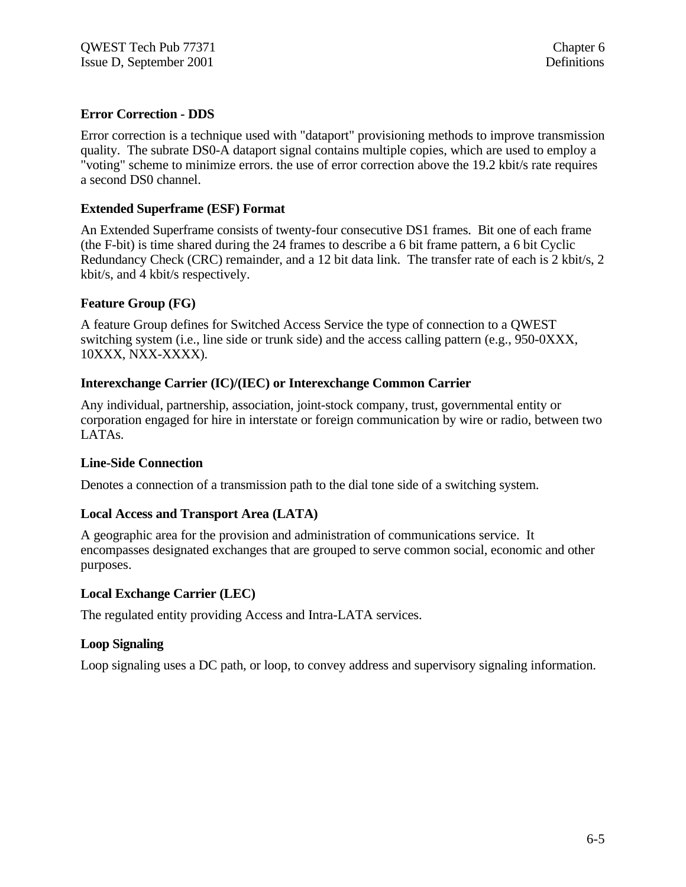### Error Correction - DDS

Error correction is a technique used with "dataport" provisioning methods to improve transmission quality. The subrate DS0-A dataport signal contains multiple copies, which are used to employ a "voting" scheme to minimize errors. the use of error correction above the 19.2 kbit/s rate requires a second DS0 channel.

### Extended Superframe (ESF) Format

An Extended Superframe consists of twenty-four consecutive DS1 frames. Bit one of each frame (the F-bit) is time shared during the 24 frames to describe a 6 bit frame pattern, a 6 bit Cyclic Redundancy Check (CRC) remainder, and a 12 bit data link. The transfer rate of each is 2 kbit/s, 2 kbit/s, and 4 kbit/s respectively.

### Feature Group (FG)

A feature Group defines for Switched Access Service the type of connection to a QWEST switching system (i.e., line side or trunk side) and the access calling pattern (e.g., 950-0XXX, 10XXX, NXX-XXXX).

### Interexchange Carrier (IC)/(IEC) or Interexchange Common Carrier

Any individual, partnership, association, joint-stock company, trust, governmental entity or corporation engaged for hire in interstate or foreign communication by wire or radio, between two LATAs.

### Line-Side Connection

Denotes a connection of a transmission path to the dial tone side of a switching system.

### Local Access and Transport Area (LATA)

A geographic area for the provision and administration of communications service. It encompasses designated exchanges that are grouped to serve common social, economic and other purposes.

### Local Exchange Carrier (LEC)

The regulated entity providing Access and Intra-LATA services.

### Loop Signaling

Loop signaling uses a DC path, or loop, to convey address and supervisory signaling information.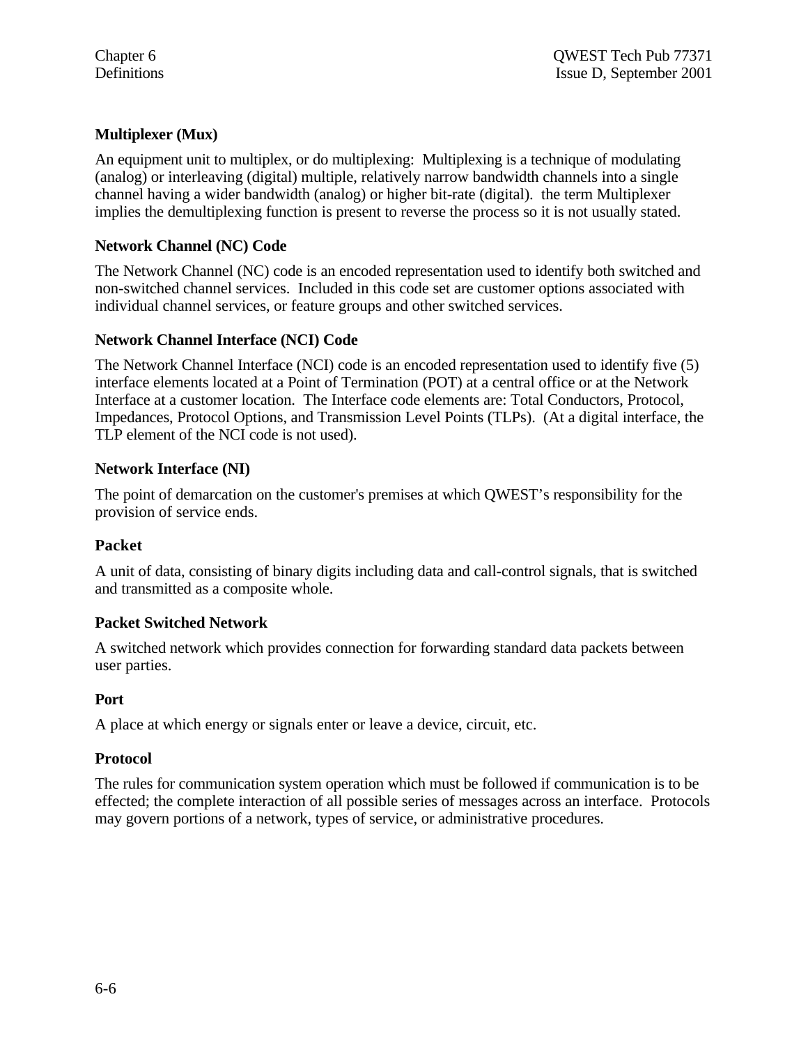### Multiplexer (Mux)

An equipment unit to multiplex, or do multiplexing: Multiplexing is a technique of modulating (analog) or interleaving (digital) multiple, relatively narrow bandwidth channels into a single channel having a wider bandwidth (analog) or higher bit-rate (digital). the term Multiplexer implies the demultiplexing function is present to reverse the process so it is not usually stated.

### Network Channel (NC) Code

The Network Channel (NC) code is an encoded representation used to identify both switched and non-switched channel services. Included in this code set are customer options associated with individual channel services, or feature groups and other switched services.

### Network Channel Interface (NCI) Code

The Network Channel Interface (NCI) code is an encoded representation used to identify five (5) interface elements located at a Point of Termination (POT) at a central office or at the Network Interface at a customer location. The Interface code elements are: Total Conductors, Protocol, Impedances, Protocol Options, and Transmission Level Points (TLPs). (At a digital interface, the TLP element of the NCI code is not used).

### Network Interface (NI)

The point of demarcation on the customer's premises at which QWEST's responsibility for the provision of service ends.

### Packet

A unit of data, consisting of binary digits including data and call-control signals, that is switched and transmitted as a composite whole.

### Packet Switched Network

A switched network which provides connection for forwarding standard data packets between user parties.

### Port

A place at which energy or signals enter or leave a device, circuit, etc.

### Protocol

The rules for communication system operation which must be followed if communication is to be effected; the complete interaction of all possible series of messages across an interface. Protocols may govern portions of a network, types of service, or administrative procedures.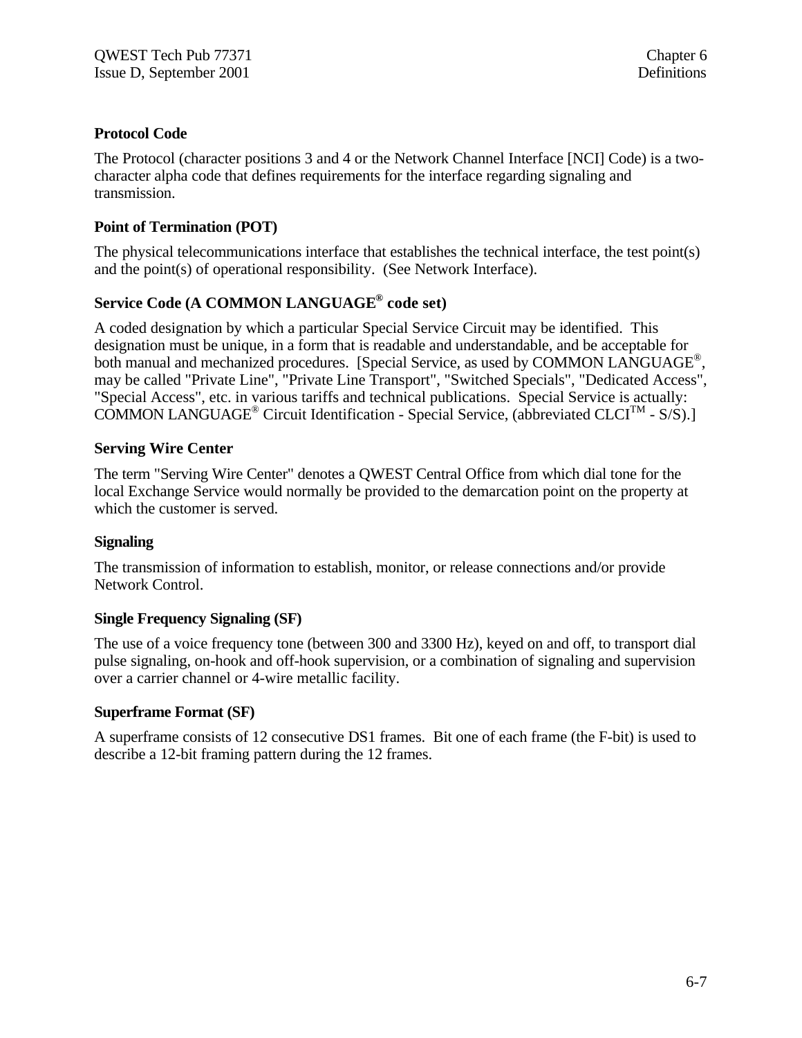### Protocol Code

The Protocol (character positions 3 and 4 or the Network Channel Interface [NCI] Code) is a two-character alpha code that defines requirements for the interface regarding signaling and transmission.

### Point of Termination (POT)

The physical telecommunications interface that establishes the technical interface, the test point(s) and the point(s) of operational responsibility. (See Network Interface).

### Service Code (A COMMON LANGUAGE® code set)

A coded designation by which a particular Special Service Circuit may be identified. This designation must be unique, in a form that is readable and understandable, and be acceptable for both manual and mechanized procedures. [Special Service, as used by COMMON LANGUAGE®, may be called "Private Line", "Private Line Transport", "Switched Specials", "Dedicated Access", "Special Access", etc. in various tariffs and technical publications. Special Service is actually: COMMON LANGUAGE® Circuit Identification - Special Service, (abbreviated CLCI™ - S/S).]

### Serving Wire Center

The term "Serving Wire Center" denotes a QWEST Central Office from which dial tone for the local Exchange Service would normally be provided to the demarcation point on the property at which the customer is served.

### Signaling

The transmission of information to establish, monitor, or release connections and/or provide Network Control.

### Single Frequency Signaling (SF)

The use of a voice frequency tone (between 300 and 3300 Hz), keyed on and off, to transport dial pulse signaling, on-hook and off-hook supervision, or a combination of signaling and supervision over a carrier channel or 4-wire metallic facility.

### Superframe Format (SF)

A superframe consists of 12 consecutive DS1 frames. Bit one of each frame (the F-bit) is used to describe a 12-bit framing pattern during the 12 frames.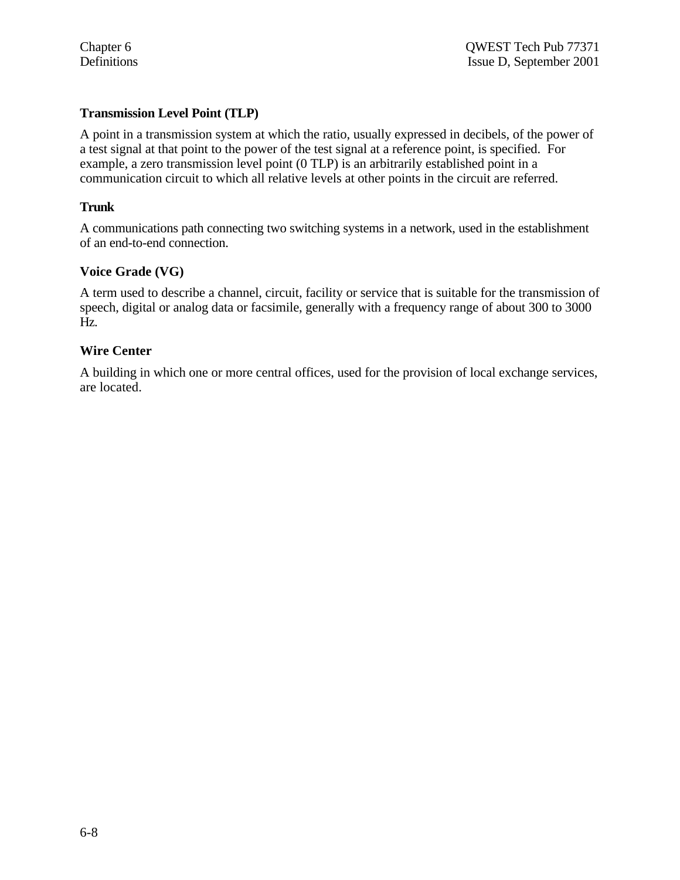### Transmission Level Point (TLP)

A point in a transmission system at which the ratio, usually expressed in decibels, of the power of a test signal at that point to the power of the test signal at a reference point, is specified. For example, a zero transmission level point (0 TLP) is an arbitrarily established point in a communication circuit to which all relative levels at other points in the circuit are referred.

### Trunk

A communications path connecting two switching systems in a network, used in the establishment of an end-to-end connection.

### Voice Grade (VG)

A term used to describe a channel, circuit, facility or service that is suitable for the transmission of speech, digital or analog data or facsimile, generally with a frequency range of about 300 to 3000 Hz.

### Wire Center

A building in which one or more central offices, used for the provision of local exchange services, are located.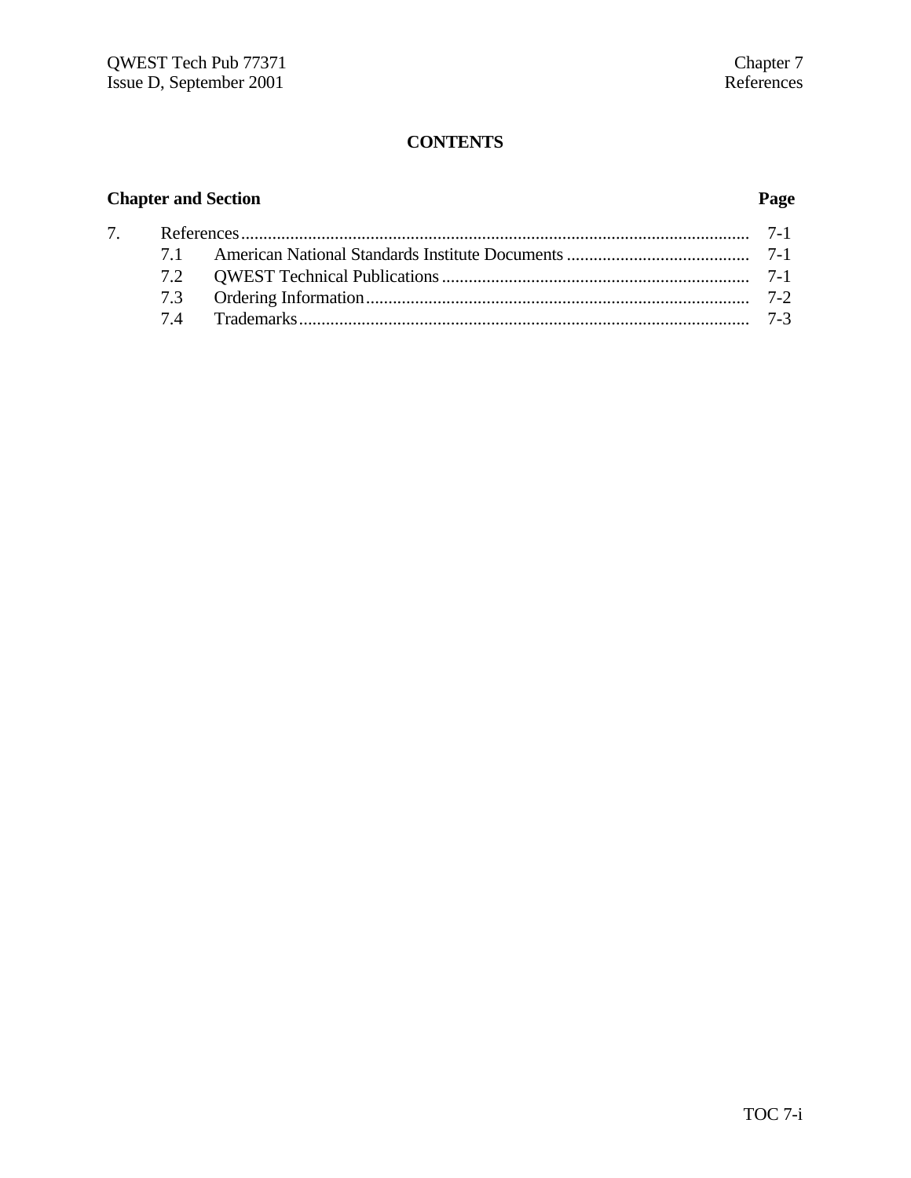# CONTENTS

| Chapter and Section | | Page |
|---|---|---|
| 7. | References | 7-1 |
| 7.1 | American National Standards Institute Documents | 7-1 |
| 7.2 | QWEST Technical Publications | 7-1 |
| 7.3 | Ordering Information | 7-2 |
| 7.4 | Trademarks | 7-3 |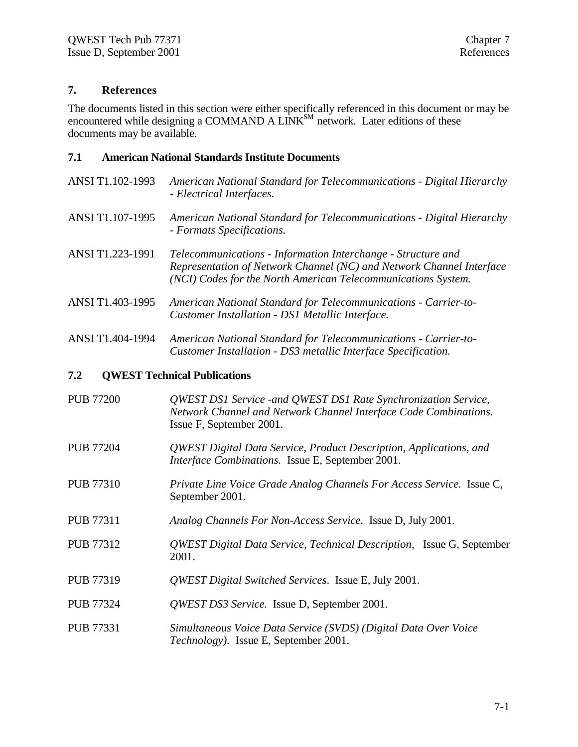## 7. References

The documents listed in this section were either specifically referenced in this document or may be encountered while designing a COMMAND A LINK[SM] network. Later editions of these documents may be available.

### 7.1 American National Standards Institute Documents

ANSI T1.102-1993 — *American National Standard for Telecommunications - Digital Hierarchy - Electrical Interfaces.*

ANSI T1.107-1995 — *American National Standard for Telecommunications - Digital Hierarchy - Formats Specifications.*

ANSI T1.223-1991 — *Telecommunications - Information Interchange - Structure and Representation of Network Channel (NC) and Network Channel Interface (NCI) Codes for the North American Telecommunications System.*

ANSI T1.403-1995 — *American National Standard for Telecommunications - Carrier-to-Customer Installation - DS1 Metallic Interface.*

ANSI T1.404-1994 — *American National Standard for Telecommunications - Carrier-to-Customer Installation - DS3 metallic Interface Specification.*

### 7.2 QWEST Technical Publications

PUB 77200 — *QWEST DS1 Service -and QWEST DS1 Rate Synchronization Service, Network Channel and Network Channel Interface Code Combinations.* Issue F, September 2001.

PUB 77204 — *QWEST Digital Data Service, Product Description, Applications, and Interface Combinations.* Issue E, September 2001.

PUB 77310 — *Private Line Voice Grade Analog Channels For Access Service.* Issue C, September 2001.

PUB 77311 — *Analog Channels For Non-Access Service.* Issue D, July 2001.

PUB 77312 — *QWEST Digital Data Service, Technical Description,* Issue G, September 2001.

PUB 77319 — *QWEST Digital Switched Services*. Issue E, July 2001.

PUB 77324 — *QWEST DS3 Service.* Issue D, September 2001.

PUB 77331 — *Simultaneous Voice Data Service (SVDS) (Digital Data Over Voice Technology).* Issue E, September 2001.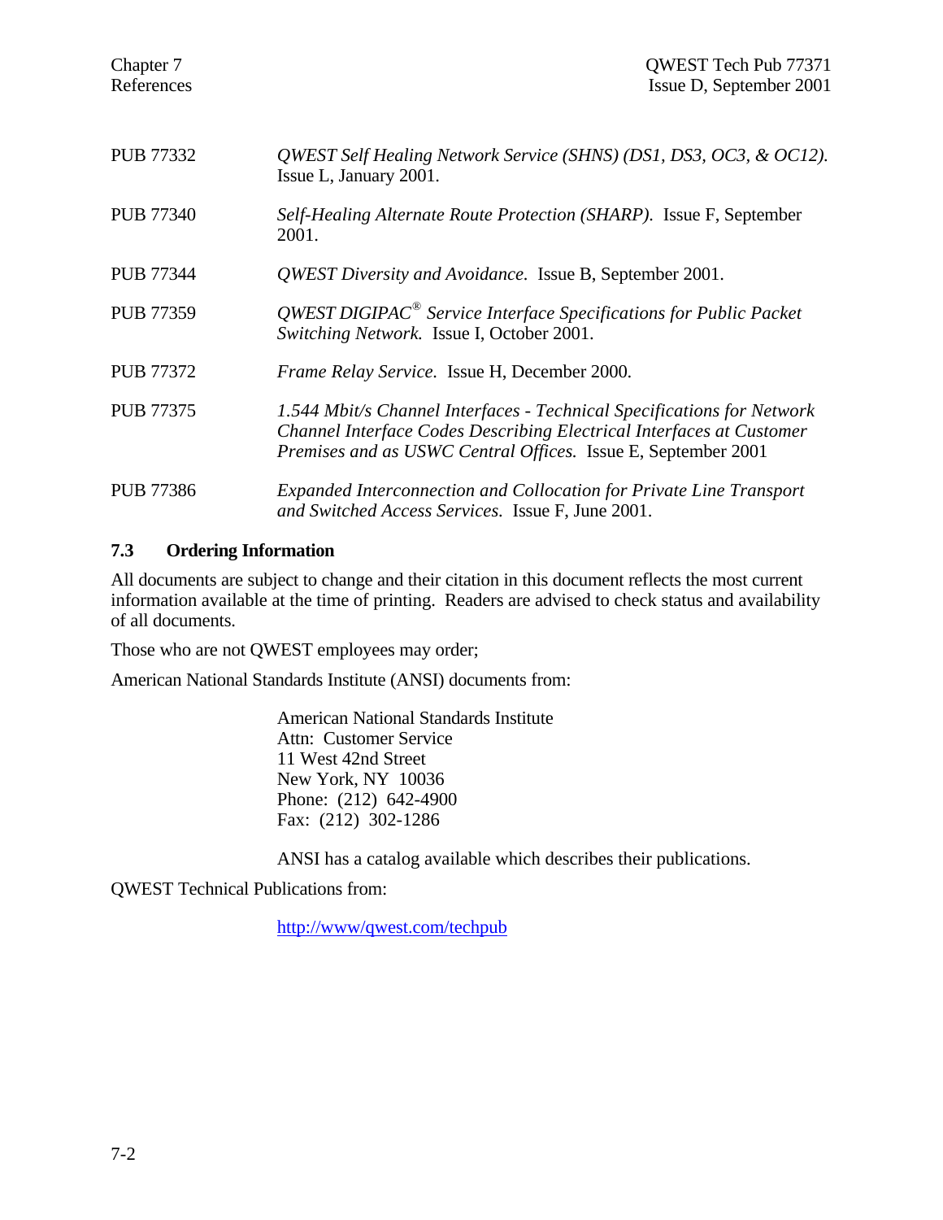| | |
|---|---|
| PUB 77332 | *QWEST Self Healing Network Service (SHNS) (DS1, DS3, OC3, & OC12).* Issue L, January 2001. |
| PUB 77340 | *Self-Healing Alternate Route Protection (SHARP).* Issue F, September 2001. |
| PUB 77344 | *QWEST Diversity and Avoidance.* Issue B, September 2001. |
| PUB 77359 | *QWEST DIGIPAC® Service Interface Specifications for Public Packet Switching Network.* Issue I, October 2001. |
| PUB 77372 | *Frame Relay Service.* Issue H, December 2000. |
| PUB 77375 | *1.544 Mbit/s Channel Interfaces - Technical Specifications for Network Channel Interface Codes Describing Electrical Interfaces at Customer Premises and as USWC Central Offices.* Issue E, September 2001 |
| PUB 77386 | *Expanded Interconnection and Collocation for Private Line Transport and Switched Access Services.* Issue F, June 2001. |

### 7.3 Ordering Information

All documents are subject to change and their citation in this document reflects the most current information available at the time of printing. Readers are advised to check status and availability of all documents.

Those who are not QWEST employees may order;

American National Standards Institute (ANSI) documents from:

American National Standards Institute
Attn: Customer Service
11 West 42nd Street
New York, NY 10036
Phone: (212) 642-4900
Fax: (212) 302-1286

ANSI has a catalog available which describes their publications.

QWEST Technical Publications from:

http://www/qwest.com/techpub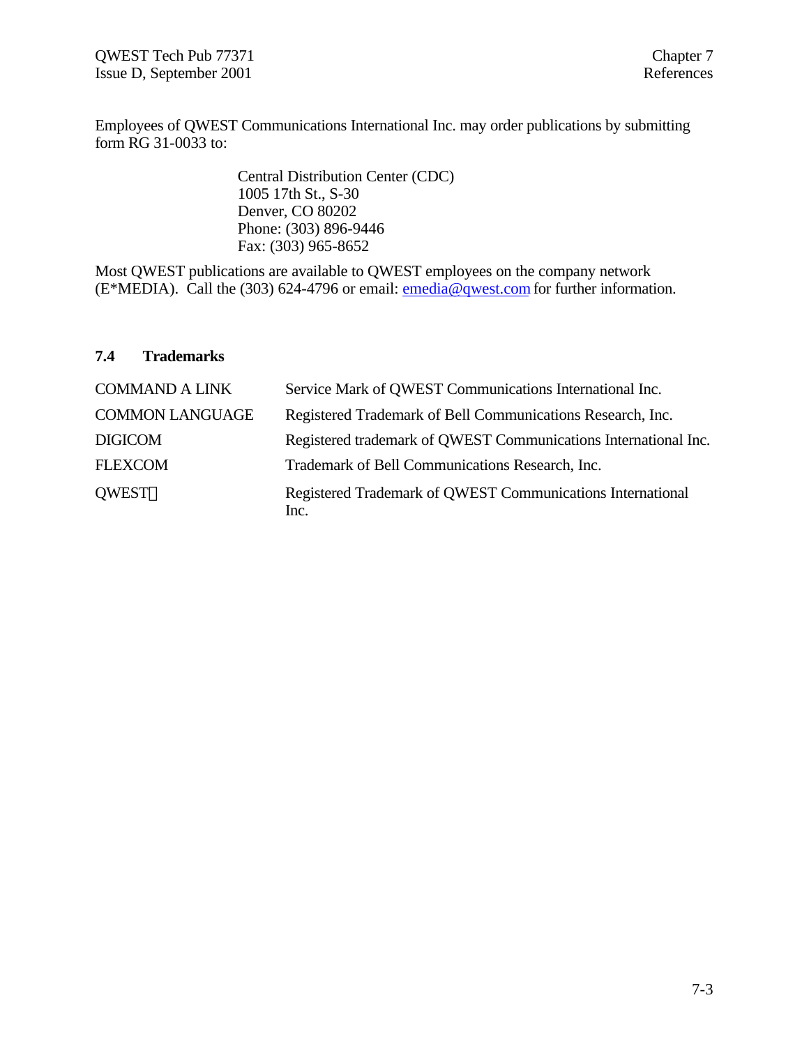Employees of QWEST Communications International Inc. may order publications by submitting form RG 31-0033 to:

Central Distribution Center (CDC)
1005 17th St., S-30
Denver, CO 80202
Phone: (303) 896-9446
Fax: (303) 965-8652

Most QWEST publications are available to QWEST employees on the company network (E*MEDIA). Call the (303) 624-4796 or email: emedia@qwest.com for further information.

## 7.4 Trademarks

| | |
|---|---|
| COMMAND A LINK | Service Mark of QWEST Communications International Inc. |
| COMMON LANGUAGE | Registered Trademark of Bell Communications Research, Inc. |
| DIGICOM | Registered trademark of QWEST Communications International Inc. |
| FLEXCOM | Trademark of Bell Communications Research, Inc. |
| QWEST | Registered Trademark of QWEST Communications International Inc. |